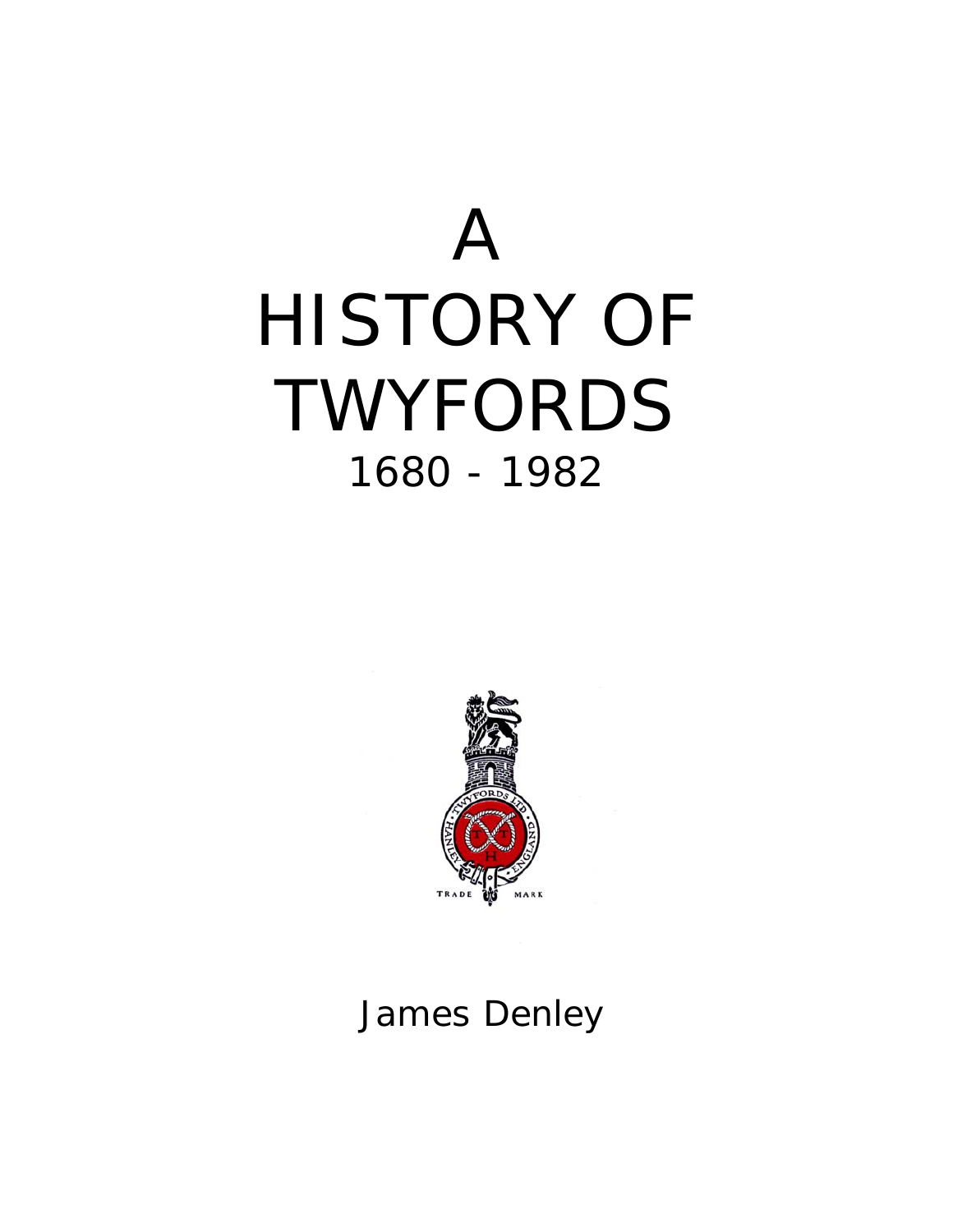# A HISTORY OF TWYFORDS

## 1680 - 1982

James Denley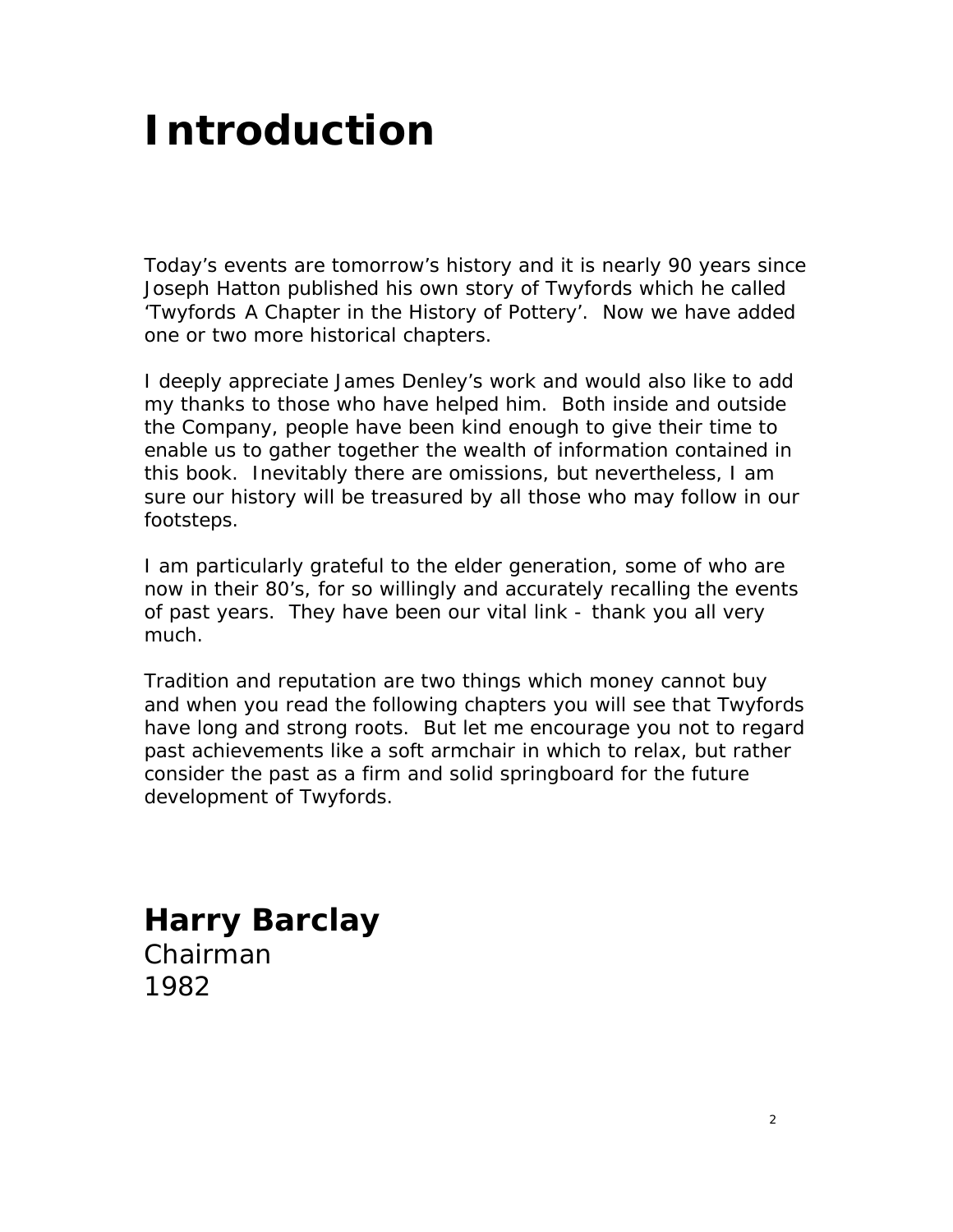# Introduction

Today's events are tomorrow's history and it is nearly 90 years since Joseph Hatton published his own story of Twyfords which he called 'Twyfords A Chapter in the History of Pottery'. Now we have added one or two more historical chapters.

I deeply appreciate James Denley's work and would also like to add my thanks to those who have helped him. Both inside and outside the Company, people have been kind enough to give their time to enable us to gather together the wealth of information contained in this book. Inevitably there are omissions, but nevertheless, I am sure our history will be treasured by all those who may follow in our footsteps.

I am particularly grateful to the elder generation, some of who are now in their 80's, for so willingly and accurately recalling the events of past years. They have been our vital link - thank you all very much.

Tradition and reputation are two things which money cannot buy and when you read the following chapters you will see that Twyfords have long and strong roots. But let me encourage you not to regard past achievements like a soft armchair in which to relax, but rather consider the past as a firm and solid springboard for the future development of Twyfords.

**Harry Barclay**
Chairman
1982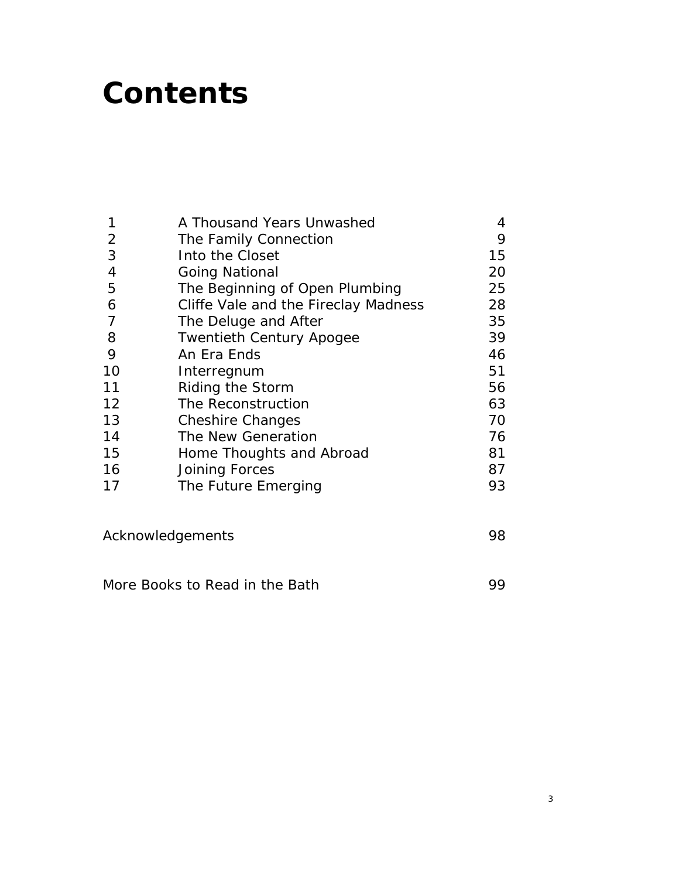# Contents

| | | |
|---|---|---|
| 1 | A Thousand Years Unwashed | 4 |
| 2 | The Family Connection | 9 |
| 3 | Into the Closet | 15 |
| 4 | Going National | 20 |
| 5 | The Beginning of Open Plumbing | 25 |
| 6 | Cliffe Vale and the Fireclay Madness | 28 |
| 7 | The Deluge and After | 35 |
| 8 | Twentieth Century Apogee | 39 |
| 9 | An Era Ends | 46 |
| 10 | Interregnum | 51 |
| 11 | Riding the Storm | 56 |
| 12 | The Reconstruction | 63 |
| 13 | Cheshire Changes | 70 |
| 14 | The New Generation | 76 |
| 15 | Home Thoughts and Abroad | 81 |
| 16 | Joining Forces | 87 |
| 17 | The Future Emerging | 93 |

Acknowledgements 98

More Books to Read in the Bath 99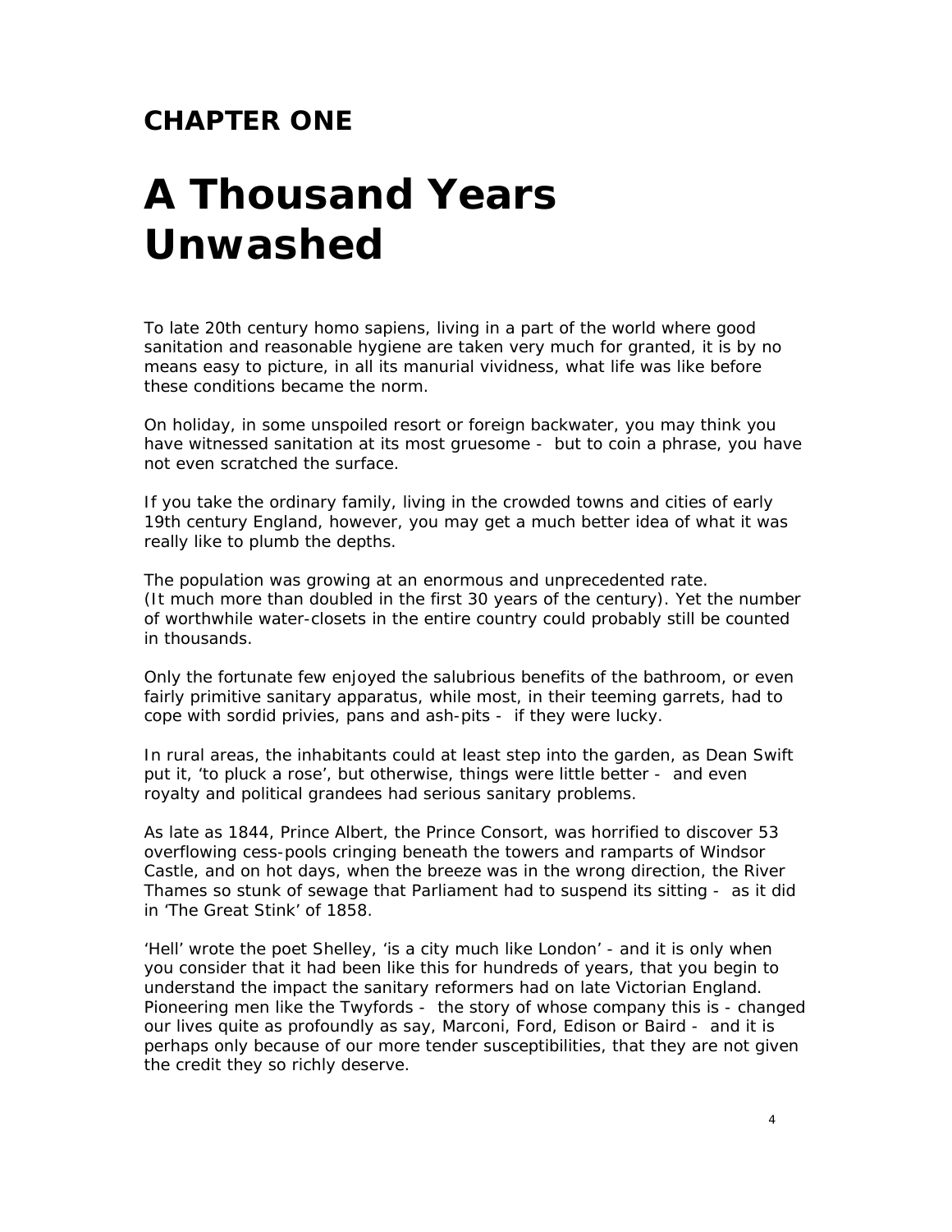## CHAPTER ONE

# A Thousand Years Unwashed

To late 20th century homo sapiens, living in a part of the world where good sanitation and reasonable hygiene are taken very much for granted, it is by no means easy to picture, in all its manurial vividness, what life was like before these conditions became the norm.

On holiday, in some unspoiled resort or foreign backwater, you may think you have witnessed sanitation at its most gruesome - but to coin a phrase, you have not even scratched the surface.

If you take the ordinary family, living in the crowded towns and cities of early 19th century England, however, you may get a much better idea of what it was really like to plumb the depths.

The population was growing at an enormous and unprecedented rate. (It much more than doubled in the first 30 years of the century). Yet the number of worthwhile water-closets in the entire country could probably still be counted in thousands.

Only the fortunate few enjoyed the salubrious benefits of the bathroom, or even fairly primitive sanitary apparatus, while most, in their teeming garrets, had to cope with sordid privies, pans and ash-pits - if they were lucky.

In rural areas, the inhabitants could at least step into the garden, as Dean Swift put it, 'to pluck a rose', but otherwise, things were little better - and even royalty and political grandees had serious sanitary problems.

As late as 1844, Prince Albert, the Prince Consort, was horrified to discover 53 overflowing cess-pools cringing beneath the towers and ramparts of Windsor Castle, and on hot days, when the breeze was in the wrong direction, the River Thames so stunk of sewage that Parliament had to suspend its sitting - as it did in 'The Great Stink' of 1858.

'Hell' wrote the poet Shelley, 'is a city much like London' - and it is only when you consider that it had been like this for hundreds of years, that you begin to understand the impact the sanitary reformers had on late Victorian England. Pioneering men like the Twyfords - the story of whose company this is - changed our lives quite as profoundly as say, Marconi, Ford, Edison or Baird - and it is perhaps only because of our more tender susceptibilities, that they are not given the credit they so richly deserve.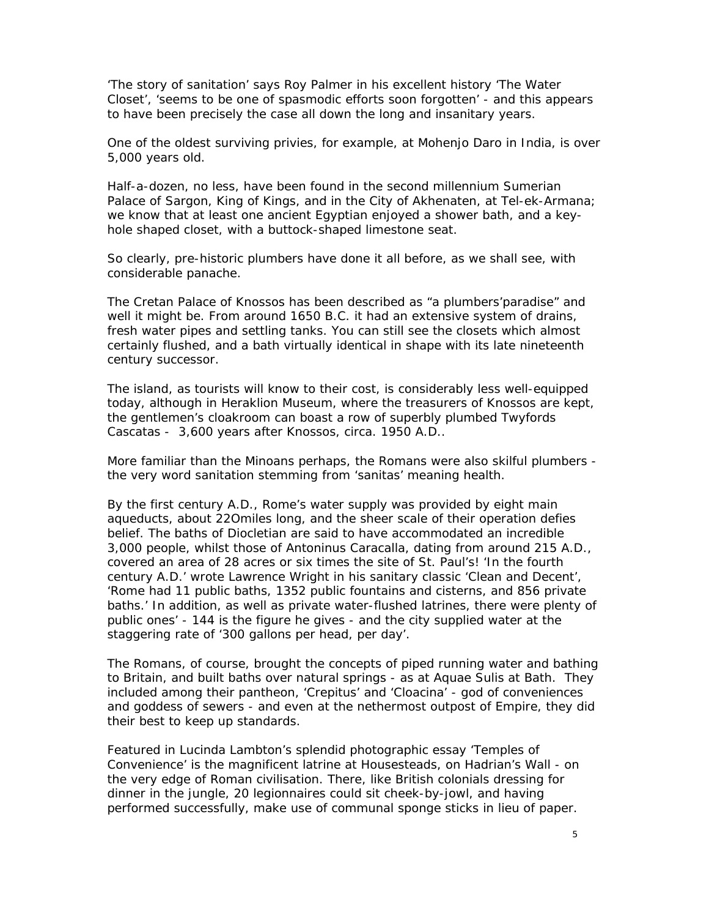'The story of sanitation' says Roy Palmer in his excellent history 'The Water Closet', 'seems to be one of spasmodic efforts soon forgotten' - and this appears to have been precisely the case all down the long and insanitary years.

One of the oldest surviving privies, for example, at Mohenjo Daro in India, is over 5,000 years old.

Half-a-dozen, no less, have been found in the second millennium Sumerian Palace of Sargon, King of Kings, and in the City of Akhenaten, at Tel-ek-Armana; we know that at least one ancient Egyptian enjoyed a shower bath, and a key-hole shaped closet, with a buttock-shaped limestone seat.

So clearly, pre-historic plumbers have done it all before, as we shall see, with considerable panache.

The Cretan Palace of Knossos has been described as "a plumbers'paradise" and well it might be. From around 1650 B.C. it had an extensive system of drains, fresh water pipes and settling tanks. You can still see the closets which almost certainly flushed, and a bath virtually identical in shape with its late nineteenth century successor.

The island, as tourists will know to their cost, is considerably less well-equipped today, although in Heraklion Museum, where the treasurers of Knossos are kept, the gentlemen's cloakroom can boast a row of superbly plumbed Twyfords Cascatas - 3,600 years after Knossos, circa. 1950 A.D..

More familiar than the Minoans perhaps, the Romans were also skilful plumbers - the very word sanitation stemming from 'sanitas' meaning health.

By the first century A.D., Rome's water supply was provided by eight main aqueducts, about 22Omiles long, and the sheer scale of their operation defies belief. The baths of Diocletian are said to have accommodated an incredible 3,000 people, whilst those of Antoninus Caracalla, dating from around 215 A.D., covered an area of 28 acres or six times the site of St. Paul's! 'In the fourth century A.D.' wrote Lawrence Wright in his sanitary classic 'Clean and Decent', 'Rome had 11 public baths, 1352 public fountains and cisterns, and 856 private baths.' In addition, as well as private water-flushed latrines, there were plenty of public ones' - 144 is the figure he gives - and the city supplied water at the staggering rate of '300 gallons per head, per day'.

The Romans, of course, brought the concepts of piped running water and bathing to Britain, and built baths over natural springs - as at Aquae Sulis at Bath. They included among their pantheon, 'Crepitus' and 'Cloacina' - god of conveniences and goddess of sewers - and even at the nethermost outpost of Empire, they did their best to keep up standards.

Featured in Lucinda Lambton's splendid photographic essay 'Temples of Convenience' is the magnificent latrine at Housesteads, on Hadrian's Wall - on the very edge of Roman civilisation. There, like British colonials dressing for dinner in the jungle, 20 legionnaires could sit cheek-by-jowl, and having performed successfully, make use of communal sponge sticks in lieu of paper.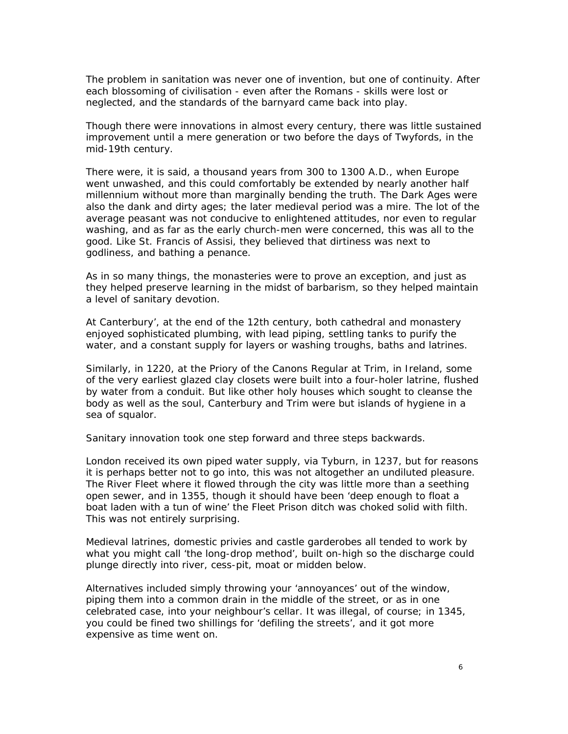The problem in sanitation was never one of invention, but one of continuity. After each blossoming of civilisation - even after the Romans - skills were lost or neglected, and the standards of the barnyard came back into play.

Though there were innovations in almost every century, there was little sustained improvement until a mere generation or two before the days of Twyfords, in the mid-19th century.

There were, it is said, a thousand years from 300 to 1300 A.D., when Europe went unwashed, and this could comfortably be extended by nearly another half millennium without more than marginally bending the truth. The Dark Ages were also the dank and dirty ages; the later medieval period was a mire. The lot of the average peasant was not conducive to enlightened attitudes, nor even to regular washing, and as far as the early church-men were concerned, this was all to the good. Like St. Francis of Assisi, they believed that dirtiness was next to godliness, and bathing a penance.

As in so many things, the monasteries were to prove an exception, and just as they helped preserve learning in the midst of barbarism, so they helped maintain a level of sanitary devotion.

At Canterbury', at the end of the 12th century, both cathedral and monastery enjoyed sophisticated plumbing, with lead piping, settling tanks to purify the water, and a constant supply for layers or washing troughs, baths and latrines.

Similarly, in 1220, at the Priory of the Canons Regular at Trim, in Ireland, some of the very earliest glazed clay closets were built into a four-holer latrine, flushed by water from a conduit. But like other holy houses which sought to cleanse the body as well as the soul, Canterbury and Trim were but islands of hygiene in a sea of squalor.

Sanitary innovation took one step forward and three steps backwards.

London received its own piped water supply, via Tyburn, in 1237, but for reasons it is perhaps better not to go into, this was not altogether an undiluted pleasure. The River Fleet where it flowed through the city was little more than a seething open sewer, and in 1355, though it should have been 'deep enough to float a boat laden with a tun of wine' the Fleet Prison ditch was choked solid with filth. This was not entirely surprising.

Medieval latrines, domestic privies and castle garderobes all tended to work by what you might call 'the long-drop method', built on-high so the discharge could plunge directly into river, cess-pit, moat or midden below.

Alternatives included simply throwing your 'annoyances' out of the window, piping them into a common drain in the middle of the street, or as in one celebrated case, into your neighbour's cellar. It was illegal, of course; in 1345, you could be fined two shillings for 'defiling the streets', and it got more expensive as time went on.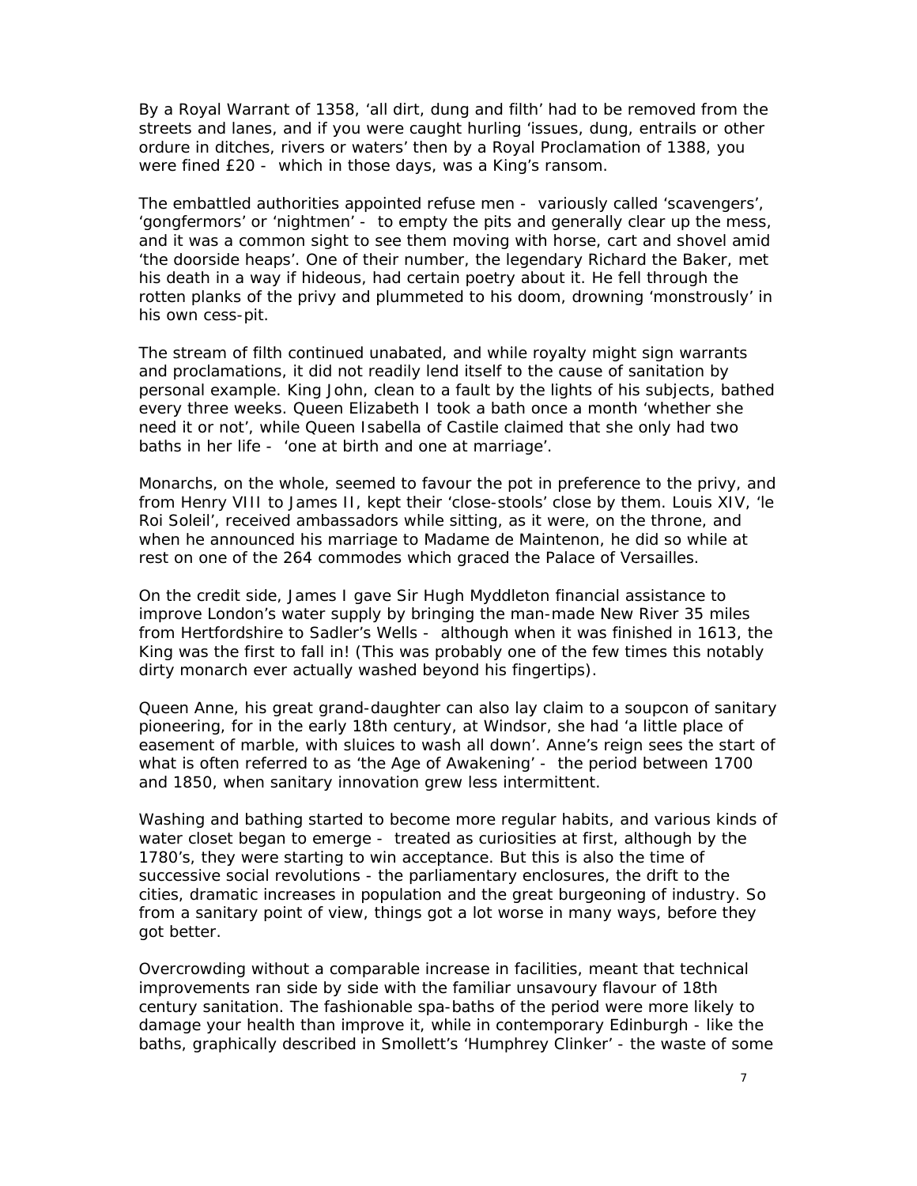By a Royal Warrant of 1358, 'all dirt, dung and filth' had to be removed from the streets and lanes, and if you were caught hurling 'issues, dung, entrails or other ordure in ditches, rivers or waters' then by a Royal Proclamation of 1388, you were fined £20 - which in those days, was a King's ransom.

The embattled authorities appointed refuse men - variously called 'scavengers', 'gongfermors' or 'nightmen' - to empty the pits and generally clear up the mess, and it was a common sight to see them moving with horse, cart and shovel amid 'the doorside heaps'. One of their number, the legendary Richard the Baker, met his death in a way if hideous, had certain poetry about it. He fell through the rotten planks of the privy and plummeted to his doom, drowning 'monstrously' in his own cess-pit.

The stream of filth continued unabated, and while royalty might sign warrants and proclamations, it did not readily lend itself to the cause of sanitation by personal example. King John, clean to a fault by the lights of his subjects, bathed every three weeks. Queen Elizabeth I took a bath once a month 'whether she need it or not', while Queen Isabella of Castile claimed that she only had two baths in her life - 'one at birth and one at marriage'.

Monarchs, on the whole, seemed to favour the pot in preference to the privy, and from Henry VIII to James II, kept their 'close-stools' close by them. Louis XIV, 'le Roi Soleil', received ambassadors while sitting, as it were, on the throne, and when he announced his marriage to Madame de Maintenon, he did so while at rest on one of the 264 commodes which graced the Palace of Versailles.

On the credit side, James I gave Sir Hugh Myddleton financial assistance to improve London's water supply by bringing the man-made New River 35 miles from Hertfordshire to Sadler's Wells - although when it was finished in 1613, the King was the first to fall in! (This was probably one of the few times this notably dirty monarch ever actually washed beyond his fingertips).

Queen Anne, his great grand-daughter can also lay claim to a soupcon of sanitary pioneering, for in the early 18th century, at Windsor, she had 'a little place of easement of marble, with sluices to wash all down'. Anne's reign sees the start of what is often referred to as 'the Age of Awakening' - the period between 1700 and 1850, when sanitary innovation grew less intermittent.

Washing and bathing started to become more regular habits, and various kinds of water closet began to emerge - treated as curiosities at first, although by the 1780's, they were starting to win acceptance. But this is also the time of successive social revolutions - the parliamentary enclosures, the drift to the cities, dramatic increases in population and the great burgeoning of industry. So from a sanitary point of view, things got a lot worse in many ways, before they got better.

Overcrowding without a comparable increase in facilities, meant that technical improvements ran side by side with the familiar unsavoury flavour of 18th century sanitation. The fashionable spa-baths of the period were more likely to damage your health than improve it, while in contemporary Edinburgh - like the baths, graphically described in Smollett's 'Humphrey Clinker' - the waste of some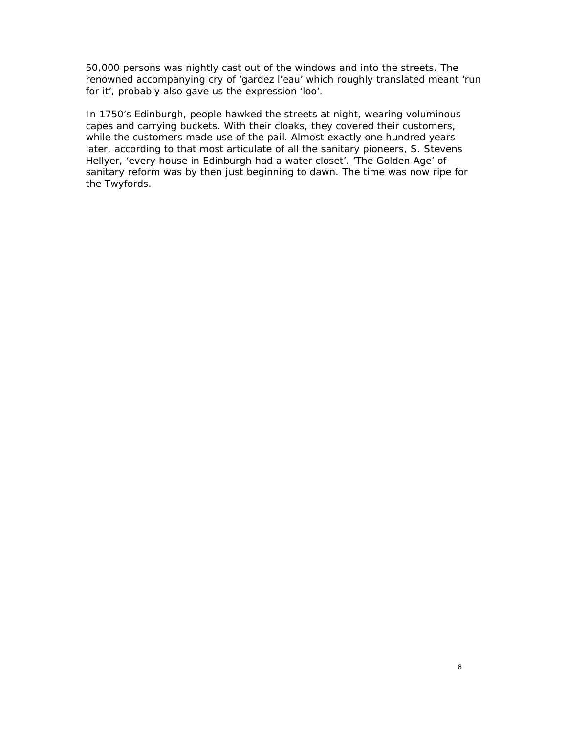50,000 persons was nightly cast out of the windows and into the streets. The renowned accompanying cry of ‘gardez l’eau’ which roughly translated meant ‘run for it’, probably also gave us the expression ‘loo’.

In 1750’s Edinburgh, people hawked the streets at night, wearing voluminous capes and carrying buckets. With their cloaks, they covered their customers, while the customers made use of the pail. Almost exactly one hundred years later, according to that most articulate of all the sanitary pioneers, S. Stevens Hellyer, ‘every house in Edinburgh had a water closet’. ‘The Golden Age’ of sanitary reform was by then just beginning to dawn. The time was now ripe for the Twyfords.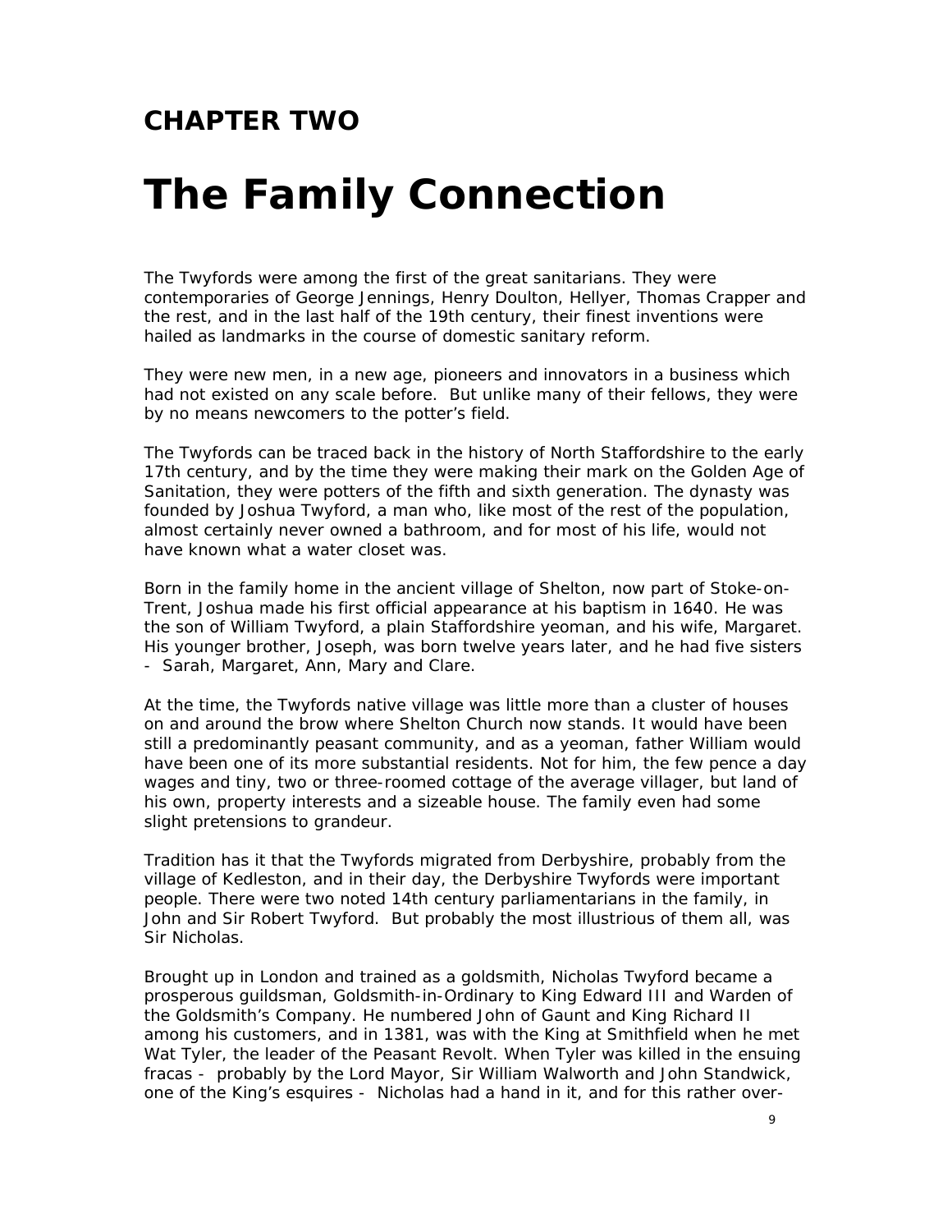## CHAPTER TWO

# The Family Connection

The Twyfords were among the first of the great sanitarians. They were contemporaries of George Jennings, Henry Doulton, Hellyer, Thomas Crapper and the rest, and in the last half of the 19th century, their finest inventions were hailed as landmarks in the course of domestic sanitary reform.

They were new men, in a new age, pioneers and innovators in a business which had not existed on any scale before. But unlike many of their fellows, they were by no means newcomers to the potter's field.

The Twyfords can be traced back in the history of North Staffordshire to the early 17th century, and by the time they were making their mark on the Golden Age of Sanitation, they were potters of the fifth and sixth generation. The dynasty was founded by Joshua Twyford, a man who, like most of the rest of the population, almost certainly never owned a bathroom, and for most of his life, would not have known what a water closet was.

Born in the family home in the ancient village of Shelton, now part of Stoke-on-Trent, Joshua made his first official appearance at his baptism in 1640. He was the son of William Twyford, a plain Staffordshire yeoman, and his wife, Margaret. His younger brother, Joseph, was born twelve years later, and he had five sisters - Sarah, Margaret, Ann, Mary and Clare.

At the time, the Twyfords native village was little more than a cluster of houses on and around the brow where Shelton Church now stands. It would have been still a predominantly peasant community, and as a yeoman, father William would have been one of its more substantial residents. Not for him, the few pence a day wages and tiny, two or three-roomed cottage of the average villager, but land of his own, property interests and a sizeable house. The family even had some slight pretensions to grandeur.

Tradition has it that the Twyfords migrated from Derbyshire, probably from the village of Kedleston, and in their day, the Derbyshire Twyfords were important people. There were two noted 14th century parliamentarians in the family, in John and Sir Robert Twyford. But probably the most illustrious of them all, was Sir Nicholas.

Brought up in London and trained as a goldsmith, Nicholas Twyford became a prosperous guildsman, Goldsmith-in-Ordinary to King Edward III and Warden of the Goldsmith's Company. He numbered John of Gaunt and King Richard II among his customers, and in 1381, was with the King at Smithfield when he met Wat Tyler, the leader of the Peasant Revolt. When Tyler was killed in the ensuing fracas - probably by the Lord Mayor, Sir William Walworth and John Standwick, one of the King's esquires - Nicholas had a hand in it, and for this rather over-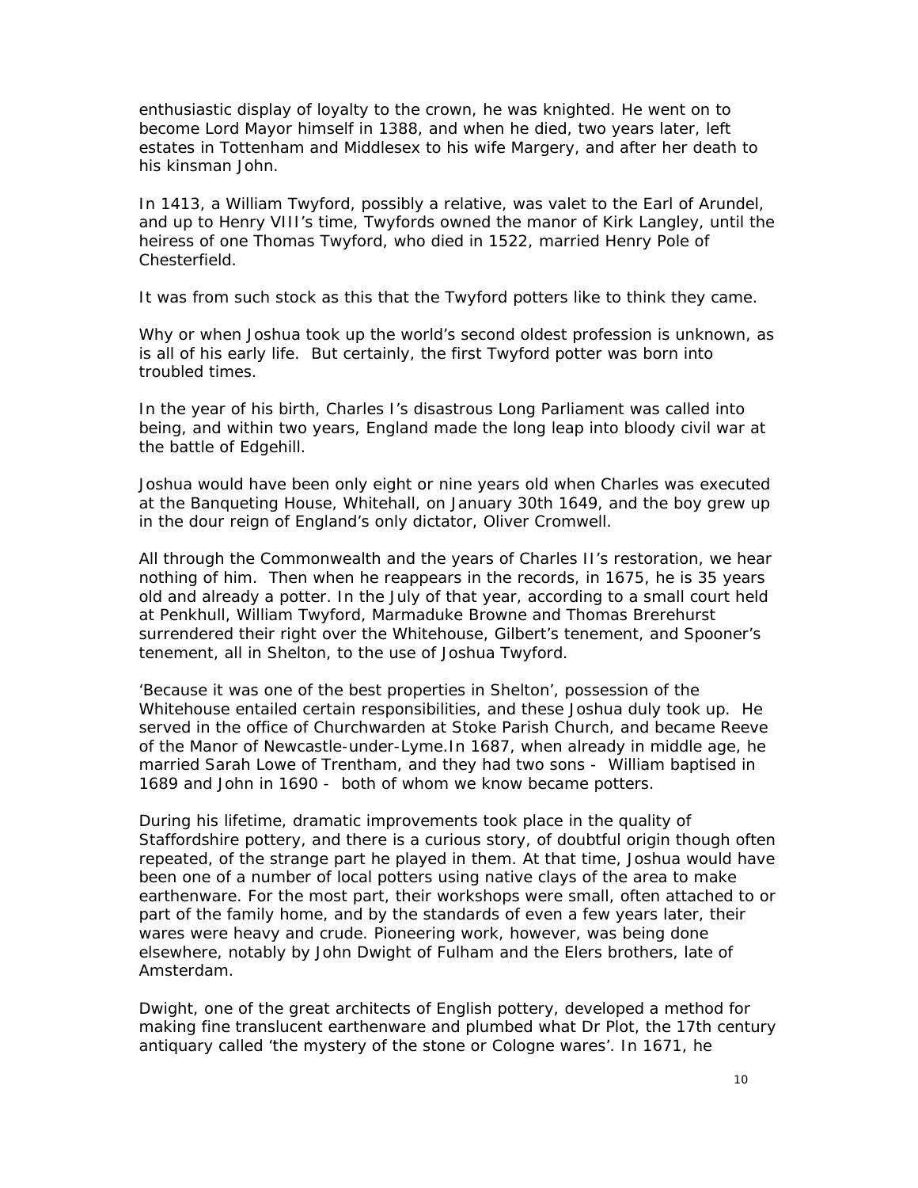enthusiastic display of loyalty to the crown, he was knighted. He went on to become Lord Mayor himself in 1388, and when he died, two years later, left estates in Tottenham and Middlesex to his wife Margery, and after her death to his kinsman John.

In 1413, a William Twyford, possibly a relative, was valet to the Earl of Arundel, and up to Henry VIII's time, Twyfords owned the manor of Kirk Langley, until the heiress of one Thomas Twyford, who died in 1522, married Henry Pole of Chesterfield.

It was from such stock as this that the Twyford potters like to think they came.

Why or when Joshua took up the world's second oldest profession is unknown, as is all of his early life. But certainly, the first Twyford potter was born into troubled times.

In the year of his birth, Charles I's disastrous Long Parliament was called into being, and within two years, England made the long leap into bloody civil war at the battle of Edgehill.

Joshua would have been only eight or nine years old when Charles was executed at the Banqueting House, Whitehall, on January 30th 1649, and the boy grew up in the dour reign of England's only dictator, Oliver Cromwell.

All through the Commonwealth and the years of Charles II's restoration, we hear nothing of him. Then when he reappears in the records, in 1675, he is 35 years old and already a potter. In the July of that year, according to a small court held at Penkhull, William Twyford, Marmaduke Browne and Thomas Brerehurst surrendered their right over the Whitehouse, Gilbert's tenement, and Spooner's tenement, all in Shelton, to the use of Joshua Twyford.

'Because it was one of the best properties in Shelton', possession of the Whitehouse entailed certain responsibilities, and these Joshua duly took up. He served in the office of Churchwarden at Stoke Parish Church, and became Reeve of the Manor of Newcastle-under-Lyme.In 1687, when already in middle age, he married Sarah Lowe of Trentham, and they had two sons - William baptised in 1689 and John in 1690 - both of whom we know became potters.

During his lifetime, dramatic improvements took place in the quality of Staffordshire pottery, and there is a curious story, of doubtful origin though often repeated, of the strange part he played in them. At that time, Joshua would have been one of a number of local potters using native clays of the area to make earthenware. For the most part, their workshops were small, often attached to or part of the family home, and by the standards of even a few years later, their wares were heavy and crude. Pioneering work, however, was being done elsewhere, notably by John Dwight of Fulham and the Elers brothers, late of Amsterdam.

Dwight, one of the great architects of English pottery, developed a method for making fine translucent earthenware and plumbed what Dr Plot, the 17th century antiquary called 'the mystery of the stone or Cologne wares'. In 1671, he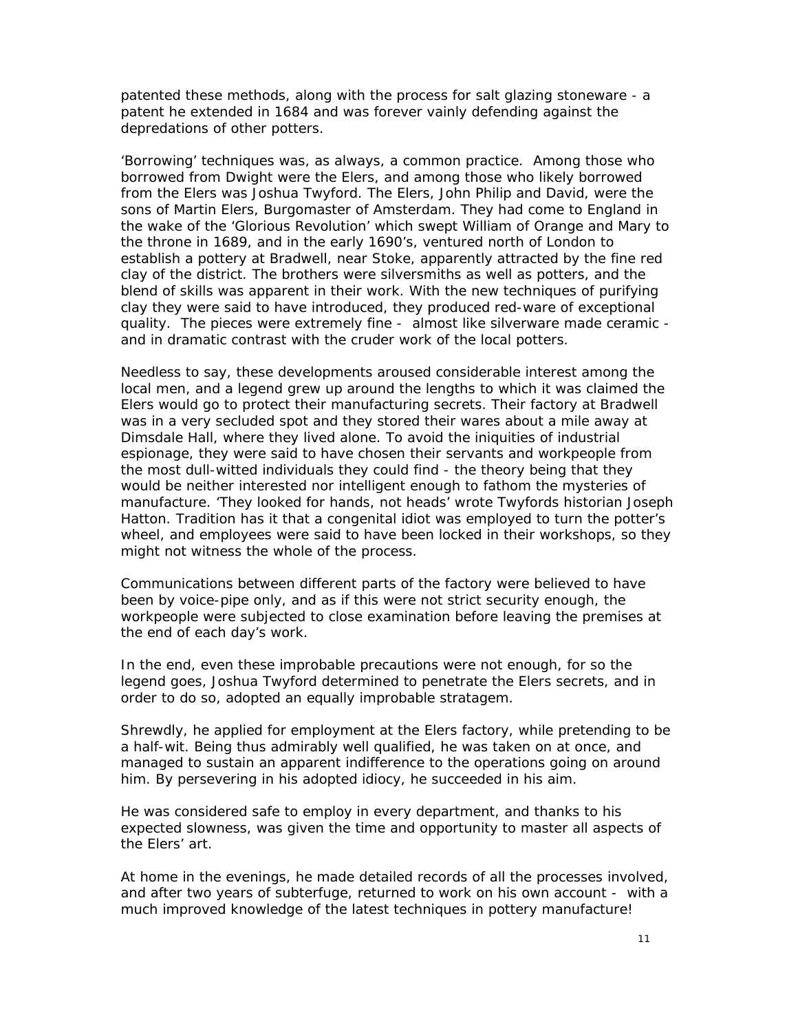patented these methods, along with the process for salt glazing stoneware - a patent he extended in 1684 and was forever vainly defending against the depredations of other potters.

'Borrowing' techniques was, as always, a common practice. Among those who borrowed from Dwight were the Elers, and among those who likely borrowed from the Elers was Joshua Twyford. The Elers, John Philip and David, were the sons of Martin Elers, Burgomaster of Amsterdam. They had come to England in the wake of the 'Glorious Revolution' which swept William of Orange and Mary to the throne in 1689, and in the early 1690's, ventured north of London to establish a pottery at Bradwell, near Stoke, apparently attracted by the fine red clay of the district. The brothers were silversmiths as well as potters, and the blend of skills was apparent in their work. With the new techniques of purifying clay they were said to have introduced, they produced red-ware of exceptional quality. The pieces were extremely fine - almost like silverware made ceramic - and in dramatic contrast with the cruder work of the local potters.

Needless to say, these developments aroused considerable interest among the local men, and a legend grew up around the lengths to which it was claimed the Elers would go to protect their manufacturing secrets. Their factory at Bradwell was in a very secluded spot and they stored their wares about a mile away at Dimsdale Hall, where they lived alone. To avoid the iniquities of industrial espionage, they were said to have chosen their servants and workpeople from the most dull-witted individuals they could find - the theory being that they would be neither interested nor intelligent enough to fathom the mysteries of manufacture. 'They looked for hands, not heads' wrote Twyfords historian Joseph Hatton. Tradition has it that a congenital idiot was employed to turn the potter's wheel, and employees were said to have been locked in their workshops, so they might not witness the whole of the process.

Communications between different parts of the factory were believed to have been by voice-pipe only, and as if this were not strict security enough, the workpeople were subjected to close examination before leaving the premises at the end of each day's work.

In the end, even these improbable precautions were not enough, for so the legend goes, Joshua Twyford determined to penetrate the Elers secrets, and in order to do so, adopted an equally improbable stratagem.

Shrewdly, he applied for employment at the Elers factory, while pretending to be a half-wit. Being thus admirably well qualified, he was taken on at once, and managed to sustain an apparent indifference to the operations going on around him. By persevering in his adopted idiocy, he succeeded in his aim.

He was considered safe to employ in every department, and thanks to his expected slowness, was given the time and opportunity to master all aspects of the Elers' art.

At home in the evenings, he made detailed records of all the processes involved, and after two years of subterfuge, returned to work on his own account - with a much improved knowledge of the latest techniques in pottery manufacture!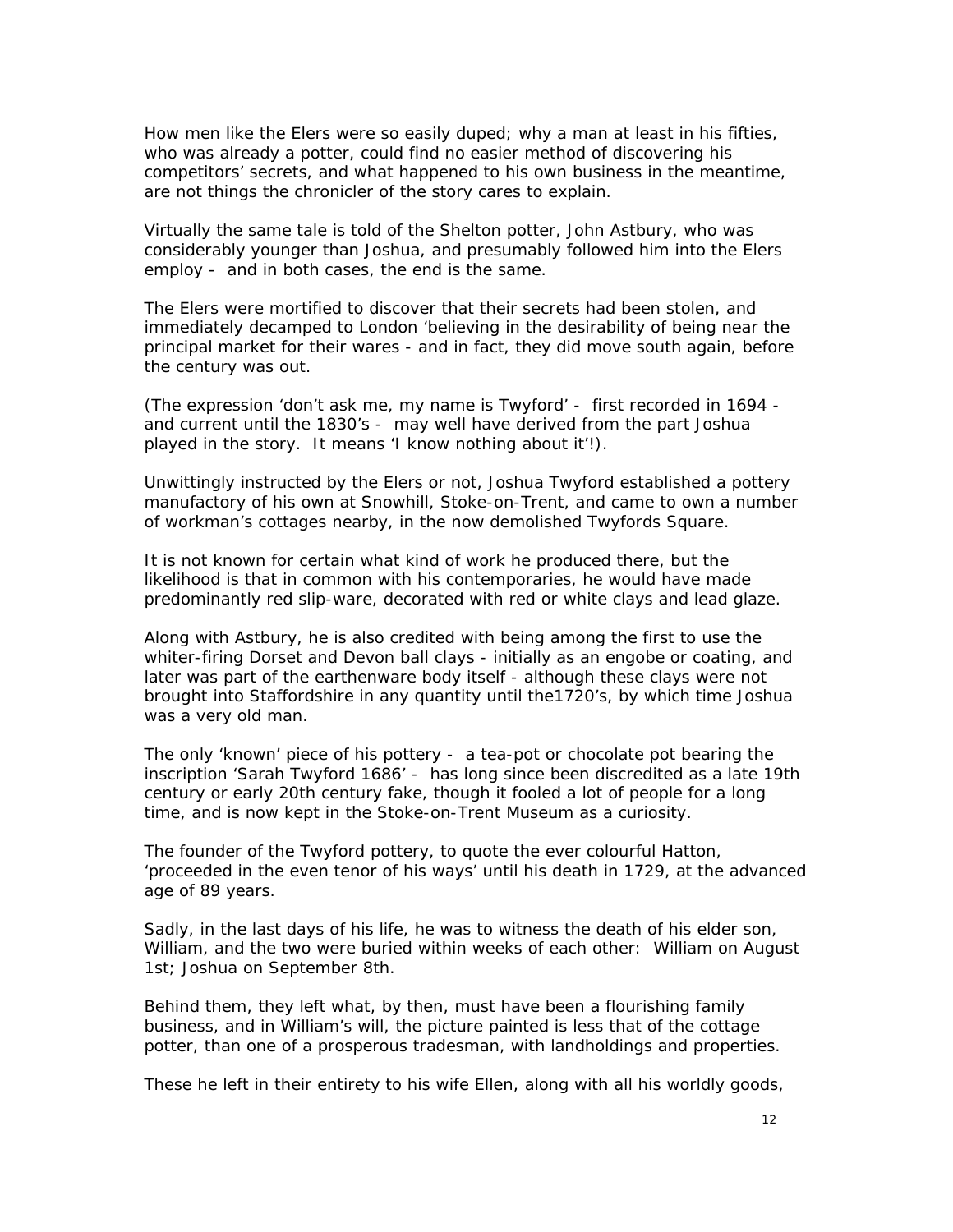How men like the Elers were so easily duped; why a man at least in his fifties, who was already a potter, could find no easier method of discovering his competitors' secrets, and what happened to his own business in the meantime, are not things the chronicler of the story cares to explain.

Virtually the same tale is told of the Shelton potter, John Astbury, who was considerably younger than Joshua, and presumably followed him into the Elers employ - and in both cases, the end is the same.

The Elers were mortified to discover that their secrets had been stolen, and immediately decamped to London 'believing in the desirability of being near the principal market for their wares - and in fact, they did move south again, before the century was out.

(The expression 'don't ask me, my name is Twyford' - first recorded in 1694 - and current until the 1830's - may well have derived from the part Joshua played in the story. It means 'I know nothing about it'!).

Unwittingly instructed by the Elers or not, Joshua Twyford established a pottery manufactory of his own at Snowhill, Stoke-on-Trent, and came to own a number of workman's cottages nearby, in the now demolished Twyfords Square.

It is not known for certain what kind of work he produced there, but the likelihood is that in common with his contemporaries, he would have made predominantly red slip-ware, decorated with red or white clays and lead glaze.

Along with Astbury, he is also credited with being among the first to use the whiter-firing Dorset and Devon ball clays - initially as an engobe or coating, and later was part of the earthenware body itself - although these clays were not brought into Staffordshire in any quantity until the1720's, by which time Joshua was a very old man.

The only 'known' piece of his pottery - a tea-pot or chocolate pot bearing the inscription 'Sarah Twyford 1686' - has long since been discredited as a late 19th century or early 20th century fake, though it fooled a lot of people for a long time, and is now kept in the Stoke-on-Trent Museum as a curiosity.

The founder of the Twyford pottery, to quote the ever colourful Hatton, 'proceeded in the even tenor of his ways' until his death in 1729, at the advanced age of 89 years.

Sadly, in the last days of his life, he was to witness the death of his elder son, William, and the two were buried within weeks of each other: William on August 1st; Joshua on September 8th.

Behind them, they left what, by then, must have been a flourishing family business, and in William's will, the picture painted is less that of the cottage potter, than one of a prosperous tradesman, with landholdings and properties.

These he left in their entirety to his wife Ellen, along with all his worldly goods,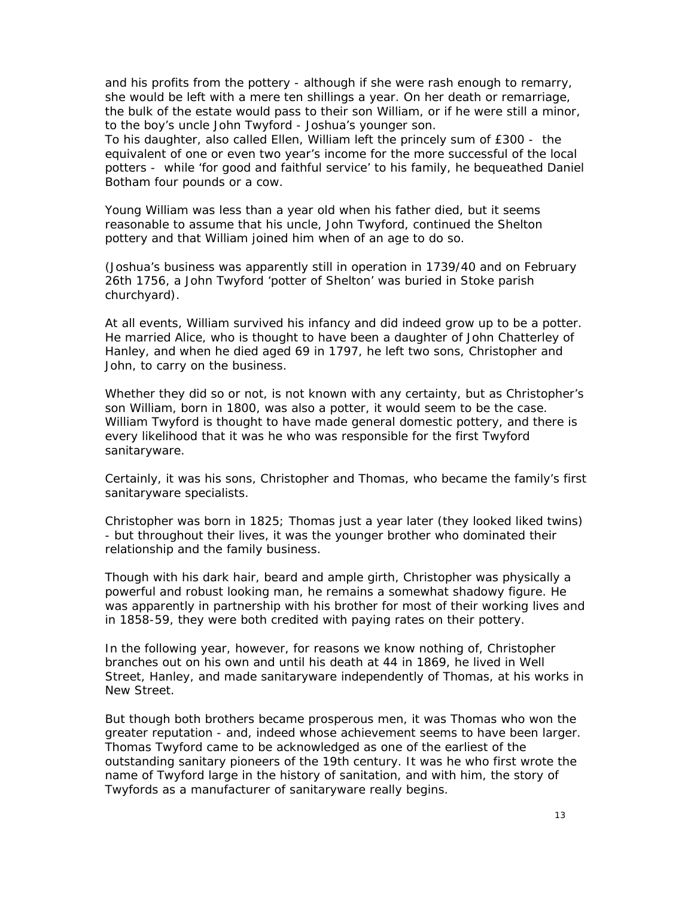and his profits from the pottery - although if she were rash enough to remarry, she would be left with a mere ten shillings a year. On her death or remarriage, the bulk of the estate would pass to their son William, or if he were still a minor, to the boy's uncle John Twyford - Joshua's younger son.
To his daughter, also called Ellen, William left the princely sum of £300 - the equivalent of one or even two year's income for the more successful of the local potters - while 'for good and faithful service' to his family, he bequeathed Daniel Botham four pounds or a cow.

Young William was less than a year old when his father died, but it seems reasonable to assume that his uncle, John Twyford, continued the Shelton pottery and that William joined him when of an age to do so.

(Joshua's business was apparently still in operation in 1739/40 and on February 26th 1756, a John Twyford 'potter of Shelton' was buried in Stoke parish churchyard).

At all events, William survived his infancy and did indeed grow up to be a potter. He married Alice, who is thought to have been a daughter of John Chatterley of Hanley, and when he died aged 69 in 1797, he left two sons, Christopher and John, to carry on the business.

Whether they did so or not, is not known with any certainty, but as Christopher's son William, born in 1800, was also a potter, it would seem to be the case. William Twyford is thought to have made general domestic pottery, and there is every likelihood that it was he who was responsible for the first Twyford sanitaryware.

Certainly, it was his sons, Christopher and Thomas, who became the family's first sanitaryware specialists.

Christopher was born in 1825; Thomas just a year later (they looked liked twins) - but throughout their lives, it was the younger brother who dominated their relationship and the family business.

Though with his dark hair, beard and ample girth, Christopher was physically a powerful and robust looking man, he remains a somewhat shadowy figure. He was apparently in partnership with his brother for most of their working lives and in 1858-59, they were both credited with paying rates on their pottery.

In the following year, however, for reasons we know nothing of, Christopher branches out on his own and until his death at 44 in 1869, he lived in Well Street, Hanley, and made sanitaryware independently of Thomas, at his works in New Street.

But though both brothers became prosperous men, it was Thomas who won the greater reputation - and, indeed whose achievement seems to have been larger. Thomas Twyford came to be acknowledged as one of the earliest of the outstanding sanitary pioneers of the 19th century. It was he who first wrote the name of Twyford large in the history of sanitation, and with him, the story of Twyfords as a manufacturer of sanitaryware really begins.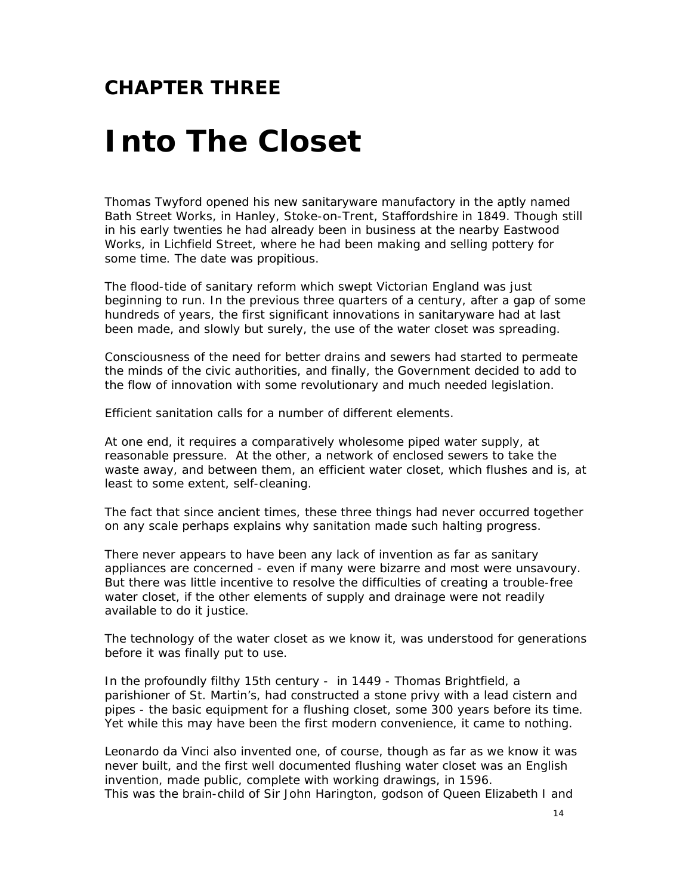## CHAPTER THREE

# Into The Closet

Thomas Twyford opened his new sanitaryware manufactory in the aptly named Bath Street Works, in Hanley, Stoke-on-Trent, Staffordshire in 1849. Though still in his early twenties he had already been in business at the nearby Eastwood Works, in Lichfield Street, where he had been making and selling pottery for some time. The date was propitious.

The flood-tide of sanitary reform which swept Victorian England was just beginning to run. In the previous three quarters of a century, after a gap of some hundreds of years, the first significant innovations in sanitaryware had at last been made, and slowly but surely, the use of the water closet was spreading.

Consciousness of the need for better drains and sewers had started to permeate the minds of the civic authorities, and finally, the Government decided to add to the flow of innovation with some revolutionary and much needed legislation.

Efficient sanitation calls for a number of different elements.

At one end, it requires a comparatively wholesome piped water supply, at reasonable pressure. At the other, a network of enclosed sewers to take the waste away, and between them, an efficient water closet, which flushes and is, at least to some extent, self-cleaning.

The fact that since ancient times, these three things had never occurred together on any scale perhaps explains why sanitation made such halting progress.

There never appears to have been any lack of invention as far as sanitary appliances are concerned - even if many were bizarre and most were unsavoury. But there was little incentive to resolve the difficulties of creating a trouble-free water closet, if the other elements of supply and drainage were not readily available to do it justice.

The technology of the water closet as we know it, was understood for generations before it was finally put to use.

In the profoundly filthy 15th century - in 1449 - Thomas Brightfield, a parishioner of St. Martin's, had constructed a stone privy with a lead cistern and pipes - the basic equipment for a flushing closet, some 300 years before its time. Yet while this may have been the first modern convenience, it came to nothing.

Leonardo da Vinci also invented one, of course, though as far as we know it was never built, and the first well documented flushing water closet was an English invention, made public, complete with working drawings, in 1596.
This was the brain-child of Sir John Harington, godson of Queen Elizabeth I and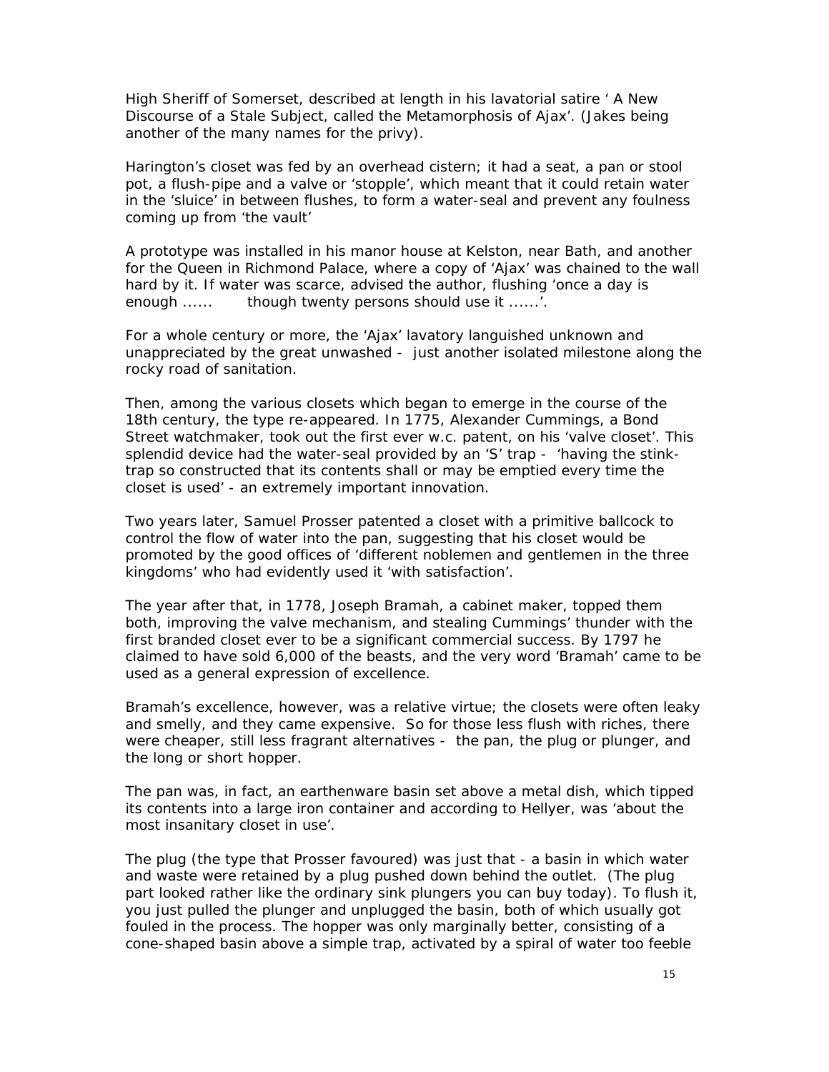High Sheriff of Somerset, described at length in his lavatorial satire ' A New Discourse of a Stale Subject, called the Metamorphosis of Ajax'. (Jakes being another of the many names for the privy).

Harington's closet was fed by an overhead cistern; it had a seat, a pan or stool pot, a flush-pipe and a valve or 'stopple', which meant that it could retain water in the 'sluice' in between flushes, to form a water-seal and prevent any foulness coming up from 'the vault'

A prototype was installed in his manor house at Kelston, near Bath, and another for the Queen in Richmond Palace, where a copy of 'Ajax' was chained to the wall hard by it. If water was scarce, advised the author, flushing 'once a day is enough ...... though twenty persons should use it ......'.

For a whole century or more, the 'Ajax' lavatory languished unknown and unappreciated by the great unwashed - just another isolated milestone along the rocky road of sanitation.

Then, among the various closets which began to emerge in the course of the 18th century, the type re-appeared. In 1775, Alexander Cummings, a Bond Street watchmaker, took out the first ever w.c. patent, on his 'valve closet'. This splendid device had the water-seal provided by an 'S' trap - 'having the stink-trap so constructed that its contents shall or may be emptied every time the closet is used' - an extremely important innovation.

Two years later, Samuel Prosser patented a closet with a primitive ballcock to control the flow of water into the pan, suggesting that his closet would be promoted by the good offices of 'different noblemen and gentlemen in the three kingdoms' who had evidently used it 'with satisfaction'.

The year after that, in 1778, Joseph Bramah, a cabinet maker, topped them both, improving the valve mechanism, and stealing Cummings' thunder with the first branded closet ever to be a significant commercial success. By 1797 he claimed to have sold 6,000 of the beasts, and the very word 'Bramah' came to be used as a general expression of excellence.

Bramah's excellence, however, was a relative virtue; the closets were often leaky and smelly, and they came expensive. So for those less flush with riches, there were cheaper, still less fragrant alternatives - the pan, the plug or plunger, and the long or short hopper.

The pan was, in fact, an earthenware basin set above a metal dish, which tipped its contents into a large iron container and according to Hellyer, was 'about the most insanitary closet in use'.

The plug (the type that Prosser favoured) was just that - a basin in which water and waste were retained by a plug pushed down behind the outlet. (The plug part looked rather like the ordinary sink plungers you can buy today). To flush it, you just pulled the plunger and unplugged the basin, both of which usually got fouled in the process. The hopper was only marginally better, consisting of a cone-shaped basin above a simple trap, activated by a spiral of water too feeble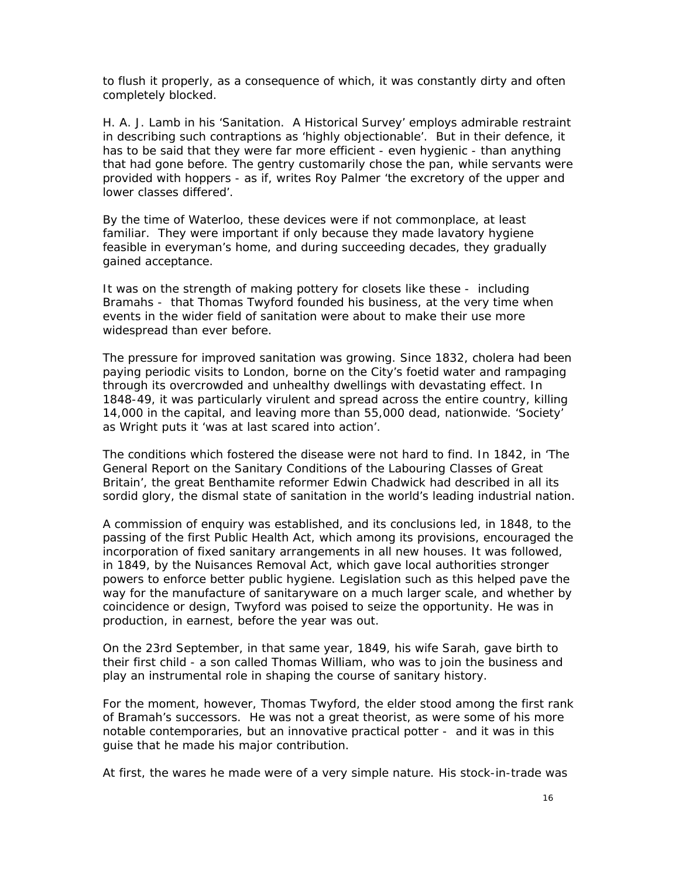to flush it properly, as a consequence of which, it was constantly dirty and often completely blocked.

H. A. J. Lamb in his 'Sanitation. A Historical Survey' employs admirable restraint in describing such contraptions as 'highly objectionable'. But in their defence, it has to be said that they were far more efficient - even hygienic - than anything that had gone before. The gentry customarily chose the pan, while servants were provided with hoppers - as if, writes Roy Palmer 'the excretory of the upper and lower classes differed'.

By the time of Waterloo, these devices were if not commonplace, at least familiar. They were important if only because they made lavatory hygiene feasible in everyman's home, and during succeeding decades, they gradually gained acceptance.

It was on the strength of making pottery for closets like these - including Bramahs - that Thomas Twyford founded his business, at the very time when events in the wider field of sanitation were about to make their use more widespread than ever before.

The pressure for improved sanitation was growing. Since 1832, cholera had been paying periodic visits to London, borne on the City's foetid water and rampaging through its overcrowded and unhealthy dwellings with devastating effect. In 1848-49, it was particularly virulent and spread across the entire country, killing 14,000 in the capital, and leaving more than 55,000 dead, nationwide. 'Society' as Wright puts it 'was at last scared into action'.

The conditions which fostered the disease were not hard to find. In 1842, in 'The General Report on the Sanitary Conditions of the Labouring Classes of Great Britain', the great Benthamite reformer Edwin Chadwick had described in all its sordid glory, the dismal state of sanitation in the world's leading industrial nation.

A commission of enquiry was established, and its conclusions led, in 1848, to the passing of the first Public Health Act, which among its provisions, encouraged the incorporation of fixed sanitary arrangements in all new houses. It was followed, in 1849, by the Nuisances Removal Act, which gave local authorities stronger powers to enforce better public hygiene. Legislation such as this helped pave the way for the manufacture of sanitaryware on a much larger scale, and whether by coincidence or design, Twyford was poised to seize the opportunity. He was in production, in earnest, before the year was out.

On the 23rd September, in that same year, 1849, his wife Sarah, gave birth to their first child - a son called Thomas William, who was to join the business and play an instrumental role in shaping the course of sanitary history.

For the moment, however, Thomas Twyford, the elder stood among the first rank of Bramah's successors. He was not a great theorist, as were some of his more notable contemporaries, but an innovative practical potter - and it was in this guise that he made his major contribution.

At first, the wares he made were of a very simple nature. His stock-in-trade was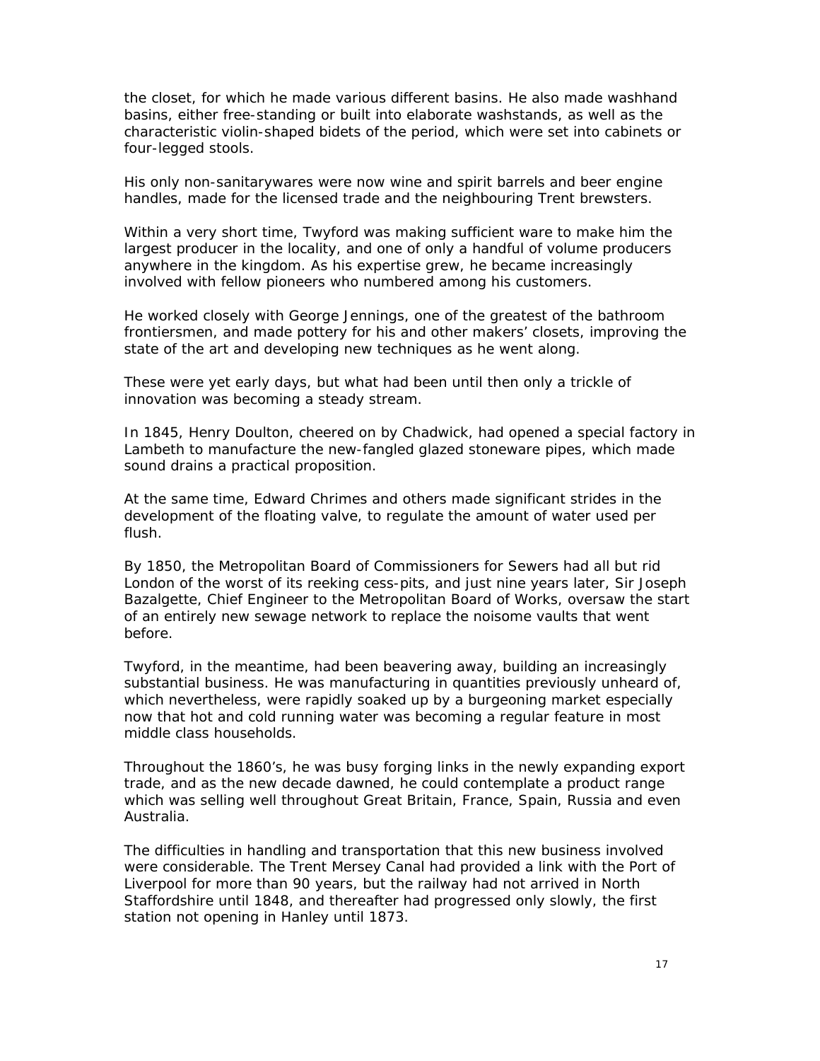the closet, for which he made various different basins. He also made washhand basins, either free-standing or built into elaborate washstands, as well as the characteristic violin-shaped bidets of the period, which were set into cabinets or four-legged stools.

His only non-sanitarywares were now wine and spirit barrels and beer engine handles, made for the licensed trade and the neighbouring Trent brewsters.

Within a very short time, Twyford was making sufficient ware to make him the largest producer in the locality, and one of only a handful of volume producers anywhere in the kingdom. As his expertise grew, he became increasingly involved with fellow pioneers who numbered among his customers.

He worked closely with George Jennings, one of the greatest of the bathroom frontiersmen, and made pottery for his and other makers' closets, improving the state of the art and developing new techniques as he went along.

These were yet early days, but what had been until then only a trickle of innovation was becoming a steady stream.

In 1845, Henry Doulton, cheered on by Chadwick, had opened a special factory in Lambeth to manufacture the new-fangled glazed stoneware pipes, which made sound drains a practical proposition.

At the same time, Edward Chrimes and others made significant strides in the development of the floating valve, to regulate the amount of water used per flush.

By 1850, the Metropolitan Board of Commissioners for Sewers had all but rid London of the worst of its reeking cess-pits, and just nine years later, Sir Joseph Bazalgette, Chief Engineer to the Metropolitan Board of Works, oversaw the start of an entirely new sewage network to replace the noisome vaults that went before.

Twyford, in the meantime, had been beavering away, building an increasingly substantial business. He was manufacturing in quantities previously unheard of, which nevertheless, were rapidly soaked up by a burgeoning market especially now that hot and cold running water was becoming a regular feature in most middle class households.

Throughout the 1860's, he was busy forging links in the newly expanding export trade, and as the new decade dawned, he could contemplate a product range which was selling well throughout Great Britain, France, Spain, Russia and even Australia.

The difficulties in handling and transportation that this new business involved were considerable. The Trent Mersey Canal had provided a link with the Port of Liverpool for more than 90 years, but the railway had not arrived in North Staffordshire until 1848, and thereafter had progressed only slowly, the first station not opening in Hanley until 1873.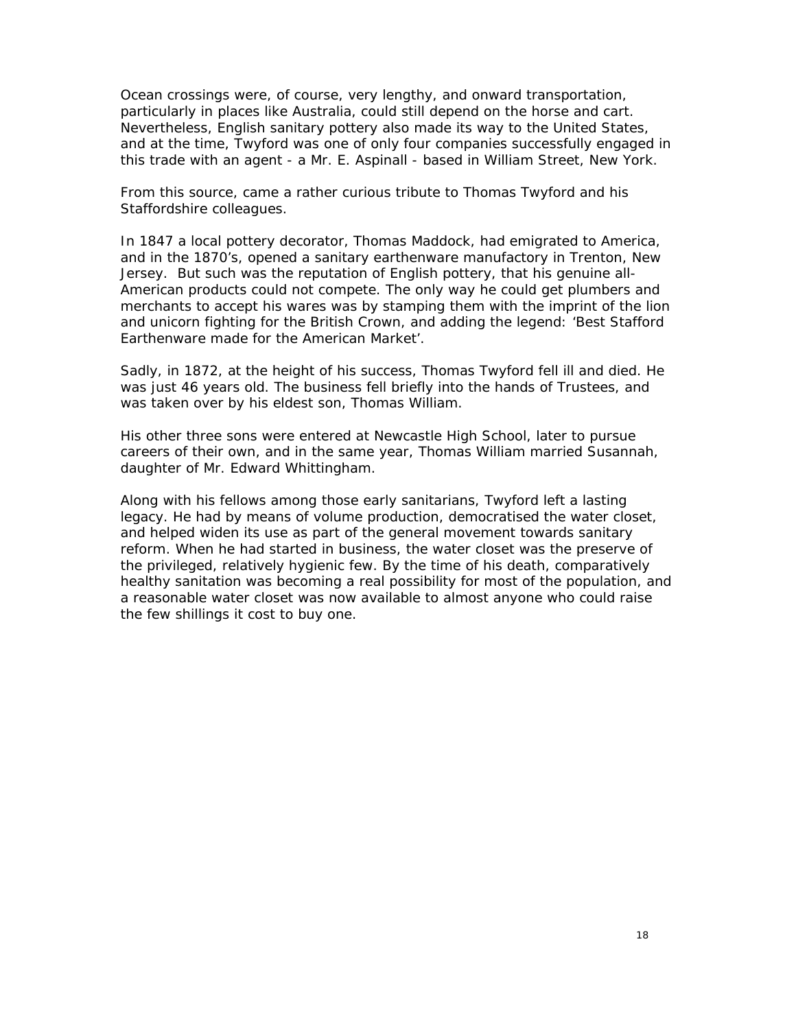Ocean crossings were, of course, very lengthy, and onward transportation, particularly in places like Australia, could still depend on the horse and cart. Nevertheless, English sanitary pottery also made its way to the United States, and at the time, Twyford was one of only four companies successfully engaged in this trade with an agent - a Mr. E. Aspinall - based in William Street, New York.

From this source, came a rather curious tribute to Thomas Twyford and his Staffordshire colleagues.

In 1847 a local pottery decorator, Thomas Maddock, had emigrated to America, and in the 1870's, opened a sanitary earthenware manufactory in Trenton, New Jersey. But such was the reputation of English pottery, that his genuine all-American products could not compete. The only way he could get plumbers and merchants to accept his wares was by stamping them with the imprint of the lion and unicorn fighting for the British Crown, and adding the legend: 'Best Stafford Earthenware made for the American Market'.

Sadly, in 1872, at the height of his success, Thomas Twyford fell ill and died. He was just 46 years old. The business fell briefly into the hands of Trustees, and was taken over by his eldest son, Thomas William.

His other three sons were entered at Newcastle High School, later to pursue careers of their own, and in the same year, Thomas William married Susannah, daughter of Mr. Edward Whittingham.

Along with his fellows among those early sanitarians, Twyford left a lasting legacy. He had by means of volume production, democratised the water closet, and helped widen its use as part of the general movement towards sanitary reform. When he had started in business, the water closet was the preserve of the privileged, relatively hygienic few. By the time of his death, comparatively healthy sanitation was becoming a real possibility for most of the population, and a reasonable water closet was now available to almost anyone who could raise the few shillings it cost to buy one.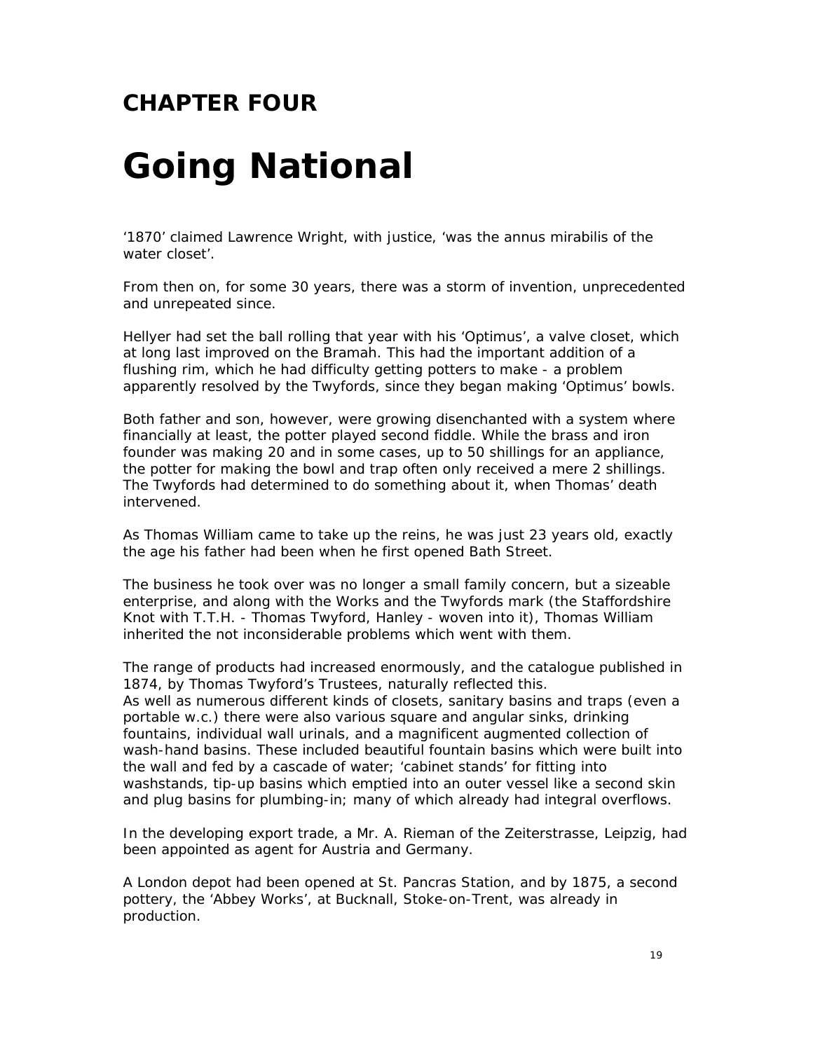## CHAPTER FOUR

# Going National

'1870' claimed Lawrence Wright, with justice, 'was the annus mirabilis of the water closet'.

From then on, for some 30 years, there was a storm of invention, unprecedented and unrepeated since.

Hellyer had set the ball rolling that year with his 'Optimus', a valve closet, which at long last improved on the Bramah. This had the important addition of a flushing rim, which he had difficulty getting potters to make - a problem apparently resolved by the Twyfords, since they began making 'Optimus' bowls.

Both father and son, however, were growing disenchanted with a system where financially at least, the potter played second fiddle. While the brass and iron founder was making 20 and in some cases, up to 50 shillings for an appliance, the potter for making the bowl and trap often only received a mere 2 shillings. The Twyfords had determined to do something about it, when Thomas' death intervened.

As Thomas William came to take up the reins, he was just 23 years old, exactly the age his father had been when he first opened Bath Street.

The business he took over was no longer a small family concern, but a sizeable enterprise, and along with the Works and the Twyfords mark (the Staffordshire Knot with T.T.H. - Thomas Twyford, Hanley - woven into it), Thomas William inherited the not inconsiderable problems which went with them.

The range of products had increased enormously, and the catalogue published in 1874, by Thomas Twyford's Trustees, naturally reflected this.
As well as numerous different kinds of closets, sanitary basins and traps (even a portable w.c.) there were also various square and angular sinks, drinking fountains, individual wall urinals, and a magnificent augmented collection of wash-hand basins. These included beautiful fountain basins which were built into the wall and fed by a cascade of water; 'cabinet stands' for fitting into washstands, tip-up basins which emptied into an outer vessel like a second skin and plug basins for plumbing-in; many of which already had integral overflows.

In the developing export trade, a Mr. A. Rieman of the Zeiterstrasse, Leipzig, had been appointed as agent for Austria and Germany.

A London depot had been opened at St. Pancras Station, and by 1875, a second pottery, the 'Abbey Works', at Bucknall, Stoke-on-Trent, was already in production.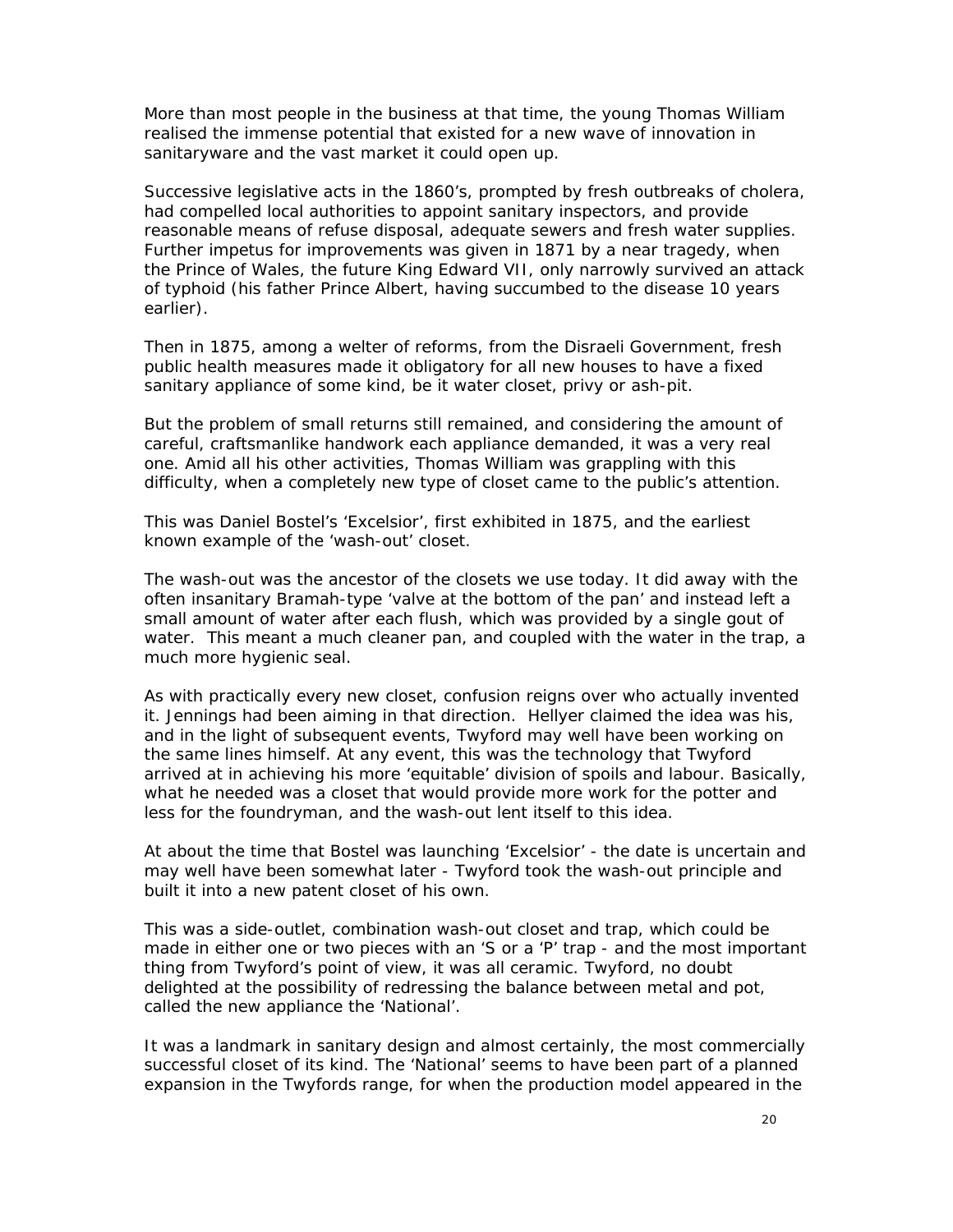More than most people in the business at that time, the young Thomas William realised the immense potential that existed for a new wave of innovation in sanitaryware and the vast market it could open up.

Successive legislative acts in the 1860's, prompted by fresh outbreaks of cholera, had compelled local authorities to appoint sanitary inspectors, and provide reasonable means of refuse disposal, adequate sewers and fresh water supplies. Further impetus for improvements was given in 1871 by a near tragedy, when the Prince of Wales, the future King Edward VII, only narrowly survived an attack of typhoid (his father Prince Albert, having succumbed to the disease 10 years earlier).

Then in 1875, among a welter of reforms, from the Disraeli Government, fresh public health measures made it obligatory for all new houses to have a fixed sanitary appliance of some kind, be it water closet, privy or ash-pit.

But the problem of small returns still remained, and considering the amount of careful, craftsmanlike handwork each appliance demanded, it was a very real one. Amid all his other activities, Thomas William was grappling with this difficulty, when a completely new type of closet came to the public's attention.

This was Daniel Bostel's 'Excelsior', first exhibited in 1875, and the earliest known example of the 'wash-out' closet.

The wash-out was the ancestor of the closets we use today. It did away with the often insanitary Bramah-type 'valve at the bottom of the pan' and instead left a small amount of water after each flush, which was provided by a single gout of water. This meant a much cleaner pan, and coupled with the water in the trap, a much more hygienic seal.

As with practically every new closet, confusion reigns over who actually invented it. Jennings had been aiming in that direction. Hellyer claimed the idea was his, and in the light of subsequent events, Twyford may well have been working on the same lines himself. At any event, this was the technology that Twyford arrived at in achieving his more 'equitable' division of spoils and labour. Basically, what he needed was a closet that would provide more work for the potter and less for the foundryman, and the wash-out lent itself to this idea.

At about the time that Bostel was launching 'Excelsior' - the date is uncertain and may well have been somewhat later - Twyford took the wash-out principle and built it into a new patent closet of his own.

This was a side-outlet, combination wash-out closet and trap, which could be made in either one or two pieces with an 'S or a 'P' trap - and the most important thing from Twyford's point of view, it was all ceramic. Twyford, no doubt delighted at the possibility of redressing the balance between metal and pot, called the new appliance the 'National'.

It was a landmark in sanitary design and almost certainly, the most commercially successful closet of its kind. The 'National' seems to have been part of a planned expansion in the Twyfords range, for when the production model appeared in the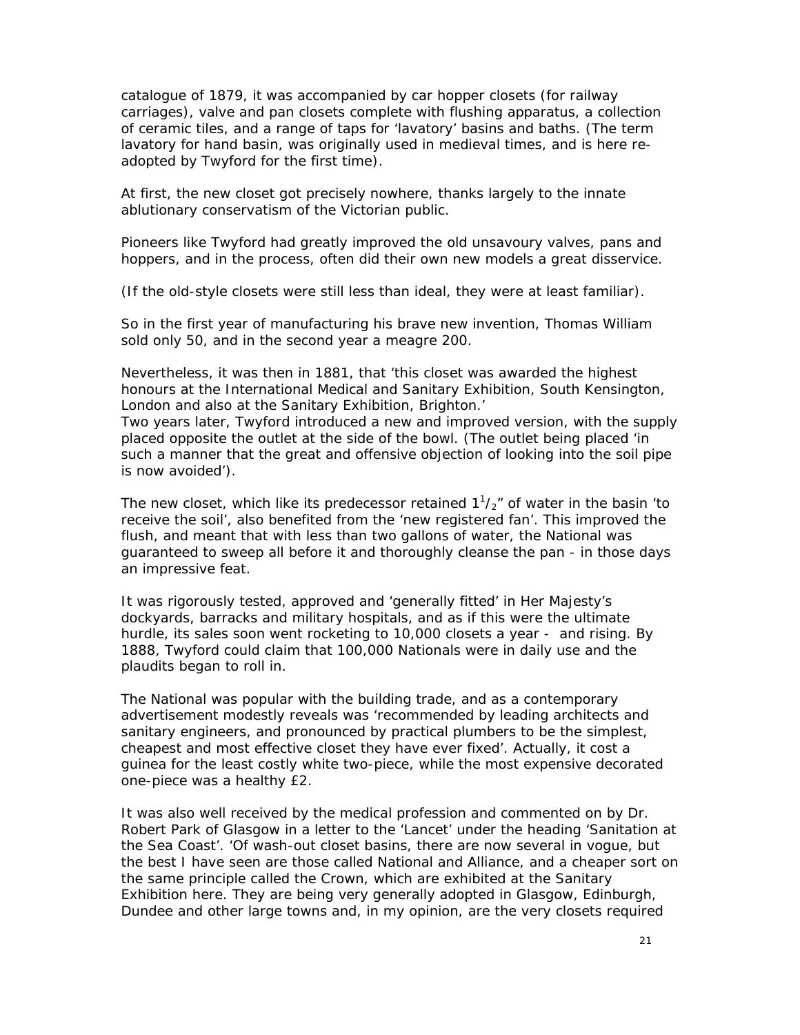catalogue of 1879, it was accompanied by car hopper closets (for railway carriages), valve and pan closets complete with flushing apparatus, a collection of ceramic tiles, and a range of taps for 'lavatory' basins and baths. (The term lavatory for hand basin, was originally used in medieval times, and is here re-adopted by Twyford for the first time).

At first, the new closet got precisely nowhere, thanks largely to the innate ablutionary conservatism of the Victorian public.

Pioneers like Twyford had greatly improved the old unsavoury valves, pans and hoppers, and in the process, often did their own new models a great disservice.

(If the old-style closets were still less than ideal, they were at least familiar).

So in the first year of manufacturing his brave new invention, Thomas William sold only 50, and in the second year a meagre 200.

Nevertheless, it was then in 1881, that 'this closet was awarded the highest honours at the International Medical and Sanitary Exhibition, South Kensington, London and also at the Sanitary Exhibition, Brighton.'
Two years later, Twyford introduced a new and improved version, with the supply placed opposite the outlet at the side of the bowl. (The outlet being placed 'in such a manner that the great and offensive objection of looking into the soil pipe is now avoided').

The new closet, which like its predecessor retained $1^1/_2$" of water in the basin 'to receive the soil', also benefited from the 'new registered fan'. This improved the flush, and meant that with less than two gallons of water, the National was guaranteed to sweep all before it and thoroughly cleanse the pan - in those days an impressive feat.

It was rigorously tested, approved and 'generally fitted' in Her Majesty's dockyards, barracks and military hospitals, and as if this were the ultimate hurdle, its sales soon went rocketing to 10,000 closets a year - and rising. By 1888, Twyford could claim that 100,000 Nationals were in daily use and the plaudits began to roll in.

The National was popular with the building trade, and as a contemporary advertisement modestly reveals was 'recommended by leading architects and sanitary engineers, and pronounced by practical plumbers to be the simplest, cheapest and most effective closet they have ever fixed'. Actually, it cost a guinea for the least costly white two-piece, while the most expensive decorated one-piece was a healthy £2.

It was also well received by the medical profession and commented on by Dr. Robert Park of Glasgow in a letter to the 'Lancet' under the heading 'Sanitation at the Sea Coast'. 'Of wash-out closet basins, there are now several in vogue, but the best I have seen are those called National and Alliance, and a cheaper sort on the same principle called the Crown, which are exhibited at the Sanitary Exhibition here. They are being very generally adopted in Glasgow, Edinburgh, Dundee and other large towns and, in my opinion, are the very closets required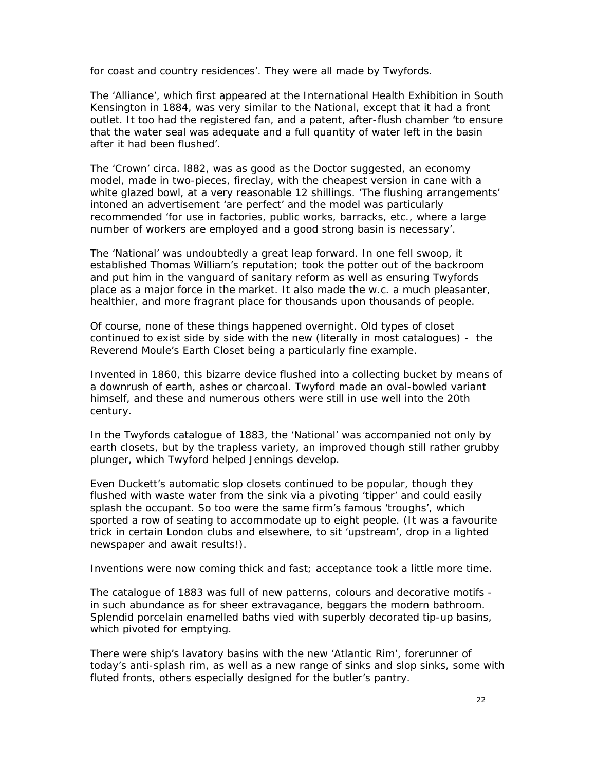for coast and country residences'. They were all made by Twyfords.

The 'Alliance', which first appeared at the International Health Exhibition in South Kensington in 1884, was very similar to the National, except that it had a front outlet. It too had the registered fan, and a patent, after-flush chamber 'to ensure that the water seal was adequate and a full quantity of water left in the basin after it had been flushed'.

The 'Crown' circa. l882, was as good as the Doctor suggested, an economy model, made in two-pieces, fireclay, with the cheapest version in cane with a white glazed bowl, at a very reasonable 12 shillings. 'The flushing arrangements' intoned an advertisement 'are perfect' and the model was particularly recommended 'for use in factories, public works, barracks, etc., where a large number of workers are employed and a good strong basin is necessary'.

The 'National' was undoubtedly a great leap forward. In one fell swoop, it established Thomas William's reputation; took the potter out of the backroom and put him in the vanguard of sanitary reform as well as ensuring Twyfords place as a major force in the market. It also made the w.c. a much pleasanter, healthier, and more fragrant place for thousands upon thousands of people.

Of course, none of these things happened overnight. Old types of closet continued to exist side by side with the new (literally in most catalogues) - the Reverend Moule's Earth Closet being a particularly fine example.

Invented in 1860, this bizarre device flushed into a collecting bucket by means of a downrush of earth, ashes or charcoal. Twyford made an oval-bowled variant himself, and these and numerous others were still in use well into the 20th century.

In the Twyfords catalogue of 1883, the 'National' was accompanied not only by earth closets, but by the trapless variety, an improved though still rather grubby plunger, which Twyford helped Jennings develop.

Even Duckett's automatic slop closets continued to be popular, though they flushed with waste water from the sink via a pivoting 'tipper' and could easily splash the occupant. So too were the same firm's famous 'troughs', which sported a row of seating to accommodate up to eight people. (It was a favourite trick in certain London clubs and elsewhere, to sit 'upstream', drop in a lighted newspaper and await results!).

Inventions were now coming thick and fast; acceptance took a little more time.

The catalogue of 1883 was full of new patterns, colours and decorative motifs - in such abundance as for sheer extravagance, beggars the modern bathroom. Splendid porcelain enamelled baths vied with superbly decorated tip-up basins, which pivoted for emptying.

There were ship's lavatory basins with the new 'Atlantic Rim', forerunner of today's anti-splash rim, as well as a new range of sinks and slop sinks, some with fluted fronts, others especially designed for the butler's pantry.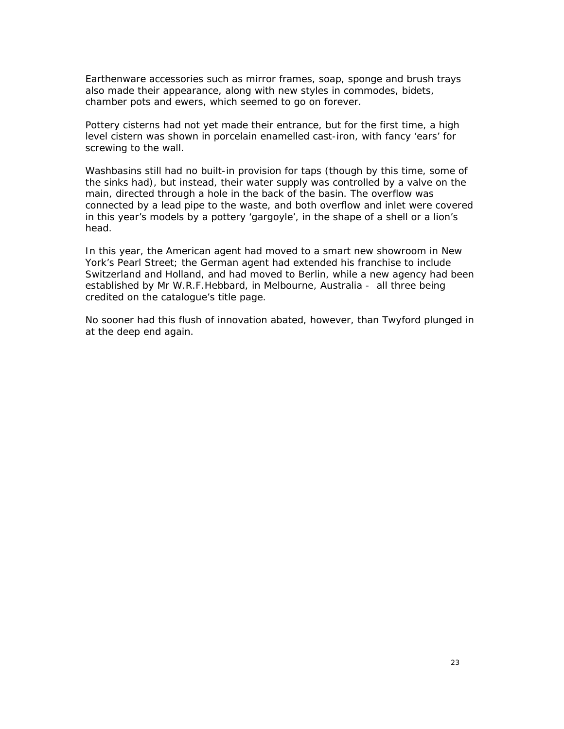Earthenware accessories such as mirror frames, soap, sponge and brush trays also made their appearance, along with new styles in commodes, bidets, chamber pots and ewers, which seemed to go on forever.

Pottery cisterns had not yet made their entrance, but for the first time, a high level cistern was shown in porcelain enamelled cast-iron, with fancy 'ears' for screwing to the wall.

Washbasins still had no built-in provision for taps (though by this time, some of the sinks had), but instead, their water supply was controlled by a valve on the main, directed through a hole in the back of the basin. The overflow was connected by a lead pipe to the waste, and both overflow and inlet were covered in this year's models by a pottery 'gargoyle', in the shape of a shell or a lion's head.

In this year, the American agent had moved to a smart new showroom in New York's Pearl Street; the German agent had extended his franchise to include Switzerland and Holland, and had moved to Berlin, while a new agency had been established by Mr W.R.F.Hebbard, in Melbourne, Australia - all three being credited on the catalogue's title page.

No sooner had this flush of innovation abated, however, than Twyford plunged in at the deep end again.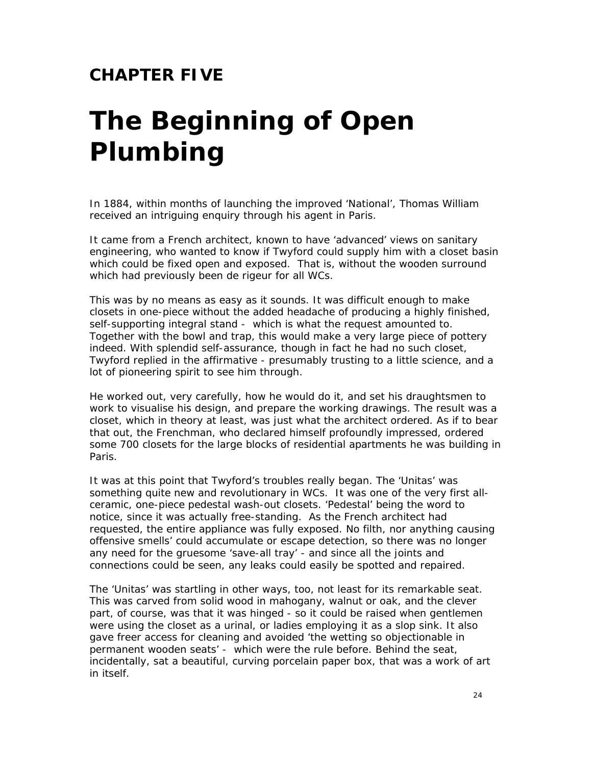## CHAPTER FIVE

# The Beginning of Open Plumbing

In 1884, within months of launching the improved 'National', Thomas William received an intriguing enquiry through his agent in Paris.

It came from a French architect, known to have 'advanced' views on sanitary engineering, who wanted to know if Twyford could supply him with a closet basin which could be fixed open and exposed. That is, without the wooden surround which had previously been de rigeur for all WCs.

This was by no means as easy as it sounds. It was difficult enough to make closets in one-piece without the added headache of producing a highly finished, self-supporting integral stand - which is what the request amounted to. Together with the bowl and trap, this would make a very large piece of pottery indeed. With splendid self-assurance, though in fact he had no such closet, Twyford replied in the affirmative - presumably trusting to a little science, and a lot of pioneering spirit to see him through.

He worked out, very carefully, how he would do it, and set his draughtsmen to work to visualise his design, and prepare the working drawings. The result was a closet, which in theory at least, was just what the architect ordered. As if to bear that out, the Frenchman, who declared himself profoundly impressed, ordered some 700 closets for the large blocks of residential apartments he was building in Paris.

It was at this point that Twyford's troubles really began. The 'Unitas' was something quite new and revolutionary in WCs. It was one of the very first all-ceramic, one-piece pedestal wash-out closets. 'Pedestal' being the word to notice, since it was actually free-standing. As the French architect had requested, the entire appliance was fully exposed. No filth, nor anything causing offensive smells' could accumulate or escape detection, so there was no longer any need for the gruesome 'save-all tray' - and since all the joints and connections could be seen, any leaks could easily be spotted and repaired.

The 'Unitas' was startling in other ways, too, not least for its remarkable seat. This was carved from solid wood in mahogany, walnut or oak, and the clever part, of course, was that it was hinged - so it could be raised when gentlemen were using the closet as a urinal, or ladies employing it as a slop sink. It also gave freer access for cleaning and avoided 'the wetting so objectionable in permanent wooden seats' - which were the rule before. Behind the seat, incidentally, sat a beautiful, curving porcelain paper box, that was a work of art in itself.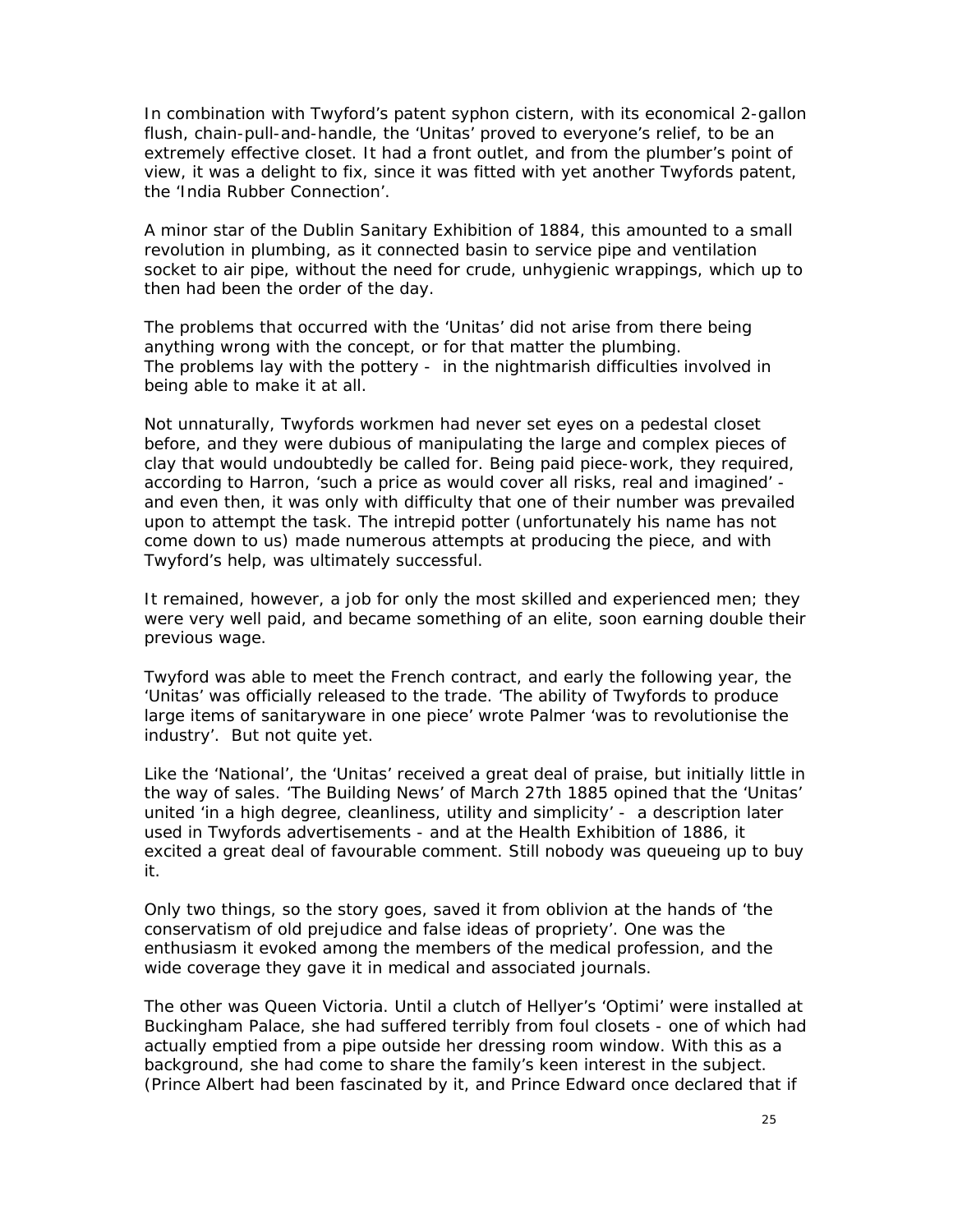In combination with Twyford's patent syphon cistern, with its economical 2-gallon flush, chain-pull-and-handle, the 'Unitas' proved to everyone's relief, to be an extremely effective closet. It had a front outlet, and from the plumber's point of view, it was a delight to fix, since it was fitted with yet another Twyfords patent, the 'India Rubber Connection'.

A minor star of the Dublin Sanitary Exhibition of 1884, this amounted to a small revolution in plumbing, as it connected basin to service pipe and ventilation socket to air pipe, without the need for crude, unhygienic wrappings, which up to then had been the order of the day.

The problems that occurred with the 'Unitas' did not arise from there being anything wrong with the concept, or for that matter the plumbing.
The problems lay with the pottery - in the nightmarish difficulties involved in being able to make it at all.

Not unnaturally, Twyfords workmen had never set eyes on a pedestal closet before, and they were dubious of manipulating the large and complex pieces of clay that would undoubtedly be called for. Being paid piece-work, they required, according to Harron, 'such a price as would cover all risks, real and imagined' - and even then, it was only with difficulty that one of their number was prevailed upon to attempt the task. The intrepid potter (unfortunately his name has not come down to us) made numerous attempts at producing the piece, and with Twyford's help, was ultimately successful.

It remained, however, a job for only the most skilled and experienced men; they were very well paid, and became something of an elite, soon earning double their previous wage.

Twyford was able to meet the French contract, and early the following year, the 'Unitas' was officially released to the trade. 'The ability of Twyfords to produce large items of sanitaryware in one piece' wrote Palmer 'was to revolutionise the industry'. But not quite yet.

Like the 'National', the 'Unitas' received a great deal of praise, but initially little in the way of sales. 'The Building News' of March 27th 1885 opined that the 'Unitas' united 'in a high degree, cleanliness, utility and simplicity' - a description later used in Twyfords advertisements - and at the Health Exhibition of 1886, it excited a great deal of favourable comment. Still nobody was queueing up to buy it.

Only two things, so the story goes, saved it from oblivion at the hands of 'the conservatism of old prejudice and false ideas of propriety'. One was the enthusiasm it evoked among the members of the medical profession, and the wide coverage they gave it in medical and associated journals.

The other was Queen Victoria. Until a clutch of Hellyer's 'Optimi' were installed at Buckingham Palace, she had suffered terribly from foul closets - one of which had actually emptied from a pipe outside her dressing room window. With this as a background, she had come to share the family's keen interest in the subject. (Prince Albert had been fascinated by it, and Prince Edward once declared that if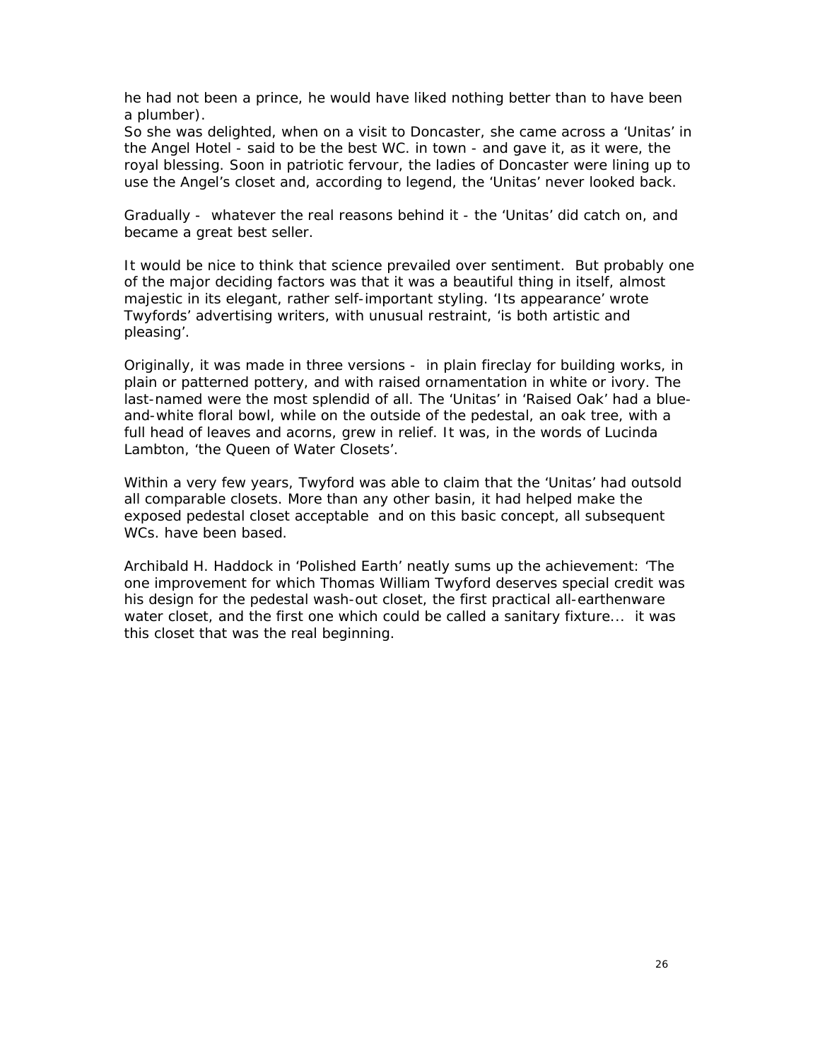he had not been a prince, he would have liked nothing better than to have been a plumber).
So she was delighted, when on a visit to Doncaster, she came across a 'Unitas' in the Angel Hotel - said to be the best WC. in town - and gave it, as it were, the royal blessing. Soon in patriotic fervour, the ladies of Doncaster were lining up to use the Angel's closet and, according to legend, the 'Unitas' never looked back.

Gradually - whatever the real reasons behind it - the 'Unitas' did catch on, and became a great best seller.

It would be nice to think that science prevailed over sentiment. But probably one of the major deciding factors was that it was a beautiful thing in itself, almost majestic in its elegant, rather self-important styling. 'Its appearance' wrote Twyfords' advertising writers, with unusual restraint, 'is both artistic and pleasing'.

Originally, it was made in three versions - in plain fireclay for building works, in plain or patterned pottery, and with raised ornamentation in white or ivory. The last-named were the most splendid of all. The 'Unitas' in 'Raised Oak' had a blue-and-white floral bowl, while on the outside of the pedestal, an oak tree, with a full head of leaves and acorns, grew in relief. It was, in the words of Lucinda Lambton, 'the Queen of Water Closets'.

Within a very few years, Twyford was able to claim that the 'Unitas' had outsold all comparable closets. More than any other basin, it had helped make the exposed pedestal closet acceptable and on this basic concept, all subsequent WCs. have been based.

Archibald H. Haddock in 'Polished Earth' neatly sums up the achievement: 'The one improvement for which Thomas William Twyford deserves special credit was his design for the pedestal wash-out closet, the first practical all-earthenware water closet, and the first one which could be called a sanitary fixture... it was this closet that was the real beginning.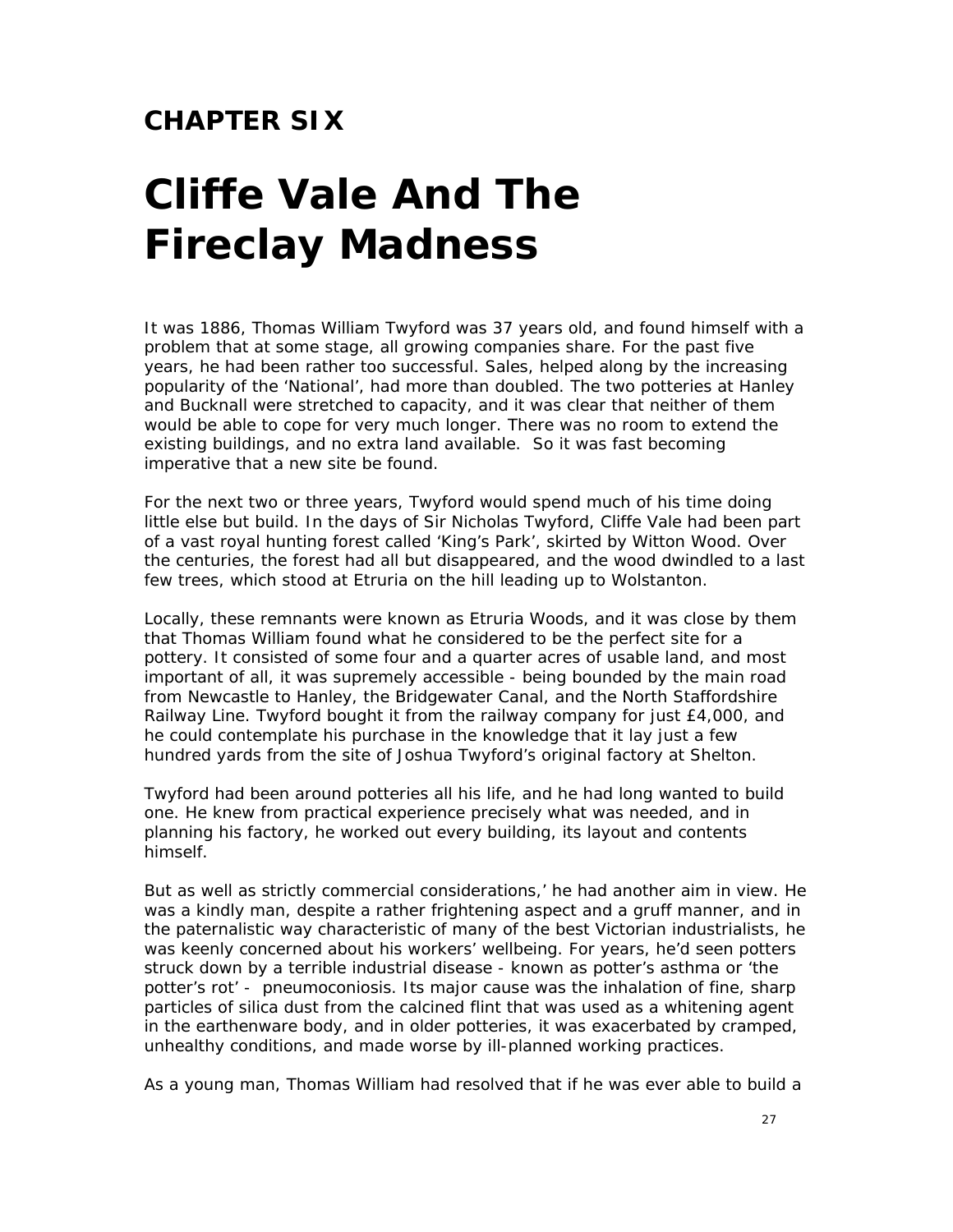## CHAPTER SIX

# Cliffe Vale And The Fireclay Madness

It was 1886, Thomas William Twyford was 37 years old, and found himself with a problem that at some stage, all growing companies share. For the past five years, he had been rather too successful. Sales, helped along by the increasing popularity of the 'National', had more than doubled. The two potteries at Hanley and Bucknall were stretched to capacity, and it was clear that neither of them would be able to cope for very much longer. There was no room to extend the existing buildings, and no extra land available. So it was fast becoming imperative that a new site be found.

For the next two or three years, Twyford would spend much of his time doing little else but build. In the days of Sir Nicholas Twyford, Cliffe Vale had been part of a vast royal hunting forest called 'King's Park', skirted by Witton Wood. Over the centuries, the forest had all but disappeared, and the wood dwindled to a last few trees, which stood at Etruria on the hill leading up to Wolstanton.

Locally, these remnants were known as Etruria Woods, and it was close by them that Thomas William found what he considered to be the perfect site for a pottery. It consisted of some four and a quarter acres of usable land, and most important of all, it was supremely accessible - being bounded by the main road from Newcastle to Hanley, the Bridgewater Canal, and the North Staffordshire Railway Line. Twyford bought it from the railway company for just £4,000, and he could contemplate his purchase in the knowledge that it lay just a few hundred yards from the site of Joshua Twyford's original factory at Shelton.

Twyford had been around potteries all his life, and he had long wanted to build one. He knew from practical experience precisely what was needed, and in planning his factory, he worked out every building, its layout and contents himself.

But as well as strictly commercial considerations,' he had another aim in view. He was a kindly man, despite a rather frightening aspect and a gruff manner, and in the paternalistic way characteristic of many of the best Victorian industrialists, he was keenly concerned about his workers' wellbeing. For years, he'd seen potters struck down by a terrible industrial disease - known as potter's asthma or 'the potter's rot' - pneumoconiosis. Its major cause was the inhalation of fine, sharp particles of silica dust from the calcined flint that was used as a whitening agent in the earthenware body, and in older potteries, it was exacerbated by cramped, unhealthy conditions, and made worse by ill-planned working practices.

As a young man, Thomas William had resolved that if he was ever able to build a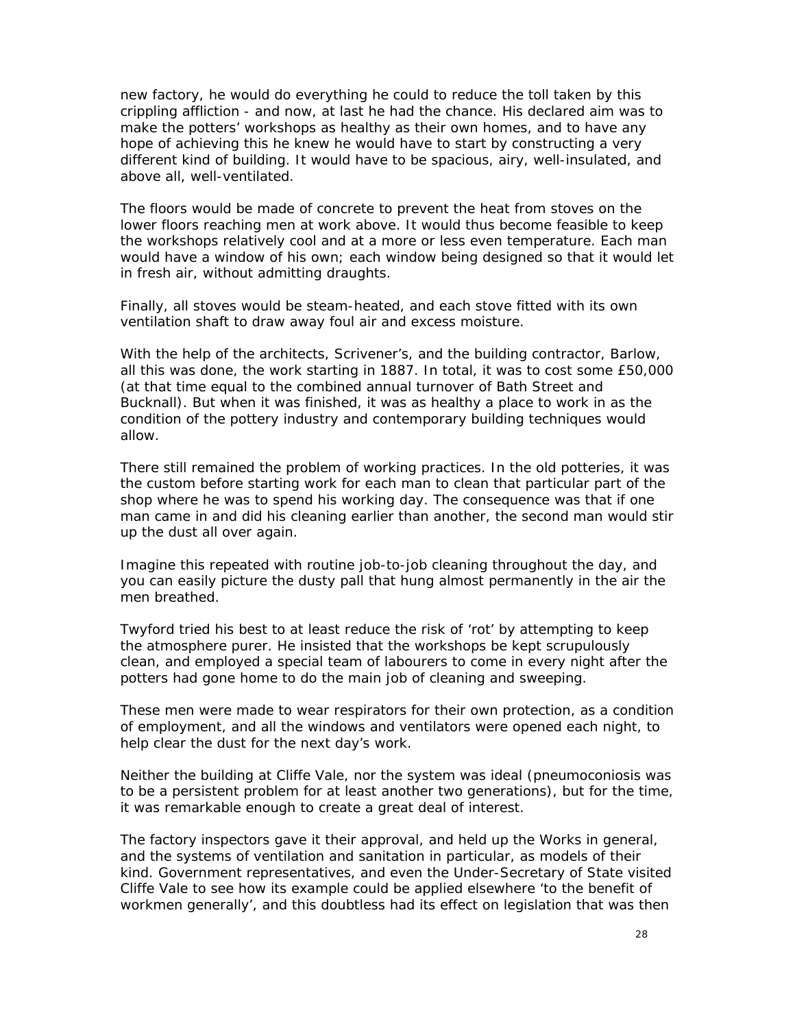new factory, he would do everything he could to reduce the toll taken by this crippling affliction - and now, at last he had the chance. His declared aim was to make the potters' workshops as healthy as their own homes, and to have any hope of achieving this he knew he would have to start by constructing a very different kind of building. It would have to be spacious, airy, well-insulated, and above all, well-ventilated.

The floors would be made of concrete to prevent the heat from stoves on the lower floors reaching men at work above. It would thus become feasible to keep the workshops relatively cool and at a more or less even temperature. Each man would have a window of his own; each window being designed so that it would let in fresh air, without admitting draughts.

Finally, all stoves would be steam-heated, and each stove fitted with its own ventilation shaft to draw away foul air and excess moisture.

With the help of the architects, Scrivener's, and the building contractor, Barlow, all this was done, the work starting in 1887. In total, it was to cost some £50,000 (at that time equal to the combined annual turnover of Bath Street and Bucknall). But when it was finished, it was as healthy a place to work in as the condition of the pottery industry and contemporary building techniques would allow.

There still remained the problem of working practices. In the old potteries, it was the custom before starting work for each man to clean that particular part of the shop where he was to spend his working day. The consequence was that if one man came in and did his cleaning earlier than another, the second man would stir up the dust all over again.

Imagine this repeated with routine job-to-job cleaning throughout the day, and you can easily picture the dusty pall that hung almost permanently in the air the men breathed.

Twyford tried his best to at least reduce the risk of 'rot' by attempting to keep the atmosphere purer. He insisted that the workshops be kept scrupulously clean, and employed a special team of labourers to come in every night after the potters had gone home to do the main job of cleaning and sweeping.

These men were made to wear respirators for their own protection, as a condition of employment, and all the windows and ventilators were opened each night, to help clear the dust for the next day's work.

Neither the building at Cliffe Vale, nor the system was ideal (pneumoconiosis was to be a persistent problem for at least another two generations), but for the time, it was remarkable enough to create a great deal of interest.

The factory inspectors gave it their approval, and held up the Works in general, and the systems of ventilation and sanitation in particular, as models of their kind. Government representatives, and even the Under-Secretary of State visited Cliffe Vale to see how its example could be applied elsewhere 'to the benefit of workmen generally', and this doubtless had its effect on legislation that was then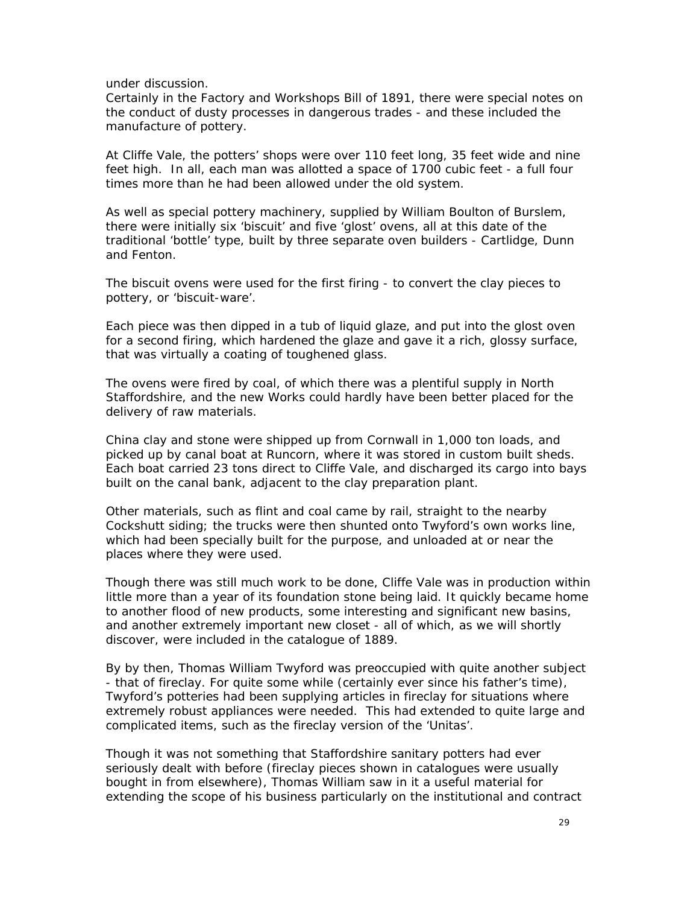under discussion.
Certainly in the Factory and Workshops Bill of 1891, there were special notes on the conduct of dusty processes in dangerous trades - and these included the manufacture of pottery.

At Cliffe Vale, the potters' shops were over 110 feet long, 35 feet wide and nine feet high. In all, each man was allotted a space of 1700 cubic feet - a full four times more than he had been allowed under the old system.

As well as special pottery machinery, supplied by William Boulton of Burslem, there were initially six 'biscuit' and five 'glost' ovens, all at this date of the traditional 'bottle' type, built by three separate oven builders - Cartlidge, Dunn and Fenton.

The biscuit ovens were used for the first firing - to convert the clay pieces to pottery, or 'biscuit-ware'.

Each piece was then dipped in a tub of liquid glaze, and put into the glost oven for a second firing, which hardened the glaze and gave it a rich, glossy surface, that was virtually a coating of toughened glass.

The ovens were fired by coal, of which there was a plentiful supply in North Staffordshire, and the new Works could hardly have been better placed for the delivery of raw materials.

China clay and stone were shipped up from Cornwall in 1,000 ton loads, and picked up by canal boat at Runcorn, where it was stored in custom built sheds. Each boat carried 23 tons direct to Cliffe Vale, and discharged its cargo into bays built on the canal bank, adjacent to the clay preparation plant.

Other materials, such as flint and coal came by rail, straight to the nearby Cockshutt siding; the trucks were then shunted onto Twyford's own works line, which had been specially built for the purpose, and unloaded at or near the places where they were used.

Though there was still much work to be done, Cliffe Vale was in production within little more than a year of its foundation stone being laid. It quickly became home to another flood of new products, some interesting and significant new basins, and another extremely important new closet - all of which, as we will shortly discover, were included in the catalogue of 1889.

By by then, Thomas William Twyford was preoccupied with quite another subject - that of fireclay. For quite some while (certainly ever since his father's time), Twyford's potteries had been supplying articles in fireclay for situations where extremely robust appliances were needed. This had extended to quite large and complicated items, such as the fireclay version of the 'Unitas'.

Though it was not something that Staffordshire sanitary potters had ever seriously dealt with before (fireclay pieces shown in catalogues were usually bought in from elsewhere), Thomas William saw in it a useful material for extending the scope of his business particularly on the institutional and contract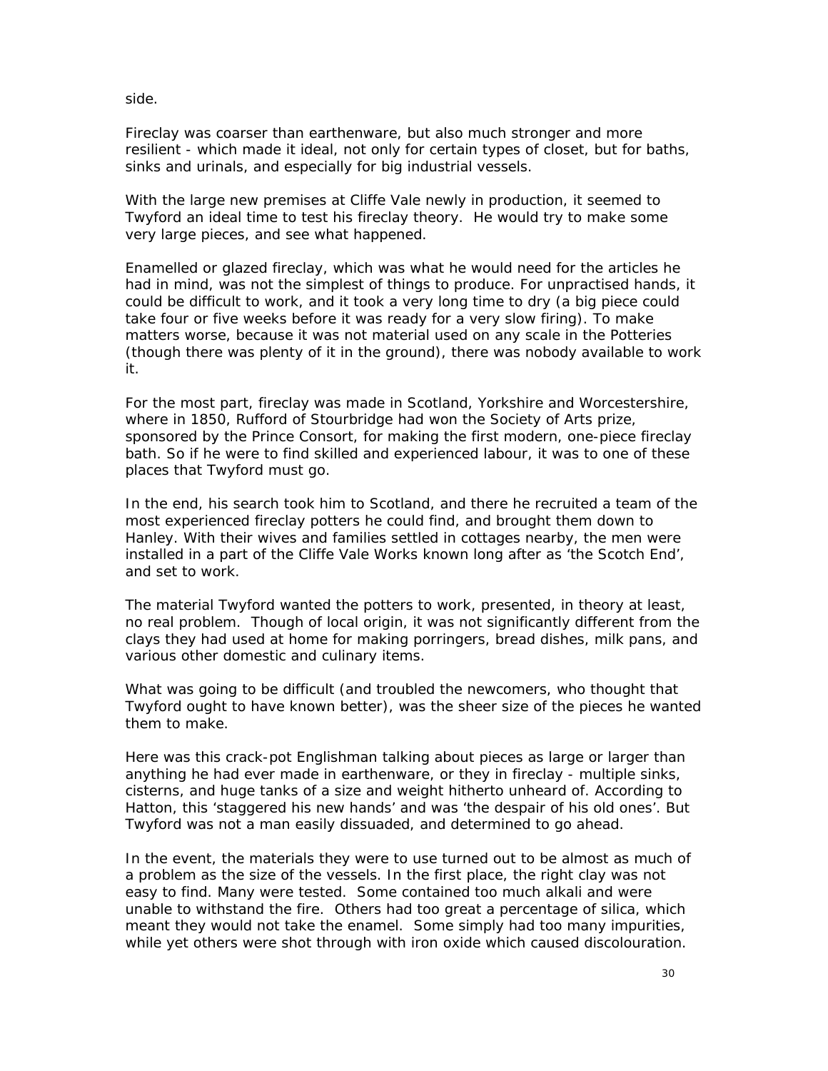side.

Fireclay was coarser than earthenware, but also much stronger and more resilient - which made it ideal, not only for certain types of closet, but for baths, sinks and urinals, and especially for big industrial vessels.

With the large new premises at Cliffe Vale newly in production, it seemed to Twyford an ideal time to test his fireclay theory. He would try to make some very large pieces, and see what happened.

Enamelled or glazed fireclay, which was what he would need for the articles he had in mind, was not the simplest of things to produce. For unpractised hands, it could be difficult to work, and it took a very long time to dry (a big piece could take four or five weeks before it was ready for a very slow firing). To make matters worse, because it was not material used on any scale in the Potteries (though there was plenty of it in the ground), there was nobody available to work it.

For the most part, fireclay was made in Scotland, Yorkshire and Worcestershire, where in 1850, Rufford of Stourbridge had won the Society of Arts prize, sponsored by the Prince Consort, for making the first modern, one-piece fireclay bath. So if he were to find skilled and experienced labour, it was to one of these places that Twyford must go.

In the end, his search took him to Scotland, and there he recruited a team of the most experienced fireclay potters he could find, and brought them down to Hanley. With their wives and families settled in cottages nearby, the men were installed in a part of the Cliffe Vale Works known long after as 'the Scotch End', and set to work.

The material Twyford wanted the potters to work, presented, in theory at least, no real problem. Though of local origin, it was not significantly different from the clays they had used at home for making porringers, bread dishes, milk pans, and various other domestic and culinary items.

What was going to be difficult (and troubled the newcomers, who thought that Twyford ought to have known better), was the sheer size of the pieces he wanted them to make.

Here was this crack-pot Englishman talking about pieces as large or larger than anything he had ever made in earthenware, or they in fireclay - multiple sinks, cisterns, and huge tanks of a size and weight hitherto unheard of. According to Hatton, this 'staggered his new hands' and was 'the despair of his old ones'. But Twyford was not a man easily dissuaded, and determined to go ahead.

In the event, the materials they were to use turned out to be almost as much of a problem as the size of the vessels. In the first place, the right clay was not easy to find. Many were tested. Some contained too much alkali and were unable to withstand the fire. Others had too great a percentage of silica, which meant they would not take the enamel. Some simply had too many impurities, while yet others were shot through with iron oxide which caused discolouration.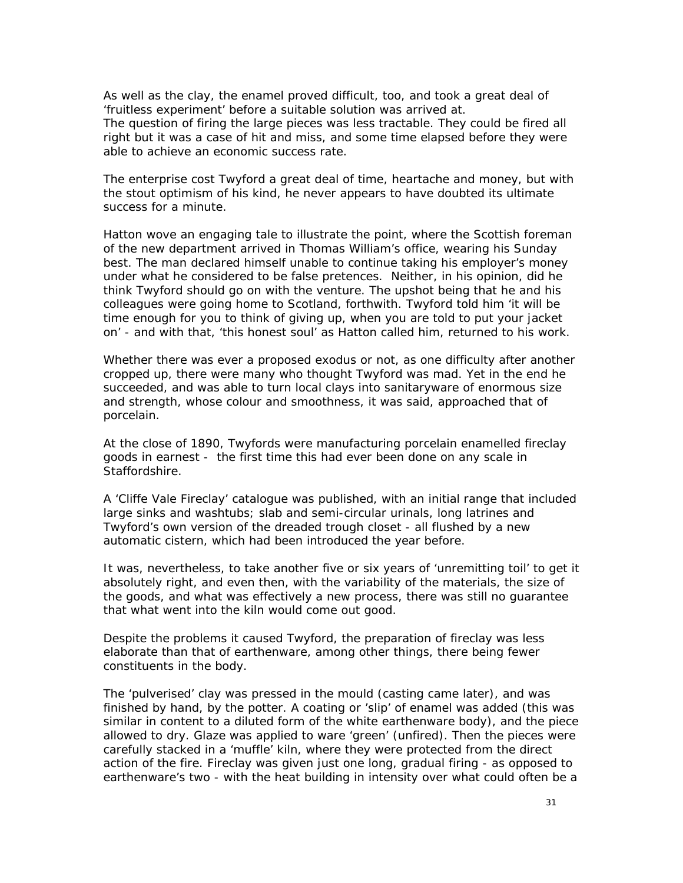As well as the clay, the enamel proved difficult, too, and took a great deal of 'fruitless experiment' before a suitable solution was arrived at.
The question of firing the large pieces was less tractable. They could be fired all right but it was a case of hit and miss, and some time elapsed before they were able to achieve an economic success rate.

The enterprise cost Twyford a great deal of time, heartache and money, but with the stout optimism of his kind, he never appears to have doubted its ultimate success for a minute.

Hatton wove an engaging tale to illustrate the point, where the Scottish foreman of the new department arrived in Thomas William's office, wearing his Sunday best. The man declared himself unable to continue taking his employer's money under what he considered to be false pretences. Neither, in his opinion, did he think Twyford should go on with the venture. The upshot being that he and his colleagues were going home to Scotland, forthwith. Twyford told him 'it will be time enough for you to think of giving up, when you are told to put your jacket on' - and with that, 'this honest soul' as Hatton called him, returned to his work.

Whether there was ever a proposed exodus or not, as one difficulty after another cropped up, there were many who thought Twyford was mad. Yet in the end he succeeded, and was able to turn local clays into sanitaryware of enormous size and strength, whose colour and smoothness, it was said, approached that of porcelain.

At the close of 1890, Twyfords were manufacturing porcelain enamelled fireclay goods in earnest - the first time this had ever been done on any scale in Staffordshire.

A 'Cliffe Vale Fireclay' catalogue was published, with an initial range that included large sinks and washtubs; slab and semi-circular urinals, long latrines and Twyford's own version of the dreaded trough closet - all flushed by a new automatic cistern, which had been introduced the year before.

It was, nevertheless, to take another five or six years of 'unremitting toil' to get it absolutely right, and even then, with the variability of the materials, the size of the goods, and what was effectively a new process, there was still no guarantee that what went into the kiln would come out good.

Despite the problems it caused Twyford, the preparation of fireclay was less elaborate than that of earthenware, among other things, there being fewer constituents in the body.

The 'pulverised' clay was pressed in the mould (casting came later), and was finished by hand, by the potter. A coating or 'slip' of enamel was added (this was similar in content to a diluted form of the white earthenware body), and the piece allowed to dry. Glaze was applied to ware 'green' (unfired). Then the pieces were carefully stacked in a 'muffle' kiln, where they were protected from the direct action of the fire. Fireclay was given just one long, gradual firing - as opposed to earthenware's two - with the heat building in intensity over what could often be a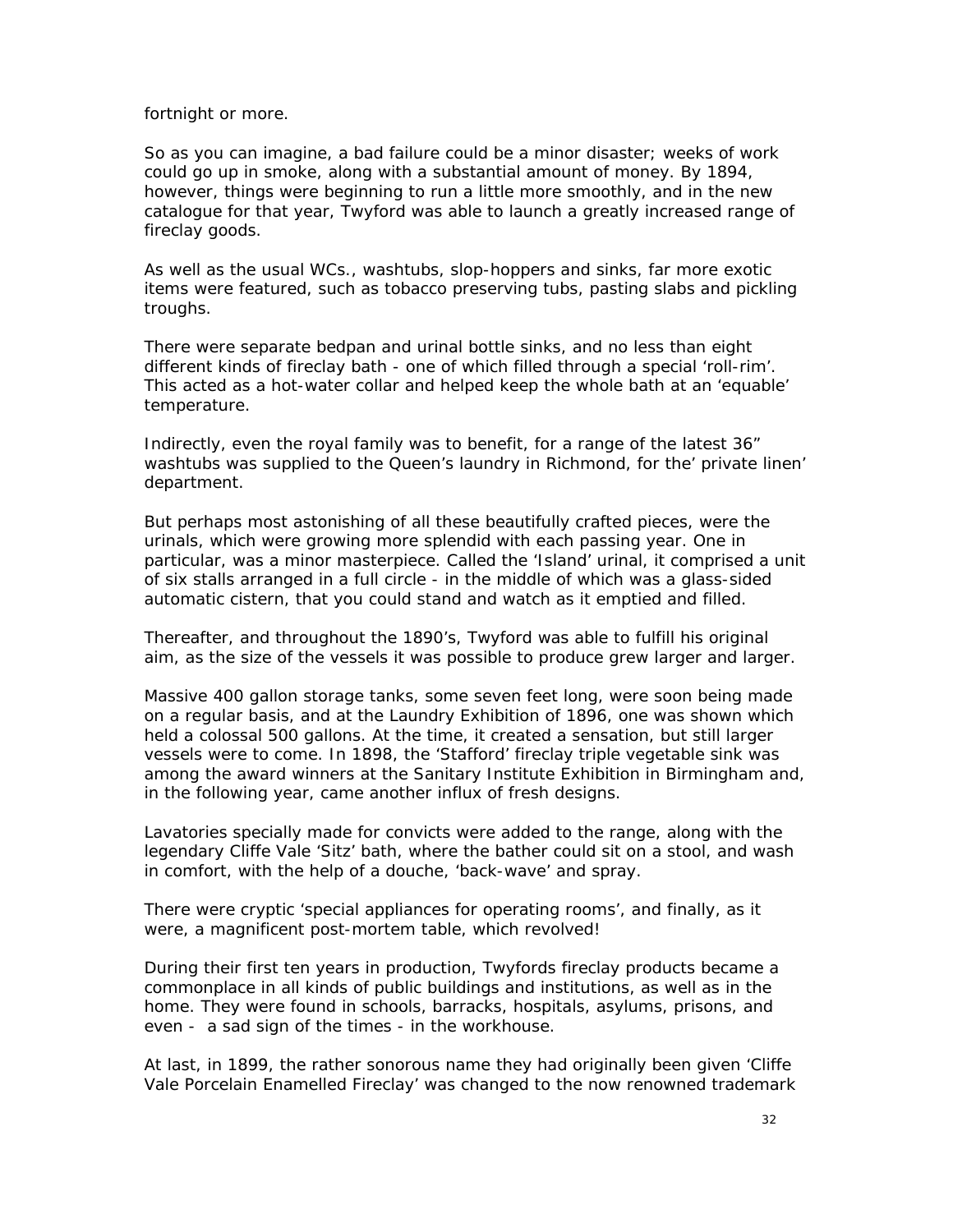fortnight or more.

So as you can imagine, a bad failure could be a minor disaster; weeks of work could go up in smoke, along with a substantial amount of money. By 1894, however, things were beginning to run a little more smoothly, and in the new catalogue for that year, Twyford was able to launch a greatly increased range of fireclay goods.

As well as the usual WCs., washtubs, slop-hoppers and sinks, far more exotic items were featured, such as tobacco preserving tubs, pasting slabs and pickling troughs.

There were separate bedpan and urinal bottle sinks, and no less than eight different kinds of fireclay bath - one of which filled through a special 'roll-rim'. This acted as a hot-water collar and helped keep the whole bath at an 'equable' temperature.

Indirectly, even the royal family was to benefit, for a range of the latest 36" washtubs was supplied to the Queen's laundry in Richmond, for the' private linen' department.

But perhaps most astonishing of all these beautifully crafted pieces, were the urinals, which were growing more splendid with each passing year. One in particular, was a minor masterpiece. Called the 'Island' urinal, it comprised a unit of six stalls arranged in a full circle - in the middle of which was a glass-sided automatic cistern, that you could stand and watch as it emptied and filled.

Thereafter, and throughout the 1890's, Twyford was able to fulfill his original aim, as the size of the vessels it was possible to produce grew larger and larger.

Massive 400 gallon storage tanks, some seven feet long, were soon being made on a regular basis, and at the Laundry Exhibition of 1896, one was shown which held a colossal 500 gallons. At the time, it created a sensation, but still larger vessels were to come. In 1898, the 'Stafford' fireclay triple vegetable sink was among the award winners at the Sanitary Institute Exhibition in Birmingham and, in the following year, came another influx of fresh designs.

Lavatories specially made for convicts were added to the range, along with the legendary Cliffe Vale 'Sitz' bath, where the bather could sit on a stool, and wash in comfort, with the help of a douche, 'back-wave' and spray.

There were cryptic 'special appliances for operating rooms', and finally, as it were, a magnificent post-mortem table, which revolved!

During their first ten years in production, Twyfords fireclay products became a commonplace in all kinds of public buildings and institutions, as well as in the home. They were found in schools, barracks, hospitals, asylums, prisons, and even - a sad sign of the times - in the workhouse.

At last, in 1899, the rather sonorous name they had originally been given 'Cliffe Vale Porcelain Enamelled Fireclay' was changed to the now renowned trademark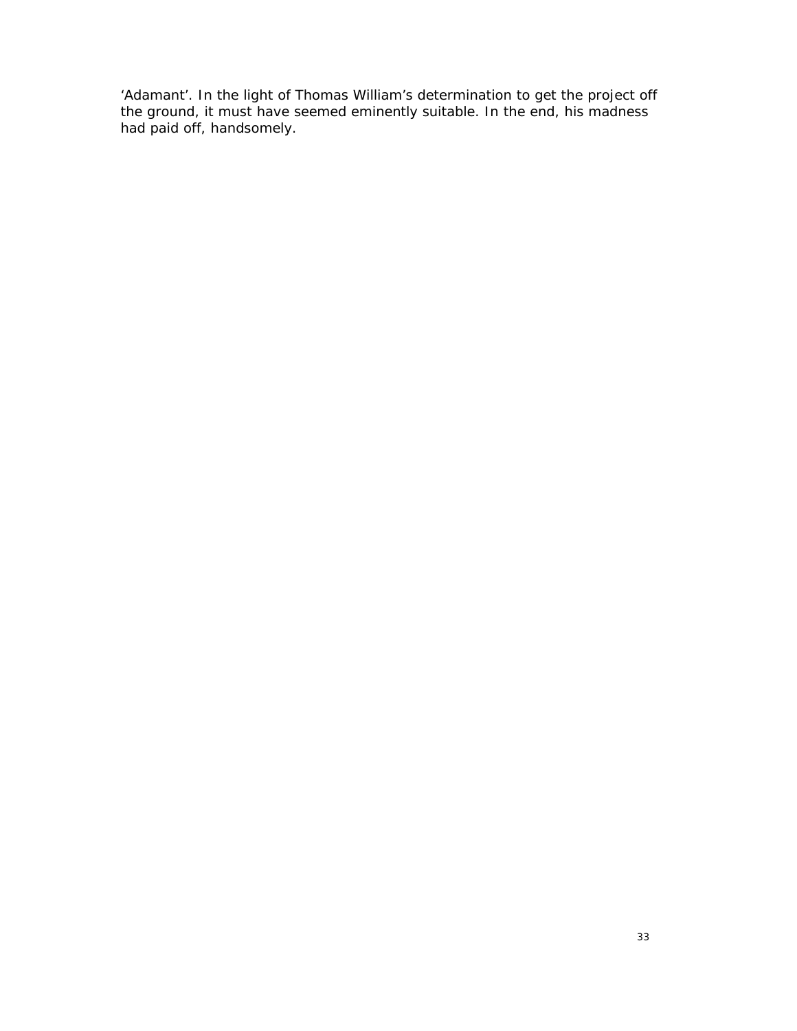'Adamant'. In the light of Thomas William's determination to get the project off the ground, it must have seemed eminently suitable. In the end, his madness had paid off, handsomely.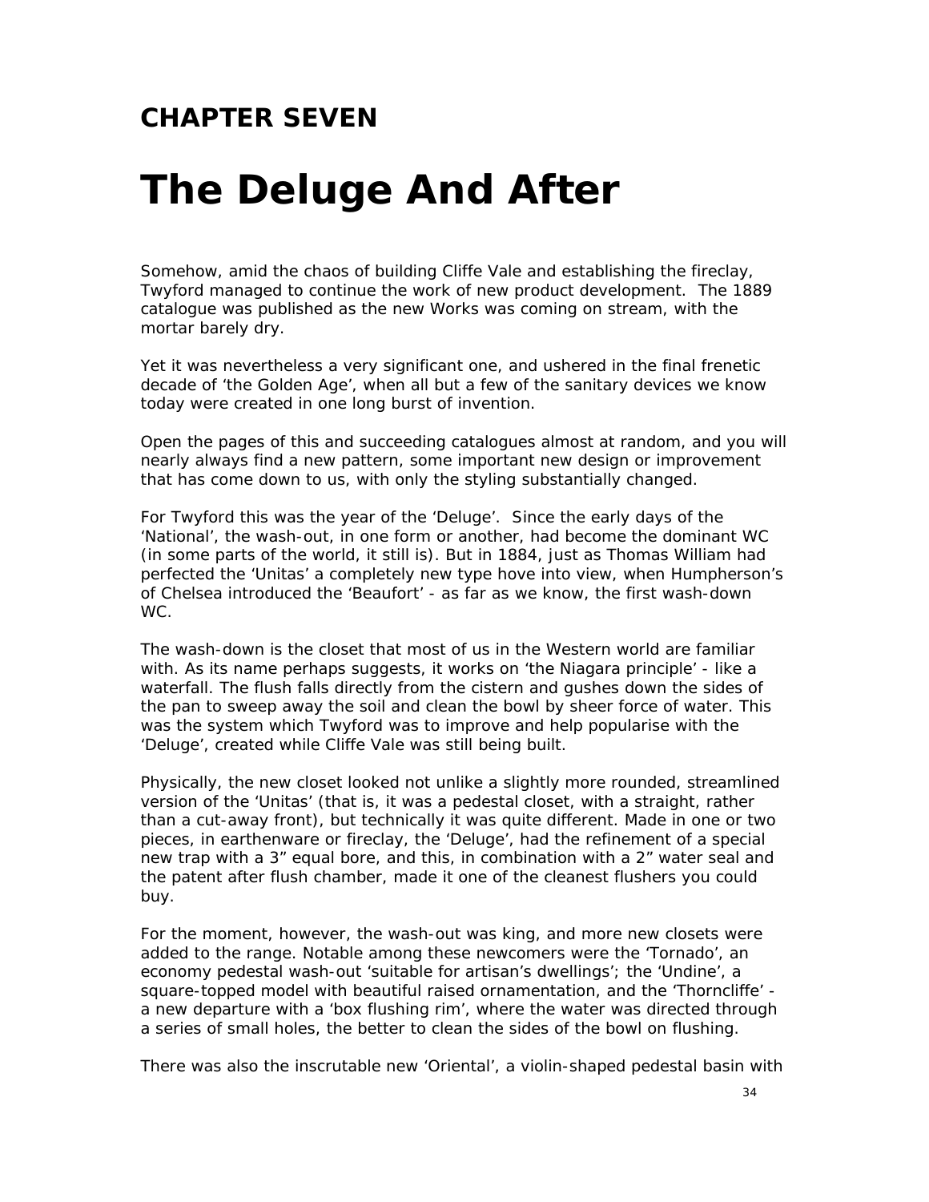## CHAPTER SEVEN

# The Deluge And After

Somehow, amid the chaos of building Cliffe Vale and establishing the fireclay, Twyford managed to continue the work of new product development. The 1889 catalogue was published as the new Works was coming on stream, with the mortar barely dry.

Yet it was nevertheless a very significant one, and ushered in the final frenetic decade of 'the Golden Age', when all but a few of the sanitary devices we know today were created in one long burst of invention.

Open the pages of this and succeeding catalogues almost at random, and you will nearly always find a new pattern, some important new design or improvement that has come down to us, with only the styling substantially changed.

For Twyford this was the year of the 'Deluge'. Since the early days of the 'National', the wash-out, in one form or another, had become the dominant WC (in some parts of the world, it still is). But in 1884, just as Thomas William had perfected the 'Unitas' a completely new type hove into view, when Humpherson's of Chelsea introduced the 'Beaufort' - as far as we know, the first wash-down WC.

The wash-down is the closet that most of us in the Western world are familiar with. As its name perhaps suggests, it works on 'the Niagara principle' - like a waterfall. The flush falls directly from the cistern and gushes down the sides of the pan to sweep away the soil and clean the bowl by sheer force of water. This was the system which Twyford was to improve and help popularise with the 'Deluge', created while Cliffe Vale was still being built.

Physically, the new closet looked not unlike a slightly more rounded, streamlined version of the 'Unitas' (that is, it was a pedestal closet, with a straight, rather than a cut-away front), but technically it was quite different. Made in one or two pieces, in earthenware or fireclay, the 'Deluge', had the refinement of a special new trap with a 3" equal bore, and this, in combination with a 2" water seal and the patent after flush chamber, made it one of the cleanest flushers you could buy.

For the moment, however, the wash-out was king, and more new closets were added to the range. Notable among these newcomers were the 'Tornado', an economy pedestal wash-out 'suitable for artisan's dwellings'; the 'Undine', a square-topped model with beautiful raised ornamentation, and the 'Thorncliffe' - a new departure with a 'box flushing rim', where the water was directed through a series of small holes, the better to clean the sides of the bowl on flushing.

There was also the inscrutable new 'Oriental', a violin-shaped pedestal basin with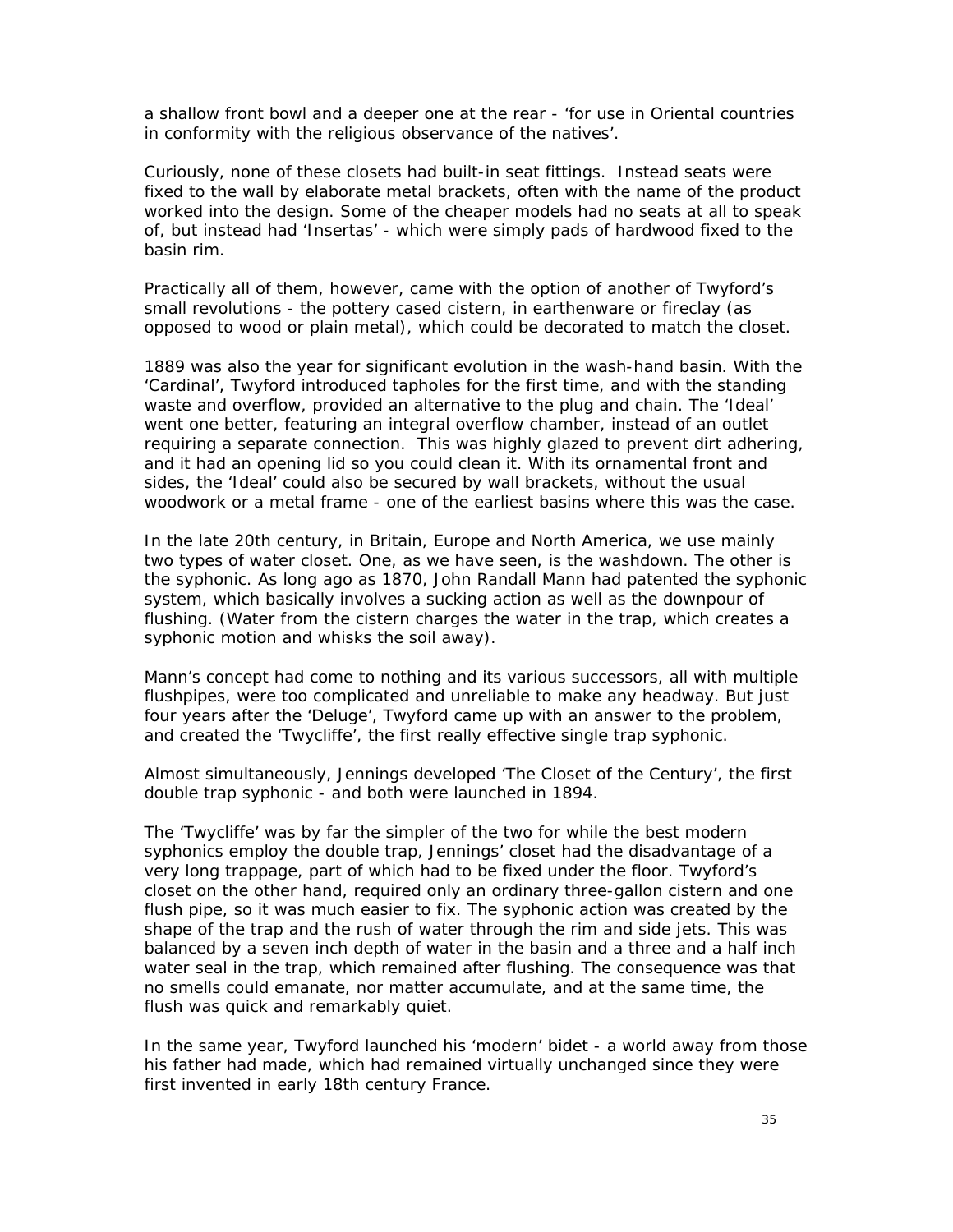a shallow front bowl and a deeper one at the rear - 'for use in Oriental countries in conformity with the religious observance of the natives'.

Curiously, none of these closets had built-in seat fittings. Instead seats were fixed to the wall by elaborate metal brackets, often with the name of the product worked into the design. Some of the cheaper models had no seats at all to speak of, but instead had 'Insertas' - which were simply pads of hardwood fixed to the basin rim.

Practically all of them, however, came with the option of another of Twyford's small revolutions - the pottery cased cistern, in earthenware or fireclay (as opposed to wood or plain metal), which could be decorated to match the closet.

1889 was also the year for significant evolution in the wash-hand basin. With the 'Cardinal', Twyford introduced tapholes for the first time, and with the standing waste and overflow, provided an alternative to the plug and chain. The 'Ideal' went one better, featuring an integral overflow chamber, instead of an outlet requiring a separate connection. This was highly glazed to prevent dirt adhering, and it had an opening lid so you could clean it. With its ornamental front and sides, the 'Ideal' could also be secured by wall brackets, without the usual woodwork or a metal frame - one of the earliest basins where this was the case.

In the late 20th century, in Britain, Europe and North America, we use mainly two types of water closet. One, as we have seen, is the washdown. The other is the syphonic. As long ago as 1870, John Randall Mann had patented the syphonic system, which basically involves a sucking action as well as the downpour of flushing. (Water from the cistern charges the water in the trap, which creates a syphonic motion and whisks the soil away).

Mann's concept had come to nothing and its various successors, all with multiple flushpipes, were too complicated and unreliable to make any headway. But just four years after the 'Deluge', Twyford came up with an answer to the problem, and created the 'Twycliffe', the first really effective single trap syphonic.

Almost simultaneously, Jennings developed 'The Closet of the Century', the first double trap syphonic - and both were launched in 1894.

The 'Twycliffe' was by far the simpler of the two for while the best modern syphonics employ the double trap, Jennings' closet had the disadvantage of a very long trappage, part of which had to be fixed under the floor. Twyford's closet on the other hand, required only an ordinary three-gallon cistern and one flush pipe, so it was much easier to fix. The syphonic action was created by the shape of the trap and the rush of water through the rim and side jets. This was balanced by a seven inch depth of water in the basin and a three and a half inch water seal in the trap, which remained after flushing. The consequence was that no smells could emanate, nor matter accumulate, and at the same time, the flush was quick and remarkably quiet.

In the same year, Twyford launched his 'modern' bidet - a world away from those his father had made, which had remained virtually unchanged since they were first invented in early 18th century France.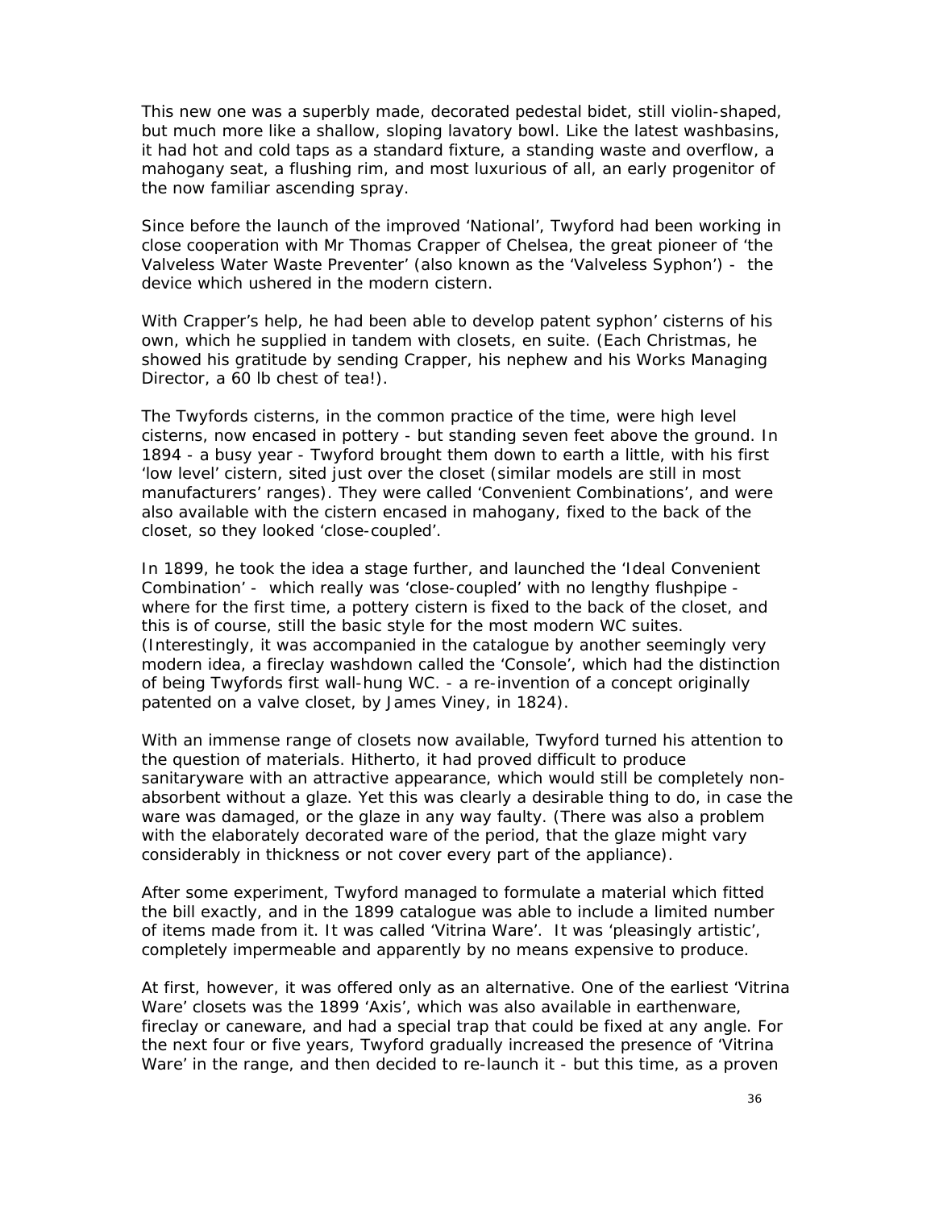This new one was a superbly made, decorated pedestal bidet, still violin-shaped, but much more like a shallow, sloping lavatory bowl. Like the latest washbasins, it had hot and cold taps as a standard fixture, a standing waste and overflow, a mahogany seat, a flushing rim, and most luxurious of all, an early progenitor of the now familiar ascending spray.

Since before the launch of the improved 'National', Twyford had been working in close cooperation with Mr Thomas Crapper of Chelsea, the great pioneer of 'the Valveless Water Waste Preventer' (also known as the 'Valveless Syphon') - the device which ushered in the modern cistern.

With Crapper's help, he had been able to develop patent syphon' cisterns of his own, which he supplied in tandem with closets, en suite. (Each Christmas, he showed his gratitude by sending Crapper, his nephew and his Works Managing Director, a 60 lb chest of tea!).

The Twyfords cisterns, in the common practice of the time, were high level cisterns, now encased in pottery - but standing seven feet above the ground. In 1894 - a busy year - Twyford brought them down to earth a little, with his first 'low level' cistern, sited just over the closet (similar models are still in most manufacturers' ranges). They were called 'Convenient Combinations', and were also available with the cistern encased in mahogany, fixed to the back of the closet, so they looked 'close-coupled'.

In 1899, he took the idea a stage further, and launched the 'Ideal Convenient Combination' - which really was 'close-coupled' with no lengthy flushpipe - where for the first time, a pottery cistern is fixed to the back of the closet, and this is of course, still the basic style for the most modern WC suites. (Interestingly, it was accompanied in the catalogue by another seemingly very modern idea, a fireclay washdown called the 'Console', which had the distinction of being Twyfords first wall-hung WC. - a re-invention of a concept originally patented on a valve closet, by James Viney, in 1824).

With an immense range of closets now available, Twyford turned his attention to the question of materials. Hitherto, it had proved difficult to produce sanitaryware with an attractive appearance, which would still be completely non-absorbent without a glaze. Yet this was clearly a desirable thing to do, in case the ware was damaged, or the glaze in any way faulty. (There was also a problem with the elaborately decorated ware of the period, that the glaze might vary considerably in thickness or not cover every part of the appliance).

After some experiment, Twyford managed to formulate a material which fitted the bill exactly, and in the 1899 catalogue was able to include a limited number of items made from it. It was called 'Vitrina Ware'. It was 'pleasingly artistic', completely impermeable and apparently by no means expensive to produce.

At first, however, it was offered only as an alternative. One of the earliest 'Vitrina Ware' closets was the 1899 'Axis', which was also available in earthenware, fireclay or caneware, and had a special trap that could be fixed at any angle. For the next four or five years, Twyford gradually increased the presence of 'Vitrina Ware' in the range, and then decided to re-launch it - but this time, as a proven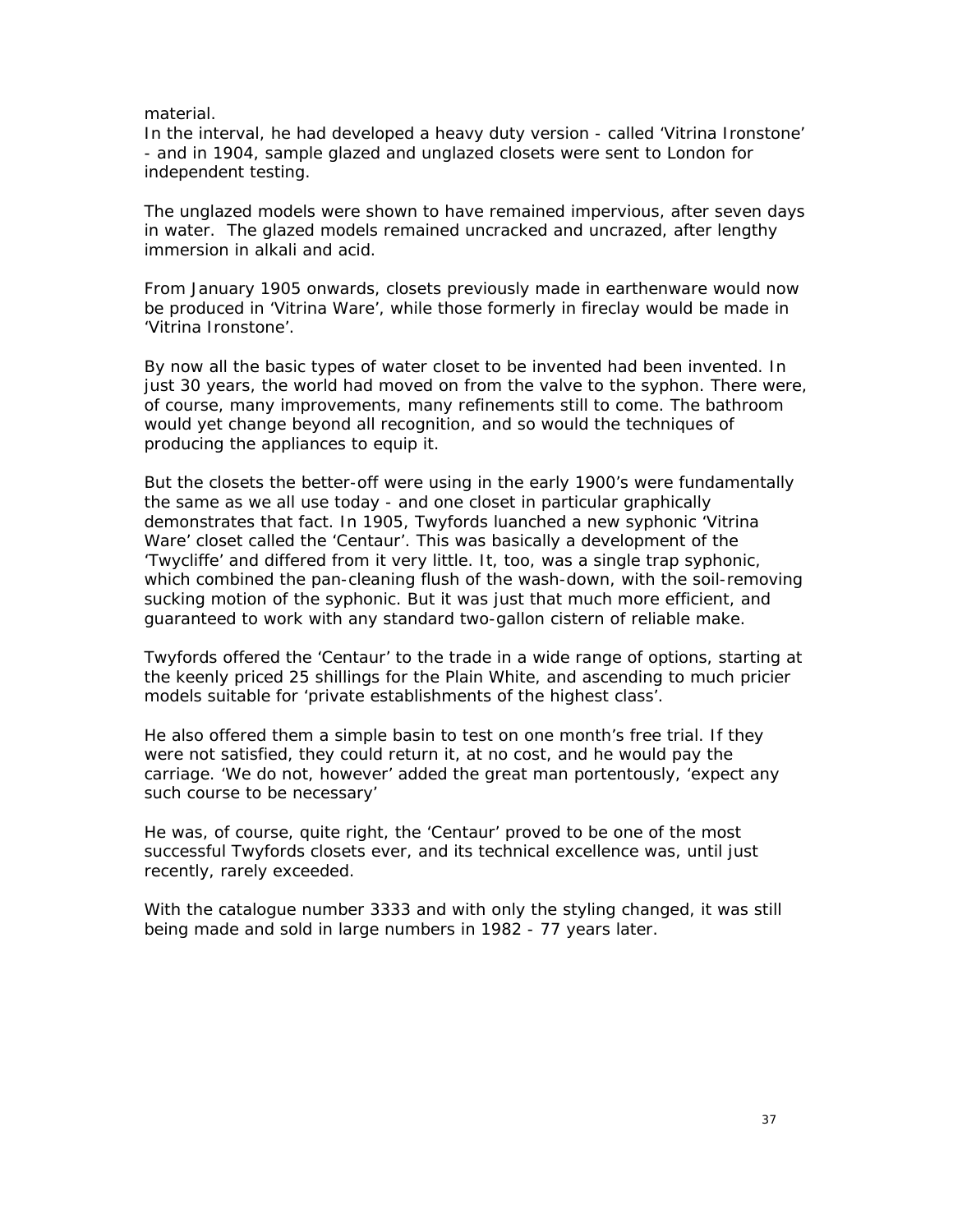material.
In the interval, he had developed a heavy duty version - called 'Vitrina Ironstone' - and in 1904, sample glazed and unglazed closets were sent to London for independent testing.

The unglazed models were shown to have remained impervious, after seven days in water. The glazed models remained uncracked and uncrazed, after lengthy immersion in alkali and acid.

From January 1905 onwards, closets previously made in earthenware would now be produced in 'Vitrina Ware', while those formerly in fireclay would be made in 'Vitrina Ironstone'.

By now all the basic types of water closet to be invented had been invented. In just 30 years, the world had moved on from the valve to the syphon. There were, of course, many improvements, many refinements still to come. The bathroom would yet change beyond all recognition, and so would the techniques of producing the appliances to equip it.

But the closets the better-off were using in the early 1900's were fundamentally the same as we all use today - and one closet in particular graphically demonstrates that fact. In 1905, Twyfords luanched a new syphonic 'Vitrina Ware' closet called the 'Centaur'. This was basically a development of the 'Twycliffe' and differed from it very little. It, too, was a single trap syphonic, which combined the pan-cleaning flush of the wash-down, with the soil-removing sucking motion of the syphonic. But it was just that much more efficient, and guaranteed to work with any standard two-gallon cistern of reliable make.

Twyfords offered the 'Centaur' to the trade in a wide range of options, starting at the keenly priced 25 shillings for the Plain White, and ascending to much pricier models suitable for 'private establishments of the highest class'.

He also offered them a simple basin to test on one month's free trial. If they were not satisfied, they could return it, at no cost, and he would pay the carriage. 'We do not, however' added the great man portentously, 'expect any such course to be necessary'

He was, of course, quite right, the 'Centaur' proved to be one of the most successful Twyfords closets ever, and its technical excellence was, until just recently, rarely exceeded.

With the catalogue number 3333 and with only the styling changed, it was still being made and sold in large numbers in 1982 - 77 years later.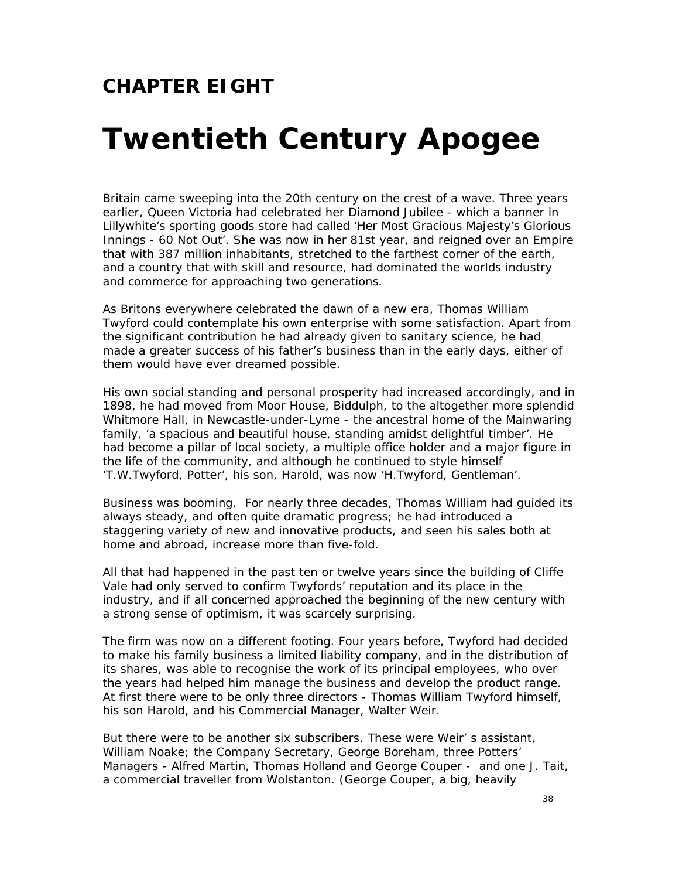## CHAPTER EIGHT

# Twentieth Century Apogee

Britain came sweeping into the 20th century on the crest of a wave. Three years earlier, Queen Victoria had celebrated her Diamond Jubilee - which a banner in Lillywhite's sporting goods store had called 'Her Most Gracious Majesty's Glorious Innings - 60 Not Out'. She was now in her 81st year, and reigned over an Empire that with 387 million inhabitants, stretched to the farthest corner of the earth, and a country that with skill and resource, had dominated the worlds industry and commerce for approaching two generations.

As Britons everywhere celebrated the dawn of a new era, Thomas William Twyford could contemplate his own enterprise with some satisfaction. Apart from the significant contribution he had already given to sanitary science, he had made a greater success of his father's business than in the early days, either of them would have ever dreamed possible.

His own social standing and personal prosperity had increased accordingly, and in 1898, he had moved from Moor House, Biddulph, to the altogether more splendid Whitmore Hall, in Newcastle-under-Lyme - the ancestral home of the Mainwaring family, 'a spacious and beautiful house, standing amidst delightful timber'. He had become a pillar of local society, a multiple office holder and a major figure in the life of the community, and although he continued to style himself 'T.W.Twyford, Potter', his son, Harold, was now 'H.Twyford, Gentleman'.

Business was booming. For nearly three decades, Thomas William had guided its always steady, and often quite dramatic progress; he had introduced a staggering variety of new and innovative products, and seen his sales both at home and abroad, increase more than five-fold.

All that had happened in the past ten or twelve years since the building of Cliffe Vale had only served to confirm Twyfords' reputation and its place in the industry, and if all concerned approached the beginning of the new century with a strong sense of optimism, it was scarcely surprising.

The firm was now on a different footing. Four years before, Twyford had decided to make his family business a limited liability company, and in the distribution of its shares, was able to recognise the work of its principal employees, who over the years had helped him manage the business and develop the product range. At first there were to be only three directors - Thomas William Twyford himself, his son Harold, and his Commercial Manager, Walter Weir.

But there were to be another six subscribers. These were Weir' s assistant, William Noake; the Company Secretary, George Boreham, three Potters' Managers - Alfred Martin, Thomas Holland and George Couper - and one J. Tait, a commercial traveller from Wolstanton. (George Couper, a big, heavily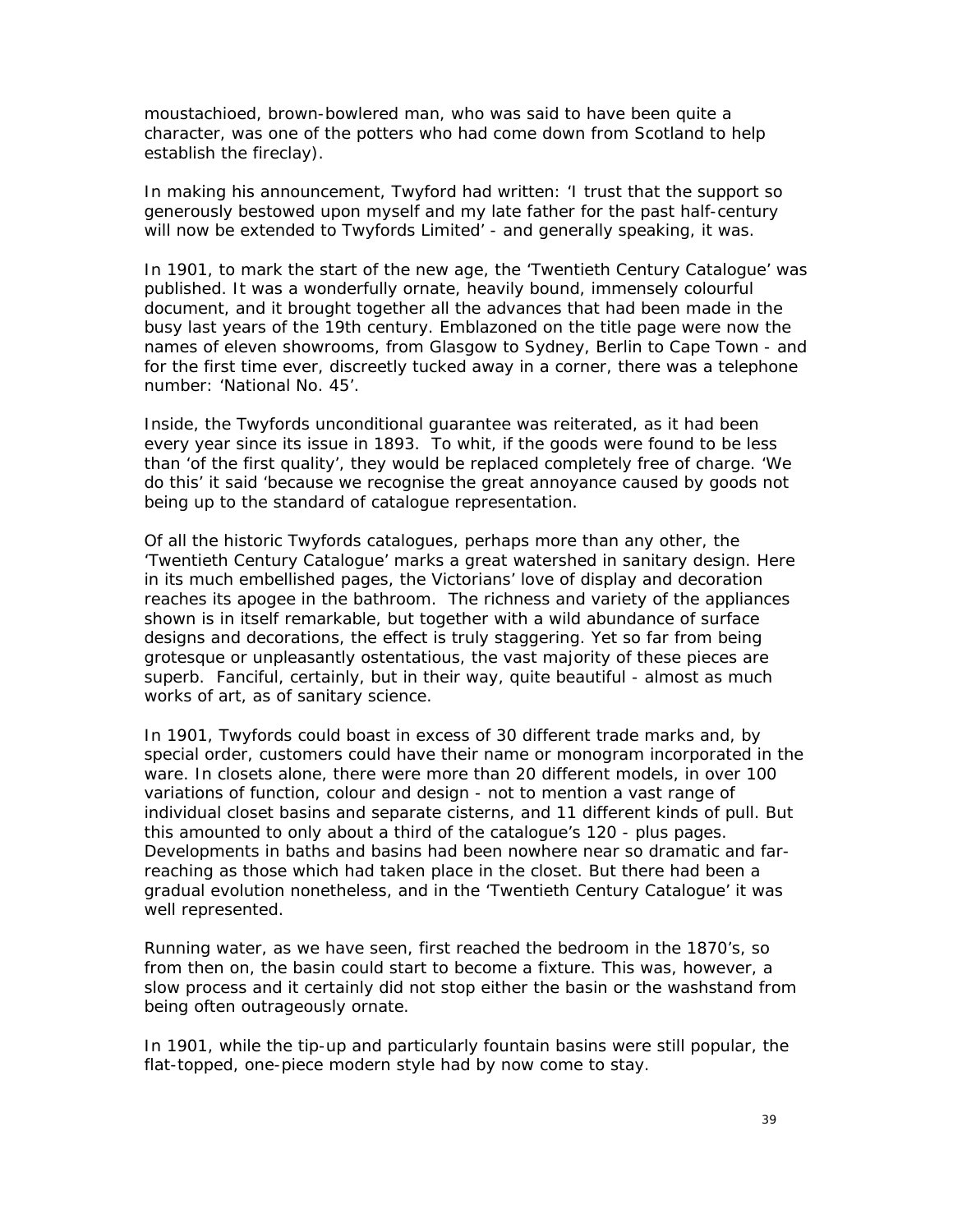moustachioed, brown-bowlered man, who was said to have been quite a character, was one of the potters who had come down from Scotland to help establish the fireclay).

In making his announcement, Twyford had written: 'I trust that the support so generously bestowed upon myself and my late father for the past half-century will now be extended to Twyfords Limited' - and generally speaking, it was.

In 1901, to mark the start of the new age, the 'Twentieth Century Catalogue' was published. It was a wonderfully ornate, heavily bound, immensely colourful document, and it brought together all the advances that had been made in the busy last years of the 19th century. Emblazoned on the title page were now the names of eleven showrooms, from Glasgow to Sydney, Berlin to Cape Town - and for the first time ever, discreetly tucked away in a corner, there was a telephone number: 'National No. 45'.

Inside, the Twyfords unconditional guarantee was reiterated, as it had been every year since its issue in 1893. To whit, if the goods were found to be less than 'of the first quality', they would be replaced completely free of charge. 'We do this' it said 'because we recognise the great annoyance caused by goods not being up to the standard of catalogue representation.

Of all the historic Twyfords catalogues, perhaps more than any other, the 'Twentieth Century Catalogue' marks a great watershed in sanitary design. Here in its much embellished pages, the Victorians' love of display and decoration reaches its apogee in the bathroom. The richness and variety of the appliances shown is in itself remarkable, but together with a wild abundance of surface designs and decorations, the effect is truly staggering. Yet so far from being grotesque or unpleasantly ostentatious, the vast majority of these pieces are superb. Fanciful, certainly, but in their way, quite beautiful - almost as much works of art, as of sanitary science.

In 1901, Twyfords could boast in excess of 30 different trade marks and, by special order, customers could have their name or monogram incorporated in the ware. In closets alone, there were more than 20 different models, in over 100 variations of function, colour and design - not to mention a vast range of individual closet basins and separate cisterns, and 11 different kinds of pull. But this amounted to only about a third of the catalogue's 120 - plus pages. Developments in baths and basins had been nowhere near so dramatic and far-reaching as those which had taken place in the closet. But there had been a gradual evolution nonetheless, and in the 'Twentieth Century Catalogue' it was well represented.

Running water, as we have seen, first reached the bedroom in the 1870's, so from then on, the basin could start to become a fixture. This was, however, a slow process and it certainly did not stop either the basin or the washstand from being often outrageously ornate.

In 1901, while the tip-up and particularly fountain basins were still popular, the flat-topped, one-piece modern style had by now come to stay.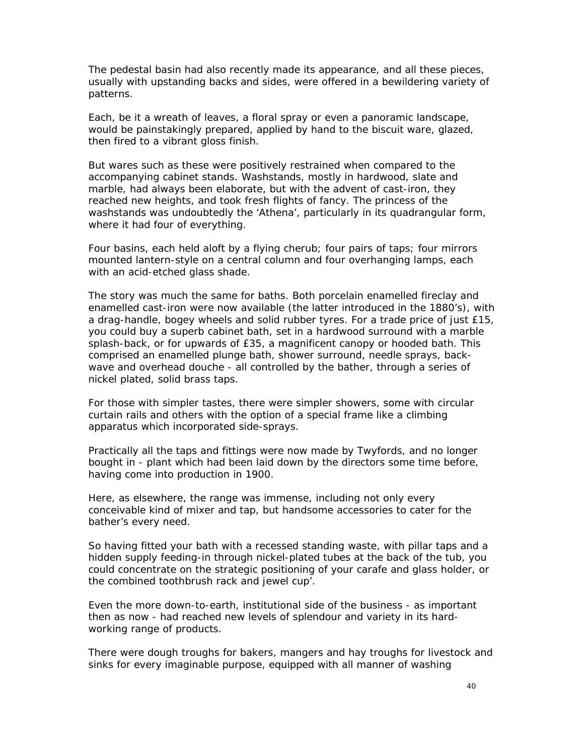The pedestal basin had also recently made its appearance, and all these pieces, usually with upstanding backs and sides, were offered in a bewildering variety of patterns.

Each, be it a wreath of leaves, a floral spray or even a panoramic landscape, would be painstakingly prepared, applied by hand to the biscuit ware, glazed, then fired to a vibrant gloss finish.

But wares such as these were positively restrained when compared to the accompanying cabinet stands. Washstands, mostly in hardwood, slate and marble, had always been elaborate, but with the advent of cast-iron, they reached new heights, and took fresh flights of fancy. The princess of the washstands was undoubtedly the 'Athena', particularly in its quadrangular form, where it had four of everything.

Four basins, each held aloft by a flying cherub; four pairs of taps; four mirrors mounted lantern-style on a central column and four overhanging lamps, each with an acid-etched glass shade.

The story was much the same for baths. Both porcelain enamelled fireclay and enamelled cast-iron were now available (the latter introduced in the 1880's), with a drag-handle, bogey wheels and solid rubber tyres. For a trade price of just £15, you could buy a superb cabinet bath, set in a hardwood surround with a marble splash-back, or for upwards of £35, a magnificent canopy or hooded bath. This comprised an enamelled plunge bath, shower surround, needle sprays, back-wave and overhead douche - all controlled by the bather, through a series of nickel plated, solid brass taps.

For those with simpler tastes, there were simpler showers, some with circular curtain rails and others with the option of a special frame like a climbing apparatus which incorporated side-sprays.

Practically all the taps and fittings were now made by Twyfords, and no longer bought in - plant which had been laid down by the directors some time before, having come into production in 1900.

Here, as elsewhere, the range was immense, including not only every conceivable kind of mixer and tap, but handsome accessories to cater for the bather's every need.

So having fitted your bath with a recessed standing waste, with pillar taps and a hidden supply feeding-in through nickel-plated tubes at the back of the tub, you could concentrate on the strategic positioning of your carafe and glass holder, or the combined toothbrush rack and jewel cup'.

Even the more down-to-earth, institutional side of the business - as important then as now - had reached new levels of splendour and variety in its hard-working range of products.

There were dough troughs for bakers, mangers and hay troughs for livestock and sinks for every imaginable purpose, equipped with all manner of washing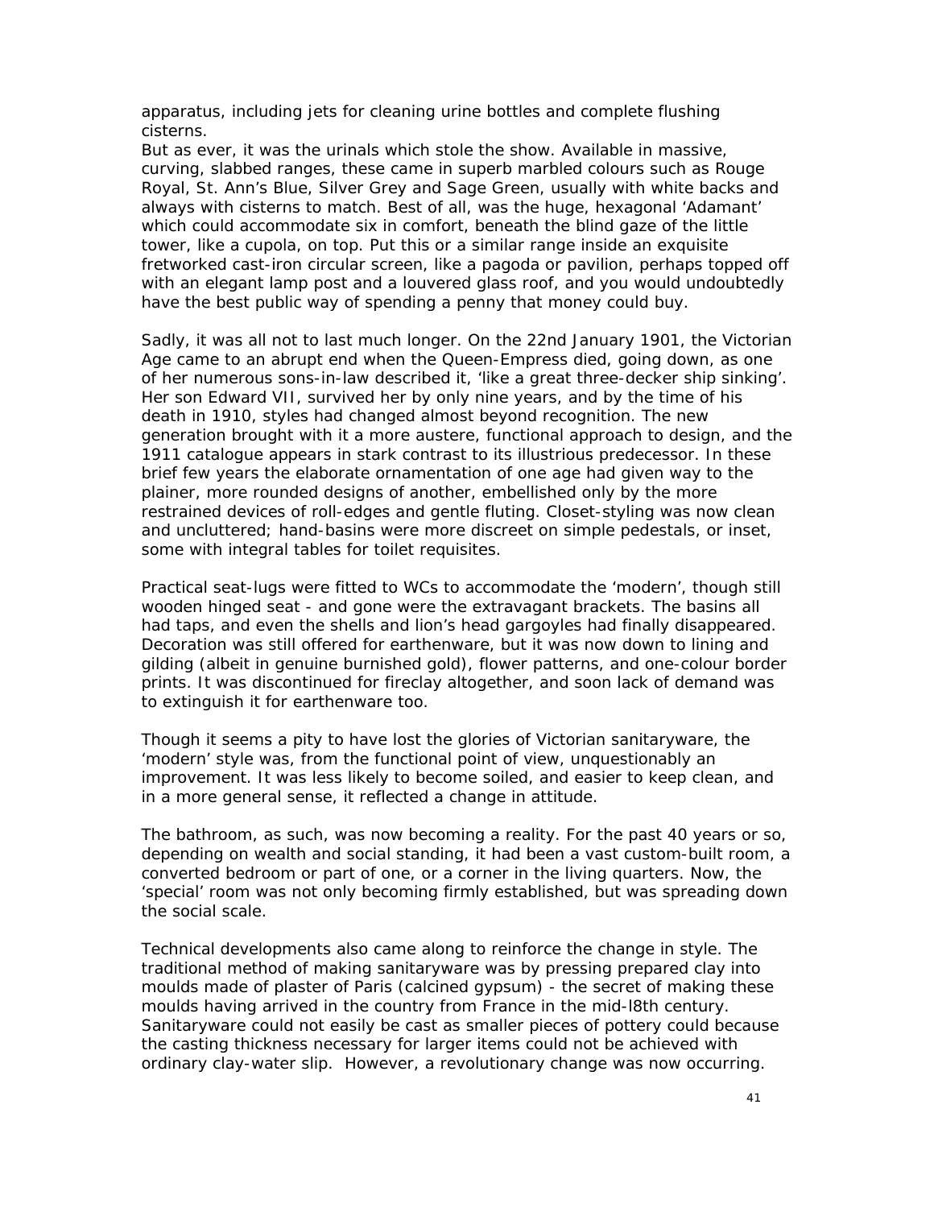apparatus, including jets for cleaning urine bottles and complete flushing cisterns.

But as ever, it was the urinals which stole the show. Available in massive, curving, slabbed ranges, these came in superb marbled colours such as Rouge Royal, St. Ann's Blue, Silver Grey and Sage Green, usually with white backs and always with cisterns to match. Best of all, was the huge, hexagonal 'Adamant' which could accommodate six in comfort, beneath the blind gaze of the little tower, like a cupola, on top. Put this or a similar range inside an exquisite fretworked cast-iron circular screen, like a pagoda or pavilion, perhaps topped off with an elegant lamp post and a louvered glass roof, and you would undoubtedly have the best public way of spending a penny that money could buy.

Sadly, it was all not to last much longer. On the 22nd January 1901, the Victorian Age came to an abrupt end when the Queen-Empress died, going down, as one of her numerous sons-in-law described it, 'like a great three-decker ship sinking'. Her son Edward VII, survived her by only nine years, and by the time of his death in 1910, styles had changed almost beyond recognition. The new generation brought with it a more austere, functional approach to design, and the 1911 catalogue appears in stark contrast to its illustrious predecessor. In these brief few years the elaborate ornamentation of one age had given way to the plainer, more rounded designs of another, embellished only by the more restrained devices of roll-edges and gentle fluting. Closet-styling was now clean and uncluttered; hand-basins were more discreet on simple pedestals, or inset, some with integral tables for toilet requisites.

Practical seat-lugs were fitted to WCs to accommodate the 'modern', though still wooden hinged seat - and gone were the extravagant brackets. The basins all had taps, and even the shells and lion's head gargoyles had finally disappeared. Decoration was still offered for earthenware, but it was now down to lining and gilding (albeit in genuine burnished gold), flower patterns, and one-colour border prints. It was discontinued for fireclay altogether, and soon lack of demand was to extinguish it for earthenware too.

Though it seems a pity to have lost the glories of Victorian sanitaryware, the 'modern' style was, from the functional point of view, unquestionably an improvement. It was less likely to become soiled, and easier to keep clean, and in a more general sense, it reflected a change in attitude.

The bathroom, as such, was now becoming a reality. For the past 40 years or so, depending on wealth and social standing, it had been a vast custom-built room, a converted bedroom or part of one, or a corner in the living quarters. Now, the 'special' room was not only becoming firmly established, but was spreading down the social scale.

Technical developments also came along to reinforce the change in style. The traditional method of making sanitaryware was by pressing prepared clay into moulds made of plaster of Paris (calcined gypsum) - the secret of making these moulds having arrived in the country from France in the mid-l8th century. Sanitaryware could not easily be cast as smaller pieces of pottery could because the casting thickness necessary for larger items could not be achieved with ordinary clay-water slip. However, a revolutionary change was now occurring.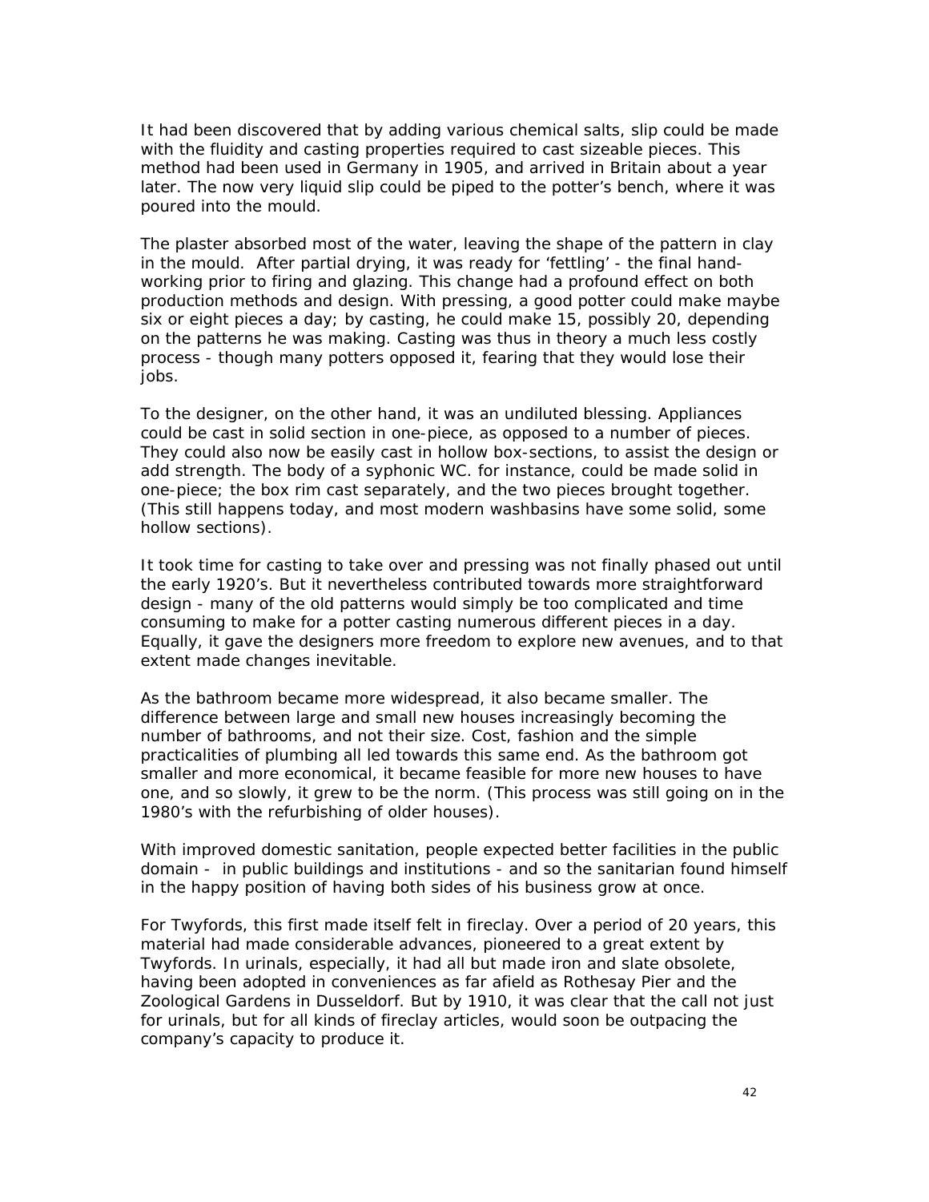It had been discovered that by adding various chemical salts, slip could be made with the fluidity and casting properties required to cast sizeable pieces. This method had been used in Germany in 1905, and arrived in Britain about a year later. The now very liquid slip could be piped to the potter's bench, where it was poured into the mould.

The plaster absorbed most of the water, leaving the shape of the pattern in clay in the mould. After partial drying, it was ready for 'fettling' - the final hand-working prior to firing and glazing. This change had a profound effect on both production methods and design. With pressing, a good potter could make maybe six or eight pieces a day; by casting, he could make 15, possibly 20, depending on the patterns he was making. Casting was thus in theory a much less costly process - though many potters opposed it, fearing that they would lose their jobs.

To the designer, on the other hand, it was an undiluted blessing. Appliances could be cast in solid section in one-piece, as opposed to a number of pieces. They could also now be easily cast in hollow box-sections, to assist the design or add strength. The body of a syphonic WC. for instance, could be made solid in one-piece; the box rim cast separately, and the two pieces brought together. (This still happens today, and most modern washbasins have some solid, some hollow sections).

It took time for casting to take over and pressing was not finally phased out until the early 1920's. But it nevertheless contributed towards more straightforward design - many of the old patterns would simply be too complicated and time consuming to make for a potter casting numerous different pieces in a day. Equally, it gave the designers more freedom to explore new avenues, and to that extent made changes inevitable.

As the bathroom became more widespread, it also became smaller. The difference between large and small new houses increasingly becoming the number of bathrooms, and not their size. Cost, fashion and the simple practicalities of plumbing all led towards this same end. As the bathroom got smaller and more economical, it became feasible for more new houses to have one, and so slowly, it grew to be the norm. (This process was still going on in the 1980's with the refurbishing of older houses).

With improved domestic sanitation, people expected better facilities in the public domain - in public buildings and institutions - and so the sanitarian found himself in the happy position of having both sides of his business grow at once.

For Twyfords, this first made itself felt in fireclay. Over a period of 20 years, this material had made considerable advances, pioneered to a great extent by Twyfords. In urinals, especially, it had all but made iron and slate obsolete, having been adopted in conveniences as far afield as Rothesay Pier and the Zoological Gardens in Dusseldorf. But by 1910, it was clear that the call not just for urinals, but for all kinds of fireclay articles, would soon be outpacing the company's capacity to produce it.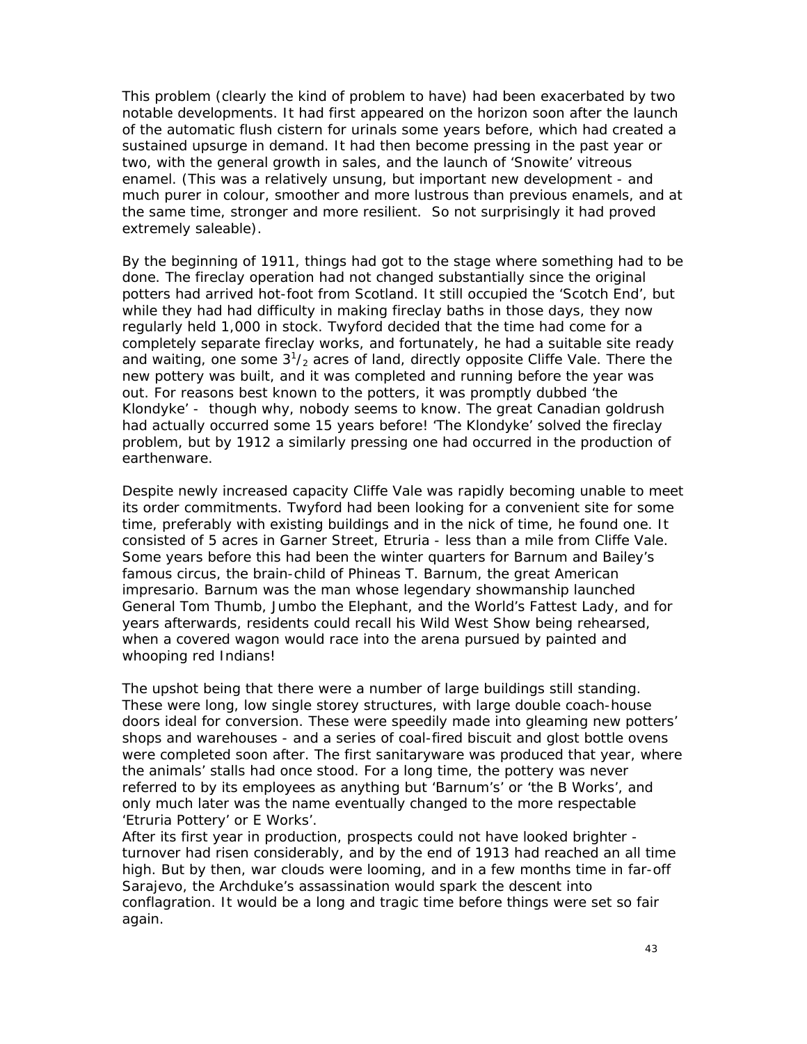This problem (clearly the kind of problem to have) had been exacerbated by two notable developments. It had first appeared on the horizon soon after the launch of the automatic flush cistern for urinals some years before, which had created a sustained upsurge in demand. It had then become pressing in the past year or two, with the general growth in sales, and the launch of 'Snowite' vitreous enamel. (This was a relatively unsung, but important new development - and much purer in colour, smoother and more lustrous than previous enamels, and at the same time, stronger and more resilient. So not surprisingly it had proved extremely saleable).

By the beginning of 1911, things had got to the stage where something had to be done. The fireclay operation had not changed substantially since the original potters had arrived hot-foot from Scotland. It still occupied the 'Scotch End', but while they had had difficulty in making fireclay baths in those days, they now regularly held 1,000 in stock. Twyford decided that the time had come for a completely separate fireclay works, and fortunately, he had a suitable site ready and waiting, one some $3^1/_2$ acres of land, directly opposite Cliffe Vale. There the new pottery was built, and it was completed and running before the year was out. For reasons best known to the potters, it was promptly dubbed 'the Klondyke' - though why, nobody seems to know. The great Canadian goldrush had actually occurred some 15 years before! 'The Klondyke' solved the fireclay problem, but by 1912 a similarly pressing one had occurred in the production of earthenware.

Despite newly increased capacity Cliffe Vale was rapidly becoming unable to meet its order commitments. Twyford had been looking for a convenient site for some time, preferably with existing buildings and in the nick of time, he found one. It consisted of 5 acres in Garner Street, Etruria - less than a mile from Cliffe Vale. Some years before this had been the winter quarters for Barnum and Bailey's famous circus, the brain-child of Phineas T. Barnum, the great American impresario. Barnum was the man whose legendary showmanship launched General Tom Thumb, Jumbo the Elephant, and the World's Fattest Lady, and for years afterwards, residents could recall his Wild West Show being rehearsed, when a covered wagon would race into the arena pursued by painted and whooping red Indians!

The upshot being that there were a number of large buildings still standing. These were long, low single storey structures, with large double coach-house doors ideal for conversion. These were speedily made into gleaming new potters' shops and warehouses - and a series of coal-fired biscuit and glost bottle ovens were completed soon after. The first sanitaryware was produced that year, where the animals' stalls had once stood. For a long time, the pottery was never referred to by its employees as anything but 'Barnum's' or 'the B Works', and only much later was the name eventually changed to the more respectable 'Etruria Pottery' or E Works'.

After its first year in production, prospects could not have looked brighter - turnover had risen considerably, and by the end of 1913 had reached an all time high. But by then, war clouds were looming, and in a few months time in far-off Sarajevo, the Archduke's assassination would spark the descent into conflagration. It would be a long and tragic time before things were set so fair again.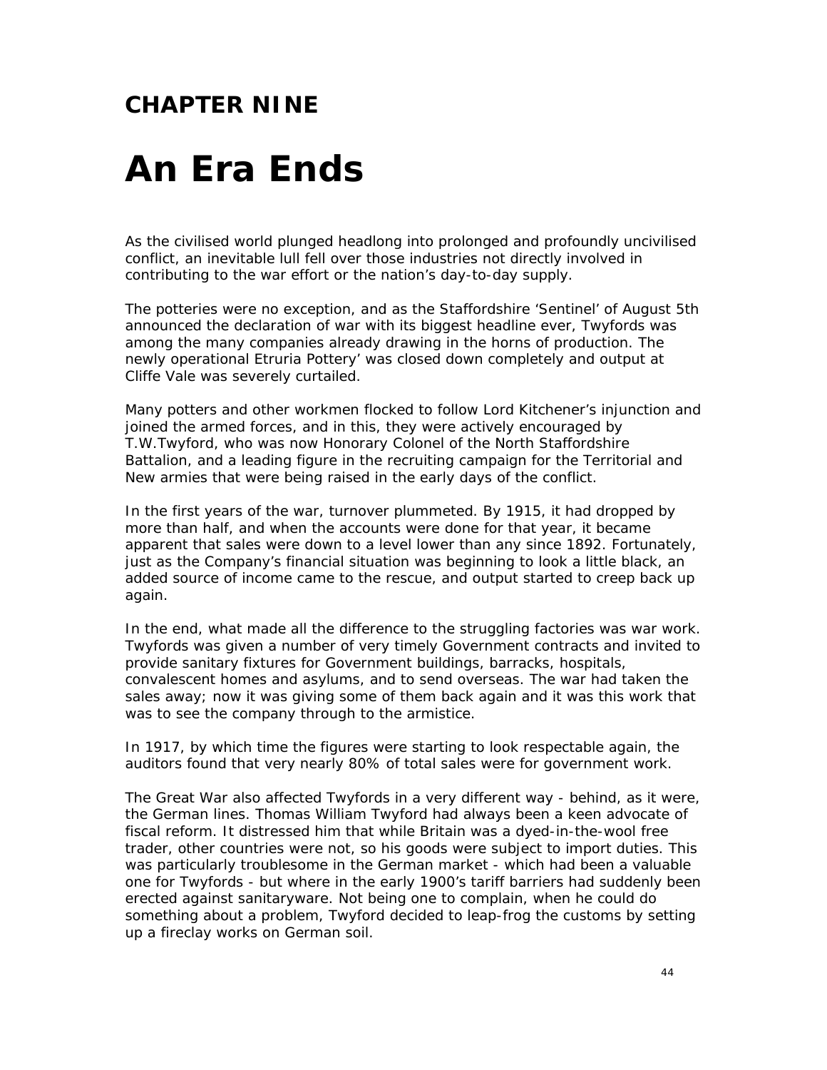## CHAPTER NINE

# An Era Ends

As the civilised world plunged headlong into prolonged and profoundly uncivilised conflict, an inevitable lull fell over those industries not directly involved in contributing to the war effort or the nation's day-to-day supply.

The potteries were no exception, and as the Staffordshire 'Sentinel' of August 5th announced the declaration of war with its biggest headline ever, Twyfords was among the many companies already drawing in the horns of production. The newly operational Etruria Pottery' was closed down completely and output at Cliffe Vale was severely curtailed.

Many potters and other workmen flocked to follow Lord Kitchener's injunction and joined the armed forces, and in this, they were actively encouraged by T.W.Twyford, who was now Honorary Colonel of the North Staffordshire Battalion, and a leading figure in the recruiting campaign for the Territorial and New armies that were being raised in the early days of the conflict.

In the first years of the war, turnover plummeted. By 1915, it had dropped by more than half, and when the accounts were done for that year, it became apparent that sales were down to a level lower than any since 1892. Fortunately, just as the Company's financial situation was beginning to look a little black, an added source of income came to the rescue, and output started to creep back up again.

In the end, what made all the difference to the struggling factories was war work. Twyfords was given a number of very timely Government contracts and invited to provide sanitary fixtures for Government buildings, barracks, hospitals, convalescent homes and asylums, and to send overseas. The war had taken the sales away; now it was giving some of them back again and it was this work that was to see the company through to the armistice.

In 1917, by which time the figures were starting to look respectable again, the auditors found that very nearly 80% of total sales were for government work.

The Great War also affected Twyfords in a very different way - behind, as it were, the German lines. Thomas William Twyford had always been a keen advocate of fiscal reform. It distressed him that while Britain was a dyed-in-the-wool free trader, other countries were not, so his goods were subject to import duties. This was particularly troublesome in the German market - which had been a valuable one for Twyfords - but where in the early 1900's tariff barriers had suddenly been erected against sanitaryware. Not being one to complain, when he could do something about a problem, Twyford decided to leap-frog the customs by setting up a fireclay works on German soil.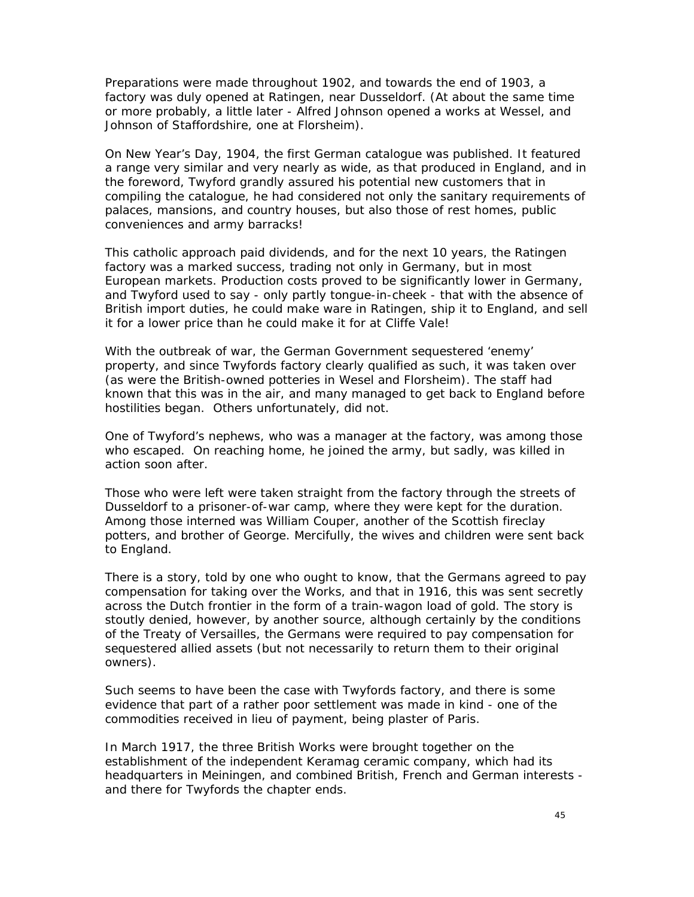Preparations were made throughout 1902, and towards the end of 1903, a factory was duly opened at Ratingen, near Dusseldorf. (At about the same time or more probably, a little later - Alfred Johnson opened a works at Wessel, and Johnson of Staffordshire, one at Florsheim).

On New Year's Day, 1904, the first German catalogue was published. It featured a range very similar and very nearly as wide, as that produced in England, and in the foreword, Twyford grandly assured his potential new customers that in compiling the catalogue, he had considered not only the sanitary requirements of palaces, mansions, and country houses, but also those of rest homes, public conveniences and army barracks!

This catholic approach paid dividends, and for the next 10 years, the Ratingen factory was a marked success, trading not only in Germany, but in most European markets. Production costs proved to be significantly lower in Germany, and Twyford used to say - only partly tongue-in-cheek - that with the absence of British import duties, he could make ware in Ratingen, ship it to England, and sell it for a lower price than he could make it for at Cliffe Vale!

With the outbreak of war, the German Government sequestered 'enemy' property, and since Twyfords factory clearly qualified as such, it was taken over (as were the British-owned potteries in Wesel and Florsheim). The staff had known that this was in the air, and many managed to get back to England before hostilities began. Others unfortunately, did not.

One of Twyford's nephews, who was a manager at the factory, was among those who escaped. On reaching home, he joined the army, but sadly, was killed in action soon after.

Those who were left were taken straight from the factory through the streets of Dusseldorf to a prisoner-of-war camp, where they were kept for the duration. Among those interned was William Couper, another of the Scottish fireclay potters, and brother of George. Mercifully, the wives and children were sent back to England.

There is a story, told by one who ought to know, that the Germans agreed to pay compensation for taking over the Works, and that in 1916, this was sent secretly across the Dutch frontier in the form of a train-wagon load of gold. The story is stoutly denied, however, by another source, although certainly by the conditions of the Treaty of Versailles, the Germans were required to pay compensation for sequestered allied assets (but not necessarily to return them to their original owners).

Such seems to have been the case with Twyfords factory, and there is some evidence that part of a rather poor settlement was made in kind - one of the commodities received in lieu of payment, being plaster of Paris.

In March 1917, the three British Works were brought together on the establishment of the independent Keramag ceramic company, which had its headquarters in Meiningen, and combined British, French and German interests - and there for Twyfords the chapter ends.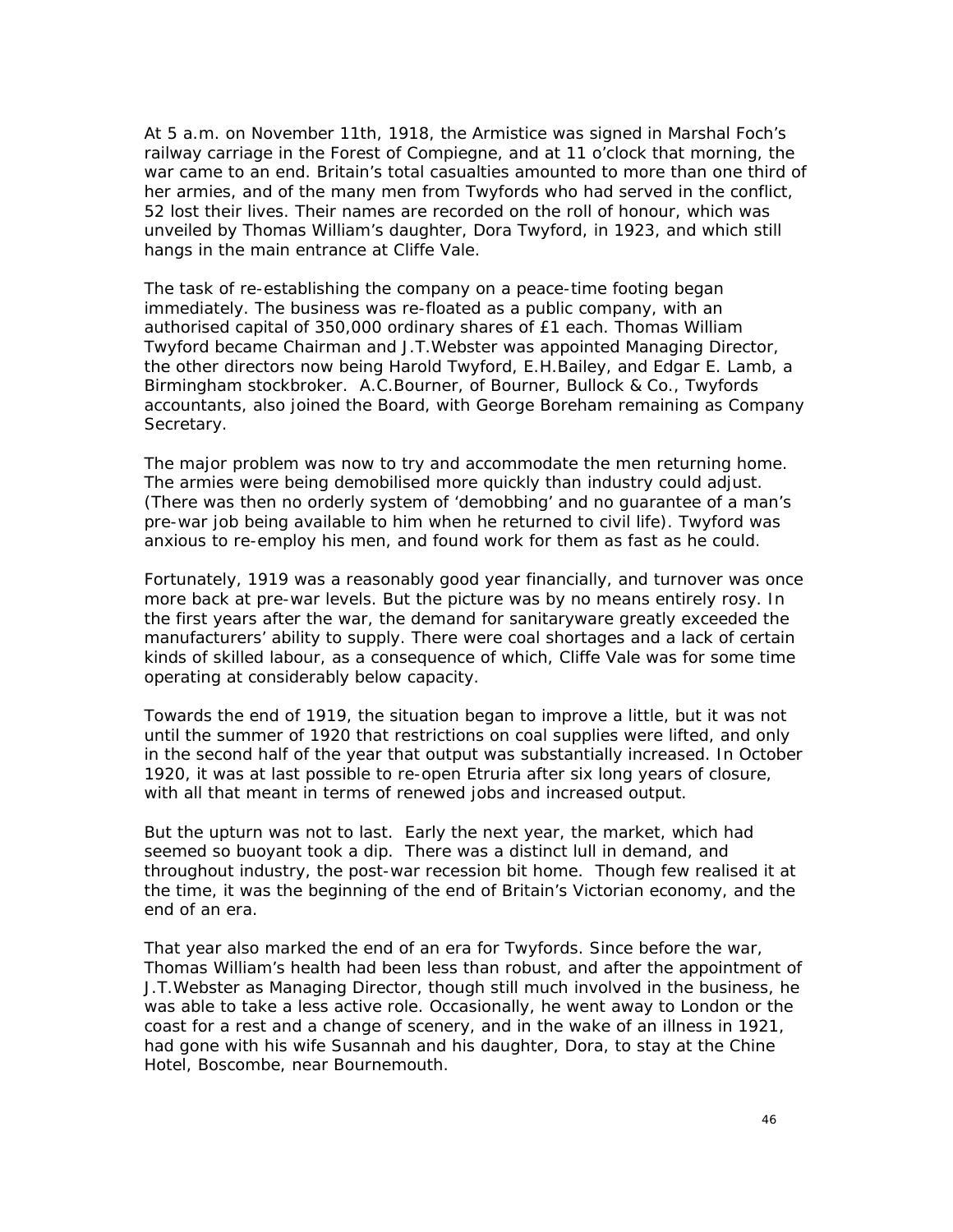At 5 a.m. on November 11th, 1918, the Armistice was signed in Marshal Foch's railway carriage in the Forest of Compiegne, and at 11 o'clock that morning, the war came to an end. Britain's total casualties amounted to more than one third of her armies, and of the many men from Twyfords who had served in the conflict, 52 lost their lives. Their names are recorded on the roll of honour, which was unveiled by Thomas William's daughter, Dora Twyford, in 1923, and which still hangs in the main entrance at Cliffe Vale.

The task of re-establishing the company on a peace-time footing began immediately. The business was re-floated as a public company, with an authorised capital of 350,000 ordinary shares of £1 each. Thomas William Twyford became Chairman and J.T.Webster was appointed Managing Director, the other directors now being Harold Twyford, E.H.Bailey, and Edgar E. Lamb, a Birmingham stockbroker. A.C.Bourner, of Bourner, Bullock & Co., Twyfords accountants, also joined the Board, with George Boreham remaining as Company Secretary.

The major problem was now to try and accommodate the men returning home. The armies were being demobilised more quickly than industry could adjust. (There was then no orderly system of 'demobbing' and no guarantee of a man's pre-war job being available to him when he returned to civil life). Twyford was anxious to re-employ his men, and found work for them as fast as he could.

Fortunately, 1919 was a reasonably good year financially, and turnover was once more back at pre-war levels. But the picture was by no means entirely rosy. In the first years after the war, the demand for sanitaryware greatly exceeded the manufacturers' ability to supply. There were coal shortages and a lack of certain kinds of skilled labour, as a consequence of which, Cliffe Vale was for some time operating at considerably below capacity.

Towards the end of 1919, the situation began to improve a little, but it was not until the summer of 1920 that restrictions on coal supplies were lifted, and only in the second half of the year that output was substantially increased. In October 1920, it was at last possible to re-open Etruria after six long years of closure, with all that meant in terms of renewed jobs and increased output.

But the upturn was not to last. Early the next year, the market, which had seemed so buoyant took a dip. There was a distinct lull in demand, and throughout industry, the post-war recession bit home. Though few realised it at the time, it was the beginning of the end of Britain's Victorian economy, and the end of an era.

That year also marked the end of an era for Twyfords. Since before the war, Thomas William's health had been less than robust, and after the appointment of J.T.Webster as Managing Director, though still much involved in the business, he was able to take a less active role. Occasionally, he went away to London or the coast for a rest and a change of scenery, and in the wake of an illness in 1921, had gone with his wife Susannah and his daughter, Dora, to stay at the Chine Hotel, Boscombe, near Bournemouth.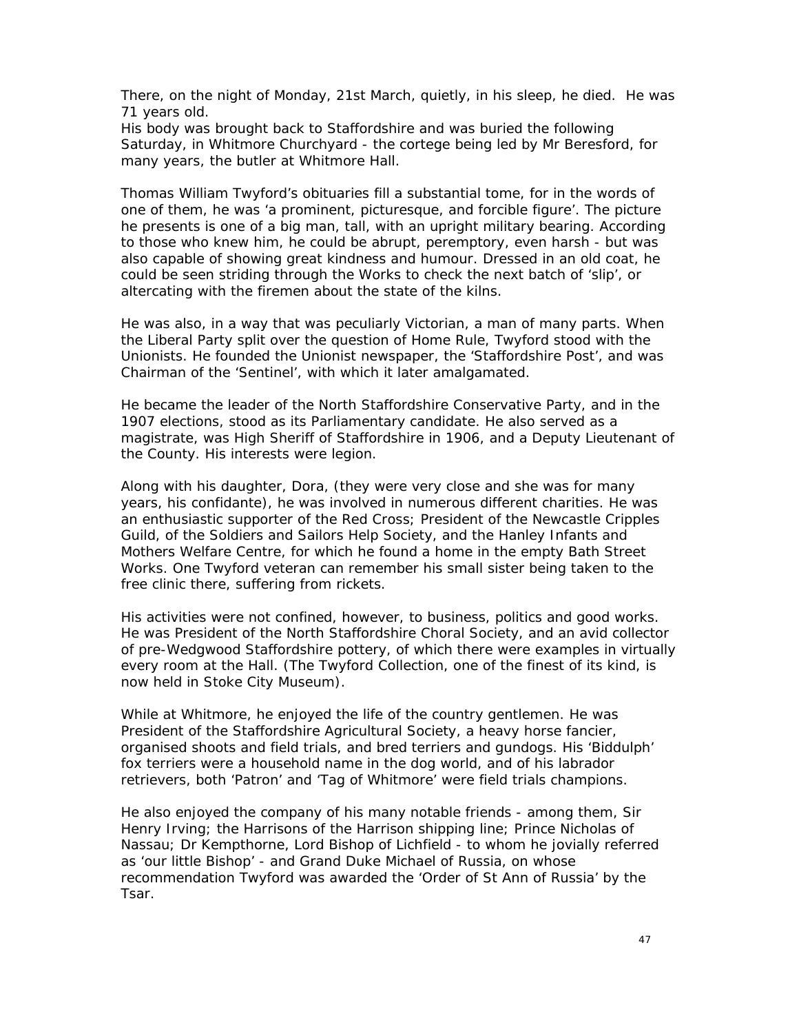There, on the night of Monday, 21st March, quietly, in his sleep, he died. He was 71 years old.
His body was brought back to Staffordshire and was buried the following Saturday, in Whitmore Churchyard - the cortege being led by Mr Beresford, for many years, the butler at Whitmore Hall.

Thomas William Twyford's obituaries fill a substantial tome, for in the words of one of them, he was 'a prominent, picturesque, and forcible figure'. The picture he presents is one of a big man, tall, with an upright military bearing. According to those who knew him, he could be abrupt, peremptory, even harsh - but was also capable of showing great kindness and humour. Dressed in an old coat, he could be seen striding through the Works to check the next batch of 'slip', or altercating with the firemen about the state of the kilns.

He was also, in a way that was peculiarly Victorian, a man of many parts. When the Liberal Party split over the question of Home Rule, Twyford stood with the Unionists. He founded the Unionist newspaper, the 'Staffordshire Post', and was Chairman of the 'Sentinel', with which it later amalgamated.

He became the leader of the North Staffordshire Conservative Party, and in the 1907 elections, stood as its Parliamentary candidate. He also served as a magistrate, was High Sheriff of Staffordshire in 1906, and a Deputy Lieutenant of the County. His interests were legion.

Along with his daughter, Dora, (they were very close and she was for many years, his confidante), he was involved in numerous different charities. He was an enthusiastic supporter of the Red Cross; President of the Newcastle Cripples Guild, of the Soldiers and Sailors Help Society, and the Hanley Infants and Mothers Welfare Centre, for which he found a home in the empty Bath Street Works. One Twyford veteran can remember his small sister being taken to the free clinic there, suffering from rickets.

His activities were not confined, however, to business, politics and good works. He was President of the North Staffordshire Choral Society, and an avid collector of pre-Wedgwood Staffordshire pottery, of which there were examples in virtually every room at the Hall. (The Twyford Collection, one of the finest of its kind, is now held in Stoke City Museum).

While at Whitmore, he enjoyed the life of the country gentlemen. He was President of the Staffordshire Agricultural Society, a heavy horse fancier, organised shoots and field trials, and bred terriers and gundogs. His 'Biddulph' fox terriers were a household name in the dog world, and of his labrador retrievers, both 'Patron' and 'Tag of Whitmore' were field trials champions.

He also enjoyed the company of his many notable friends - among them, Sir Henry Irving; the Harrisons of the Harrison shipping line; Prince Nicholas of Nassau; Dr Kempthorne, Lord Bishop of Lichfield - to whom he jovially referred as 'our little Bishop' - and Grand Duke Michael of Russia, on whose recommendation Twyford was awarded the 'Order of St Ann of Russia' by the Tsar.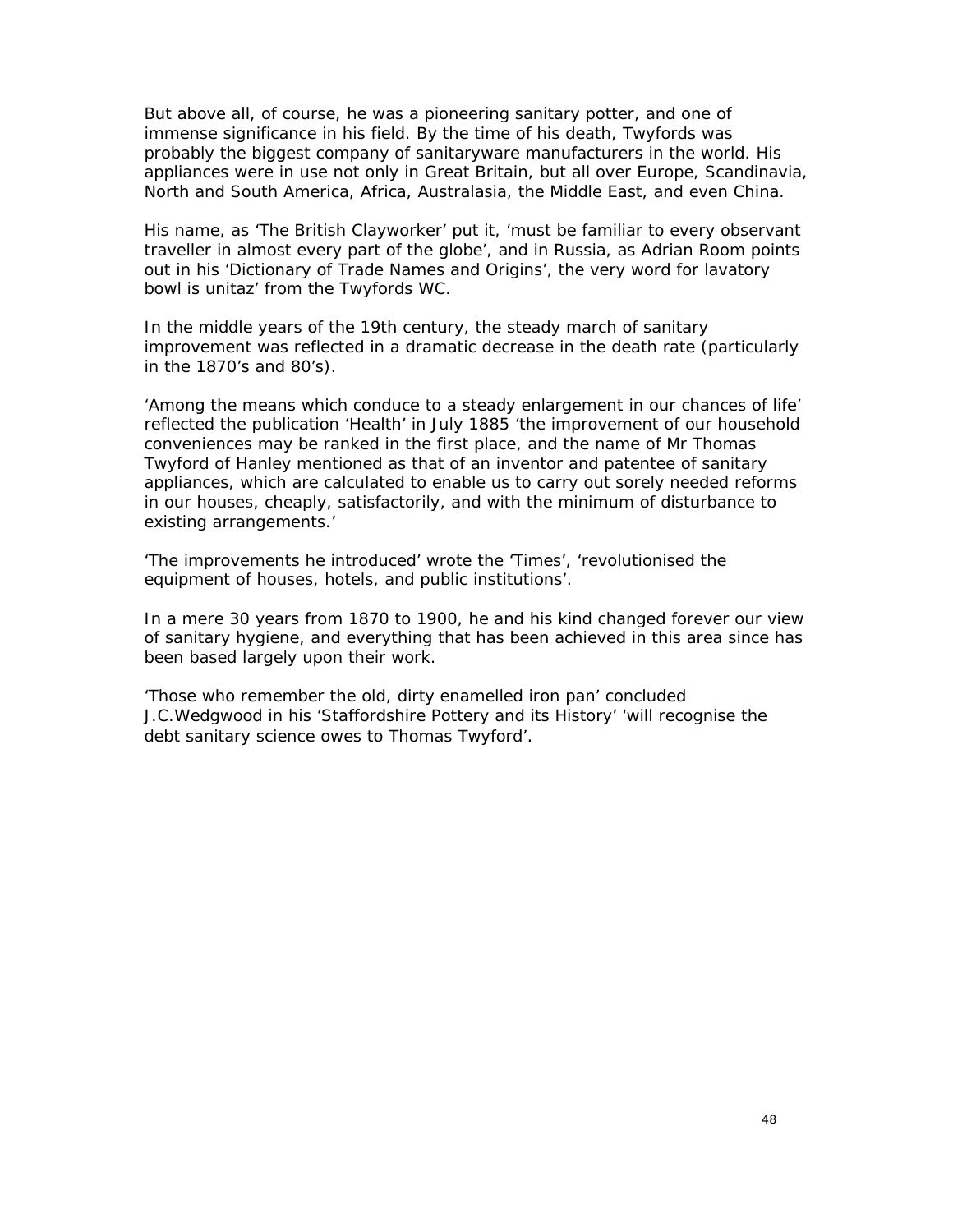But above all, of course, he was a pioneering sanitary potter, and one of immense significance in his field. By the time of his death, Twyfords was probably the biggest company of sanitaryware manufacturers in the world. His appliances were in use not only in Great Britain, but all over Europe, Scandinavia, North and South America, Africa, Australasia, the Middle East, and even China.

His name, as 'The British Clayworker' put it, 'must be familiar to every observant traveller in almost every part of the globe', and in Russia, as Adrian Room points out in his 'Dictionary of Trade Names and Origins', the very word for lavatory bowl is unitaz' from the Twyfords WC.

In the middle years of the 19th century, the steady march of sanitary improvement was reflected in a dramatic decrease in the death rate (particularly in the 1870's and 80's).

'Among the means which conduce to a steady enlargement in our chances of life' reflected the publication 'Health' in July 1885 'the improvement of our household conveniences may be ranked in the first place, and the name of Mr Thomas Twyford of Hanley mentioned as that of an inventor and patentee of sanitary appliances, which are calculated to enable us to carry out sorely needed reforms in our houses, cheaply, satisfactorily, and with the minimum of disturbance to existing arrangements.'

'The improvements he introduced' wrote the 'Times', 'revolutionised the equipment of houses, hotels, and public institutions'.

In a mere 30 years from 1870 to 1900, he and his kind changed forever our view of sanitary hygiene, and everything that has been achieved in this area since has been based largely upon their work.

'Those who remember the old, dirty enamelled iron pan' concluded J.C.Wedgwood in his 'Staffordshire Pottery and its History' 'will recognise the debt sanitary science owes to Thomas Twyford'.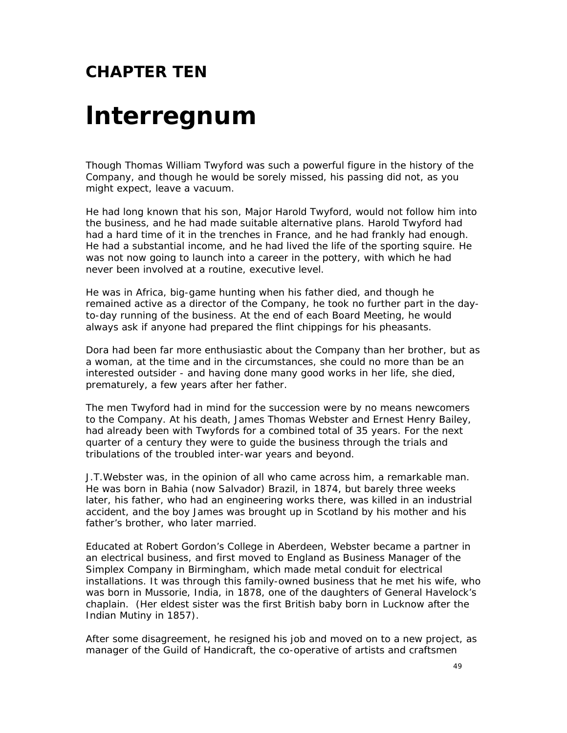## CHAPTER TEN

# Interregnum

Though Thomas William Twyford was such a powerful figure in the history of the Company, and though he would be sorely missed, his passing did not, as you might expect, leave a vacuum.

He had long known that his son, Major Harold Twyford, would not follow him into the business, and he had made suitable alternative plans. Harold Twyford had had a hard time of it in the trenches in France, and he had frankly had enough. He had a substantial income, and he had lived the life of the sporting squire. He was not now going to launch into a career in the pottery, with which he had never been involved at a routine, executive level.

He was in Africa, big-game hunting when his father died, and though he remained active as a director of the Company, he took no further part in the day-to-day running of the business. At the end of each Board Meeting, he would always ask if anyone had prepared the flint chippings for his pheasants.

Dora had been far more enthusiastic about the Company than her brother, but as a woman, at the time and in the circumstances, she could no more than be an interested outsider - and having done many good works in her life, she died, prematurely, a few years after her father.

The men Twyford had in mind for the succession were by no means newcomers to the Company. At his death, James Thomas Webster and Ernest Henry Bailey, had already been with Twyfords for a combined total of 35 years. For the next quarter of a century they were to guide the business through the trials and tribulations of the troubled inter-war years and beyond.

J.T.Webster was, in the opinion of all who came across him, a remarkable man. He was born in Bahia (now Salvador) Brazil, in 1874, but barely three weeks later, his father, who had an engineering works there, was killed in an industrial accident, and the boy James was brought up in Scotland by his mother and his father's brother, who later married.

Educated at Robert Gordon's College in Aberdeen, Webster became a partner in an electrical business, and first moved to England as Business Manager of the Simplex Company in Birmingham, which made metal conduit for electrical installations. It was through this family-owned business that he met his wife, who was born in Mussorie, India, in 1878, one of the daughters of General Havelock's chaplain. (Her eldest sister was the first British baby born in Lucknow after the Indian Mutiny in 1857).

After some disagreement, he resigned his job and moved on to a new project, as manager of the Guild of Handicraft, the co-operative of artists and craftsmen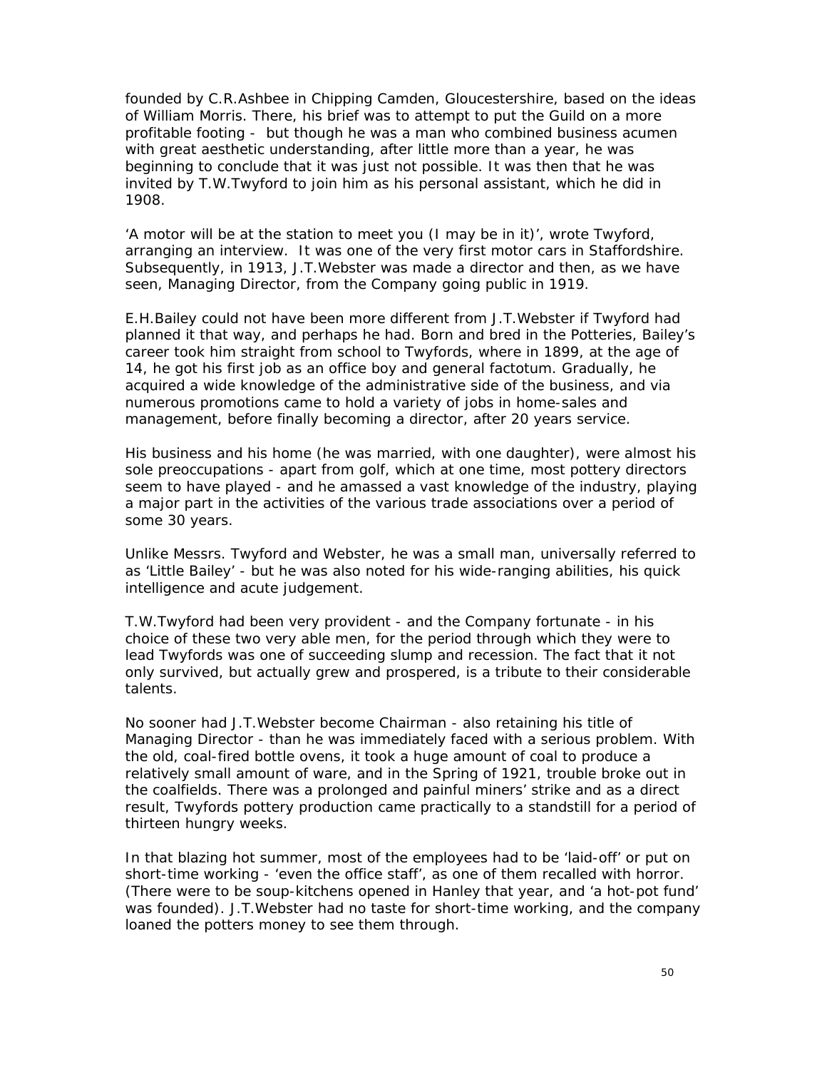founded by C.R.Ashbee in Chipping Camden, Gloucestershire, based on the ideas of William Morris. There, his brief was to attempt to put the Guild on a more profitable footing - but though he was a man who combined business acumen with great aesthetic understanding, after little more than a year, he was beginning to conclude that it was just not possible. It was then that he was invited by T.W.Twyford to join him as his personal assistant, which he did in 1908.

'A motor will be at the station to meet you (I may be in it)', wrote Twyford, arranging an interview. It was one of the very first motor cars in Staffordshire. Subsequently, in 1913, J.T.Webster was made a director and then, as we have seen, Managing Director, from the Company going public in 1919.

E.H.Bailey could not have been more different from J.T.Webster if Twyford had planned it that way, and perhaps he had. Born and bred in the Potteries, Bailey's career took him straight from school to Twyfords, where in 1899, at the age of 14, he got his first job as an office boy and general factotum. Gradually, he acquired a wide knowledge of the administrative side of the business, and via numerous promotions came to hold a variety of jobs in home-sales and management, before finally becoming a director, after 20 years service.

His business and his home (he was married, with one daughter), were almost his sole preoccupations - apart from golf, which at one time, most pottery directors seem to have played - and he amassed a vast knowledge of the industry, playing a major part in the activities of the various trade associations over a period of some 30 years.

Unlike Messrs. Twyford and Webster, he was a small man, universally referred to as 'Little Bailey' - but he was also noted for his wide-ranging abilities, his quick intelligence and acute judgement.

T.W.Twyford had been very provident - and the Company fortunate - in his choice of these two very able men, for the period through which they were to lead Twyfords was one of succeeding slump and recession. The fact that it not only survived, but actually grew and prospered, is a tribute to their considerable talents.

No sooner had J.T.Webster become Chairman - also retaining his title of Managing Director - than he was immediately faced with a serious problem. With the old, coal-fired bottle ovens, it took a huge amount of coal to produce a relatively small amount of ware, and in the Spring of 1921, trouble broke out in the coalfields. There was a prolonged and painful miners' strike and as a direct result, Twyfords pottery production came practically to a standstill for a period of thirteen hungry weeks.

In that blazing hot summer, most of the employees had to be 'laid-off' or put on short-time working - 'even the office staff', as one of them recalled with horror. (There were to be soup-kitchens opened in Hanley that year, and 'a hot-pot fund' was founded). J.T.Webster had no taste for short-time working, and the company loaned the potters money to see them through.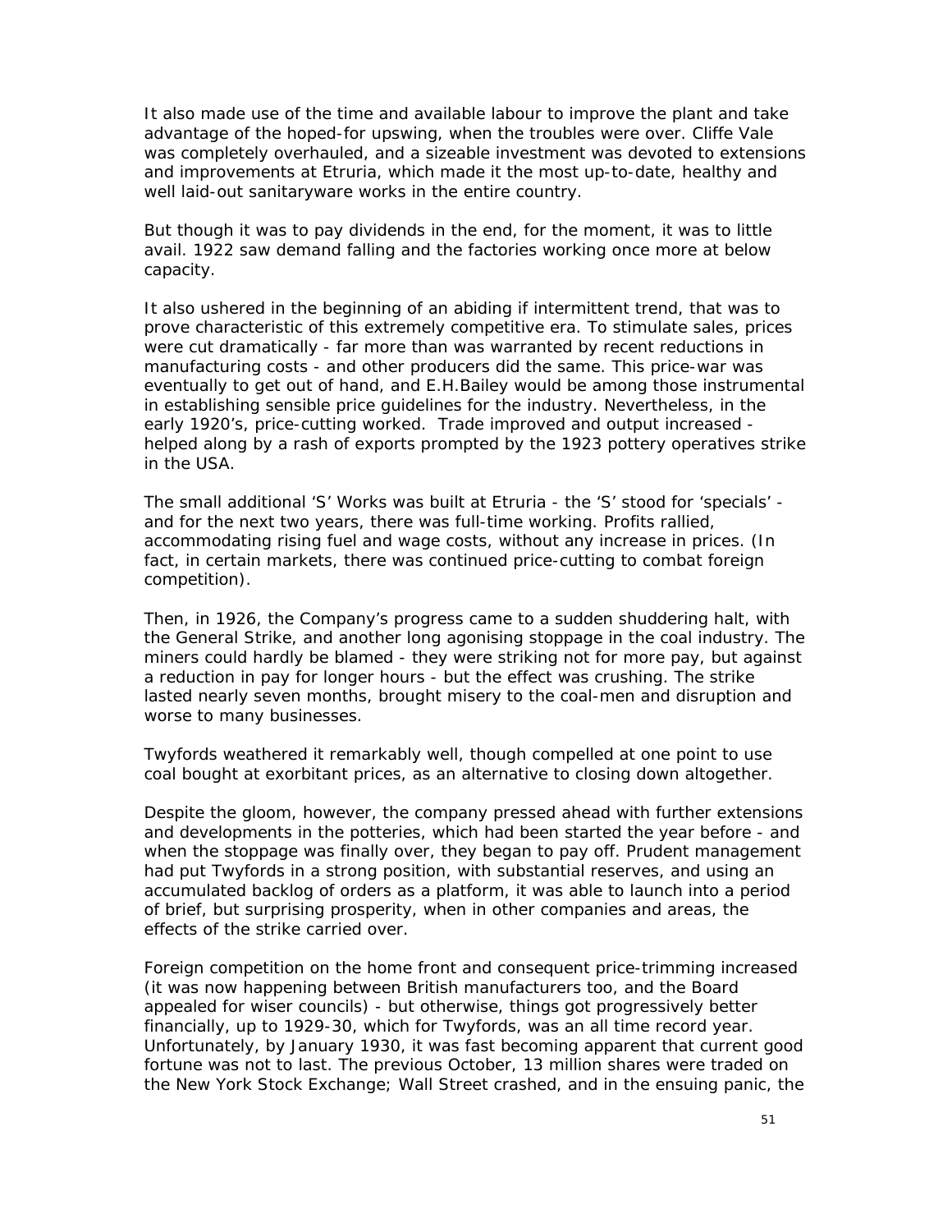It also made use of the time and available labour to improve the plant and take advantage of the hoped-for upswing, when the troubles were over. Cliffe Vale was completely overhauled, and a sizeable investment was devoted to extensions and improvements at Etruria, which made it the most up-to-date, healthy and well laid-out sanitaryware works in the entire country.

But though it was to pay dividends in the end, for the moment, it was to little avail. 1922 saw demand falling and the factories working once more at below capacity.

It also ushered in the beginning of an abiding if intermittent trend, that was to prove characteristic of this extremely competitive era. To stimulate sales, prices were cut dramatically - far more than was warranted by recent reductions in manufacturing costs - and other producers did the same. This price-war was eventually to get out of hand, and E.H.Bailey would be among those instrumental in establishing sensible price guidelines for the industry. Nevertheless, in the early 1920's, price-cutting worked. Trade improved and output increased - helped along by a rash of exports prompted by the 1923 pottery operatives strike in the USA.

The small additional 'S' Works was built at Etruria - the 'S' stood for 'specials' - and for the next two years, there was full-time working. Profits rallied, accommodating rising fuel and wage costs, without any increase in prices. (In fact, in certain markets, there was continued price-cutting to combat foreign competition).

Then, in 1926, the Company's progress came to a sudden shuddering halt, with the General Strike, and another long agonising stoppage in the coal industry. The miners could hardly be blamed - they were striking not for more pay, but against a reduction in pay for longer hours - but the effect was crushing. The strike lasted nearly seven months, brought misery to the coal-men and disruption and worse to many businesses.

Twyfords weathered it remarkably well, though compelled at one point to use coal bought at exorbitant prices, as an alternative to closing down altogether.

Despite the gloom, however, the company pressed ahead with further extensions and developments in the potteries, which had been started the year before - and when the stoppage was finally over, they began to pay off. Prudent management had put Twyfords in a strong position, with substantial reserves, and using an accumulated backlog of orders as a platform, it was able to launch into a period of brief, but surprising prosperity, when in other companies and areas, the effects of the strike carried over.

Foreign competition on the home front and consequent price-trimming increased (it was now happening between British manufacturers too, and the Board appealed for wiser councils) - but otherwise, things got progressively better financially, up to 1929-30, which for Twyfords, was an all time record year. Unfortunately, by January 1930, it was fast becoming apparent that current good fortune was not to last. The previous October, 13 million shares were traded on the New York Stock Exchange; Wall Street crashed, and in the ensuing panic, the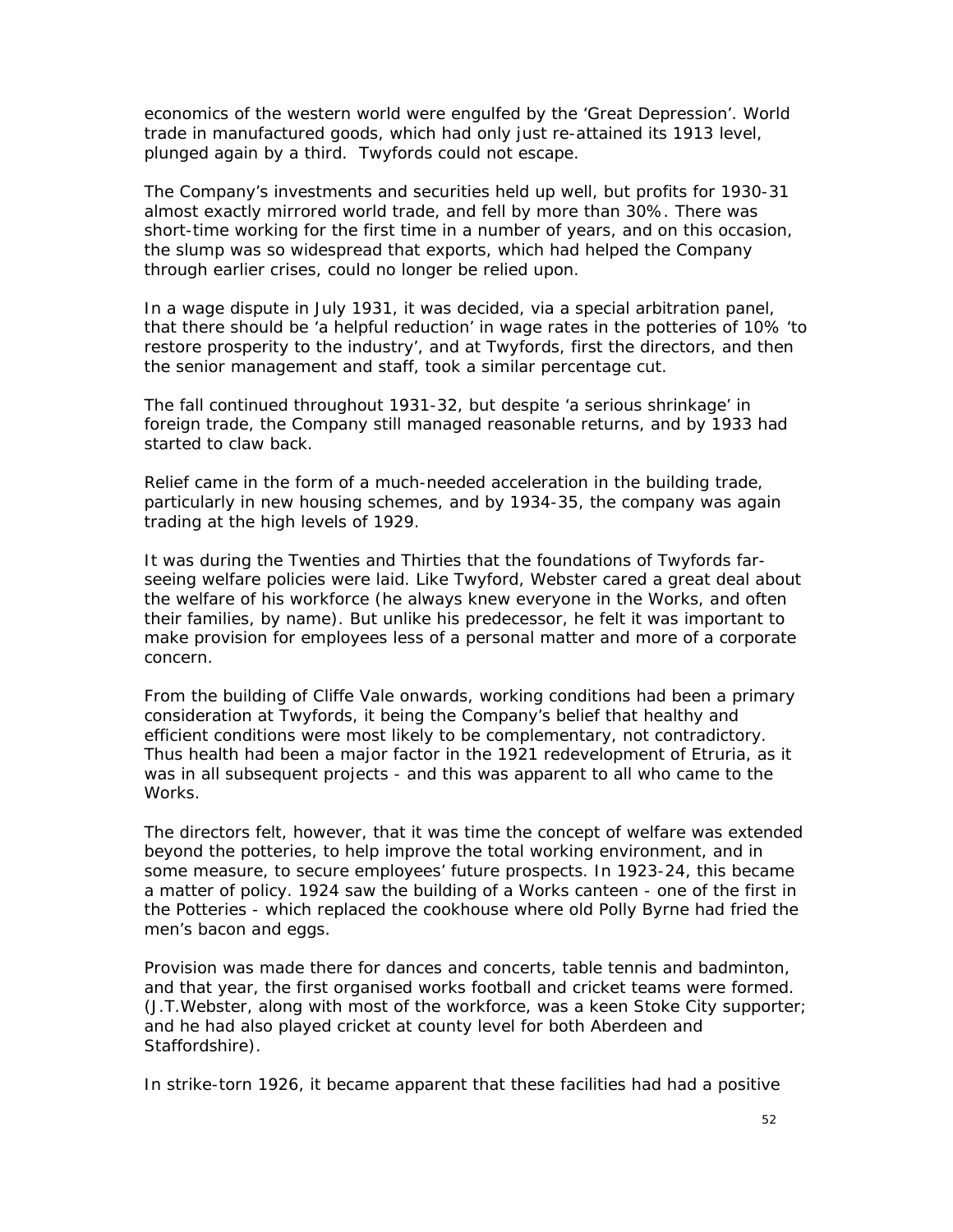economics of the western world were engulfed by the 'Great Depression'. World trade in manufactured goods, which had only just re-attained its 1913 level, plunged again by a third. Twyfords could not escape.

The Company's investments and securities held up well, but profits for 1930-31 almost exactly mirrored world trade, and fell by more than 30%. There was short-time working for the first time in a number of years, and on this occasion, the slump was so widespread that exports, which had helped the Company through earlier crises, could no longer be relied upon.

In a wage dispute in July 1931, it was decided, via a special arbitration panel, that there should be 'a helpful reduction' in wage rates in the potteries of 10% 'to restore prosperity to the industry', and at Twyfords, first the directors, and then the senior management and staff, took a similar percentage cut.

The fall continued throughout 1931-32, but despite 'a serious shrinkage' in foreign trade, the Company still managed reasonable returns, and by 1933 had started to claw back.

Relief came in the form of a much-needed acceleration in the building trade, particularly in new housing schemes, and by 1934-35, the company was again trading at the high levels of 1929.

It was during the Twenties and Thirties that the foundations of Twyfords far-seeing welfare policies were laid. Like Twyford, Webster cared a great deal about the welfare of his workforce (he always knew everyone in the Works, and often their families, by name). But unlike his predecessor, he felt it was important to make provision for employees less of a personal matter and more of a corporate concern.

From the building of Cliffe Vale onwards, working conditions had been a primary consideration at Twyfords, it being the Company's belief that healthy and efficient conditions were most likely to be complementary, not contradictory. Thus health had been a major factor in the 1921 redevelopment of Etruria, as it was in all subsequent projects - and this was apparent to all who came to the Works.

The directors felt, however, that it was time the concept of welfare was extended beyond the potteries, to help improve the total working environment, and in some measure, to secure employees' future prospects. In 1923-24, this became a matter of policy. 1924 saw the building of a Works canteen - one of the first in the Potteries - which replaced the cookhouse where old Polly Byrne had fried the men's bacon and eggs.

Provision was made there for dances and concerts, table tennis and badminton, and that year, the first organised works football and cricket teams were formed. (J.T.Webster, along with most of the workforce, was a keen Stoke City supporter; and he had also played cricket at county level for both Aberdeen and Staffordshire).

In strike-torn 1926, it became apparent that these facilities had had a positive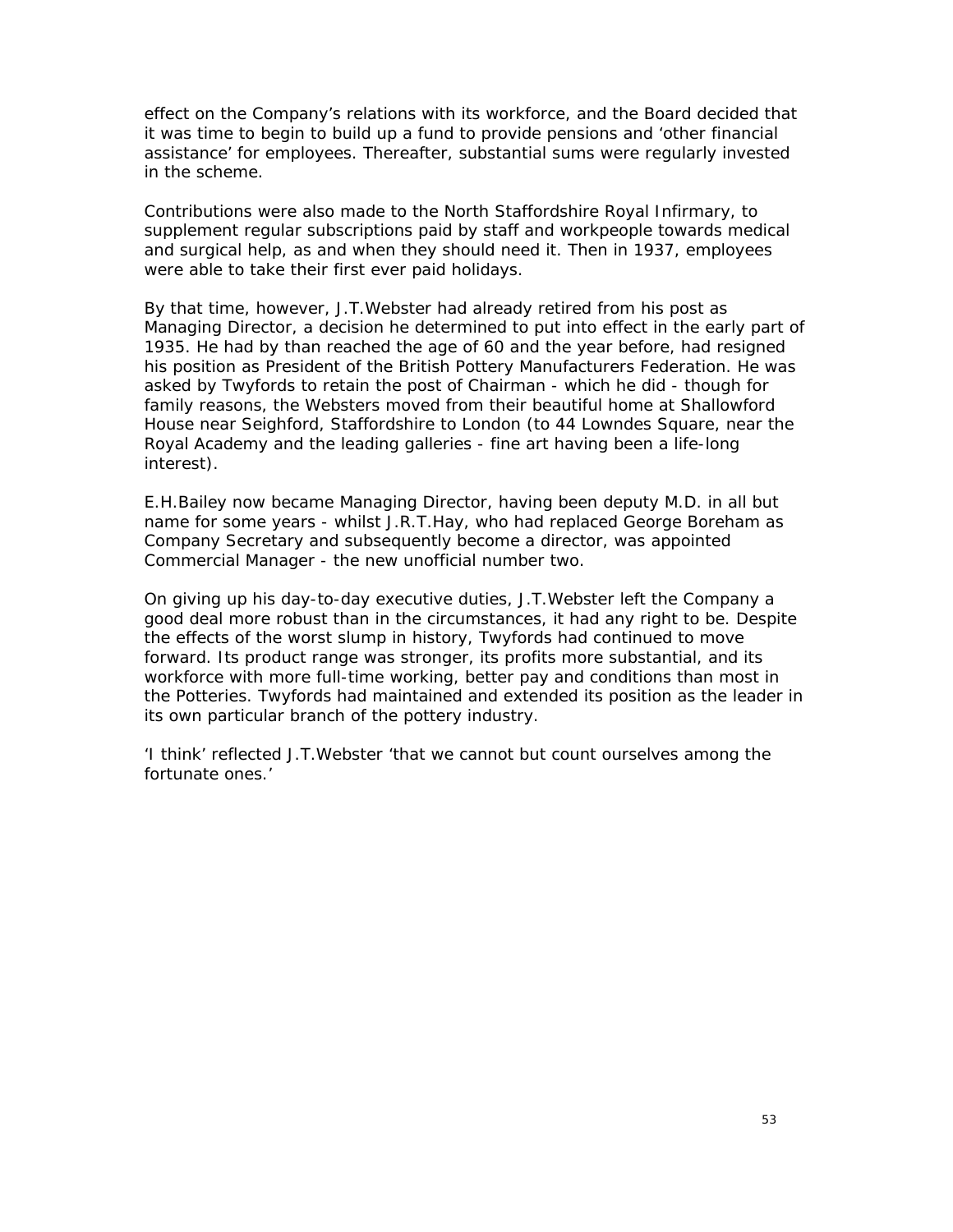effect on the Company's relations with its workforce, and the Board decided that it was time to begin to build up a fund to provide pensions and 'other financial assistance' for employees. Thereafter, substantial sums were regularly invested in the scheme.

Contributions were also made to the North Staffordshire Royal Infirmary, to supplement regular subscriptions paid by staff and workpeople towards medical and surgical help, as and when they should need it. Then in 1937, employees were able to take their first ever paid holidays.

By that time, however, J.T.Webster had already retired from his post as Managing Director, a decision he determined to put into effect in the early part of 1935. He had by than reached the age of 60 and the year before, had resigned his position as President of the British Pottery Manufacturers Federation. He was asked by Twyfords to retain the post of Chairman - which he did - though for family reasons, the Websters moved from their beautiful home at Shallowford House near Seighford, Staffordshire to London (to 44 Lowndes Square, near the Royal Academy and the leading galleries - fine art having been a life-long interest).

E.H.Bailey now became Managing Director, having been deputy M.D. in all but name for some years - whilst J.R.T.Hay, who had replaced George Boreham as Company Secretary and subsequently become a director, was appointed Commercial Manager - the new unofficial number two.

On giving up his day-to-day executive duties, J.T.Webster left the Company a good deal more robust than in the circumstances, it had any right to be. Despite the effects of the worst slump in history, Twyfords had continued to move forward. Its product range was stronger, its profits more substantial, and its workforce with more full-time working, better pay and conditions than most in the Potteries. Twyfords had maintained and extended its position as the leader in its own particular branch of the pottery industry.

'I think' reflected J.T.Webster 'that we cannot but count ourselves among the fortunate ones.'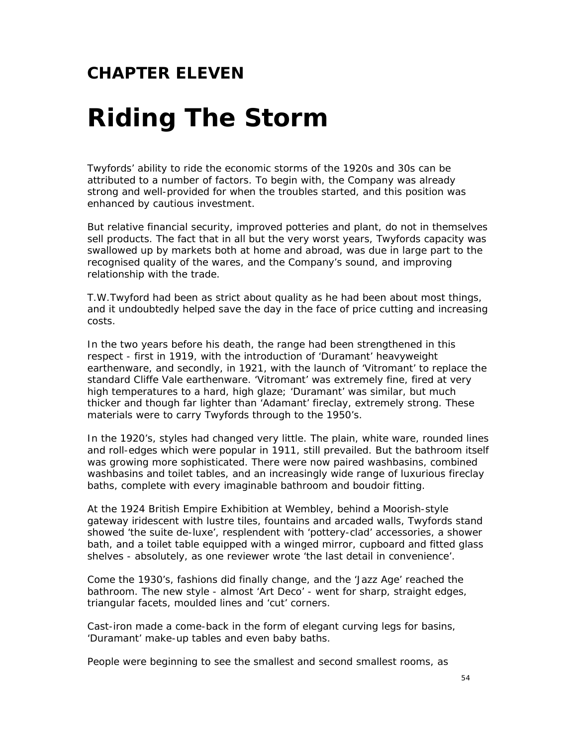## CHAPTER ELEVEN

# Riding The Storm

Twyfords' ability to ride the economic storms of the 1920s and 30s can be attributed to a number of factors. To begin with, the Company was already strong and well-provided for when the troubles started, and this position was enhanced by cautious investment.

But relative financial security, improved potteries and plant, do not in themselves sell products. The fact that in all but the very worst years, Twyfords capacity was swallowed up by markets both at home and abroad, was due in large part to the recognised quality of the wares, and the Company's sound, and improving relationship with the trade.

T.W.Twyford had been as strict about quality as he had been about most things, and it undoubtedly helped save the day in the face of price cutting and increasing costs.

In the two years before his death, the range had been strengthened in this respect - first in 1919, with the introduction of 'Duramant' heavyweight earthenware, and secondly, in 1921, with the launch of 'Vitromant' to replace the standard Cliffe Vale earthenware. 'Vitromant' was extremely fine, fired at very high temperatures to a hard, high glaze; 'Duramant' was similar, but much thicker and though far lighter than 'Adamant' fireclay, extremely strong. These materials were to carry Twyfords through to the 1950's.

In the 1920's, styles had changed very little. The plain, white ware, rounded lines and roll-edges which were popular in 1911, still prevailed. But the bathroom itself was growing more sophisticated. There were now paired washbasins, combined washbasins and toilet tables, and an increasingly wide range of luxurious fireclay baths, complete with every imaginable bathroom and boudoir fitting.

At the 1924 British Empire Exhibition at Wembley, behind a Moorish-style gateway iridescent with lustre tiles, fountains and arcaded walls, Twyfords stand showed 'the suite de-luxe', resplendent with 'pottery-clad' accessories, a shower bath, and a toilet table equipped with a winged mirror, cupboard and fitted glass shelves - absolutely, as one reviewer wrote 'the last detail in convenience'.

Come the 1930's, fashions did finally change, and the 'Jazz Age' reached the bathroom. The new style - almost 'Art Deco' - went for sharp, straight edges, triangular facets, moulded lines and 'cut' corners.

Cast-iron made a come-back in the form of elegant curving legs for basins, 'Duramant' make-up tables and even baby baths.

People were beginning to see the smallest and second smallest rooms, as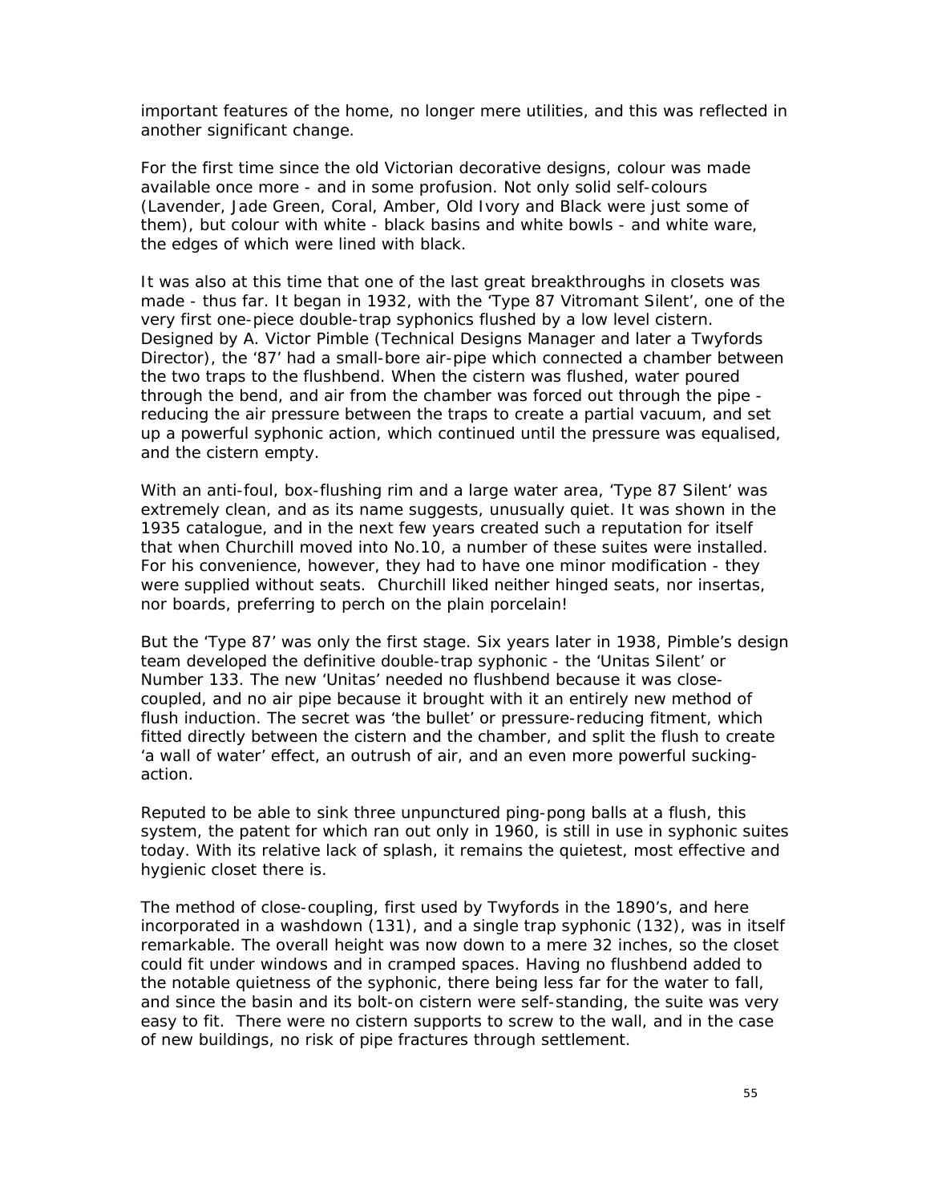important features of the home, no longer mere utilities, and this was reflected in another significant change.

For the first time since the old Victorian decorative designs, colour was made available once more - and in some profusion. Not only solid self-colours (Lavender, Jade Green, Coral, Amber, Old Ivory and Black were just some of them), but colour with white - black basins and white bowls - and white ware, the edges of which were lined with black.

It was also at this time that one of the last great breakthroughs in closets was made - thus far. It began in 1932, with the 'Type 87 Vitromant Silent', one of the very first one-piece double-trap syphonics flushed by a low level cistern. Designed by A. Victor Pimble (Technical Designs Manager and later a Twyfords Director), the '87' had a small-bore air-pipe which connected a chamber between the two traps to the flushbend. When the cistern was flushed, water poured through the bend, and air from the chamber was forced out through the pipe - reducing the air pressure between the traps to create a partial vacuum, and set up a powerful syphonic action, which continued until the pressure was equalised, and the cistern empty.

With an anti-foul, box-flushing rim and a large water area, 'Type 87 Silent' was extremely clean, and as its name suggests, unusually quiet. It was shown in the 1935 catalogue, and in the next few years created such a reputation for itself that when Churchill moved into No.10, a number of these suites were installed. For his convenience, however, they had to have one minor modification - they were supplied without seats. Churchill liked neither hinged seats, nor insertas, nor boards, preferring to perch on the plain porcelain!

But the 'Type 87' was only the first stage. Six years later in 1938, Pimble's design team developed the definitive double-trap syphonic - the 'Unitas Silent' or Number 133. The new 'Unitas' needed no flushbend because it was close-coupled, and no air pipe because it brought with it an entirely new method of flush induction. The secret was 'the bullet' or pressure-reducing fitment, which fitted directly between the cistern and the chamber, and split the flush to create 'a wall of water' effect, an outrush of air, and an even more powerful sucking-action.

Reputed to be able to sink three unpunctured ping-pong balls at a flush, this system, the patent for which ran out only in 1960, is still in use in syphonic suites today. With its relative lack of splash, it remains the quietest, most effective and hygienic closet there is.

The method of close-coupling, first used by Twyfords in the 1890's, and here incorporated in a washdown (131), and a single trap syphonic (132), was in itself remarkable. The overall height was now down to a mere 32 inches, so the closet could fit under windows and in cramped spaces. Having no flushbend added to the notable quietness of the syphonic, there being less far for the water to fall, and since the basin and its bolt-on cistern were self-standing, the suite was very easy to fit. There were no cistern supports to screw to the wall, and in the case of new buildings, no risk of pipe fractures through settlement.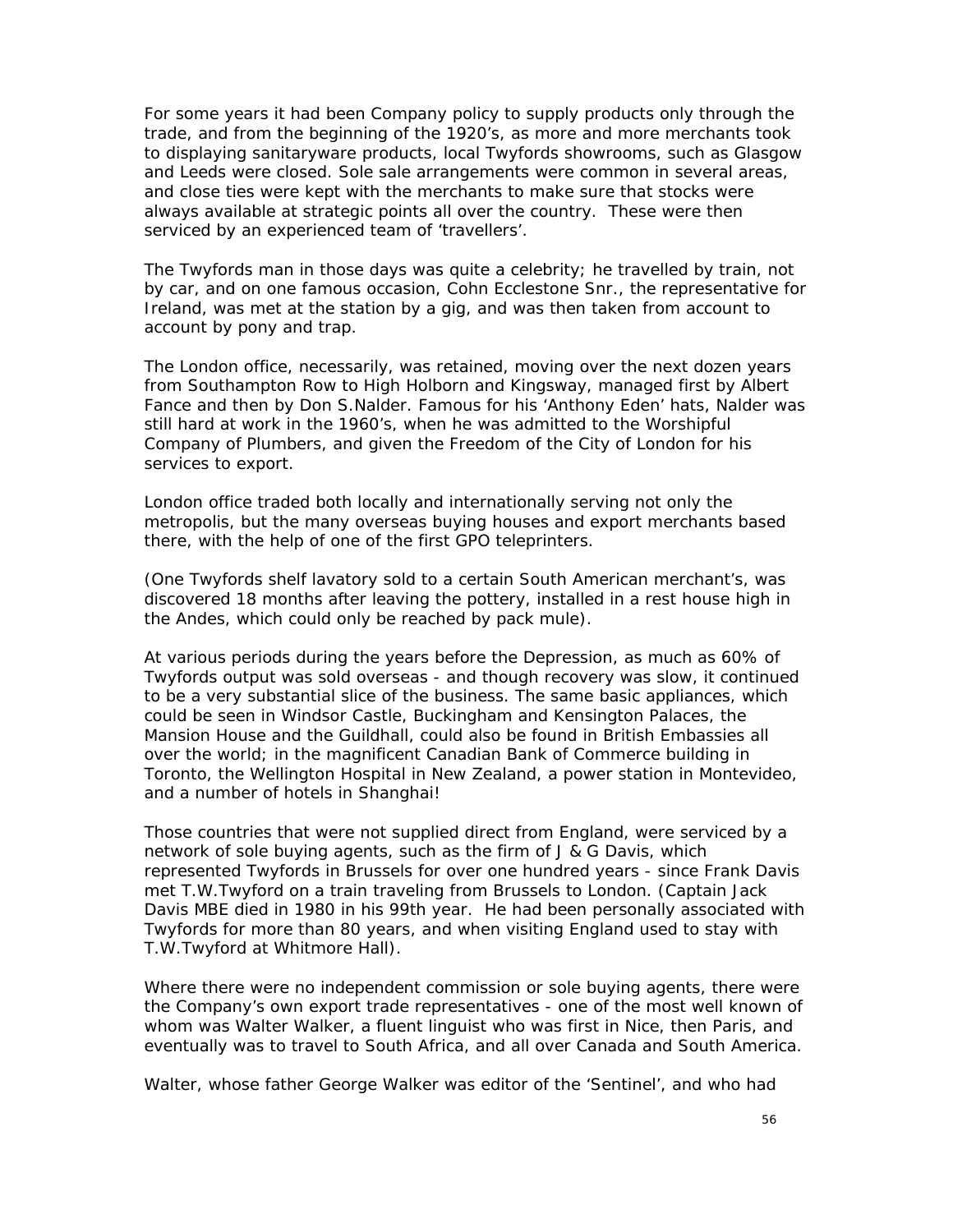For some years it had been Company policy to supply products only through the trade, and from the beginning of the 1920's, as more and more merchants took to displaying sanitaryware products, local Twyfords showrooms, such as Glasgow and Leeds were closed. Sole sale arrangements were common in several areas, and close ties were kept with the merchants to make sure that stocks were always available at strategic points all over the country. These were then serviced by an experienced team of 'travellers'.

The Twyfords man in those days was quite a celebrity; he travelled by train, not by car, and on one famous occasion, Cohn Ecclestone Snr., the representative for Ireland, was met at the station by a gig, and was then taken from account to account by pony and trap.

The London office, necessarily, was retained, moving over the next dozen years from Southampton Row to High Holborn and Kingsway, managed first by Albert Fance and then by Don S.Nalder. Famous for his 'Anthony Eden' hats, Nalder was still hard at work in the 1960's, when he was admitted to the Worshipful Company of Plumbers, and given the Freedom of the City of London for his services to export.

London office traded both locally and internationally serving not only the metropolis, but the many overseas buying houses and export merchants based there, with the help of one of the first GPO teleprinters.

(One Twyfords shelf lavatory sold to a certain South American merchant's, was discovered 18 months after leaving the pottery, installed in a rest house high in the Andes, which could only be reached by pack mule).

At various periods during the years before the Depression, as much as 60% of Twyfords output was sold overseas - and though recovery was slow, it continued to be a very substantial slice of the business. The same basic appliances, which could be seen in Windsor Castle, Buckingham and Kensington Palaces, the Mansion House and the Guildhall, could also be found in British Embassies all over the world; in the magnificent Canadian Bank of Commerce building in Toronto, the Wellington Hospital in New Zealand, a power station in Montevideo, and a number of hotels in Shanghai!

Those countries that were not supplied direct from England, were serviced by a network of sole buying agents, such as the firm of J & G Davis, which represented Twyfords in Brussels for over one hundred years - since Frank Davis met T.W.Twyford on a train traveling from Brussels to London. (Captain Jack Davis MBE died in 1980 in his 99th year. He had been personally associated with Twyfords for more than 80 years, and when visiting England used to stay with T.W.Twyford at Whitmore Hall).

Where there were no independent commission or sole buying agents, there were the Company's own export trade representatives - one of the most well known of whom was Walter Walker, a fluent linguist who was first in Nice, then Paris, and eventually was to travel to South Africa, and all over Canada and South America.

Walter, whose father George Walker was editor of the 'Sentinel', and who had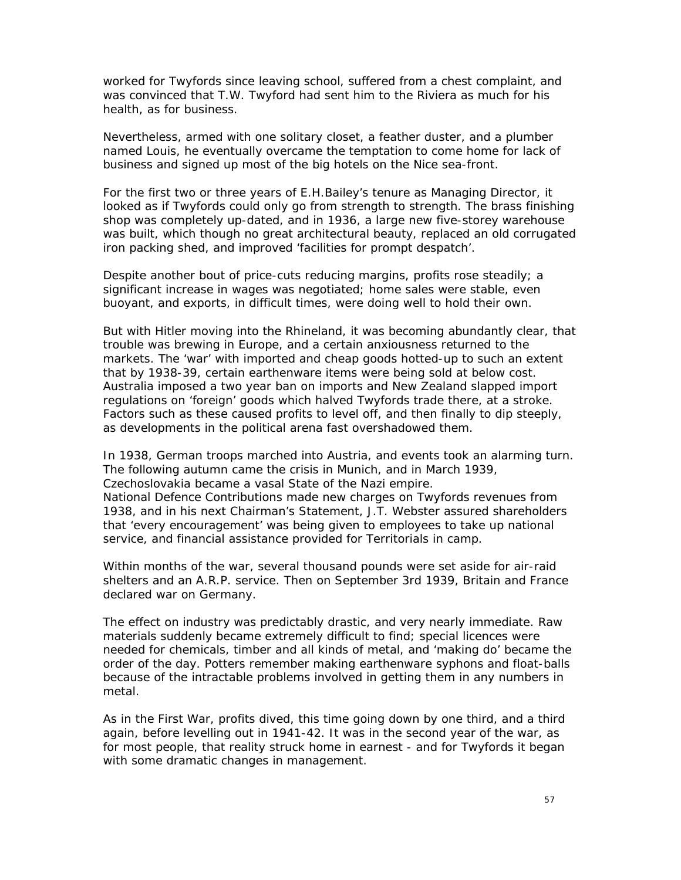worked for Twyfords since leaving school, suffered from a chest complaint, and was convinced that T.W. Twyford had sent him to the Riviera as much for his health, as for business.

Nevertheless, armed with one solitary closet, a feather duster, and a plumber named Louis, he eventually overcame the temptation to come home for lack of business and signed up most of the big hotels on the Nice sea-front.

For the first two or three years of E.H.Bailey's tenure as Managing Director, it looked as if Twyfords could only go from strength to strength. The brass finishing shop was completely up-dated, and in 1936, a large new five-storey warehouse was built, which though no great architectural beauty, replaced an old corrugated iron packing shed, and improved 'facilities for prompt despatch'.

Despite another bout of price-cuts reducing margins, profits rose steadily; a significant increase in wages was negotiated; home sales were stable, even buoyant, and exports, in difficult times, were doing well to hold their own.

But with Hitler moving into the Rhineland, it was becoming abundantly clear, that trouble was brewing in Europe, and a certain anxiousness returned to the markets. The 'war' with imported and cheap goods hotted-up to such an extent that by 1938-39, certain earthenware items were being sold at below cost. Australia imposed a two year ban on imports and New Zealand slapped import regulations on 'foreign' goods which halved Twyfords trade there, at a stroke. Factors such as these caused profits to level off, and then finally to dip steeply, as developments in the political arena fast overshadowed them.

In 1938, German troops marched into Austria, and events took an alarming turn. The following autumn came the crisis in Munich, and in March 1939, Czechoslovakia became a vasal State of the Nazi empire.
National Defence Contributions made new charges on Twyfords revenues from 1938, and in his next Chairman's Statement, J.T. Webster assured shareholders that 'every encouragement' was being given to employees to take up national service, and financial assistance provided for Territorials in camp.

Within months of the war, several thousand pounds were set aside for air-raid shelters and an A.R.P. service. Then on September 3rd 1939, Britain and France declared war on Germany.

The effect on industry was predictably drastic, and very nearly immediate. Raw materials suddenly became extremely difficult to find; special licences were needed for chemicals, timber and all kinds of metal, and 'making do' became the order of the day. Potters remember making earthenware syphons and float-balls because of the intractable problems involved in getting them in any numbers in metal.

As in the First War, profits dived, this time going down by one third, and a third again, before levelling out in 1941-42. It was in the second year of the war, as for most people, that reality struck home in earnest - and for Twyfords it began with some dramatic changes in management.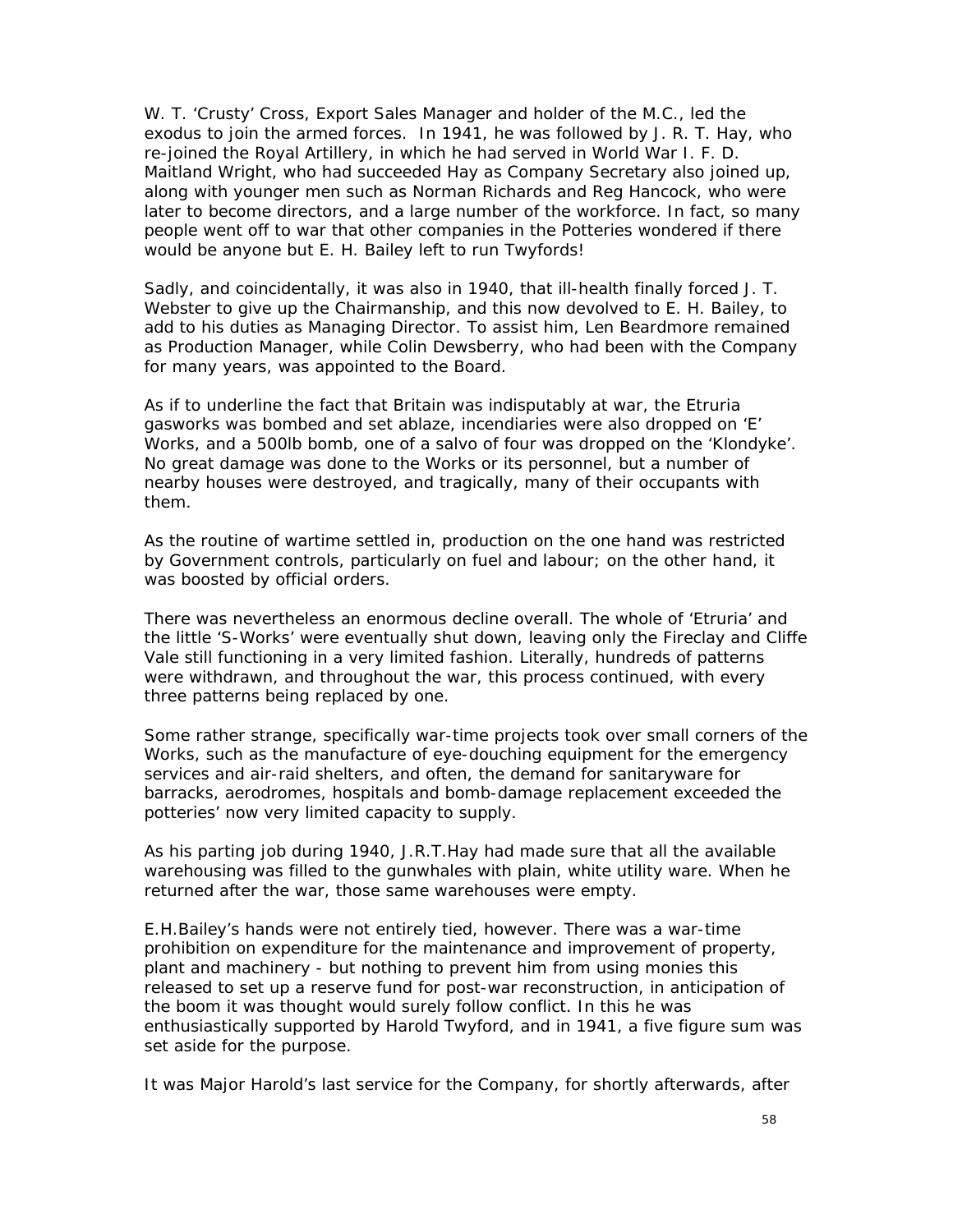W. T. 'Crusty' Cross, Export Sales Manager and holder of the M.C., led the exodus to join the armed forces. In 1941, he was followed by J. R. T. Hay, who re-joined the Royal Artillery, in which he had served in World War I. F. D. Maitland Wright, who had succeeded Hay as Company Secretary also joined up, along with younger men such as Norman Richards and Reg Hancock, who were later to become directors, and a large number of the workforce. In fact, so many people went off to war that other companies in the Potteries wondered if there would be anyone but E. H. Bailey left to run Twyfords!

Sadly, and coincidentally, it was also in 1940, that ill-health finally forced J. T. Webster to give up the Chairmanship, and this now devolved to E. H. Bailey, to add to his duties as Managing Director. To assist him, Len Beardmore remained as Production Manager, while Colin Dewsberry, who had been with the Company for many years, was appointed to the Board.

As if to underline the fact that Britain was indisputably at war, the Etruria gasworks was bombed and set ablaze, incendiaries were also dropped on 'E' Works, and a 500lb bomb, one of a salvo of four was dropped on the 'Klondyke'. No great damage was done to the Works or its personnel, but a number of nearby houses were destroyed, and tragically, many of their occupants with them.

As the routine of wartime settled in, production on the one hand was restricted by Government controls, particularly on fuel and labour; on the other hand, it was boosted by official orders.

There was nevertheless an enormous decline overall. The whole of 'Etruria' and the little 'S-Works' were eventually shut down, leaving only the Fireclay and Cliffe Vale still functioning in a very limited fashion. Literally, hundreds of patterns were withdrawn, and throughout the war, this process continued, with every three patterns being replaced by one.

Some rather strange, specifically war-time projects took over small corners of the Works, such as the manufacture of eye-douching equipment for the emergency services and air-raid shelters, and often, the demand for sanitaryware for barracks, aerodromes, hospitals and bomb-damage replacement exceeded the potteries' now very limited capacity to supply.

As his parting job during 1940, J.R.T.Hay had made sure that all the available warehousing was filled to the gunwhales with plain, white utility ware. When he returned after the war, those same warehouses were empty.

E.H.Bailey's hands were not entirely tied, however. There was a war-time prohibition on expenditure for the maintenance and improvement of property, plant and machinery - but nothing to prevent him from using monies this released to set up a reserve fund for post-war reconstruction, in anticipation of the boom it was thought would surely follow conflict. In this he was enthusiastically supported by Harold Twyford, and in 1941, a five figure sum was set aside for the purpose.

It was Major Harold's last service for the Company, for shortly afterwards, after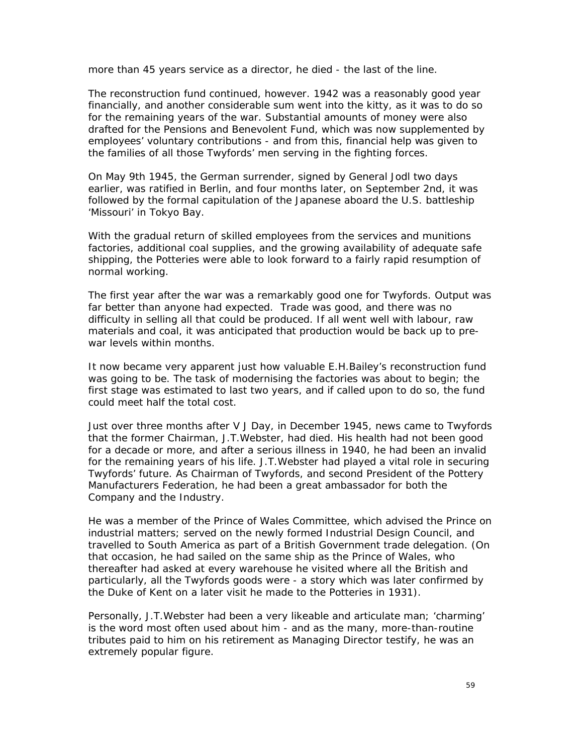more than 45 years service as a director, he died - the last of the line.

The reconstruction fund continued, however. 1942 was a reasonably good year financially, and another considerable sum went into the kitty, as it was to do so for the remaining years of the war. Substantial amounts of money were also drafted for the Pensions and Benevolent Fund, which was now supplemented by employees' voluntary contributions - and from this, financial help was given to the families of all those Twyfords' men serving in the fighting forces.

On May 9th 1945, the German surrender, signed by General Jodl two days earlier, was ratified in Berlin, and four months later, on September 2nd, it was followed by the formal capitulation of the Japanese aboard the U.S. battleship 'Missouri' in Tokyo Bay.

With the gradual return of skilled employees from the services and munitions factories, additional coal supplies, and the growing availability of adequate safe shipping, the Potteries were able to look forward to a fairly rapid resumption of normal working.

The first year after the war was a remarkably good one for Twyfords. Output was far better than anyone had expected. Trade was good, and there was no difficulty in selling all that could be produced. If all went well with labour, raw materials and coal, it was anticipated that production would be back up to pre-war levels within months.

It now became very apparent just how valuable E.H.Bailey's reconstruction fund was going to be. The task of modernising the factories was about to begin; the first stage was estimated to last two years, and if called upon to do so, the fund could meet half the total cost.

Just over three months after V J Day, in December 1945, news came to Twyfords that the former Chairman, J.T.Webster, had died. His health had not been good for a decade or more, and after a serious illness in 1940, he had been an invalid for the remaining years of his life. J.T.Webster had played a vital role in securing Twyfords' future. As Chairman of Twyfords, and second President of the Pottery Manufacturers Federation, he had been a great ambassador for both the Company and the Industry.

He was a member of the Prince of Wales Committee, which advised the Prince on industrial matters; served on the newly formed Industrial Design Council, and travelled to South America as part of a British Government trade delegation. (On that occasion, he had sailed on the same ship as the Prince of Wales, who thereafter had asked at every warehouse he visited where all the British and particularly, all the Twyfords goods were - a story which was later confirmed by the Duke of Kent on a later visit he made to the Potteries in 1931).

Personally, J.T.Webster had been a very likeable and articulate man; 'charming' is the word most often used about him - and as the many, more-than-routine tributes paid to him on his retirement as Managing Director testify, he was an extremely popular figure.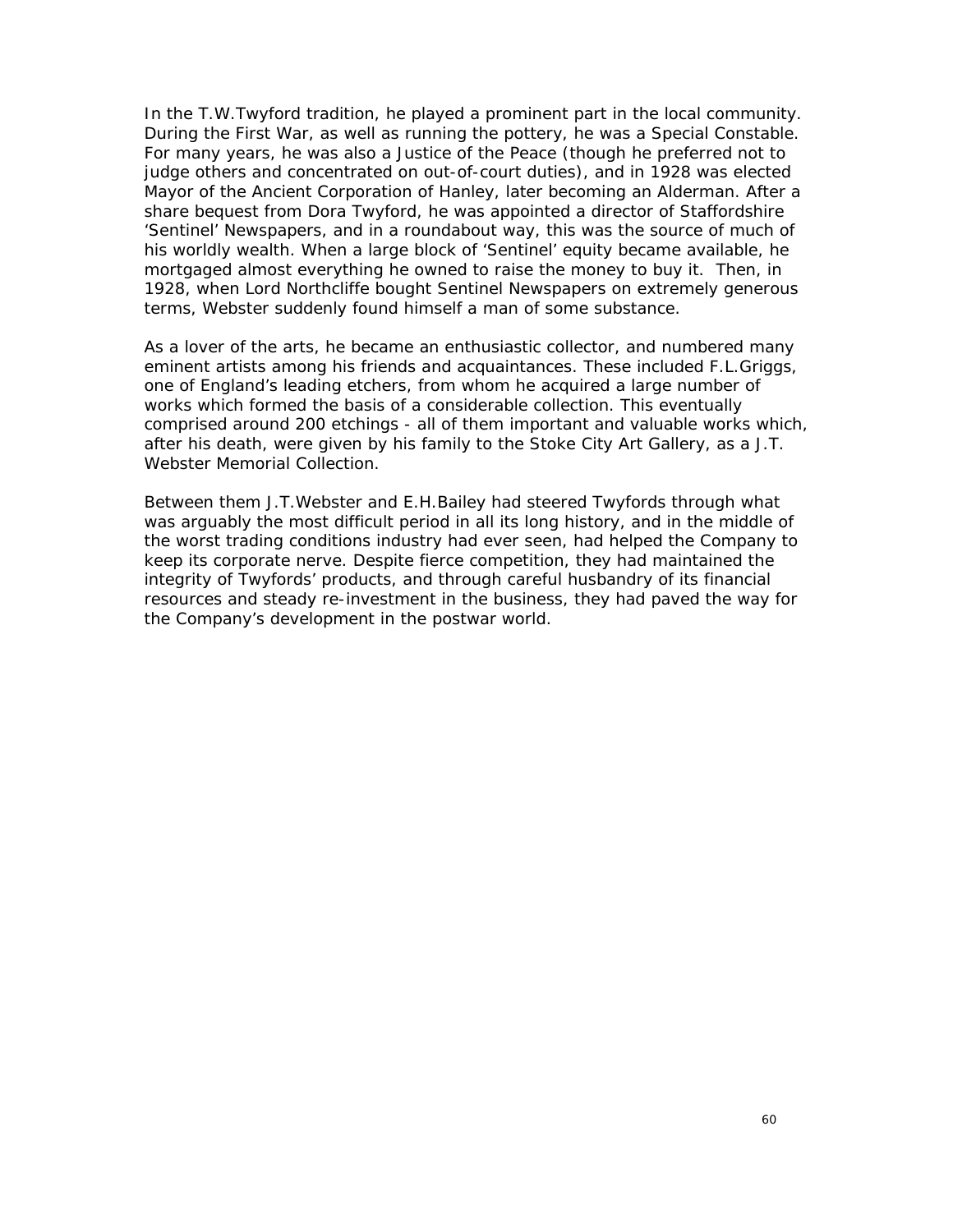In the T.W.Twyford tradition, he played a prominent part in the local community. During the First War, as well as running the pottery, he was a Special Constable. For many years, he was also a Justice of the Peace (though he preferred not to judge others and concentrated on out-of-court duties), and in 1928 was elected Mayor of the Ancient Corporation of Hanley, later becoming an Alderman. After a share bequest from Dora Twyford, he was appointed a director of Staffordshire 'Sentinel' Newspapers, and in a roundabout way, this was the source of much of his worldly wealth. When a large block of 'Sentinel' equity became available, he mortgaged almost everything he owned to raise the money to buy it. Then, in 1928, when Lord Northcliffe bought Sentinel Newspapers on extremely generous terms, Webster suddenly found himself a man of some substance.

As a lover of the arts, he became an enthusiastic collector, and numbered many eminent artists among his friends and acquaintances. These included F.L.Griggs, one of England's leading etchers, from whom he acquired a large number of works which formed the basis of a considerable collection. This eventually comprised around 200 etchings - all of them important and valuable works which, after his death, were given by his family to the Stoke City Art Gallery, as a J.T. Webster Memorial Collection.

Between them J.T.Webster and E.H.Bailey had steered Twyfords through what was arguably the most difficult period in all its long history, and in the middle of the worst trading conditions industry had ever seen, had helped the Company to keep its corporate nerve. Despite fierce competition, they had maintained the integrity of Twyfords' products, and through careful husbandry of its financial resources and steady re-investment in the business, they had paved the way for the Company's development in the postwar world.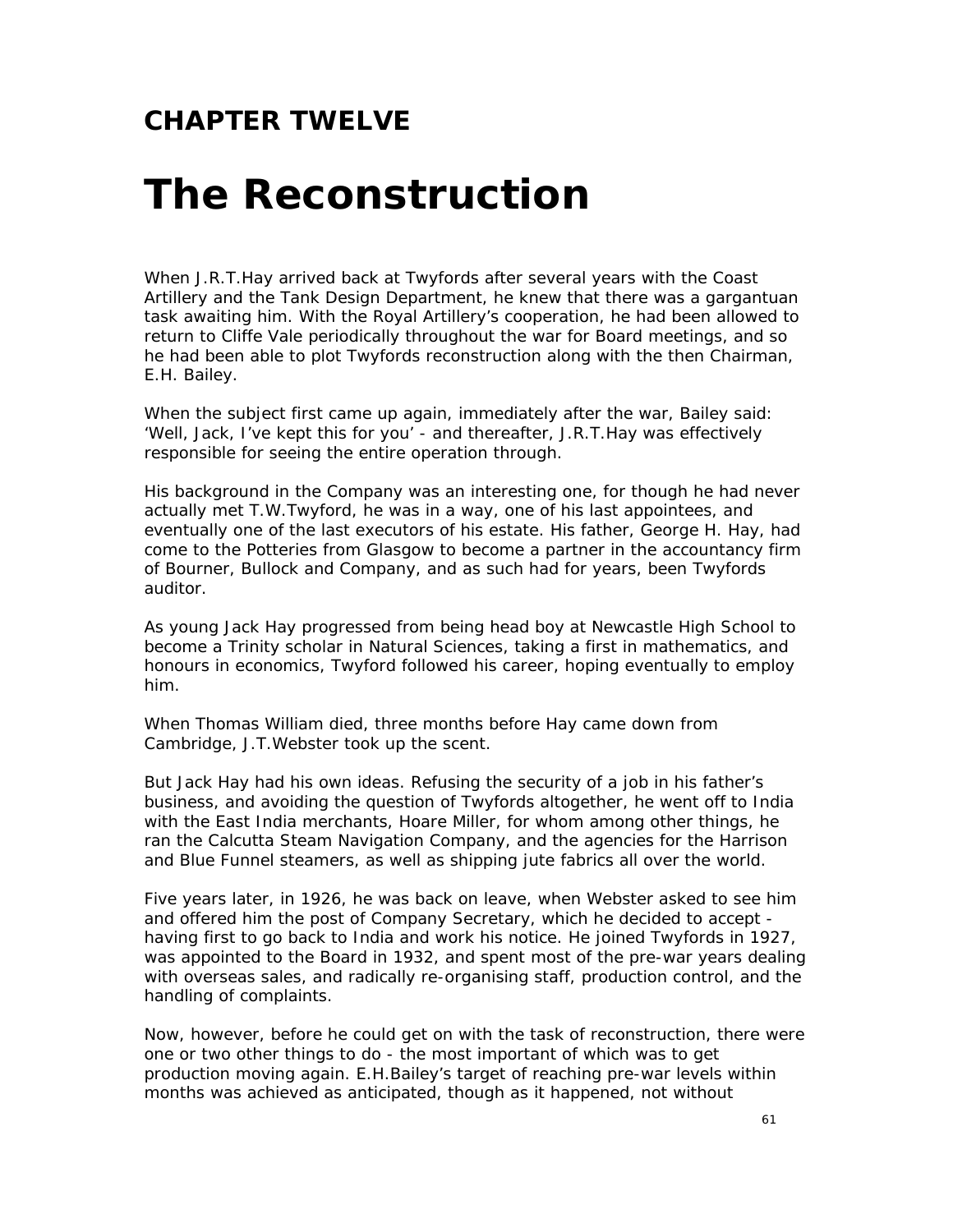## CHAPTER TWELVE

# The Reconstruction

When J.R.T.Hay arrived back at Twyfords after several years with the Coast Artillery and the Tank Design Department, he knew that there was a gargantuan task awaiting him. With the Royal Artillery's cooperation, he had been allowed to return to Cliffe Vale periodically throughout the war for Board meetings, and so he had been able to plot Twyfords reconstruction along with the then Chairman, E.H. Bailey.

When the subject first came up again, immediately after the war, Bailey said: 'Well, Jack, I've kept this for you' - and thereafter, J.R.T.Hay was effectively responsible for seeing the entire operation through.

His background in the Company was an interesting one, for though he had never actually met T.W.Twyford, he was in a way, one of his last appointees, and eventually one of the last executors of his estate. His father, George H. Hay, had come to the Potteries from Glasgow to become a partner in the accountancy firm of Bourner, Bullock and Company, and as such had for years, been Twyfords auditor.

As young Jack Hay progressed from being head boy at Newcastle High School to become a Trinity scholar in Natural Sciences, taking a first in mathematics, and honours in economics, Twyford followed his career, hoping eventually to employ him.

When Thomas William died, three months before Hay came down from Cambridge, J.T.Webster took up the scent.

But Jack Hay had his own ideas. Refusing the security of a job in his father's business, and avoiding the question of Twyfords altogether, he went off to India with the East India merchants, Hoare Miller, for whom among other things, he ran the Calcutta Steam Navigation Company, and the agencies for the Harrison and Blue Funnel steamers, as well as shipping jute fabrics all over the world.

Five years later, in 1926, he was back on leave, when Webster asked to see him and offered him the post of Company Secretary, which he decided to accept - having first to go back to India and work his notice. He joined Twyfords in 1927, was appointed to the Board in 1932, and spent most of the pre-war years dealing with overseas sales, and radically re-organising staff, production control, and the handling of complaints.

Now, however, before he could get on with the task of reconstruction, there were one or two other things to do - the most important of which was to get production moving again. E.H.Bailey's target of reaching pre-war levels within months was achieved as anticipated, though as it happened, not without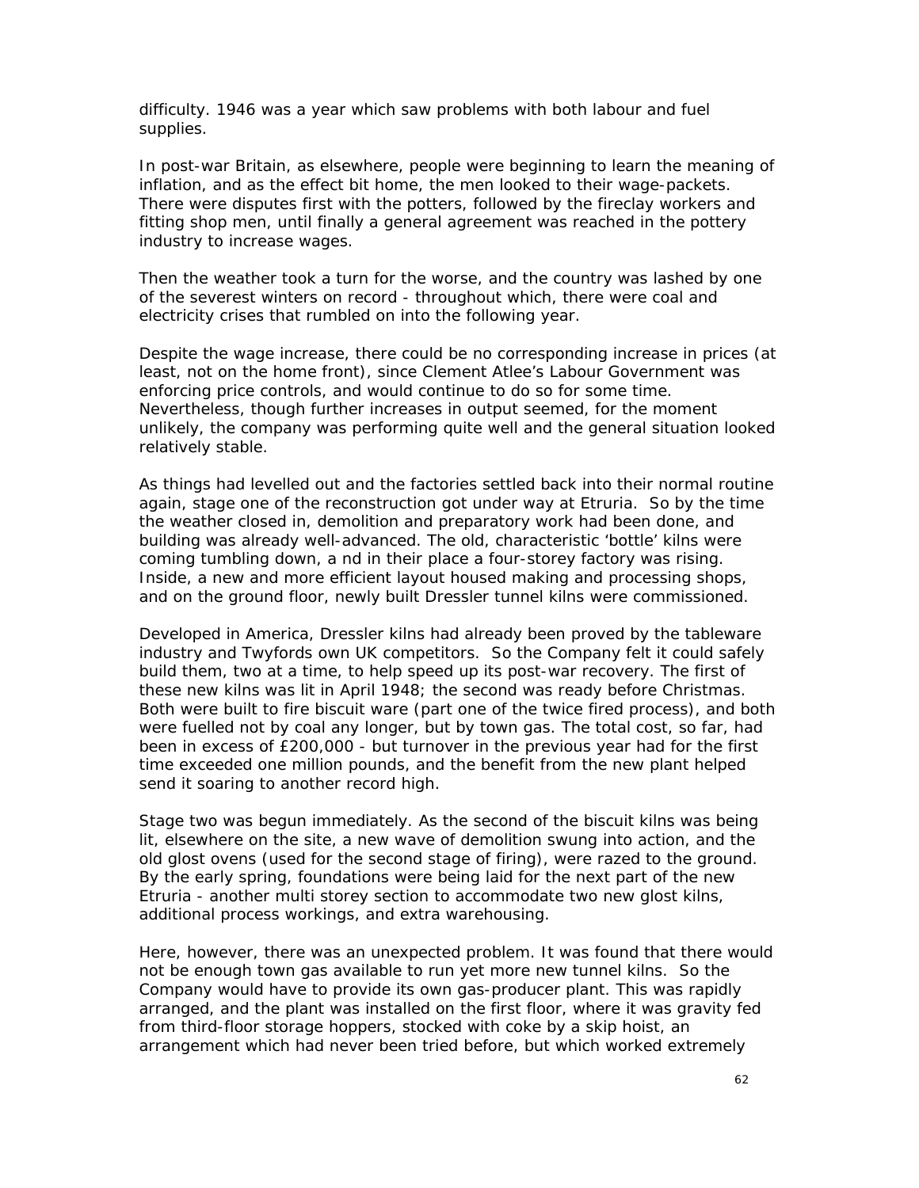difficulty. 1946 was a year which saw problems with both labour and fuel supplies.

In post-war Britain, as elsewhere, people were beginning to learn the meaning of inflation, and as the effect bit home, the men looked to their wage-packets. There were disputes first with the potters, followed by the fireclay workers and fitting shop men, until finally a general agreement was reached in the pottery industry to increase wages.

Then the weather took a turn for the worse, and the country was lashed by one of the severest winters on record - throughout which, there were coal and electricity crises that rumbled on into the following year.

Despite the wage increase, there could be no corresponding increase in prices (at least, not on the home front), since Clement Atlee's Labour Government was enforcing price controls, and would continue to do so for some time. Nevertheless, though further increases in output seemed, for the moment unlikely, the company was performing quite well and the general situation looked relatively stable.

As things had levelled out and the factories settled back into their normal routine again, stage one of the reconstruction got under way at Etruria. So by the time the weather closed in, demolition and preparatory work had been done, and building was already well-advanced. The old, characteristic 'bottle' kilns were coming tumbling down, a nd in their place a four-storey factory was rising. Inside, a new and more efficient layout housed making and processing shops, and on the ground floor, newly built Dressler tunnel kilns were commissioned.

Developed in America, Dressler kilns had already been proved by the tableware industry and Twyfords own UK competitors. So the Company felt it could safely build them, two at a time, to help speed up its post-war recovery. The first of these new kilns was lit in April 1948; the second was ready before Christmas. Both were built to fire biscuit ware (part one of the twice fired process), and both were fuelled not by coal any longer, but by town gas. The total cost, so far, had been in excess of £200,000 - but turnover in the previous year had for the first time exceeded one million pounds, and the benefit from the new plant helped send it soaring to another record high.

Stage two was begun immediately. As the second of the biscuit kilns was being lit, elsewhere on the site, a new wave of demolition swung into action, and the old glost ovens (used for the second stage of firing), were razed to the ground. By the early spring, foundations were being laid for the next part of the new Etruria - another multi storey section to accommodate two new glost kilns, additional process workings, and extra warehousing.

Here, however, there was an unexpected problem. It was found that there would not be enough town gas available to run yet more new tunnel kilns. So the Company would have to provide its own gas-producer plant. This was rapidly arranged, and the plant was installed on the first floor, where it was gravity fed from third-floor storage hoppers, stocked with coke by a skip hoist, an arrangement which had never been tried before, but which worked extremely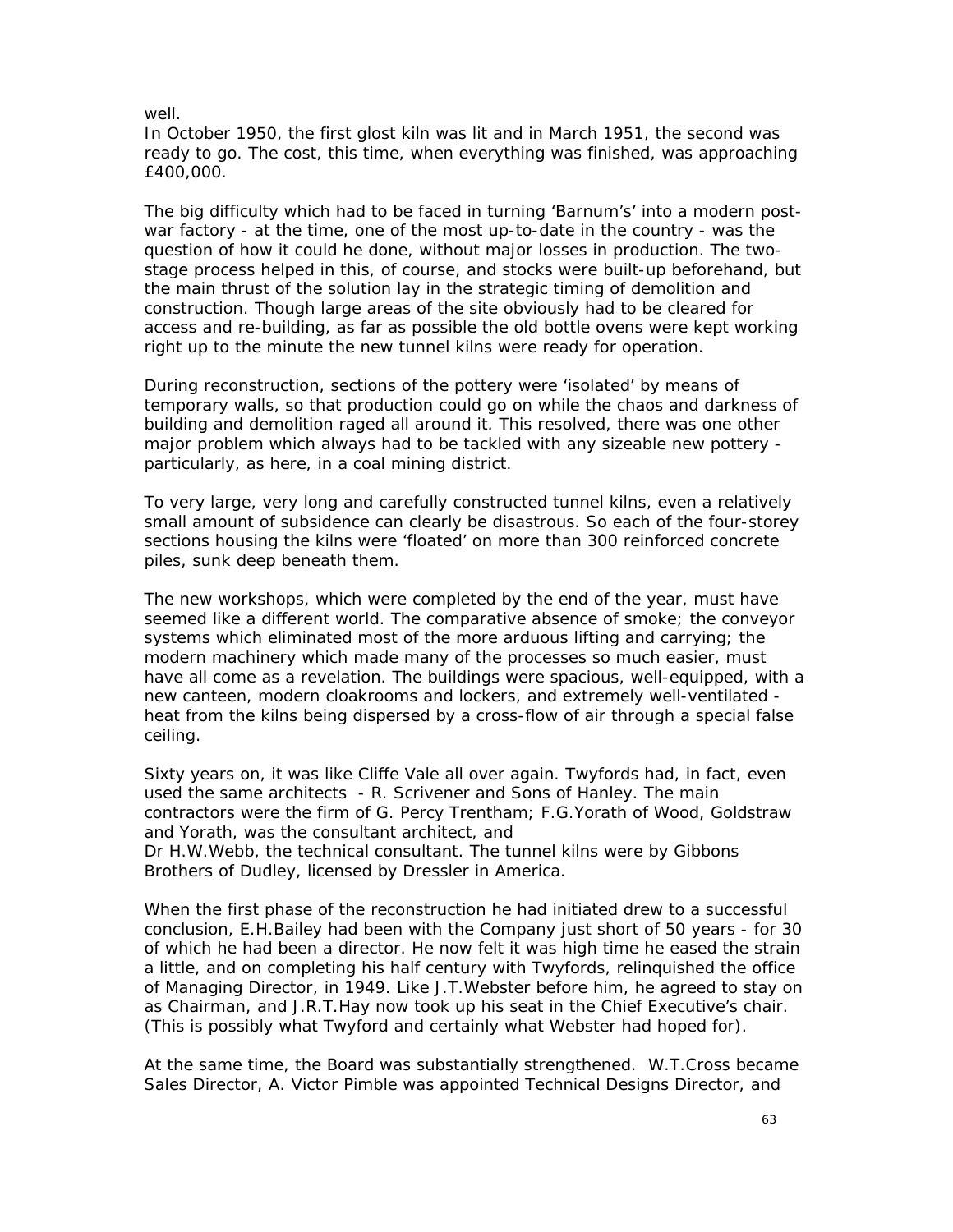well.

In October 1950, the first glost kiln was lit and in March 1951, the second was ready to go. The cost, this time, when everything was finished, was approaching £400,000.

The big difficulty which had to be faced in turning 'Barnum's' into a modern post-war factory - at the time, one of the most up-to-date in the country - was the question of how it could he done, without major losses in production. The two-stage process helped in this, of course, and stocks were built-up beforehand, but the main thrust of the solution lay in the strategic timing of demolition and construction. Though large areas of the site obviously had to be cleared for access and re-building, as far as possible the old bottle ovens were kept working right up to the minute the new tunnel kilns were ready for operation.

During reconstruction, sections of the pottery were 'isolated' by means of temporary walls, so that production could go on while the chaos and darkness of building and demolition raged all around it. This resolved, there was one other major problem which always had to be tackled with any sizeable new pottery - particularly, as here, in a coal mining district.

To very large, very long and carefully constructed tunnel kilns, even a relatively small amount of subsidence can clearly be disastrous. So each of the four-storey sections housing the kilns were 'floated' on more than 300 reinforced concrete piles, sunk deep beneath them.

The new workshops, which were completed by the end of the year, must have seemed like a different world. The comparative absence of smoke; the conveyor systems which eliminated most of the more arduous lifting and carrying; the modern machinery which made many of the processes so much easier, must have all come as a revelation. The buildings were spacious, well-equipped, with a new canteen, modern cloakrooms and lockers, and extremely well-ventilated - heat from the kilns being dispersed by a cross-flow of air through a special false ceiling.

Sixty years on, it was like Cliffe Vale all over again. Twyfords had, in fact, even used the same architects - R. Scrivener and Sons of Hanley. The main contractors were the firm of G. Percy Trentham; F.G.Yorath of Wood, Goldstraw and Yorath, was the consultant architect, and
Dr H.W.Webb, the technical consultant. The tunnel kilns were by Gibbons Brothers of Dudley, licensed by Dressler in America.

When the first phase of the reconstruction he had initiated drew to a successful conclusion, E.H.Bailey had been with the Company just short of 50 years - for 30 of which he had been a director. He now felt it was high time he eased the strain a little, and on completing his half century with Twyfords, relinquished the office of Managing Director, in 1949. Like J.T.Webster before him, he agreed to stay on as Chairman, and J.R.T.Hay now took up his seat in the Chief Executive's chair. (This is possibly what Twyford and certainly what Webster had hoped for).

At the same time, the Board was substantially strengthened. W.T.Cross became Sales Director, A. Victor Pimble was appointed Technical Designs Director, and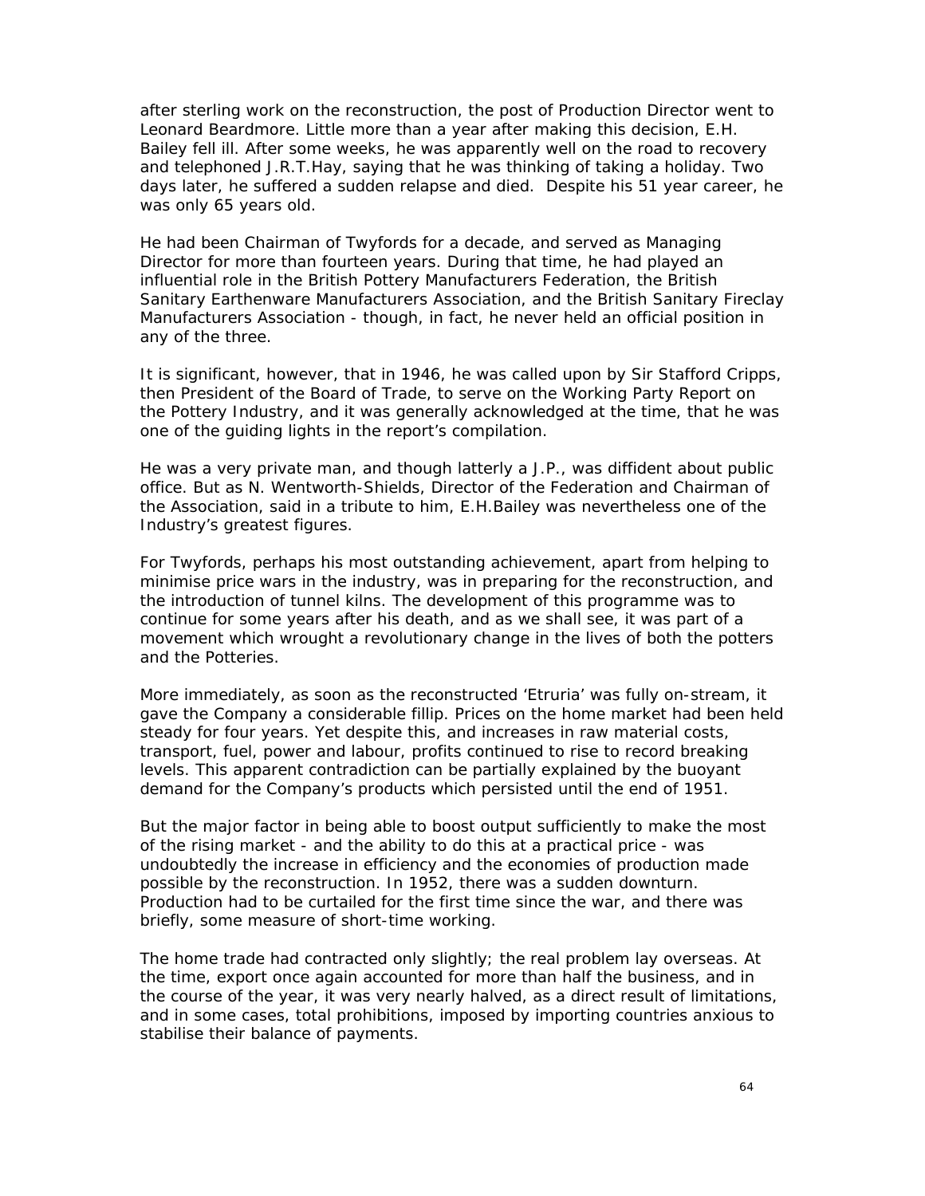after sterling work on the reconstruction, the post of Production Director went to Leonard Beardmore. Little more than a year after making this decision, E.H. Bailey fell ill. After some weeks, he was apparently well on the road to recovery and telephoned J.R.T.Hay, saying that he was thinking of taking a holiday. Two days later, he suffered a sudden relapse and died. Despite his 51 year career, he was only 65 years old.

He had been Chairman of Twyfords for a decade, and served as Managing Director for more than fourteen years. During that time, he had played an influential role in the British Pottery Manufacturers Federation, the British Sanitary Earthenware Manufacturers Association, and the British Sanitary Fireclay Manufacturers Association - though, in fact, he never held an official position in any of the three.

It is significant, however, that in 1946, he was called upon by Sir Stafford Cripps, then President of the Board of Trade, to serve on the Working Party Report on the Pottery Industry, and it was generally acknowledged at the time, that he was one of the guiding lights in the report's compilation.

He was a very private man, and though latterly a J.P., was diffident about public office. But as N. Wentworth-Shields, Director of the Federation and Chairman of the Association, said in a tribute to him, E.H.Bailey was nevertheless one of the Industry's greatest figures.

For Twyfords, perhaps his most outstanding achievement, apart from helping to minimise price wars in the industry, was in preparing for the reconstruction, and the introduction of tunnel kilns. The development of this programme was to continue for some years after his death, and as we shall see, it was part of a movement which wrought a revolutionary change in the lives of both the potters and the Potteries.

More immediately, as soon as the reconstructed 'Etruria' was fully on-stream, it gave the Company a considerable fillip. Prices on the home market had been held steady for four years. Yet despite this, and increases in raw material costs, transport, fuel, power and labour, profits continued to rise to record breaking levels. This apparent contradiction can be partially explained by the buoyant demand for the Company's products which persisted until the end of 1951.

But the major factor in being able to boost output sufficiently to make the most of the rising market - and the ability to do this at a practical price - was undoubtedly the increase in efficiency and the economies of production made possible by the reconstruction. In 1952, there was a sudden downturn. Production had to be curtailed for the first time since the war, and there was briefly, some measure of short-time working.

The home trade had contracted only slightly; the real problem lay overseas. At the time, export once again accounted for more than half the business, and in the course of the year, it was very nearly halved, as a direct result of limitations, and in some cases, total prohibitions, imposed by importing countries anxious to stabilise their balance of payments.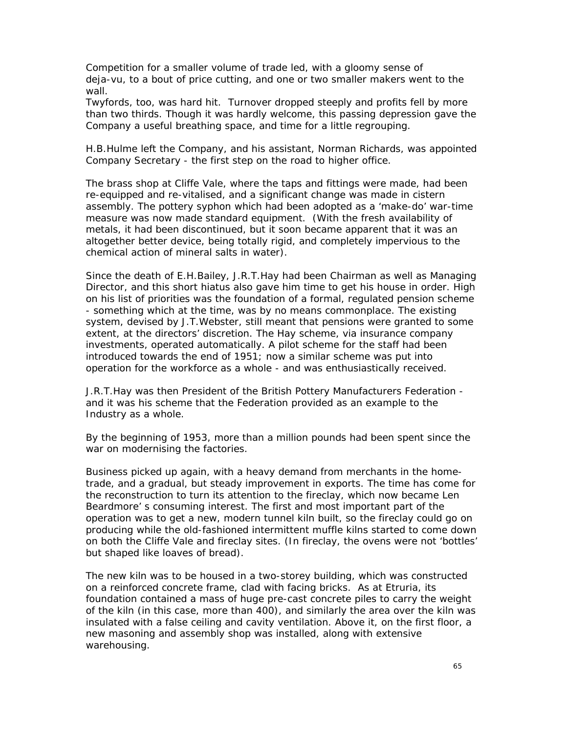Competition for a smaller volume of trade led, with a gloomy sense of deja-vu, to a bout of price cutting, and one or two smaller makers went to the wall.
Twyfords, too, was hard hit. Turnover dropped steeply and profits fell by more than two thirds. Though it was hardly welcome, this passing depression gave the Company a useful breathing space, and time for a little regrouping.

H.B.Hulme left the Company, and his assistant, Norman Richards, was appointed Company Secretary - the first step on the road to higher office.

The brass shop at Cliffe Vale, where the taps and fittings were made, had been re-equipped and re-vitalised, and a significant change was made in cistern assembly. The pottery syphon which had been adopted as a 'make-do' war-time measure was now made standard equipment. (With the fresh availability of metals, it had been discontinued, but it soon became apparent that it was an altogether better device, being totally rigid, and completely impervious to the chemical action of mineral salts in water).

Since the death of E.H.Bailey, J.R.T.Hay had been Chairman as well as Managing Director, and this short hiatus also gave him time to get his house in order. High on his list of priorities was the foundation of a formal, regulated pension scheme - something which at the time, was by no means commonplace. The existing system, devised by J.T.Webster, still meant that pensions were granted to some extent, at the directors' discretion. The Hay scheme, via insurance company investments, operated automatically. A pilot scheme for the staff had been introduced towards the end of 1951; now a similar scheme was put into operation for the workforce as a whole - and was enthusiastically received.

J.R.T.Hay was then President of the British Pottery Manufacturers Federation - and it was his scheme that the Federation provided as an example to the Industry as a whole.

By the beginning of 1953, more than a million pounds had been spent since the war on modernising the factories.

Business picked up again, with a heavy demand from merchants in the home-trade, and a gradual, but steady improvement in exports. The time has come for the reconstruction to turn its attention to the fireclay, which now became Len Beardmore' s consuming interest. The first and most important part of the operation was to get a new, modern tunnel kiln built, so the fireclay could go on producing while the old-fashioned intermittent muffle kilns started to come down on both the Cliffe Vale and fireclay sites. (In fireclay, the ovens were not 'bottles' but shaped like loaves of bread).

The new kiln was to be housed in a two-storey building, which was constructed on a reinforced concrete frame, clad with facing bricks. As at Etruria, its foundation contained a mass of huge pre-cast concrete piles to carry the weight of the kiln (in this case, more than 400), and similarly the area over the kiln was insulated with a false ceiling and cavity ventilation. Above it, on the first floor, a new masoning and assembly shop was installed, along with extensive warehousing.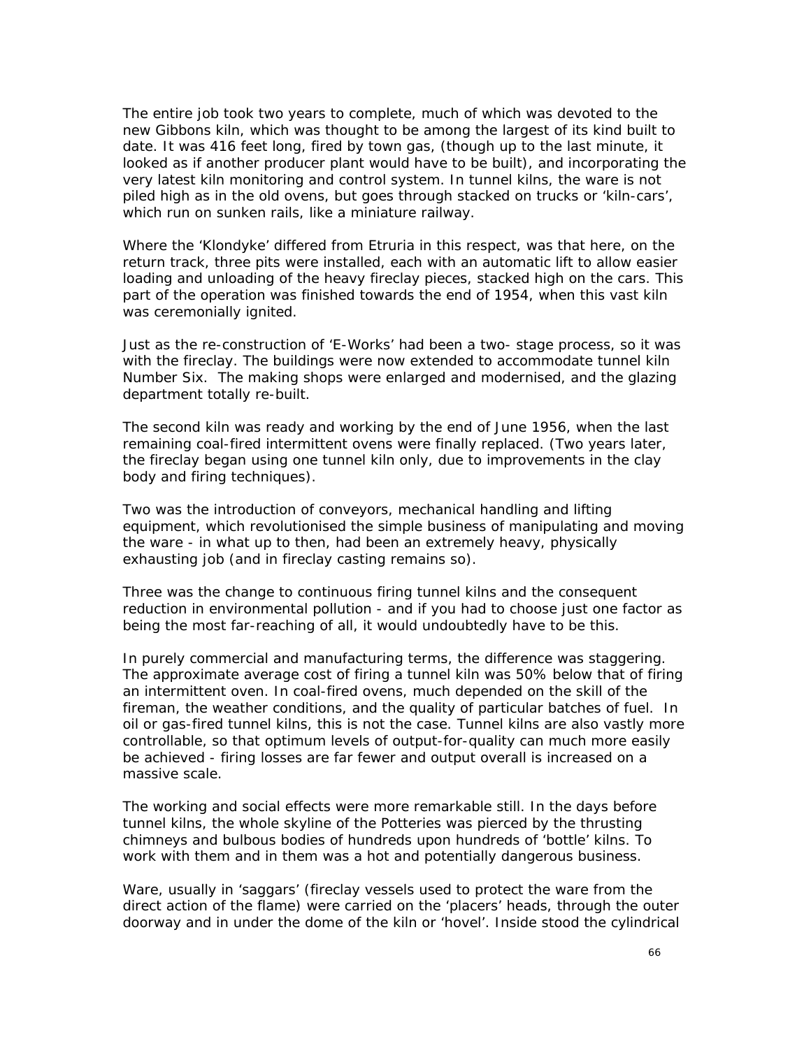The entire job took two years to complete, much of which was devoted to the new Gibbons kiln, which was thought to be among the largest of its kind built to date. It was 416 feet long, fired by town gas, (though up to the last minute, it looked as if another producer plant would have to be built), and incorporating the very latest kiln monitoring and control system. In tunnel kilns, the ware is not piled high as in the old ovens, but goes through stacked on trucks or 'kiln-cars', which run on sunken rails, like a miniature railway.

Where the 'Klondyke' differed from Etruria in this respect, was that here, on the return track, three pits were installed, each with an automatic lift to allow easier loading and unloading of the heavy fireclay pieces, stacked high on the cars. This part of the operation was finished towards the end of 1954, when this vast kiln was ceremonially ignited.

Just as the re-construction of 'E-Works' had been a two- stage process, so it was with the fireclay. The buildings were now extended to accommodate tunnel kiln Number Six. The making shops were enlarged and modernised, and the glazing department totally re-built.

The second kiln was ready and working by the end of June 1956, when the last remaining coal-fired intermittent ovens were finally replaced. (Two years later, the fireclay began using one tunnel kiln only, due to improvements in the clay body and firing techniques).

Two was the introduction of conveyors, mechanical handling and lifting equipment, which revolutionised the simple business of manipulating and moving the ware - in what up to then, had been an extremely heavy, physically exhausting job (and in fireclay casting remains so).

Three was the change to continuous firing tunnel kilns and the consequent reduction in environmental pollution - and if you had to choose just one factor as being the most far-reaching of all, it would undoubtedly have to be this.

In purely commercial and manufacturing terms, the difference was staggering. The approximate average cost of firing a tunnel kiln was 50% below that of firing an intermittent oven. In coal-fired ovens, much depended on the skill of the fireman, the weather conditions, and the quality of particular batches of fuel. In oil or gas-fired tunnel kilns, this is not the case. Tunnel kilns are also vastly more controllable, so that optimum levels of output-for-quality can much more easily be achieved - firing losses are far fewer and output overall is increased on a massive scale.

The working and social effects were more remarkable still. In the days before tunnel kilns, the whole skyline of the Potteries was pierced by the thrusting chimneys and bulbous bodies of hundreds upon hundreds of 'bottle' kilns. To work with them and in them was a hot and potentially dangerous business.

Ware, usually in 'saggars' (fireclay vessels used to protect the ware from the direct action of the flame) were carried on the 'placers' heads, through the outer doorway and in under the dome of the kiln or 'hovel'. Inside stood the cylindrical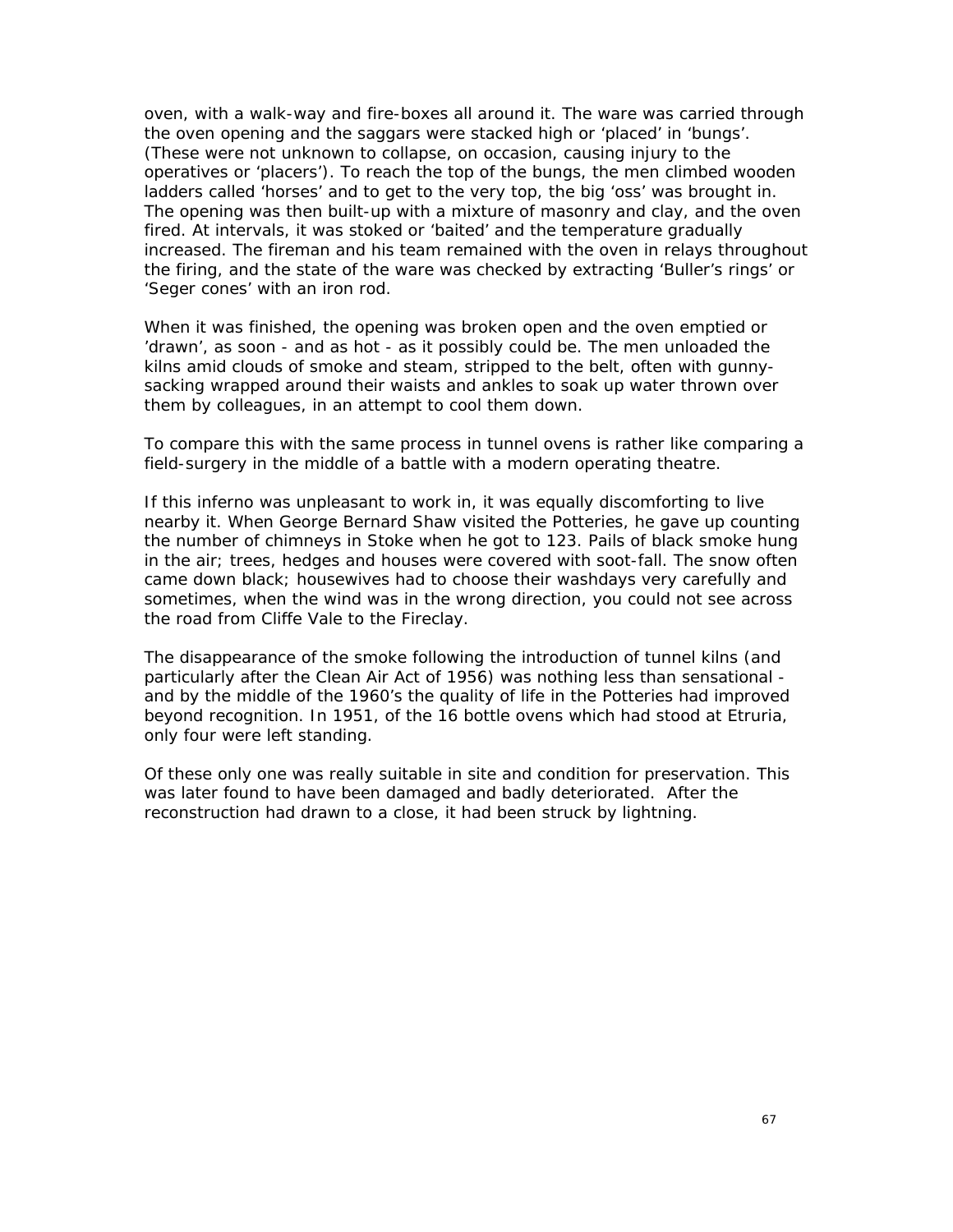oven, with a walk-way and fire-boxes all around it. The ware was carried through the oven opening and the saggars were stacked high or 'placed' in 'bungs'. (These were not unknown to collapse, on occasion, causing injury to the operatives or 'placers'). To reach the top of the bungs, the men climbed wooden ladders called 'horses' and to get to the very top, the big 'oss' was brought in. The opening was then built-up with a mixture of masonry and clay, and the oven fired. At intervals, it was stoked or 'baited' and the temperature gradually increased. The fireman and his team remained with the oven in relays throughout the firing, and the state of the ware was checked by extracting 'Buller's rings' or 'Seger cones' with an iron rod.

When it was finished, the opening was broken open and the oven emptied or 'drawn', as soon - and as hot - as it possibly could be. The men unloaded the kilns amid clouds of smoke and steam, stripped to the belt, often with gunny-sacking wrapped around their waists and ankles to soak up water thrown over them by colleagues, in an attempt to cool them down.

To compare this with the same process in tunnel ovens is rather like comparing a field-surgery in the middle of a battle with a modern operating theatre.

If this inferno was unpleasant to work in, it was equally discomforting to live nearby it. When George Bernard Shaw visited the Potteries, he gave up counting the number of chimneys in Stoke when he got to 123. Pails of black smoke hung in the air; trees, hedges and houses were covered with soot-fall. The snow often came down black; housewives had to choose their washdays very carefully and sometimes, when the wind was in the wrong direction, you could not see across the road from Cliffe Vale to the Fireclay.

The disappearance of the smoke following the introduction of tunnel kilns (and particularly after the Clean Air Act of 1956) was nothing less than sensational - and by the middle of the 1960's the quality of life in the Potteries had improved beyond recognition. In 1951, of the 16 bottle ovens which had stood at Etruria, only four were left standing.

Of these only one was really suitable in site and condition for preservation. This was later found to have been damaged and badly deteriorated. After the reconstruction had drawn to a close, it had been struck by lightning.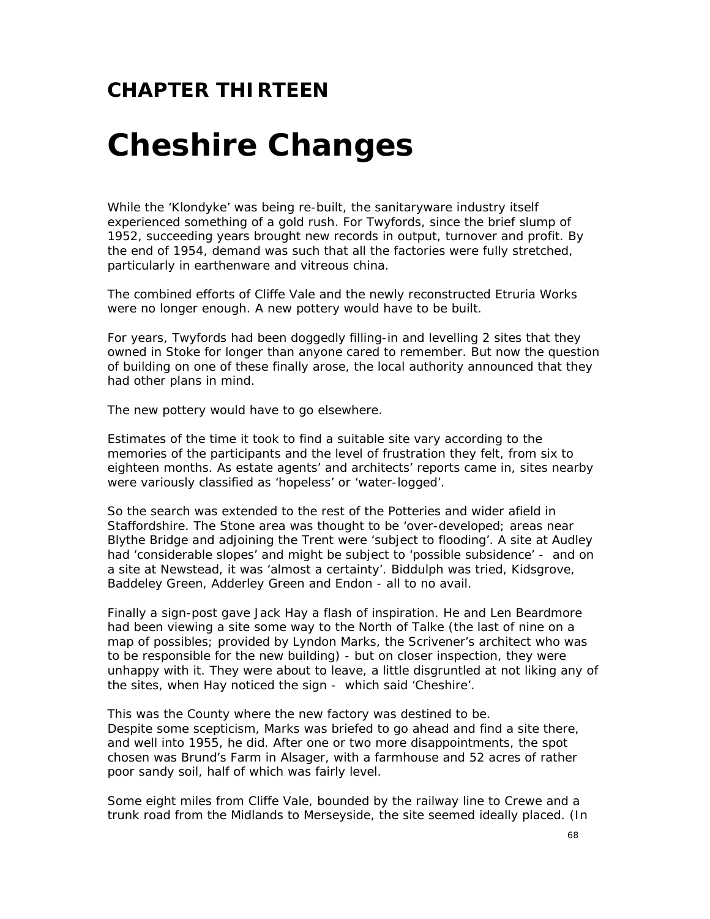# CHAPTER THIRTEEN

# Cheshire Changes

While the 'Klondyke' was being re-built, the sanitaryware industry itself experienced something of a gold rush. For Twyfords, since the brief slump of 1952, succeeding years brought new records in output, turnover and profit. By the end of 1954, demand was such that all the factories were fully stretched, particularly in earthenware and vitreous china.

The combined efforts of Cliffe Vale and the newly reconstructed Etruria Works were no longer enough. A new pottery would have to be built.

For years, Twyfords had been doggedly filling-in and levelling 2 sites that they owned in Stoke for longer than anyone cared to remember. But now the question of building on one of these finally arose, the local authority announced that they had other plans in mind.

The new pottery would have to go elsewhere.

Estimates of the time it took to find a suitable site vary according to the memories of the participants and the level of frustration they felt, from six to eighteen months. As estate agents' and architects' reports came in, sites nearby were variously classified as 'hopeless' or 'water-logged'.

So the search was extended to the rest of the Potteries and wider afield in Staffordshire. The Stone area was thought to be 'over-developed; areas near Blythe Bridge and adjoining the Trent were 'subject to flooding'. A site at Audley had 'considerable slopes' and might be subject to 'possible subsidence' - and on a site at Newstead, it was 'almost a certainty'. Biddulph was tried, Kidsgrove, Baddeley Green, Adderley Green and Endon - all to no avail.

Finally a sign-post gave Jack Hay a flash of inspiration. He and Len Beardmore had been viewing a site some way to the North of Talke (the last of nine on a map of possibles; provided by Lyndon Marks, the Scrivener's architect who was to be responsible for the new building) - but on closer inspection, they were unhappy with it. They were about to leave, a little disgruntled at not liking any of the sites, when Hay noticed the sign - which said 'Cheshire'.

This was the County where the new factory was destined to be.
Despite some scepticism, Marks was briefed to go ahead and find a site there, and well into 1955, he did. After one or two more disappointments, the spot chosen was Brund's Farm in Alsager, with a farmhouse and 52 acres of rather poor sandy soil, half of which was fairly level.

Some eight miles from Cliffe Vale, bounded by the railway line to Crewe and a trunk road from the Midlands to Merseyside, the site seemed ideally placed. (In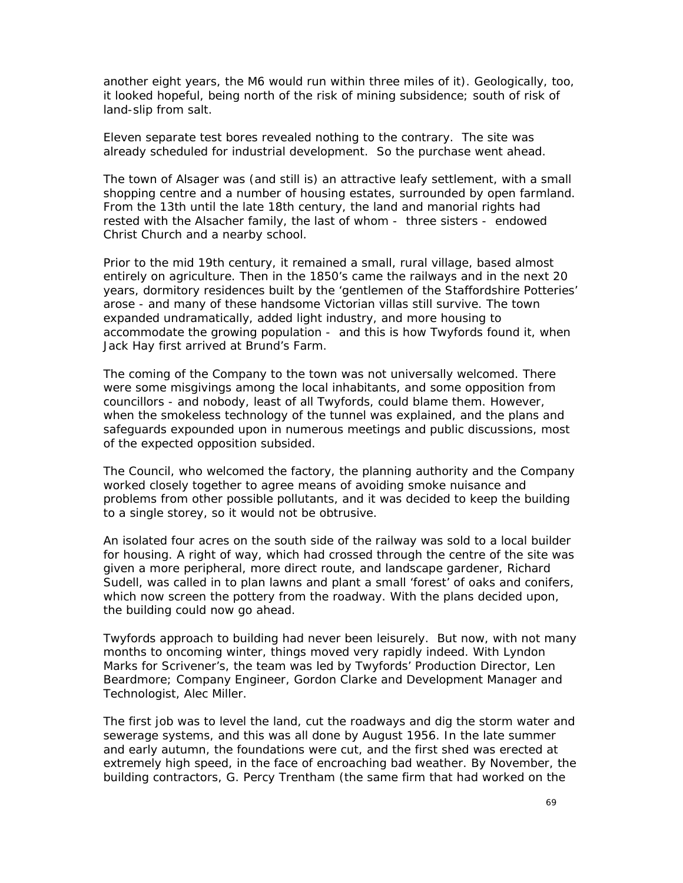another eight years, the M6 would run within three miles of it). Geologically, too, it looked hopeful, being north of the risk of mining subsidence; south of risk of land-slip from salt.

Eleven separate test bores revealed nothing to the contrary. The site was already scheduled for industrial development. So the purchase went ahead.

The town of Alsager was (and still is) an attractive leafy settlement, with a small shopping centre and a number of housing estates, surrounded by open farmland. From the 13th until the late 18th century, the land and manorial rights had rested with the Alsacher family, the last of whom - three sisters - endowed Christ Church and a nearby school.

Prior to the mid 19th century, it remained a small, rural village, based almost entirely on agriculture. Then in the 1850's came the railways and in the next 20 years, dormitory residences built by the 'gentlemen of the Staffordshire Potteries' arose - and many of these handsome Victorian villas still survive. The town expanded undramatically, added light industry, and more housing to accommodate the growing population - and this is how Twyfords found it, when Jack Hay first arrived at Brund's Farm.

The coming of the Company to the town was not universally welcomed. There were some misgivings among the local inhabitants, and some opposition from councillors - and nobody, least of all Twyfords, could blame them. However, when the smokeless technology of the tunnel was explained, and the plans and safeguards expounded upon in numerous meetings and public discussions, most of the expected opposition subsided.

The Council, who welcomed the factory, the planning authority and the Company worked closely together to agree means of avoiding smoke nuisance and problems from other possible pollutants, and it was decided to keep the building to a single storey, so it would not be obtrusive.

An isolated four acres on the south side of the railway was sold to a local builder for housing. A right of way, which had crossed through the centre of the site was given a more peripheral, more direct route, and landscape gardener, Richard Sudell, was called in to plan lawns and plant a small 'forest' of oaks and conifers, which now screen the pottery from the roadway. With the plans decided upon, the building could now go ahead.

Twyfords approach to building had never been leisurely. But now, with not many months to oncoming winter, things moved very rapidly indeed. With Lyndon Marks for Scrivener's, the team was led by Twyfords' Production Director, Len Beardmore; Company Engineer, Gordon Clarke and Development Manager and Technologist, Alec Miller.

The first job was to level the land, cut the roadways and dig the storm water and sewerage systems, and this was all done by August 1956. In the late summer and early autumn, the foundations were cut, and the first shed was erected at extremely high speed, in the face of encroaching bad weather. By November, the building contractors, G. Percy Trentham (the same firm that had worked on the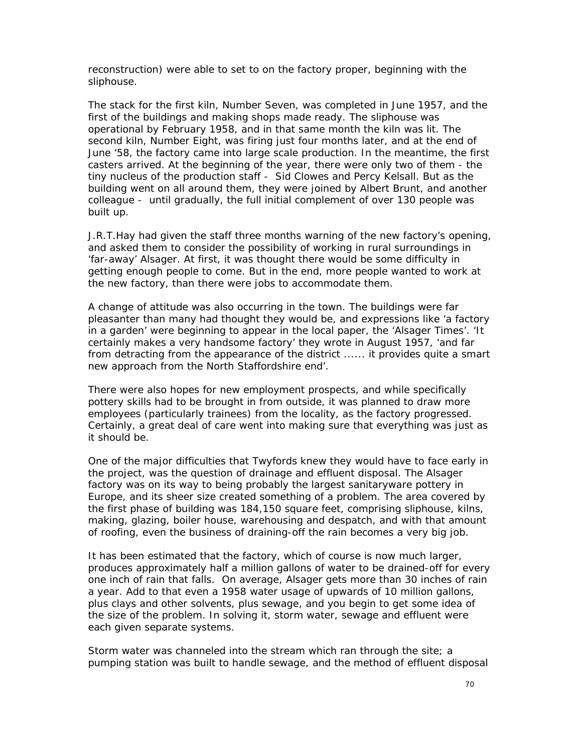reconstruction) were able to set to on the factory proper, beginning with the sliphouse.

The stack for the first kiln, Number Seven, was completed in June 1957, and the first of the buildings and making shops made ready. The sliphouse was operational by February 1958, and in that same month the kiln was lit. The second kiln, Number Eight, was firing just four months later, and at the end of June '58, the factory came into large scale production. In the meantime, the first casters arrived. At the beginning of the year, there were only two of them - the tiny nucleus of the production staff - Sid Clowes and Percy Kelsall. But as the building went on all around them, they were joined by Albert Brunt, and another colleague - until gradually, the full initial complement of over 130 people was built up.

J.R.T.Hay had given the staff three months warning of the new factory's opening, and asked them to consider the possibility of working in rural surroundings in 'far-away' Alsager. At first, it was thought there would be some difficulty in getting enough people to come. But in the end, more people wanted to work at the new factory, than there were jobs to accommodate them.

A change of attitude was also occurring in the town. The buildings were far pleasanter than many had thought they would be, and expressions like 'a factory in a garden' were beginning to appear in the local paper, the 'Alsager Times'. 'It certainly makes a very handsome factory' they wrote in August 1957, 'and far from detracting from the appearance of the district ...... it provides quite a smart new approach from the North Staffordshire end'.

There were also hopes for new employment prospects, and while specifically pottery skills had to be brought in from outside, it was planned to draw more employees (particularly trainees) from the locality, as the factory progressed. Certainly, a great deal of care went into making sure that everything was just as it should be.

One of the major difficulties that Twyfords knew they would have to face early in the project, was the question of drainage and effluent disposal. The Alsager factory was on its way to being probably the largest sanitaryware pottery in Europe, and its sheer size created something of a problem. The area covered by the first phase of building was 184,150 square feet, comprising sliphouse, kilns, making, glazing, boiler house, warehousing and despatch, and with that amount of roofing, even the business of draining-off the rain becomes a very big job.

It has been estimated that the factory, which of course is now much larger, produces approximately half a million gallons of water to be drained-off for every one inch of rain that falls. On average, Alsager gets more than 30 inches of rain a year. Add to that even a 1958 water usage of upwards of 10 million gallons, plus clays and other solvents, plus sewage, and you begin to get some idea of the size of the problem. In solving it, storm water, sewage and effluent were each given separate systems.

Storm water was channeled into the stream which ran through the site; a pumping station was built to handle sewage, and the method of effluent disposal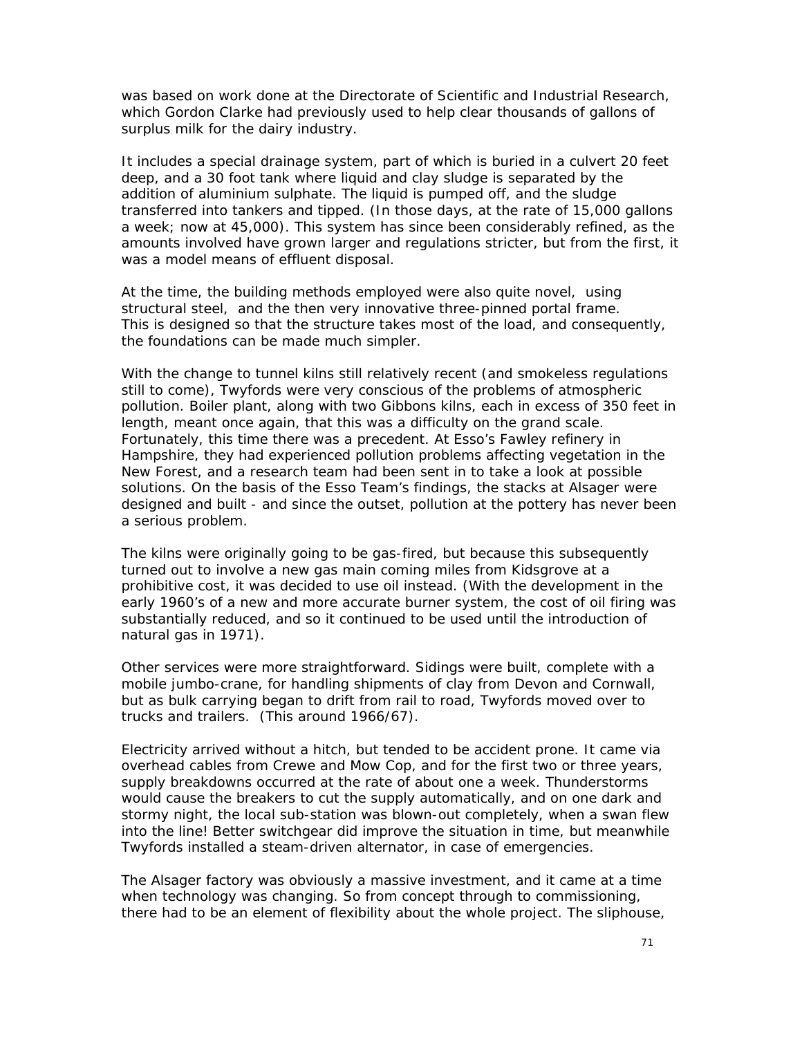was based on work done at the Directorate of Scientific and Industrial Research, which Gordon Clarke had previously used to help clear thousands of gallons of surplus milk for the dairy industry.

It includes a special drainage system, part of which is buried in a culvert 20 feet deep, and a 30 foot tank where liquid and clay sludge is separated by the addition of aluminium sulphate. The liquid is pumped off, and the sludge transferred into tankers and tipped. (In those days, at the rate of 15,000 gallons a week; now at 45,000). This system has since been considerably refined, as the amounts involved have grown larger and regulations stricter, but from the first, it was a model means of effluent disposal.

At the time, the building methods employed were also quite novel, using structural steel, and the then very innovative three-pinned portal frame. This is designed so that the structure takes most of the load, and consequently, the foundations can be made much simpler.

With the change to tunnel kilns still relatively recent (and smokeless regulations still to come), Twyfords were very conscious of the problems of atmospheric pollution. Boiler plant, along with two Gibbons kilns, each in excess of 350 feet in length, meant once again, that this was a difficulty on the grand scale. Fortunately, this time there was a precedent. At Esso's Fawley refinery in Hampshire, they had experienced pollution problems affecting vegetation in the New Forest, and a research team had been sent in to take a look at possible solutions. On the basis of the Esso Team's findings, the stacks at Alsager were designed and built - and since the outset, pollution at the pottery has never been a serious problem.

The kilns were originally going to be gas-fired, but because this subsequently turned out to involve a new gas main coming miles from Kidsgrove at a prohibitive cost, it was decided to use oil instead. (With the development in the early 1960's of a new and more accurate burner system, the cost of oil firing was substantially reduced, and so it continued to be used until the introduction of natural gas in 1971).

Other services were more straightforward. Sidings were built, complete with a mobile jumbo-crane, for handling shipments of clay from Devon and Cornwall, but as bulk carrying began to drift from rail to road, Twyfords moved over to trucks and trailers. (This around 1966/67).

Electricity arrived without a hitch, but tended to be accident prone. It came via overhead cables from Crewe and Mow Cop, and for the first two or three years, supply breakdowns occurred at the rate of about one a week. Thunderstorms would cause the breakers to cut the supply automatically, and on one dark and stormy night, the local sub-station was blown-out completely, when a swan flew into the line! Better switchgear did improve the situation in time, but meanwhile Twyfords installed a steam-driven alternator, in case of emergencies.

The Alsager factory was obviously a massive investment, and it came at a time when technology was changing. So from concept through to commissioning, there had to be an element of flexibility about the whole project. The sliphouse,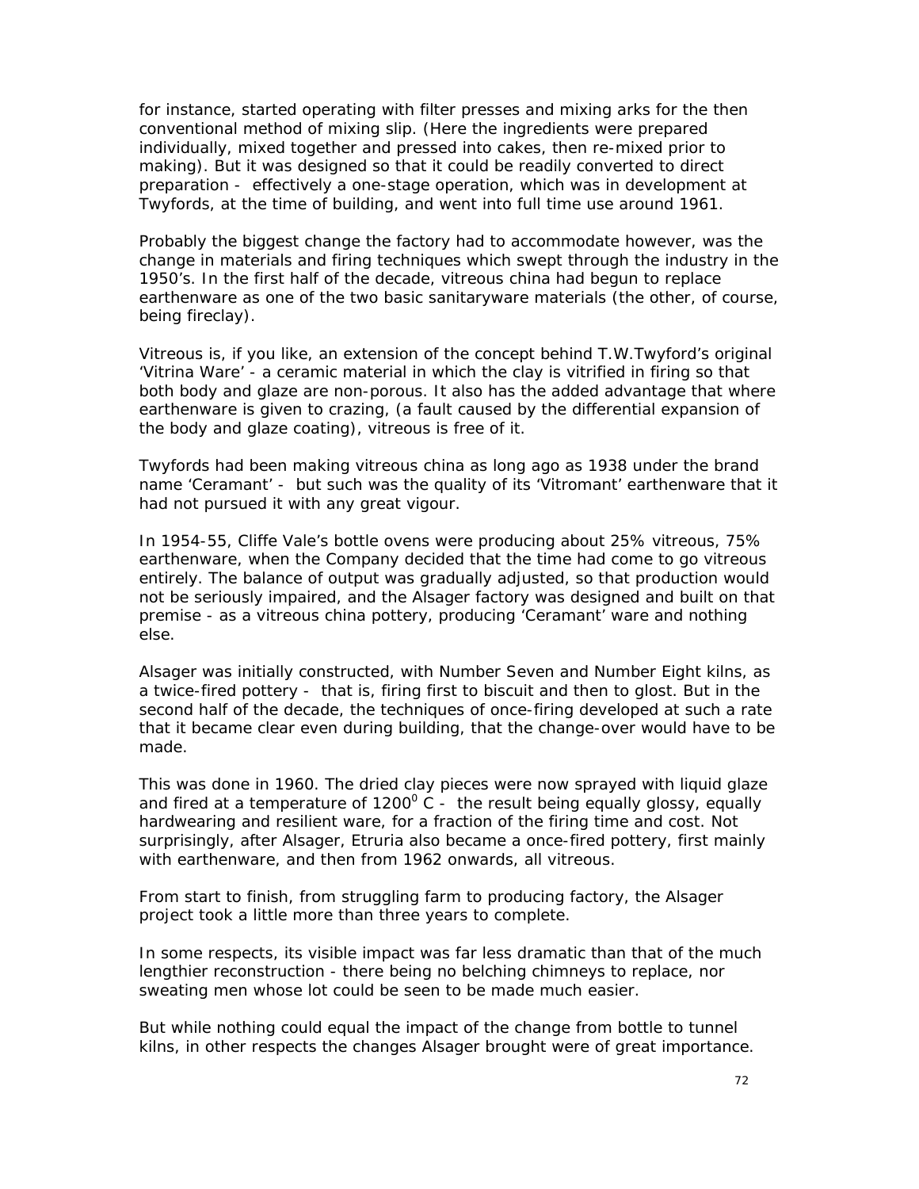for instance, started operating with filter presses and mixing arks for the then conventional method of mixing slip. (Here the ingredients were prepared individually, mixed together and pressed into cakes, then re-mixed prior to making). But it was designed so that it could be readily converted to direct preparation - effectively a one-stage operation, which was in development at Twyfords, at the time of building, and went into full time use around 1961.

Probably the biggest change the factory had to accommodate however, was the change in materials and firing techniques which swept through the industry in the 1950's. In the first half of the decade, vitreous china had begun to replace earthenware as one of the two basic sanitaryware materials (the other, of course, being fireclay).

Vitreous is, if you like, an extension of the concept behind T.W.Twyford's original 'Vitrina Ware' - a ceramic material in which the clay is vitrified in firing so that both body and glaze are non-porous. It also has the added advantage that where earthenware is given to crazing, (a fault caused by the differential expansion of the body and glaze coating), vitreous is free of it.

Twyfords had been making vitreous china as long ago as 1938 under the brand name 'Ceramant' - but such was the quality of its 'Vitromant' earthenware that it had not pursued it with any great vigour.

In 1954-55, Cliffe Vale's bottle ovens were producing about 25% vitreous, 75% earthenware, when the Company decided that the time had come to go vitreous entirely. The balance of output was gradually adjusted, so that production would not be seriously impaired, and the Alsager factory was designed and built on that premise - as a vitreous china pottery, producing 'Ceramant' ware and nothing else.

Alsager was initially constructed, with Number Seven and Number Eight kilns, as a twice-fired pottery - that is, firing first to biscuit and then to glost. But in the second half of the decade, the techniques of once-firing developed at such a rate that it became clear even during building, that the change-over would have to be made.

This was done in 1960. The dried clay pieces were now sprayed with liquid glaze and fired at a temperature of $1200^0$ C - the result being equally glossy, equally hardwearing and resilient ware, for a fraction of the firing time and cost. Not surprisingly, after Alsager, Etruria also became a once-fired pottery, first mainly with earthenware, and then from 1962 onwards, all vitreous.

From start to finish, from struggling farm to producing factory, the Alsager project took a little more than three years to complete.

In some respects, its visible impact was far less dramatic than that of the much lengthier reconstruction - there being no belching chimneys to replace, nor sweating men whose lot could be seen to be made much easier.

But while nothing could equal the impact of the change from bottle to tunnel kilns, in other respects the changes Alsager brought were of great importance.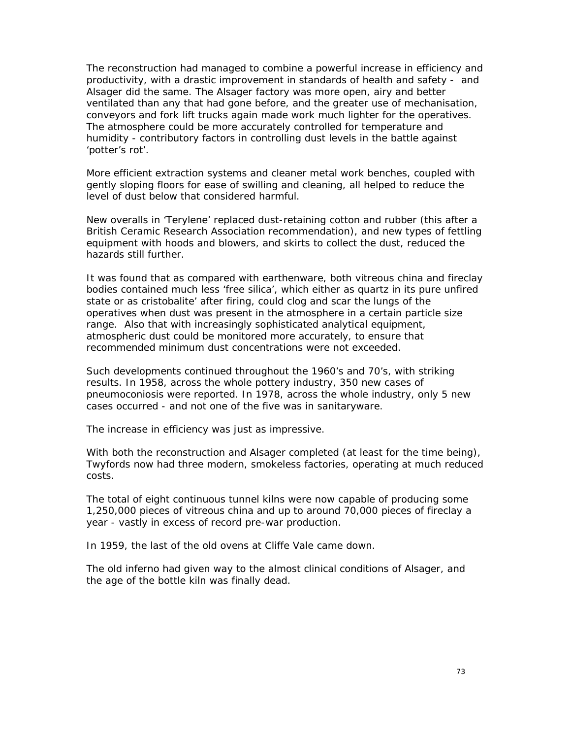The reconstruction had managed to combine a powerful increase in efficiency and productivity, with a drastic improvement in standards of health and safety -  and Alsager did the same. The Alsager factory was more open, airy and better ventilated than any that had gone before, and the greater use of mechanisation, conveyors and fork lift trucks again made work much lighter for the operatives. The atmosphere could be more accurately controlled for temperature and humidity - contributory factors in controlling dust levels in the battle against 'potter's rot'.

More efficient extraction systems and cleaner metal work benches, coupled with gently sloping floors for ease of swilling and cleaning, all helped to reduce the level of dust below that considered harmful.

New overalls in 'Terylene' replaced dust-retaining cotton and rubber (this after a British Ceramic Research Association recommendation), and new types of fettling equipment with hoods and blowers, and skirts to collect the dust, reduced the hazards still further.

It was found that as compared with earthenware, both vitreous china and fireclay bodies contained much less 'free silica', which either as quartz in its pure unfired state or as cristobalite' after firing, could clog and scar the lungs of the operatives when dust was present in the atmosphere in a certain particle size range.  Also that with increasingly sophisticated analytical equipment, atmospheric dust could be monitored more accurately, to ensure that recommended minimum dust concentrations were not exceeded.

Such developments continued throughout the 1960's and 70's, with striking results. In 1958, across the whole pottery industry, 350 new cases of pneumoconiosis were reported. In 1978, across the whole industry, only 5 new cases occurred - and not one of the five was in sanitaryware.

The increase in efficiency was just as impressive.

With both the reconstruction and Alsager completed (at least for the time being), Twyfords now had three modern, smokeless factories, operating at much reduced costs.

The total of eight continuous tunnel kilns were now capable of producing some 1,250,000 pieces of vitreous china and up to around 70,000 pieces of fireclay a year - vastly in excess of record pre-war production.

In 1959, the last of the old ovens at Cliffe Vale came down.

The old inferno had given way to the almost clinical conditions of Alsager, and the age of the bottle kiln was finally dead.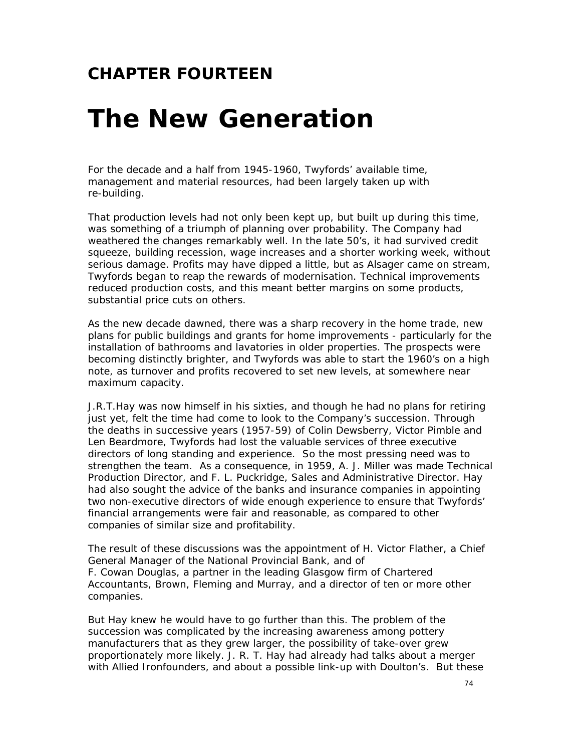## CHAPTER FOURTEEN

# The New Generation

For the decade and a half from 1945-1960, Twyfords' available time, management and material resources, had been largely taken up with re-building.

That production levels had not only been kept up, but built up during this time, was something of a triumph of planning over probability. The Company had weathered the changes remarkably well. In the late 50's, it had survived credit squeeze, building recession, wage increases and a shorter working week, without serious damage. Profits may have dipped a little, but as Alsager came on stream, Twyfords began to reap the rewards of modernisation. Technical improvements reduced production costs, and this meant better margins on some products, substantial price cuts on others.

As the new decade dawned, there was a sharp recovery in the home trade, new plans for public buildings and grants for home improvements - particularly for the installation of bathrooms and lavatories in older properties. The prospects were becoming distinctly brighter, and Twyfords was able to start the 1960's on a high note, as turnover and profits recovered to set new levels, at somewhere near maximum capacity.

J.R.T.Hay was now himself in his sixties, and though he had no plans for retiring just yet, felt the time had come to look to the Company's succession. Through the deaths in successive years (1957-59) of Colin Dewsberry, Victor Pimble and Len Beardmore, Twyfords had lost the valuable services of three executive directors of long standing and experience. So the most pressing need was to strengthen the team. As a consequence, in 1959, A. J. Miller was made Technical Production Director, and F. L. Puckridge, Sales and Administrative Director. Hay had also sought the advice of the banks and insurance companies in appointing two non-executive directors of wide enough experience to ensure that Twyfords' financial arrangements were fair and reasonable, as compared to other companies of similar size and profitability.

The result of these discussions was the appointment of H. Victor Flather, a Chief General Manager of the National Provincial Bank, and of F. Cowan Douglas, a partner in the leading Glasgow firm of Chartered Accountants, Brown, Fleming and Murray, and a director of ten or more other companies.

But Hay knew he would have to go further than this. The problem of the succession was complicated by the increasing awareness among pottery manufacturers that as they grew larger, the possibility of take-over grew proportionately more likely. J. R. T. Hay had already had talks about a merger with Allied Ironfounders, and about a possible link-up with Doulton's. But these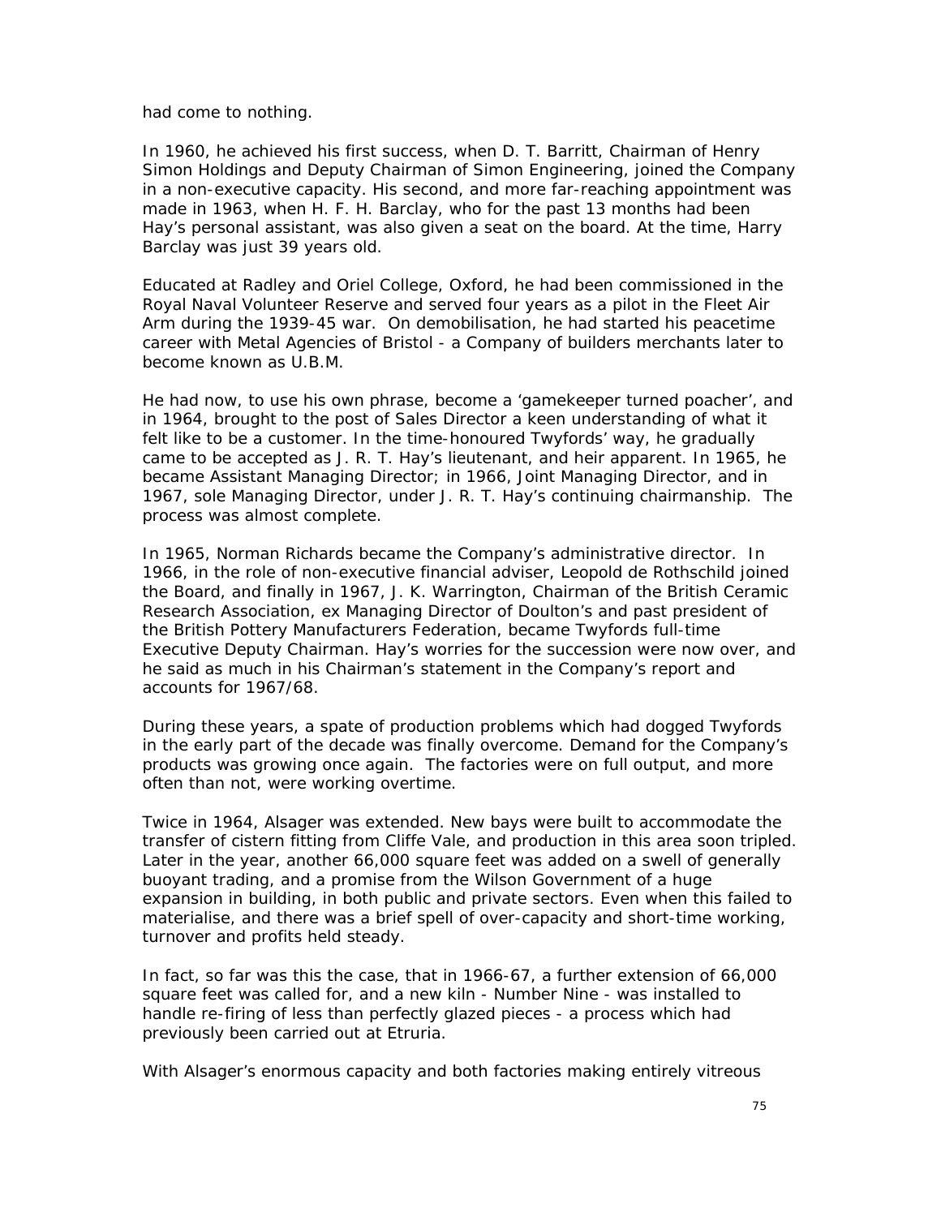had come to nothing.

In 1960, he achieved his first success, when D. T. Barritt, Chairman of Henry Simon Holdings and Deputy Chairman of Simon Engineering, joined the Company in a non-executive capacity. His second, and more far-reaching appointment was made in 1963, when H. F. H. Barclay, who for the past 13 months had been Hay's personal assistant, was also given a seat on the board. At the time, Harry Barclay was just 39 years old.

Educated at Radley and Oriel College, Oxford, he had been commissioned in the Royal Naval Volunteer Reserve and served four years as a pilot in the Fleet Air Arm during the 1939-45 war. On demobilisation, he had started his peacetime career with Metal Agencies of Bristol - a Company of builders merchants later to become known as U.B.M.

He had now, to use his own phrase, become a 'gamekeeper turned poacher', and in 1964, brought to the post of Sales Director a keen understanding of what it felt like to be a customer. In the time-honoured Twyfords' way, he gradually came to be accepted as J. R. T. Hay's lieutenant, and heir apparent. In 1965, he became Assistant Managing Director; in 1966, Joint Managing Director, and in 1967, sole Managing Director, under J. R. T. Hay's continuing chairmanship. The process was almost complete.

In 1965, Norman Richards became the Company's administrative director. In 1966, in the role of non-executive financial adviser, Leopold de Rothschild joined the Board, and finally in 1967, J. K. Warrington, Chairman of the British Ceramic Research Association, ex Managing Director of Doulton's and past president of the British Pottery Manufacturers Federation, became Twyfords full-time Executive Deputy Chairman. Hay's worries for the succession were now over, and he said as much in his Chairman's statement in the Company's report and accounts for 1967/68.

During these years, a spate of production problems which had dogged Twyfords in the early part of the decade was finally overcome. Demand for the Company's products was growing once again. The factories were on full output, and more often than not, were working overtime.

Twice in 1964, Alsager was extended. New bays were built to accommodate the transfer of cistern fitting from Cliffe Vale, and production in this area soon tripled. Later in the year, another 66,000 square feet was added on a swell of generally buoyant trading, and a promise from the Wilson Government of a huge expansion in building, in both public and private sectors. Even when this failed to materialise, and there was a brief spell of over-capacity and short-time working, turnover and profits held steady.

In fact, so far was this the case, that in 1966-67, a further extension of 66,000 square feet was called for, and a new kiln - Number Nine - was installed to handle re-firing of less than perfectly glazed pieces - a process which had previously been carried out at Etruria.

With Alsager's enormous capacity and both factories making entirely vitreous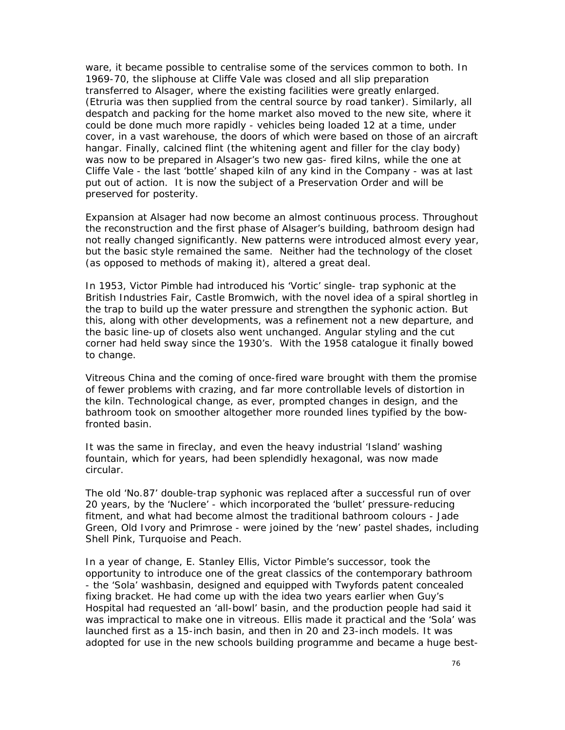ware, it became possible to centralise some of the services common to both. In 1969-70, the sliphouse at Cliffe Vale was closed and all slip preparation transferred to Alsager, where the existing facilities were greatly enlarged. (Etruria was then supplied from the central source by road tanker). Similarly, all despatch and packing for the home market also moved to the new site, where it could be done much more rapidly - vehicles being loaded 12 at a time, under cover, in a vast warehouse, the doors of which were based on those of an aircraft hangar. Finally, calcined flint (the whitening agent and filler for the clay body) was now to be prepared in Alsager's two new gas- fired kilns, while the one at Cliffe Vale - the last 'bottle' shaped kiln of any kind in the Company - was at last put out of action. It is now the subject of a Preservation Order and will be preserved for posterity.

Expansion at Alsager had now become an almost continuous process. Throughout the reconstruction and the first phase of Alsager's building, bathroom design had not really changed significantly. New patterns were introduced almost every year, but the basic style remained the same. Neither had the technology of the closet (as opposed to methods of making it), altered a great deal.

In 1953, Victor Pimble had introduced his 'Vortic' single- trap syphonic at the British Industries Fair, Castle Bromwich, with the novel idea of a spiral shortleg in the trap to build up the water pressure and strengthen the syphonic action. But this, along with other developments, was a refinement not a new departure, and the basic line-up of closets also went unchanged. Angular styling and the cut corner had held sway since the 1930's. With the 1958 catalogue it finally bowed to change.

Vitreous China and the coming of once-fired ware brought with them the promise of fewer problems with crazing, and far more controllable levels of distortion in the kiln. Technological change, as ever, prompted changes in design, and the bathroom took on smoother altogether more rounded lines typified by the bow-fronted basin.

It was the same in fireclay, and even the heavy industrial 'Island' washing fountain, which for years, had been splendidly hexagonal, was now made circular.

The old 'No.87' double-trap syphonic was replaced after a successful run of over 20 years, by the 'Nuclere' - which incorporated the 'bullet' pressure-reducing fitment, and what had become almost the traditional bathroom colours - Jade Green, Old Ivory and Primrose - were joined by the 'new' pastel shades, including Shell Pink, Turquoise and Peach.

In a year of change, E. Stanley Ellis, Victor Pimble's successor, took the opportunity to introduce one of the great classics of the contemporary bathroom - the 'Sola' washbasin, designed and equipped with Twyfords patent concealed fixing bracket. He had come up with the idea two years earlier when Guy's Hospital had requested an 'all-bowl' basin, and the production people had said it was impractical to make one in vitreous. Ellis made it practical and the 'Sola' was launched first as a 15-inch basin, and then in 20 and 23-inch models. It was adopted for use in the new schools building programme and became a huge best-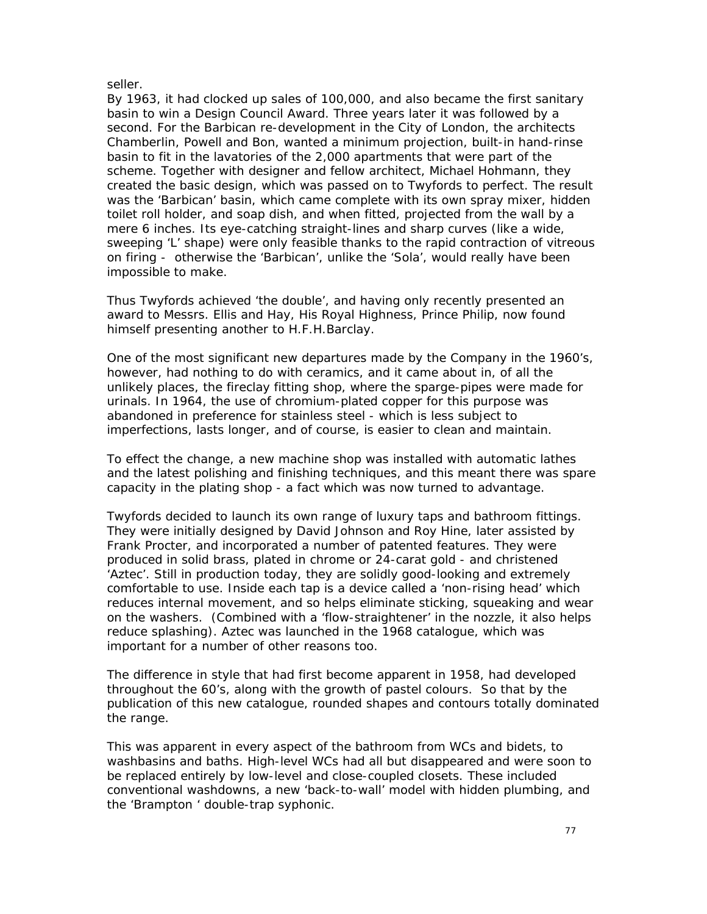seller.

By 1963, it had clocked up sales of 100,000, and also became the first sanitary basin to win a Design Council Award. Three years later it was followed by a second. For the Barbican re-development in the City of London, the architects Chamberlin, Powell and Bon, wanted a minimum projection, built-in hand-rinse basin to fit in the lavatories of the 2,000 apartments that were part of the scheme. Together with designer and fellow architect, Michael Hohmann, they created the basic design, which was passed on to Twyfords to perfect. The result was the 'Barbican' basin, which came complete with its own spray mixer, hidden toilet roll holder, and soap dish, and when fitted, projected from the wall by a mere 6 inches. Its eye-catching straight-lines and sharp curves (like a wide, sweeping 'L' shape) were only feasible thanks to the rapid contraction of vitreous on firing - otherwise the 'Barbican', unlike the 'Sola', would really have been impossible to make.

Thus Twyfords achieved 'the double', and having only recently presented an award to Messrs. Ellis and Hay, His Royal Highness, Prince Philip, now found himself presenting another to H.F.H.Barclay.

One of the most significant new departures made by the Company in the 1960's, however, had nothing to do with ceramics, and it came about in, of all the unlikely places, the fireclay fitting shop, where the sparge-pipes were made for urinals. In 1964, the use of chromium-plated copper for this purpose was abandoned in preference for stainless steel - which is less subject to imperfections, lasts longer, and of course, is easier to clean and maintain.

To effect the change, a new machine shop was installed with automatic lathes and the latest polishing and finishing techniques, and this meant there was spare capacity in the plating shop - a fact which was now turned to advantage.

Twyfords decided to launch its own range of luxury taps and bathroom fittings. They were initially designed by David Johnson and Roy Hine, later assisted by Frank Procter, and incorporated a number of patented features. They were produced in solid brass, plated in chrome or 24-carat gold - and christened 'Aztec'. Still in production today, they are solidly good-looking and extremely comfortable to use. Inside each tap is a device called a 'non-rising head' which reduces internal movement, and so helps eliminate sticking, squeaking and wear on the washers. (Combined with a 'flow-straightener' in the nozzle, it also helps reduce splashing). Aztec was launched in the 1968 catalogue, which was important for a number of other reasons too.

The difference in style that had first become apparent in 1958, had developed throughout the 60's, along with the growth of pastel colours. So that by the publication of this new catalogue, rounded shapes and contours totally dominated the range.

This was apparent in every aspect of the bathroom from WCs and bidets, to washbasins and baths. High-level WCs had all but disappeared and were soon to be replaced entirely by low-level and close-coupled closets. These included conventional washdowns, a new 'back-to-wall' model with hidden plumbing, and the 'Brampton ' double-trap syphonic.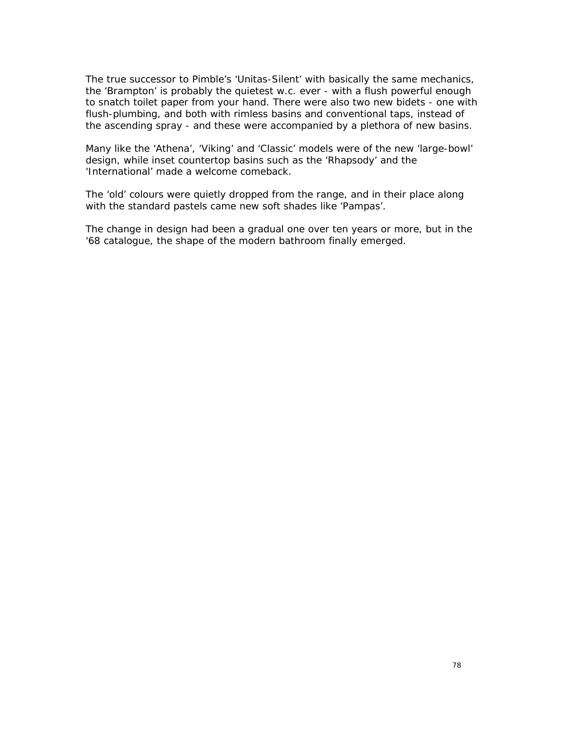The true successor to Pimble's 'Unitas-Silent' with basically the same mechanics, the 'Brampton' is probably the quietest w.c. ever - with a flush powerful enough to snatch toilet paper from your hand. There were also two new bidets - one with flush-plumbing, and both with rimless basins and conventional taps, instead of the ascending spray - and these were accompanied by a plethora of new basins.

Many like the 'Athena', 'Viking' and 'Classic' models were of the new 'large-bowl' design, while inset countertop basins such as the 'Rhapsody' and the 'International' made a welcome comeback.

The 'old' colours were quietly dropped from the range, and in their place along with the standard pastels came new soft shades like 'Pampas'.

The change in design had been a gradual one over ten years or more, but in the '68 catalogue, the shape of the modern bathroom finally emerged.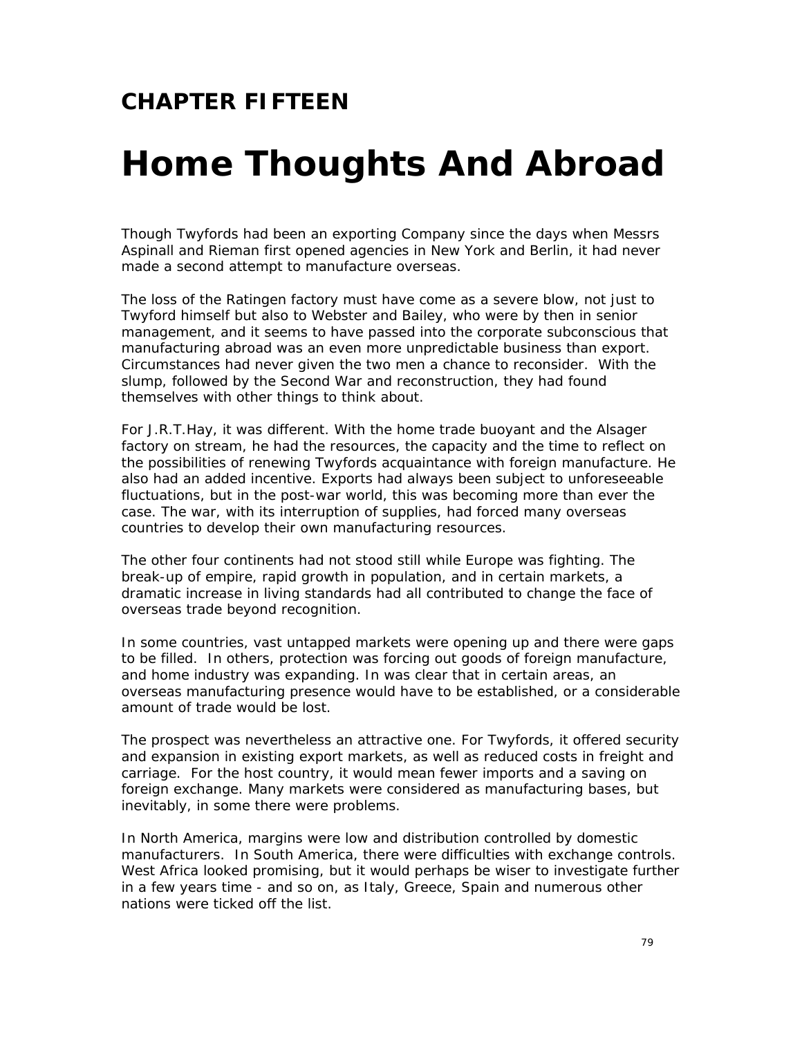## CHAPTER FIFTEEN

# Home Thoughts And Abroad

Though Twyfords had been an exporting Company since the days when Messrs Aspinall and Rieman first opened agencies in New York and Berlin, it had never made a second attempt to manufacture overseas.

The loss of the Ratingen factory must have come as a severe blow, not just to Twyford himself but also to Webster and Bailey, who were by then in senior management, and it seems to have passed into the corporate subconscious that manufacturing abroad was an even more unpredictable business than export. Circumstances had never given the two men a chance to reconsider. With the slump, followed by the Second War and reconstruction, they had found themselves with other things to think about.

For J.R.T.Hay, it was different. With the home trade buoyant and the Alsager factory on stream, he had the resources, the capacity and the time to reflect on the possibilities of renewing Twyfords acquaintance with foreign manufacture. He also had an added incentive. Exports had always been subject to unforeseeable fluctuations, but in the post-war world, this was becoming more than ever the case. The war, with its interruption of supplies, had forced many overseas countries to develop their own manufacturing resources.

The other four continents had not stood still while Europe was fighting. The break-up of empire, rapid growth in population, and in certain markets, a dramatic increase in living standards had all contributed to change the face of overseas trade beyond recognition.

In some countries, vast untapped markets were opening up and there were gaps to be filled. In others, protection was forcing out goods of foreign manufacture, and home industry was expanding. In was clear that in certain areas, an overseas manufacturing presence would have to be established, or a considerable amount of trade would be lost.

The prospect was nevertheless an attractive one. For Twyfords, it offered security and expansion in existing export markets, as well as reduced costs in freight and carriage. For the host country, it would mean fewer imports and a saving on foreign exchange. Many markets were considered as manufacturing bases, but inevitably, in some there were problems.

In North America, margins were low and distribution controlled by domestic manufacturers. In South America, there were difficulties with exchange controls. West Africa looked promising, but it would perhaps be wiser to investigate further in a few years time - and so on, as Italy, Greece, Spain and numerous other nations were ticked off the list.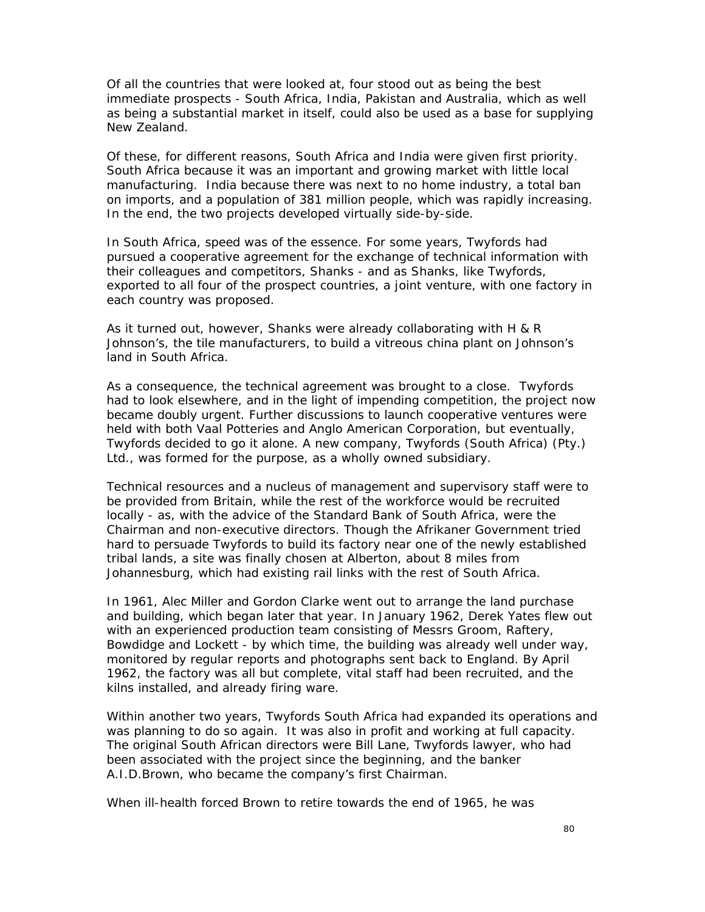Of all the countries that were looked at, four stood out as being the best immediate prospects - South Africa, India, Pakistan and Australia, which as well as being a substantial market in itself, could also be used as a base for supplying New Zealand.

Of these, for different reasons, South Africa and India were given first priority. South Africa because it was an important and growing market with little local manufacturing. India because there was next to no home industry, a total ban on imports, and a population of 381 million people, which was rapidly increasing. In the end, the two projects developed virtually side-by-side.

In South Africa, speed was of the essence. For some years, Twyfords had pursued a cooperative agreement for the exchange of technical information with their colleagues and competitors, Shanks - and as Shanks, like Twyfords, exported to all four of the prospect countries, a joint venture, with one factory in each country was proposed.

As it turned out, however, Shanks were already collaborating with H & R Johnson's, the tile manufacturers, to build a vitreous china plant on Johnson's land in South Africa.

As a consequence, the technical agreement was brought to a close. Twyfords had to look elsewhere, and in the light of impending competition, the project now became doubly urgent. Further discussions to launch cooperative ventures were held with both Vaal Potteries and Anglo American Corporation, but eventually, Twyfords decided to go it alone. A new company, Twyfords (South Africa) (Pty.) Ltd., was formed for the purpose, as a wholly owned subsidiary.

Technical resources and a nucleus of management and supervisory staff were to be provided from Britain, while the rest of the workforce would be recruited locally - as, with the advice of the Standard Bank of South Africa, were the Chairman and non-executive directors. Though the Afrikaner Government tried hard to persuade Twyfords to build its factory near one of the newly established tribal lands, a site was finally chosen at Alberton, about 8 miles from Johannesburg, which had existing rail links with the rest of South Africa.

In 1961, Alec Miller and Gordon Clarke went out to arrange the land purchase and building, which began later that year. In January 1962, Derek Yates flew out with an experienced production team consisting of Messrs Groom, Raftery, Bowdidge and Lockett - by which time, the building was already well under way, monitored by regular reports and photographs sent back to England. By April 1962, the factory was all but complete, vital staff had been recruited, and the kilns installed, and already firing ware.

Within another two years, Twyfords South Africa had expanded its operations and was planning to do so again. It was also in profit and working at full capacity. The original South African directors were Bill Lane, Twyfords lawyer, who had been associated with the project since the beginning, and the banker A.I.D.Brown, who became the company's first Chairman.

When ill-health forced Brown to retire towards the end of 1965, he was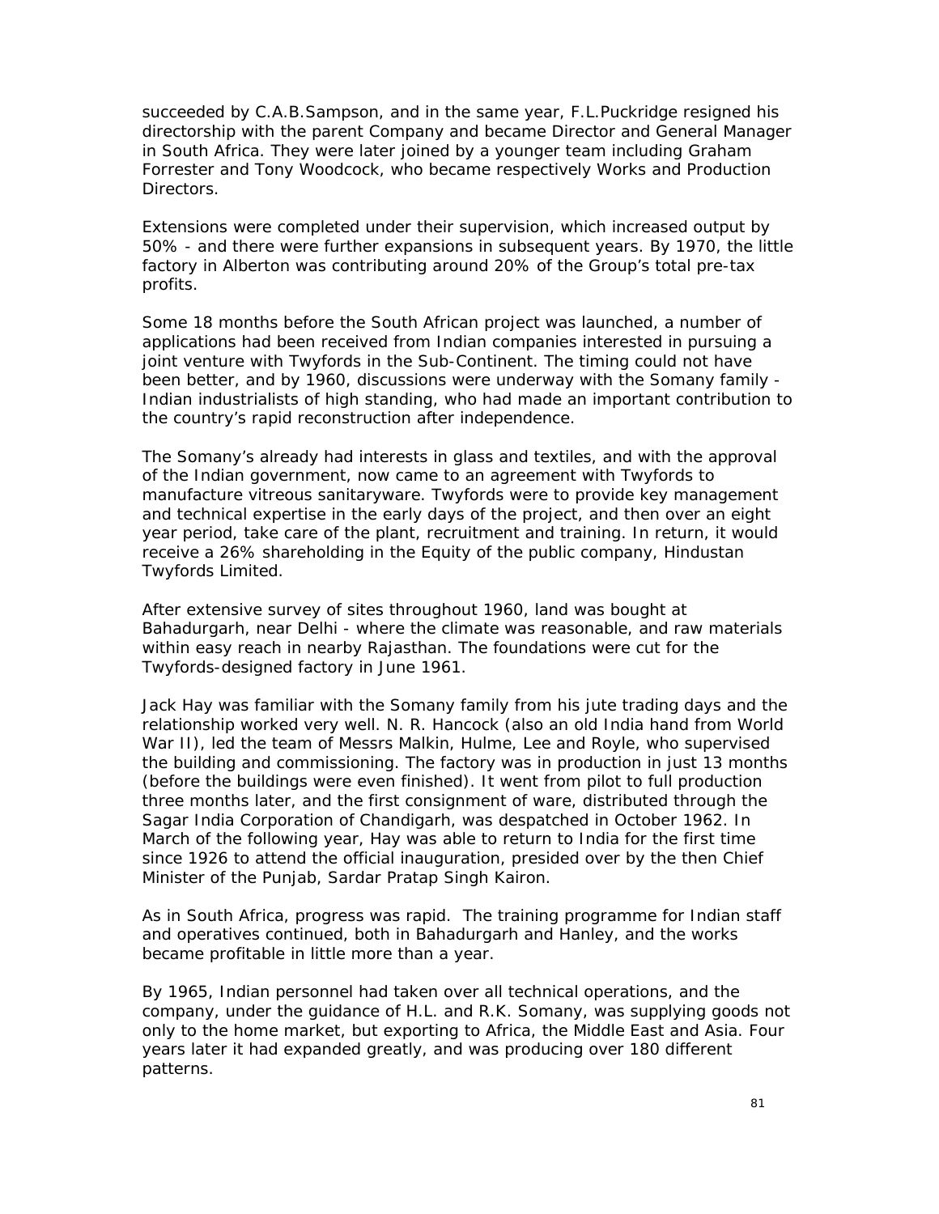succeeded by C.A.B.Sampson, and in the same year, F.L.Puckridge resigned his directorship with the parent Company and became Director and General Manager in South Africa. They were later joined by a younger team including Graham Forrester and Tony Woodcock, who became respectively Works and Production Directors.

Extensions were completed under their supervision, which increased output by 50% - and there were further expansions in subsequent years. By 1970, the little factory in Alberton was contributing around 20% of the Group's total pre-tax profits.

Some 18 months before the South African project was launched, a number of applications had been received from Indian companies interested in pursuing a joint venture with Twyfords in the Sub-Continent. The timing could not have been better, and by 1960, discussions were underway with the Somany family - Indian industrialists of high standing, who had made an important contribution to the country's rapid reconstruction after independence.

The Somany's already had interests in glass and textiles, and with the approval of the Indian government, now came to an agreement with Twyfords to manufacture vitreous sanitaryware. Twyfords were to provide key management and technical expertise in the early days of the project, and then over an eight year period, take care of the plant, recruitment and training. In return, it would receive a 26% shareholding in the Equity of the public company, Hindustan Twyfords Limited.

After extensive survey of sites throughout 1960, land was bought at Bahadurgarh, near Delhi - where the climate was reasonable, and raw materials within easy reach in nearby Rajasthan. The foundations were cut for the Twyfords-designed factory in June 1961.

Jack Hay was familiar with the Somany family from his jute trading days and the relationship worked very well. N. R. Hancock (also an old India hand from World War II), led the team of Messrs Malkin, Hulme, Lee and Royle, who supervised the building and commissioning. The factory was in production in just 13 months (before the buildings were even finished). It went from pilot to full production three months later, and the first consignment of ware, distributed through the Sagar India Corporation of Chandigarh, was despatched in October 1962. In March of the following year, Hay was able to return to India for the first time since 1926 to attend the official inauguration, presided over by the then Chief Minister of the Punjab, Sardar Pratap Singh Kairon.

As in South Africa, progress was rapid. The training programme for Indian staff and operatives continued, both in Bahadurgarh and Hanley, and the works became profitable in little more than a year.

By 1965, Indian personnel had taken over all technical operations, and the company, under the guidance of H.L. and R.K. Somany, was supplying goods not only to the home market, but exporting to Africa, the Middle East and Asia. Four years later it had expanded greatly, and was producing over 180 different patterns.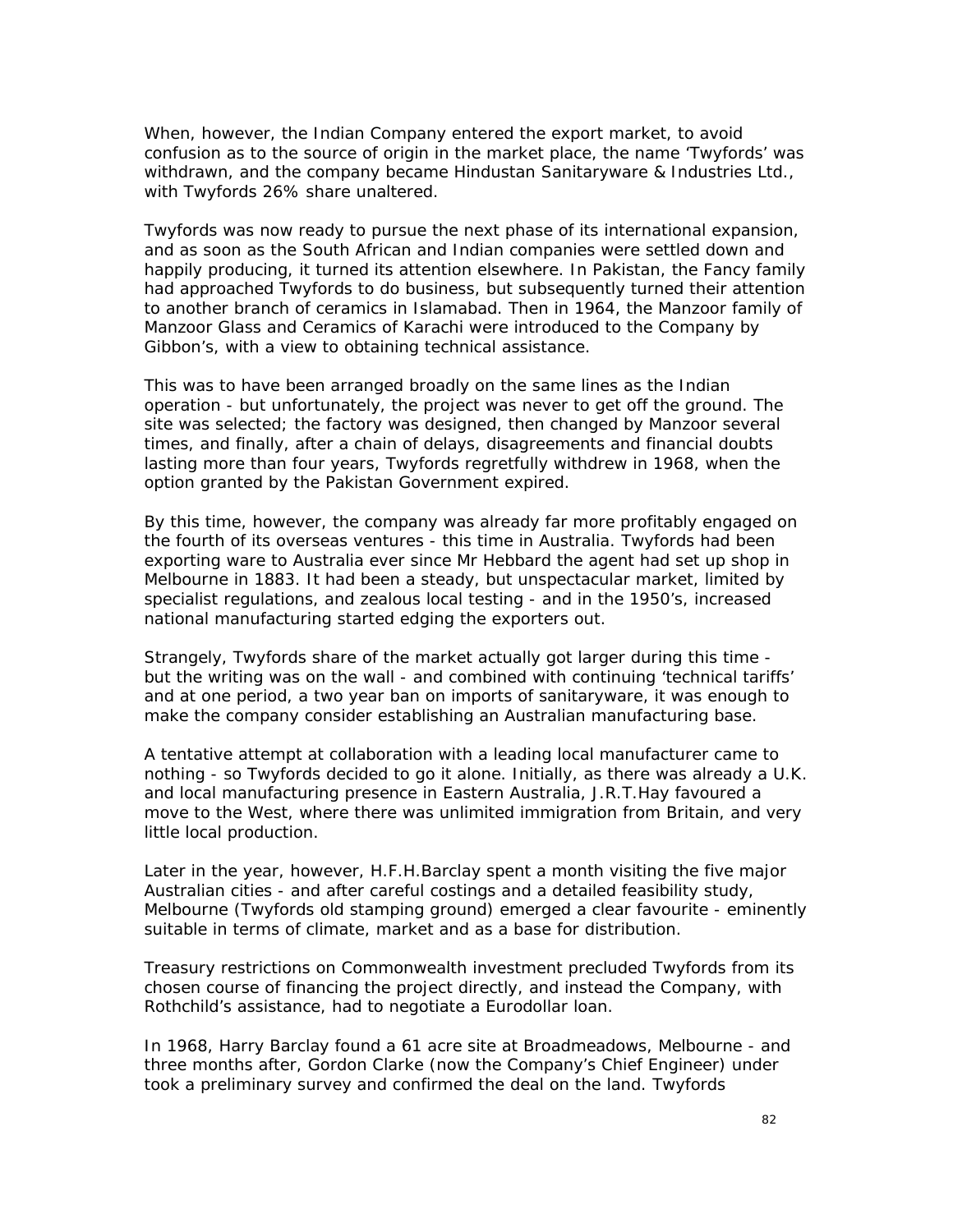When, however, the Indian Company entered the export market, to avoid confusion as to the source of origin in the market place, the name 'Twyfords' was withdrawn, and the company became Hindustan Sanitaryware & Industries Ltd., with Twyfords 26% share unaltered.

Twyfords was now ready to pursue the next phase of its international expansion, and as soon as the South African and Indian companies were settled down and happily producing, it turned its attention elsewhere. In Pakistan, the Fancy family had approached Twyfords to do business, but subsequently turned their attention to another branch of ceramics in Islamabad. Then in 1964, the Manzoor family of Manzoor Glass and Ceramics of Karachi were introduced to the Company by Gibbon's, with a view to obtaining technical assistance.

This was to have been arranged broadly on the same lines as the Indian operation - but unfortunately, the project was never to get off the ground. The site was selected; the factory was designed, then changed by Manzoor several times, and finally, after a chain of delays, disagreements and financial doubts lasting more than four years, Twyfords regretfully withdrew in 1968, when the option granted by the Pakistan Government expired.

By this time, however, the company was already far more profitably engaged on the fourth of its overseas ventures - this time in Australia. Twyfords had been exporting ware to Australia ever since Mr Hebbard the agent had set up shop in Melbourne in 1883. It had been a steady, but unspectacular market, limited by specialist regulations, and zealous local testing - and in the 1950's, increased national manufacturing started edging the exporters out.

Strangely, Twyfords share of the market actually got larger during this time - but the writing was on the wall - and combined with continuing 'technical tariffs' and at one period, a two year ban on imports of sanitaryware, it was enough to make the company consider establishing an Australian manufacturing base.

A tentative attempt at collaboration with a leading local manufacturer came to nothing - so Twyfords decided to go it alone. Initially, as there was already a U.K. and local manufacturing presence in Eastern Australia, J.R.T.Hay favoured a move to the West, where there was unlimited immigration from Britain, and very little local production.

Later in the year, however, H.F.H.Barclay spent a month visiting the five major Australian cities - and after careful costings and a detailed feasibility study, Melbourne (Twyfords old stamping ground) emerged a clear favourite - eminently suitable in terms of climate, market and as a base for distribution.

Treasury restrictions on Commonwealth investment precluded Twyfords from its chosen course of financing the project directly, and instead the Company, with Rothchild's assistance, had to negotiate a Eurodollar loan.

In 1968, Harry Barclay found a 61 acre site at Broadmeadows, Melbourne - and three months after, Gordon Clarke (now the Company's Chief Engineer) under took a preliminary survey and confirmed the deal on the land. Twyfords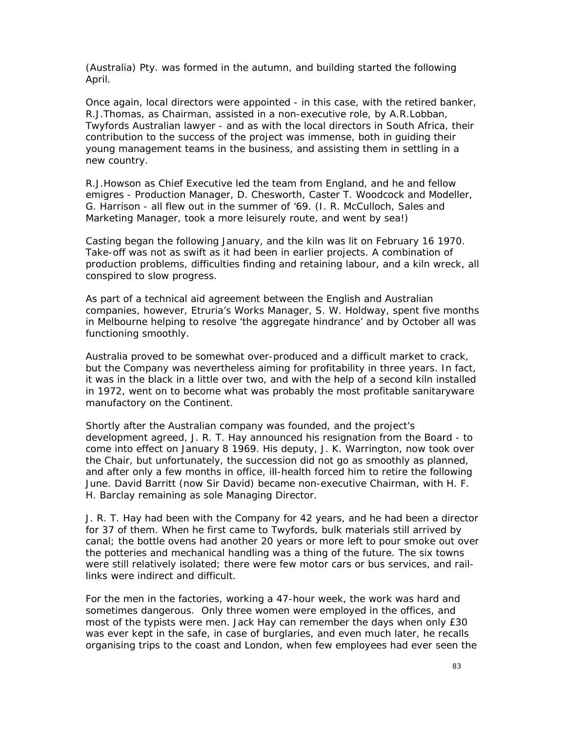(Australia) Pty. was formed in the autumn, and building started the following April.

Once again, local directors were appointed - in this case, with the retired banker, R.J.Thomas, as Chairman, assisted in a non-executive role, by A.R.Lobban, Twyfords Australian lawyer - and as with the local directors in South Africa, their contribution to the success of the project was immense, both in guiding their young management teams in the business, and assisting them in settling in a new country.

R.J.Howson as Chief Executive led the team from England, and he and fellow emigres - Production Manager, D. Chesworth, Caster T. Woodcock and Modeller, G. Harrison - all flew out in the summer of '69. (I. R. McCulloch, Sales and Marketing Manager, took a more leisurely route, and went by sea!)

Casting began the following January, and the kiln was lit on February 16 1970. Take-off was not as swift as it had been in earlier projects. A combination of production problems, difficulties finding and retaining labour, and a kiln wreck, all conspired to slow progress.

As part of a technical aid agreement between the English and Australian companies, however, Etruria's Works Manager, S. W. Holdway, spent five months in Melbourne helping to resolve 'the aggregate hindrance' and by October all was functioning smoothly.

Australia proved to be somewhat over-produced and a difficult market to crack, but the Company was nevertheless aiming for profitability in three years. In fact, it was in the black in a little over two, and with the help of a second kiln installed in 1972, went on to become what was probably the most profitable sanitaryware manufactory on the Continent.

Shortly after the Australian company was founded, and the project's development agreed, J. R. T. Hay announced his resignation from the Board - to come into effect on January 8 1969. His deputy, J. K. Warrington, now took over the Chair, but unfortunately, the succession did not go as smoothly as planned, and after only a few months in office, ill-health forced him to retire the following June. David Barritt (now Sir David) became non-executive Chairman, with H. F. H. Barclay remaining as sole Managing Director.

J. R. T. Hay had been with the Company for 42 years, and he had been a director for 37 of them. When he first came to Twyfords, bulk materials still arrived by canal; the bottle ovens had another 20 years or more left to pour smoke out over the potteries and mechanical handling was a thing of the future. The six towns were still relatively isolated; there were few motor cars or bus services, and rail-links were indirect and difficult.

For the men in the factories, working a 47-hour week, the work was hard and sometimes dangerous. Only three women were employed in the offices, and most of the typists were men. Jack Hay can remember the days when only £30 was ever kept in the safe, in case of burglaries, and even much later, he recalls organising trips to the coast and London, when few employees had ever seen the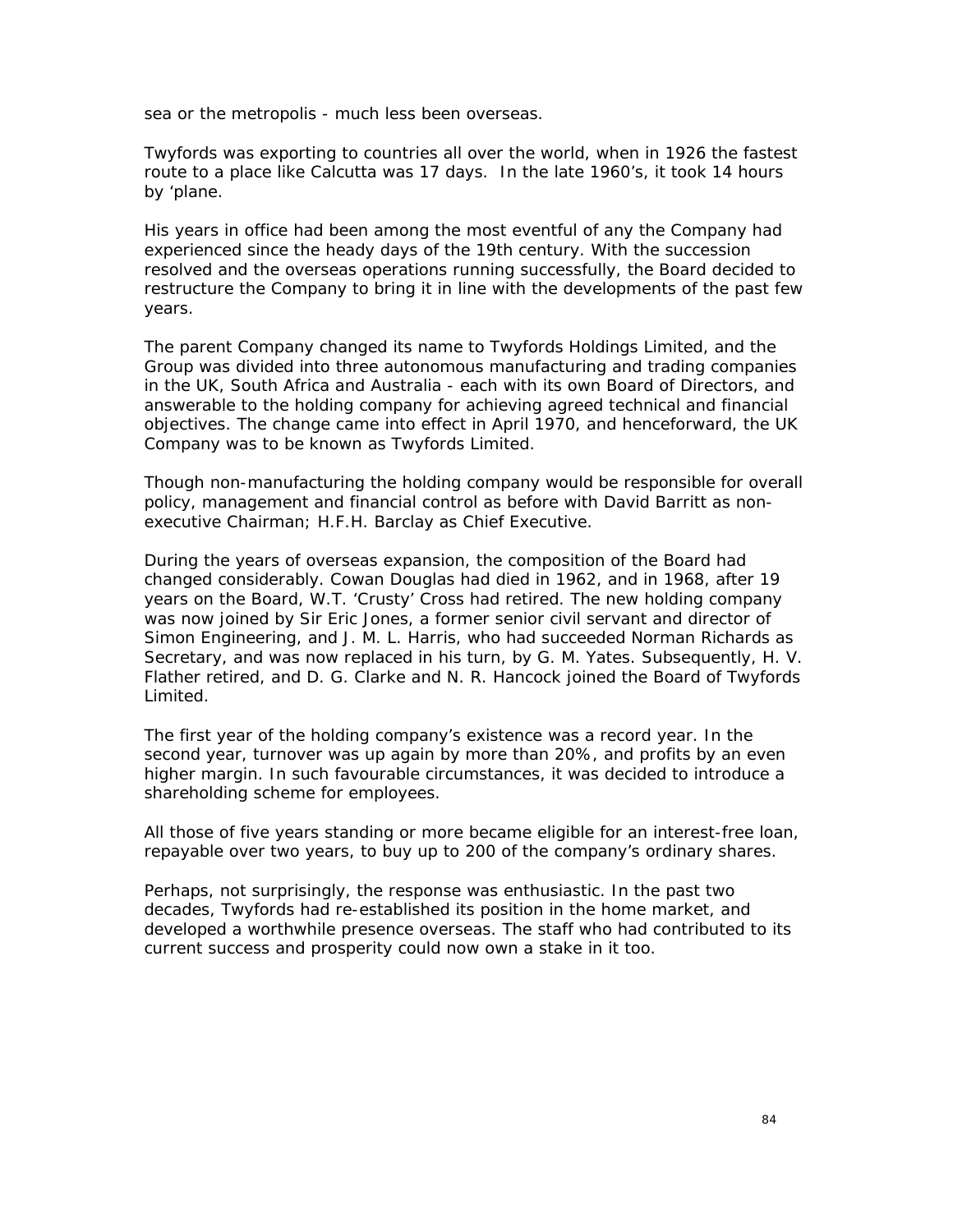sea or the metropolis - much less been overseas.

Twyfords was exporting to countries all over the world, when in 1926 the fastest route to a place like Calcutta was 17 days. In the late 1960's, it took 14 hours by 'plane.

His years in office had been among the most eventful of any the Company had experienced since the heady days of the 19th century. With the succession resolved and the overseas operations running successfully, the Board decided to restructure the Company to bring it in line with the developments of the past few years.

The parent Company changed its name to Twyfords Holdings Limited, and the Group was divided into three autonomous manufacturing and trading companies in the UK, South Africa and Australia - each with its own Board of Directors, and answerable to the holding company for achieving agreed technical and financial objectives. The change came into effect in April 1970, and henceforward, the UK Company was to be known as Twyfords Limited.

Though non-manufacturing the holding company would be responsible for overall policy, management and financial control as before with David Barritt as non-executive Chairman; H.F.H. Barclay as Chief Executive.

During the years of overseas expansion, the composition of the Board had changed considerably. Cowan Douglas had died in 1962, and in 1968, after 19 years on the Board, W.T. 'Crusty' Cross had retired. The new holding company was now joined by Sir Eric Jones, a former senior civil servant and director of Simon Engineering, and J. M. L. Harris, who had succeeded Norman Richards as Secretary, and was now replaced in his turn, by G. M. Yates. Subsequently, H. V. Flather retired, and D. G. Clarke and N. R. Hancock joined the Board of Twyfords Limited.

The first year of the holding company's existence was a record year. In the second year, turnover was up again by more than 20%, and profits by an even higher margin. In such favourable circumstances, it was decided to introduce a shareholding scheme for employees.

All those of five years standing or more became eligible for an interest-free loan, repayable over two years, to buy up to 200 of the company's ordinary shares.

Perhaps, not surprisingly, the response was enthusiastic. In the past two decades, Twyfords had re-established its position in the home market, and developed a worthwhile presence overseas. The staff who had contributed to its current success and prosperity could now own a stake in it too.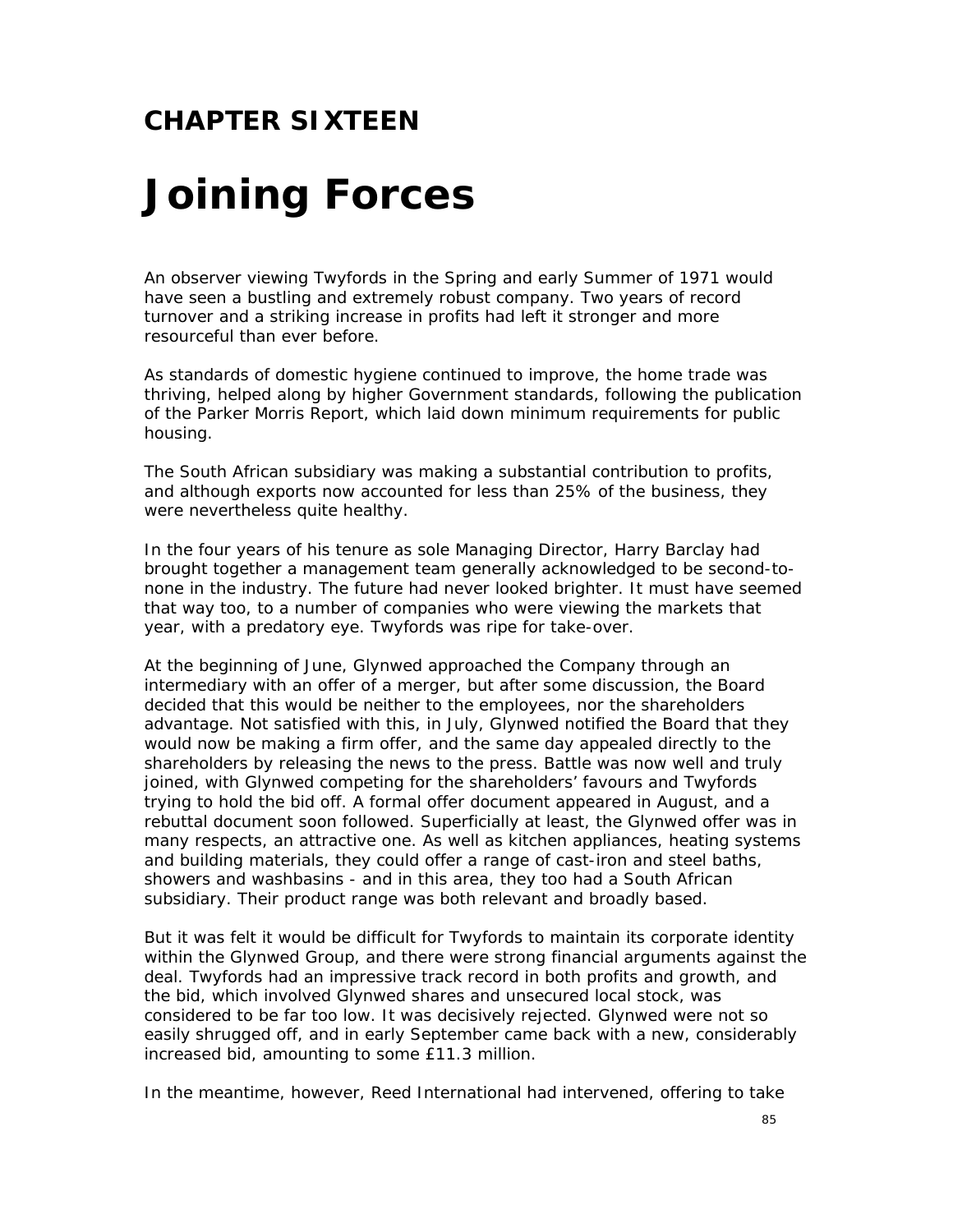## CHAPTER SIXTEEN

# Joining Forces

An observer viewing Twyfords in the Spring and early Summer of 1971 would have seen a bustling and extremely robust company. Two years of record turnover and a striking increase in profits had left it stronger and more resourceful than ever before.

As standards of domestic hygiene continued to improve, the home trade was thriving, helped along by higher Government standards, following the publication of the Parker Morris Report, which laid down minimum requirements for public housing.

The South African subsidiary was making a substantial contribution to profits, and although exports now accounted for less than 25% of the business, they were nevertheless quite healthy.

In the four years of his tenure as sole Managing Director, Harry Barclay had brought together a management team generally acknowledged to be second-to-none in the industry. The future had never looked brighter. It must have seemed that way too, to a number of companies who were viewing the markets that year, with a predatory eye. Twyfords was ripe for take-over.

At the beginning of June, Glynwed approached the Company through an intermediary with an offer of a merger, but after some discussion, the Board decided that this would be neither to the employees, nor the shareholders advantage. Not satisfied with this, in July, Glynwed notified the Board that they would now be making a firm offer, and the same day appealed directly to the shareholders by releasing the news to the press. Battle was now well and truly joined, with Glynwed competing for the shareholders' favours and Twyfords trying to hold the bid off. A formal offer document appeared in August, and a rebuttal document soon followed. Superficially at least, the Glynwed offer was in many respects, an attractive one. As well as kitchen appliances, heating systems and building materials, they could offer a range of cast-iron and steel baths, showers and washbasins - and in this area, they too had a South African subsidiary. Their product range was both relevant and broadly based.

But it was felt it would be difficult for Twyfords to maintain its corporate identity within the Glynwed Group, and there were strong financial arguments against the deal. Twyfords had an impressive track record in both profits and growth, and the bid, which involved Glynwed shares and unsecured local stock, was considered to be far too low. It was decisively rejected. Glynwed were not so easily shrugged off, and in early September came back with a new, considerably increased bid, amounting to some £11.3 million.

In the meantime, however, Reed International had intervened, offering to take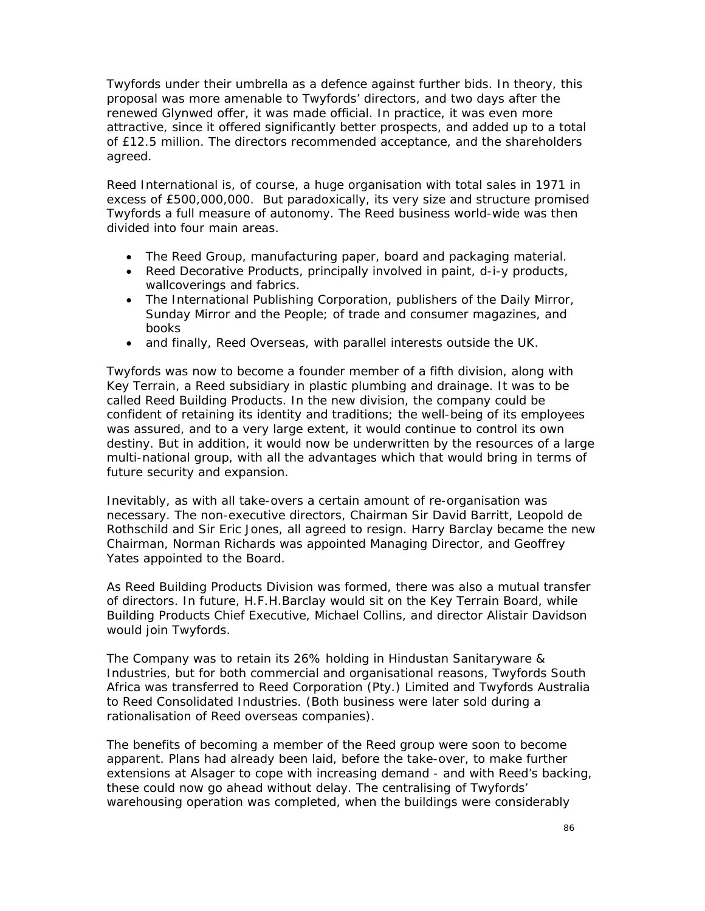Twyfords under their umbrella as a defence against further bids. In theory, this proposal was more amenable to Twyfords' directors, and two days after the renewed Glynwed offer, it was made official. In practice, it was even more attractive, since it offered significantly better prospects, and added up to a total of £12.5 million. The directors recommended acceptance, and the shareholders agreed.

Reed International is, of course, a huge organisation with total sales in 1971 in excess of £500,000,000. But paradoxically, its very size and structure promised Twyfords a full measure of autonomy. The Reed business world-wide was then divided into four main areas.

- The Reed Group, manufacturing paper, board and packaging material.
- Reed Decorative Products, principally involved in paint, d-i-y products, wallcoverings and fabrics.
- The International Publishing Corporation, publishers of the Daily Mirror, Sunday Mirror and the People; of trade and consumer magazines, and books
- and finally, Reed Overseas, with parallel interests outside the UK.

Twyfords was now to become a founder member of a fifth division, along with Key Terrain, a Reed subsidiary in plastic plumbing and drainage. It was to be called Reed Building Products. In the new division, the company could be confident of retaining its identity and traditions; the well-being of its employees was assured, and to a very large extent, it would continue to control its own destiny. But in addition, it would now be underwritten by the resources of a large multi-national group, with all the advantages which that would bring in terms of future security and expansion.

Inevitably, as with all take-overs a certain amount of re-organisation was necessary. The non-executive directors, Chairman Sir David Barritt, Leopold de Rothschild and Sir Eric Jones, all agreed to resign. Harry Barclay became the new Chairman, Norman Richards was appointed Managing Director, and Geoffrey Yates appointed to the Board.

As Reed Building Products Division was formed, there was also a mutual transfer of directors. In future, H.F.H.Barclay would sit on the Key Terrain Board, while Building Products Chief Executive, Michael Collins, and director Alistair Davidson would join Twyfords.

The Company was to retain its 26% holding in Hindustan Sanitaryware & Industries, but for both commercial and organisational reasons, Twyfords South Africa was transferred to Reed Corporation (Pty.) Limited and Twyfords Australia to Reed Consolidated Industries. (Both business were later sold during a rationalisation of Reed overseas companies).

The benefits of becoming a member of the Reed group were soon to become apparent. Plans had already been laid, before the take-over, to make further extensions at Alsager to cope with increasing demand - and with Reed's backing, these could now go ahead without delay. The centralising of Twyfords' warehousing operation was completed, when the buildings were considerably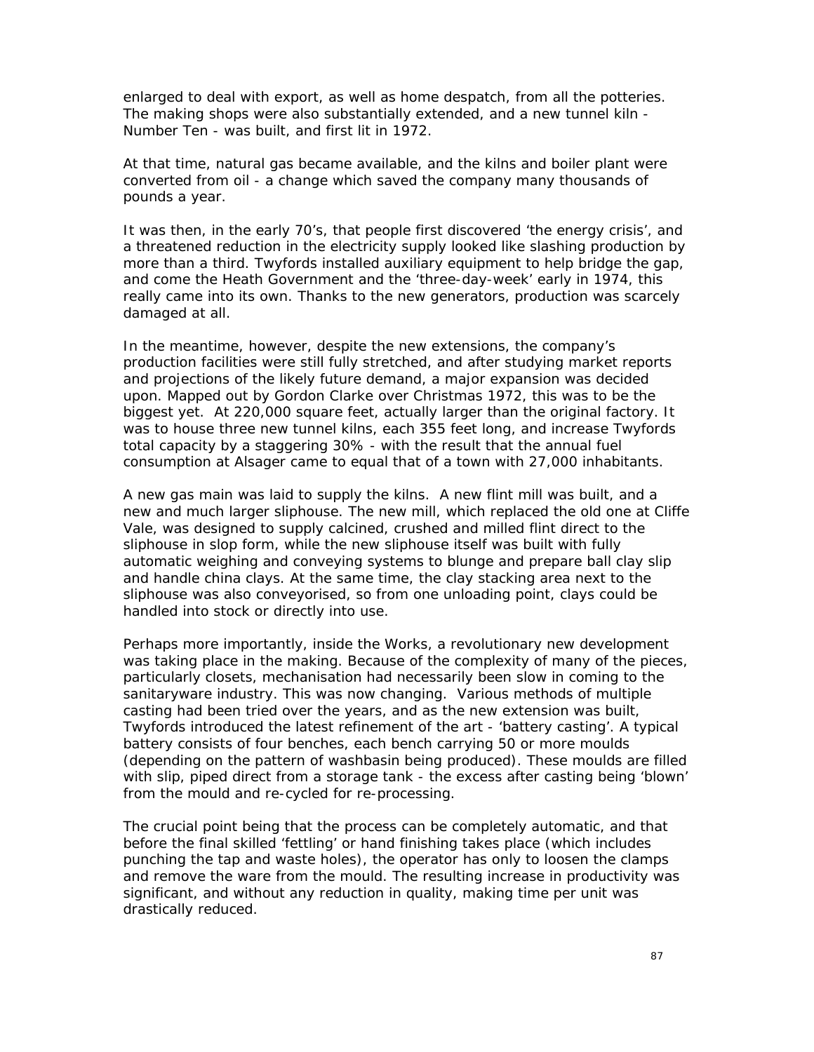enlarged to deal with export, as well as home despatch, from all the potteries. The making shops were also substantially extended, and a new tunnel kiln - Number Ten - was built, and first lit in 1972.

At that time, natural gas became available, and the kilns and boiler plant were converted from oil - a change which saved the company many thousands of pounds a year.

It was then, in the early 70's, that people first discovered 'the energy crisis', and a threatened reduction in the electricity supply looked like slashing production by more than a third. Twyfords installed auxiliary equipment to help bridge the gap, and come the Heath Government and the 'three-day-week' early in 1974, this really came into its own. Thanks to the new generators, production was scarcely damaged at all.

In the meantime, however, despite the new extensions, the company's production facilities were still fully stretched, and after studying market reports and projections of the likely future demand, a major expansion was decided upon. Mapped out by Gordon Clarke over Christmas 1972, this was to be the biggest yet. At 220,000 square feet, actually larger than the original factory. It was to house three new tunnel kilns, each 355 feet long, and increase Twyfords total capacity by a staggering 30% - with the result that the annual fuel consumption at Alsager came to equal that of a town with 27,000 inhabitants.

A new gas main was laid to supply the kilns. A new flint mill was built, and a new and much larger sliphouse. The new mill, which replaced the old one at Cliffe Vale, was designed to supply calcined, crushed and milled flint direct to the sliphouse in slop form, while the new sliphouse itself was built with fully automatic weighing and conveying systems to blunge and prepare ball clay slip and handle china clays. At the same time, the clay stacking area next to the sliphouse was also conveyorised, so from one unloading point, clays could be handled into stock or directly into use.

Perhaps more importantly, inside the Works, a revolutionary new development was taking place in the making. Because of the complexity of many of the pieces, particularly closets, mechanisation had necessarily been slow in coming to the sanitaryware industry. This was now changing. Various methods of multiple casting had been tried over the years, and as the new extension was built, Twyfords introduced the latest refinement of the art - 'battery casting'. A typical battery consists of four benches, each bench carrying 50 or more moulds (depending on the pattern of washbasin being produced). These moulds are filled with slip, piped direct from a storage tank - the excess after casting being 'blown' from the mould and re-cycled for re-processing.

The crucial point being that the process can be completely automatic, and that before the final skilled 'fettling' or hand finishing takes place (which includes punching the tap and waste holes), the operator has only to loosen the clamps and remove the ware from the mould. The resulting increase in productivity was significant, and without any reduction in quality, making time per unit was drastically reduced.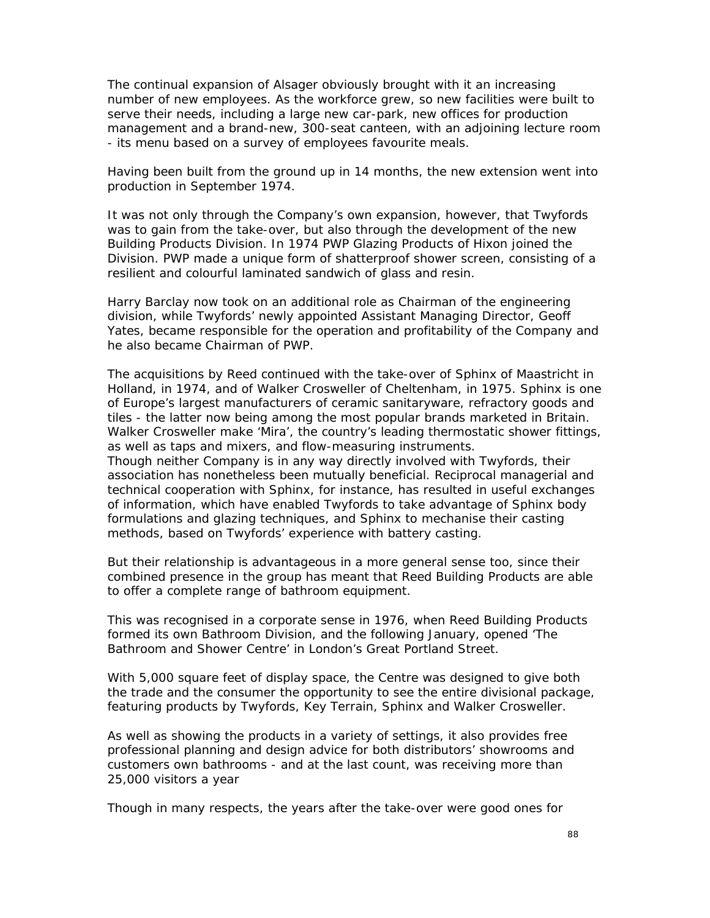The continual expansion of Alsager obviously brought with it an increasing number of new employees. As the workforce grew, so new facilities were built to serve their needs, including a large new car-park, new offices for production management and a brand-new, 300-seat canteen, with an adjoining lecture room - its menu based on a survey of employees favourite meals.

Having been built from the ground up in 14 months, the new extension went into production in September 1974.

It was not only through the Company's own expansion, however, that Twyfords was to gain from the take-over, but also through the development of the new Building Products Division. In 1974 PWP Glazing Products of Hixon joined the Division. PWP made a unique form of shatterproof shower screen, consisting of a resilient and colourful laminated sandwich of glass and resin.

Harry Barclay now took on an additional role as Chairman of the engineering division, while Twyfords' newly appointed Assistant Managing Director, Geoff Yates, became responsible for the operation and profitability of the Company and he also became Chairman of PWP.

The acquisitions by Reed continued with the take-over of Sphinx of Maastricht in Holland, in 1974, and of Walker Crosweller of Cheltenham, in 1975. Sphinx is one of Europe's largest manufacturers of ceramic sanitaryware, refractory goods and tiles - the latter now being among the most popular brands marketed in Britain. Walker Crosweller make 'Mira', the country's leading thermostatic shower fittings, as well as taps and mixers, and flow-measuring instruments.
Though neither Company is in any way directly involved with Twyfords, their association has nonetheless been mutually beneficial. Reciprocal managerial and technical cooperation with Sphinx, for instance, has resulted in useful exchanges of information, which have enabled Twyfords to take advantage of Sphinx body formulations and glazing techniques, and Sphinx to mechanise their casting methods, based on Twyfords' experience with battery casting.

But their relationship is advantageous in a more general sense too, since their combined presence in the group has meant that Reed Building Products are able to offer a complete range of bathroom equipment.

This was recognised in a corporate sense in 1976, when Reed Building Products formed its own Bathroom Division, and the following January, opened 'The Bathroom and Shower Centre' in London's Great Portland Street.

With 5,000 square feet of display space, the Centre was designed to give both the trade and the consumer the opportunity to see the entire divisional package, featuring products by Twyfords, Key Terrain, Sphinx and Walker Crosweller.

As well as showing the products in a variety of settings, it also provides free professional planning and design advice for both distributors' showrooms and customers own bathrooms - and at the last count, was receiving more than 25,000 visitors a year

Though in many respects, the years after the take-over were good ones for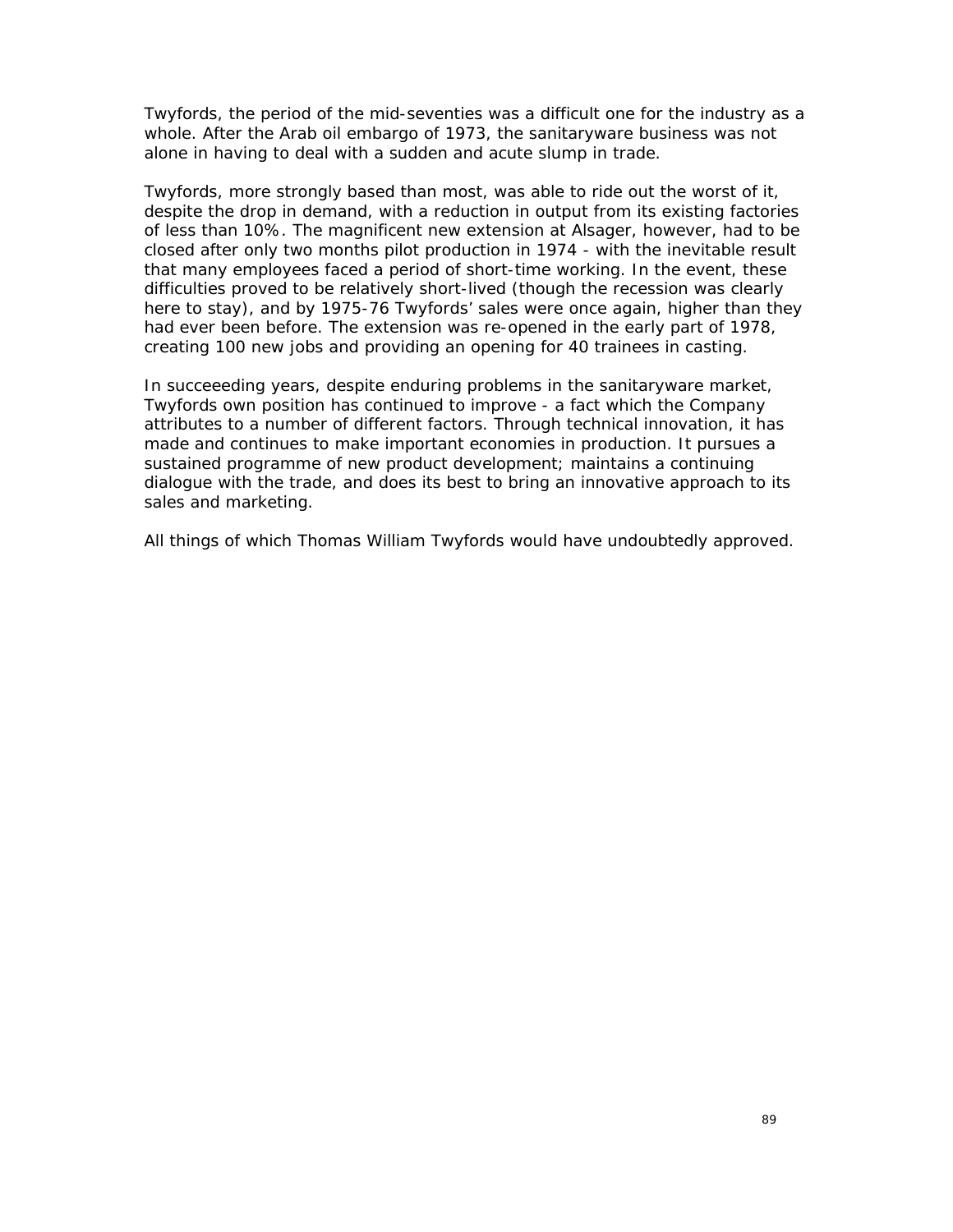Twyfords, the period of the mid-seventies was a difficult one for the industry as a whole. After the Arab oil embargo of 1973, the sanitaryware business was not alone in having to deal with a sudden and acute slump in trade.

Twyfords, more strongly based than most, was able to ride out the worst of it, despite the drop in demand, with a reduction in output from its existing factories of less than 10%. The magnificent new extension at Alsager, however, had to be closed after only two months pilot production in 1974 - with the inevitable result that many employees faced a period of short-time working. In the event, these difficulties proved to be relatively short-lived (though the recession was clearly here to stay), and by 1975-76 Twyfords' sales were once again, higher than they had ever been before. The extension was re-opened in the early part of 1978, creating 100 new jobs and providing an opening for 40 trainees in casting.

In succeeeding years, despite enduring problems in the sanitaryware market, Twyfords own position has continued to improve - a fact which the Company attributes to a number of different factors. Through technical innovation, it has made and continues to make important economies in production. It pursues a sustained programme of new product development; maintains a continuing dialogue with the trade, and does its best to bring an innovative approach to its sales and marketing.

All things of which Thomas William Twyfords would have undoubtedly approved.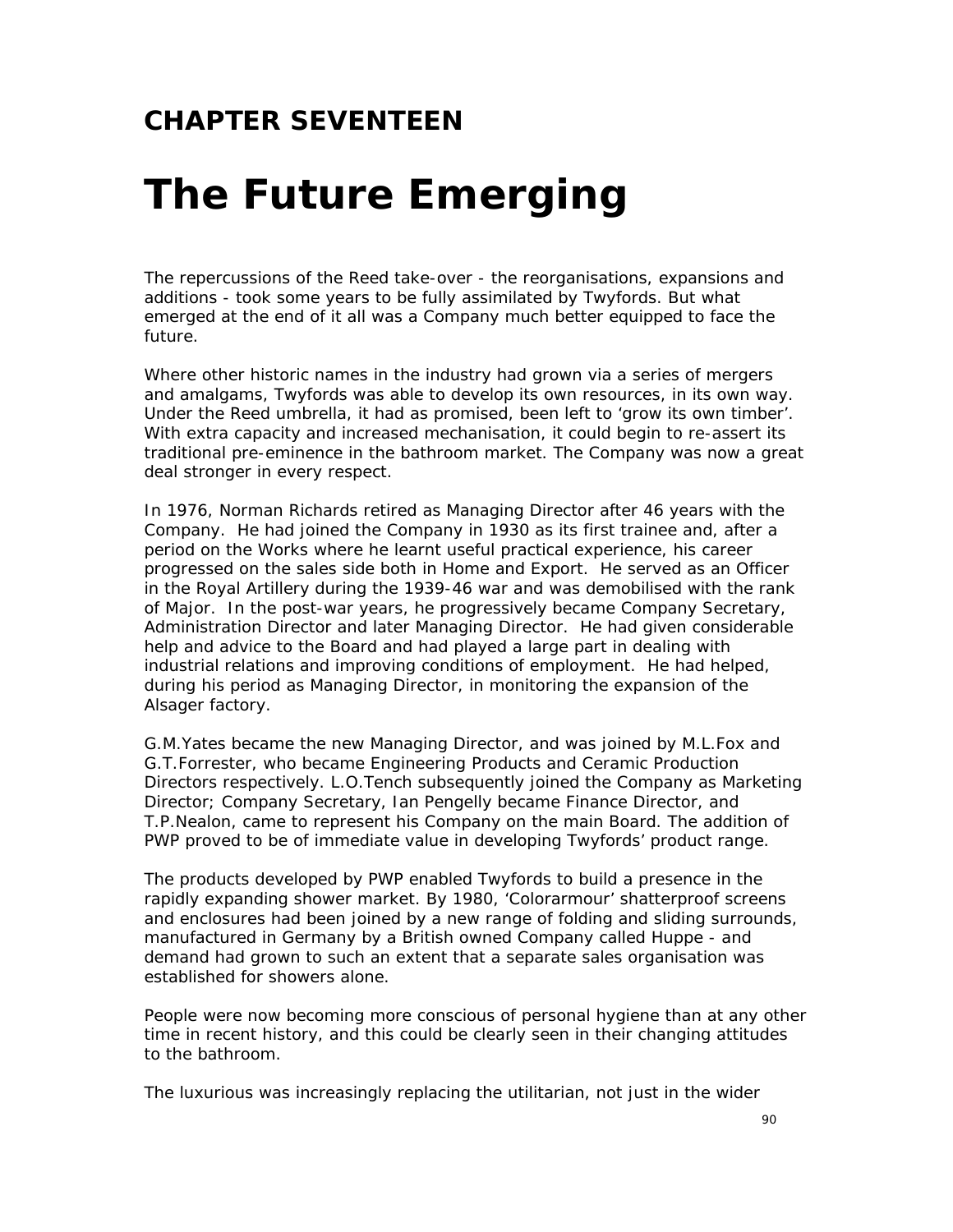## CHAPTER SEVENTEEN

# The Future Emerging

The repercussions of the Reed take-over - the reorganisations, expansions and additions - took some years to be fully assimilated by Twyfords. But what emerged at the end of it all was a Company much better equipped to face the future.

Where other historic names in the industry had grown via a series of mergers and amalgams, Twyfords was able to develop its own resources, in its own way. Under the Reed umbrella, it had as promised, been left to 'grow its own timber'. With extra capacity and increased mechanisation, it could begin to re-assert its traditional pre-eminence in the bathroom market. The Company was now a great deal stronger in every respect.

In 1976, Norman Richards retired as Managing Director after 46 years with the Company. He had joined the Company in 1930 as its first trainee and, after a period on the Works where he learnt useful practical experience, his career progressed on the sales side both in Home and Export. He served as an Officer in the Royal Artillery during the 1939-46 war and was demobilised with the rank of Major. In the post-war years, he progressively became Company Secretary, Administration Director and later Managing Director. He had given considerable help and advice to the Board and had played a large part in dealing with industrial relations and improving conditions of employment. He had helped, during his period as Managing Director, in monitoring the expansion of the Alsager factory.

G.M.Yates became the new Managing Director, and was joined by M.L.Fox and G.T.Forrester, who became Engineering Products and Ceramic Production Directors respectively. L.O.Tench subsequently joined the Company as Marketing Director; Company Secretary, Ian Pengelly became Finance Director, and T.P.Nealon, came to represent his Company on the main Board. The addition of PWP proved to be of immediate value in developing Twyfords' product range.

The products developed by PWP enabled Twyfords to build a presence in the rapidly expanding shower market. By 1980, 'Colorarmour' shatterproof screens and enclosures had been joined by a new range of folding and sliding surrounds, manufactured in Germany by a British owned Company called Huppe - and demand had grown to such an extent that a separate sales organisation was established for showers alone.

People were now becoming more conscious of personal hygiene than at any other time in recent history, and this could be clearly seen in their changing attitudes to the bathroom.

The luxurious was increasingly replacing the utilitarian, not just in the wider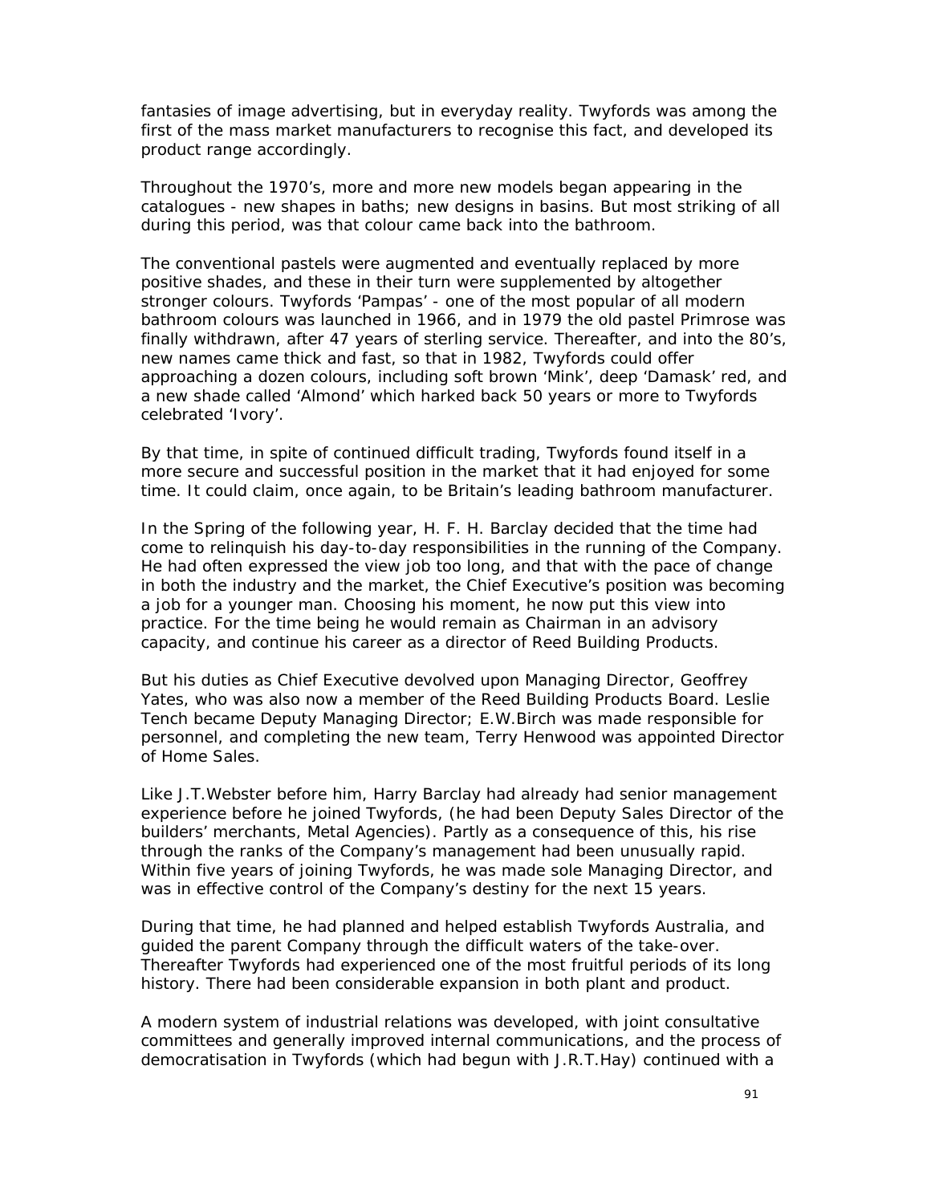fantasies of image advertising, but in everyday reality. Twyfords was among the first of the mass market manufacturers to recognise this fact, and developed its product range accordingly.

Throughout the 1970's, more and more new models began appearing in the catalogues - new shapes in baths; new designs in basins. But most striking of all during this period, was that colour came back into the bathroom.

The conventional pastels were augmented and eventually replaced by more positive shades, and these in their turn were supplemented by altogether stronger colours. Twyfords 'Pampas' - one of the most popular of all modern bathroom colours was launched in 1966, and in 1979 the old pastel Primrose was finally withdrawn, after 47 years of sterling service. Thereafter, and into the 80's, new names came thick and fast, so that in 1982, Twyfords could offer approaching a dozen colours, including soft brown 'Mink', deep 'Damask' red, and a new shade called 'Almond' which harked back 50 years or more to Twyfords celebrated 'Ivory'.

By that time, in spite of continued difficult trading, Twyfords found itself in a more secure and successful position in the market that it had enjoyed for some time. It could claim, once again, to be Britain's leading bathroom manufacturer.

In the Spring of the following year, H. F. H. Barclay decided that the time had come to relinquish his day-to-day responsibilities in the running of the Company. He had often expressed the view job too long, and that with the pace of change in both the industry and the market, the Chief Executive's position was becoming a job for a younger man. Choosing his moment, he now put this view into practice. For the time being he would remain as Chairman in an advisory capacity, and continue his career as a director of Reed Building Products.

But his duties as Chief Executive devolved upon Managing Director, Geoffrey Yates, who was also now a member of the Reed Building Products Board. Leslie Tench became Deputy Managing Director; E.W.Birch was made responsible for personnel, and completing the new team, Terry Henwood was appointed Director of Home Sales.

Like J.T.Webster before him, Harry Barclay had already had senior management experience before he joined Twyfords, (he had been Deputy Sales Director of the builders' merchants, Metal Agencies). Partly as a consequence of this, his rise through the ranks of the Company's management had been unusually rapid. Within five years of joining Twyfords, he was made sole Managing Director, and was in effective control of the Company's destiny for the next 15 years.

During that time, he had planned and helped establish Twyfords Australia, and guided the parent Company through the difficult waters of the take-over. Thereafter Twyfords had experienced one of the most fruitful periods of its long history. There had been considerable expansion in both plant and product.

A modern system of industrial relations was developed, with joint consultative committees and generally improved internal communications, and the process of democratisation in Twyfords (which had begun with J.R.T.Hay) continued with a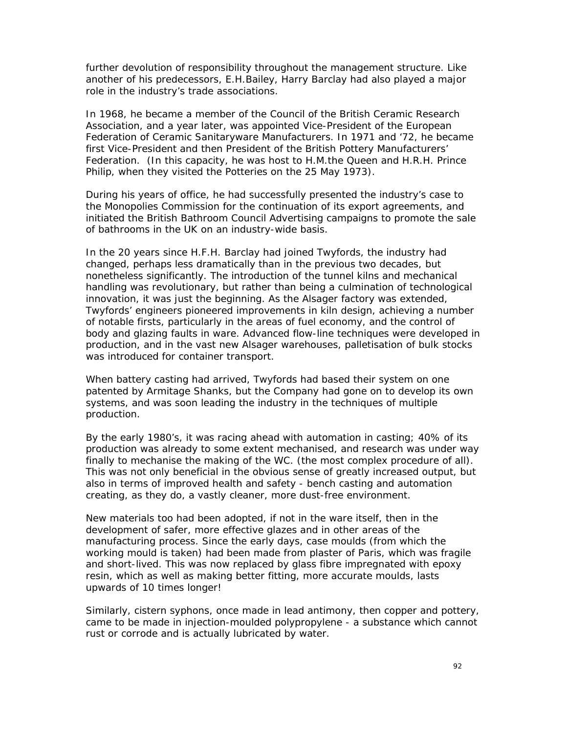further devolution of responsibility throughout the management structure. Like another of his predecessors, E.H.Bailey, Harry Barclay had also played a major role in the industry's trade associations.

In 1968, he became a member of the Council of the British Ceramic Research Association, and a year later, was appointed Vice-President of the European Federation of Ceramic Sanitaryware Manufacturers. In 1971 and '72, he became first Vice-President and then President of the British Pottery Manufacturers' Federation. (In this capacity, he was host to H.M.the Queen and H.R.H. Prince Philip, when they visited the Potteries on the 25 May 1973).

During his years of office, he had successfully presented the industry's case to the Monopolies Commission for the continuation of its export agreements, and initiated the British Bathroom Council Advertising campaigns to promote the sale of bathrooms in the UK on an industry-wide basis.

In the 20 years since H.F.H. Barclay had joined Twyfords, the industry had changed, perhaps less dramatically than in the previous two decades, but nonetheless significantly. The introduction of the tunnel kilns and mechanical handling was revolutionary, but rather than being a culmination of technological innovation, it was just the beginning. As the Alsager factory was extended, Twyfords' engineers pioneered improvements in kiln design, achieving a number of notable firsts, particularly in the areas of fuel economy, and the control of body and glazing faults in ware. Advanced flow-line techniques were developed in production, and in the vast new Alsager warehouses, palletisation of bulk stocks was introduced for container transport.

When battery casting had arrived, Twyfords had based their system on one patented by Armitage Shanks, but the Company had gone on to develop its own systems, and was soon leading the industry in the techniques of multiple production.

By the early 1980's, it was racing ahead with automation in casting; 40% of its production was already to some extent mechanised, and research was under way finally to mechanise the making of the WC. (the most complex procedure of all). This was not only beneficial in the obvious sense of greatly increased output, but also in terms of improved health and safety - bench casting and automation creating, as they do, a vastly cleaner, more dust-free environment.

New materials too had been adopted, if not in the ware itself, then in the development of safer, more effective glazes and in other areas of the manufacturing process. Since the early days, case moulds (from which the working mould is taken) had been made from plaster of Paris, which was fragile and short-lived. This was now replaced by glass fibre impregnated with epoxy resin, which as well as making better fitting, more accurate moulds, lasts upwards of 10 times longer!

Similarly, cistern syphons, once made in lead antimony, then copper and pottery, came to be made in injection-moulded polypropylene - a substance which cannot rust or corrode and is actually lubricated by water.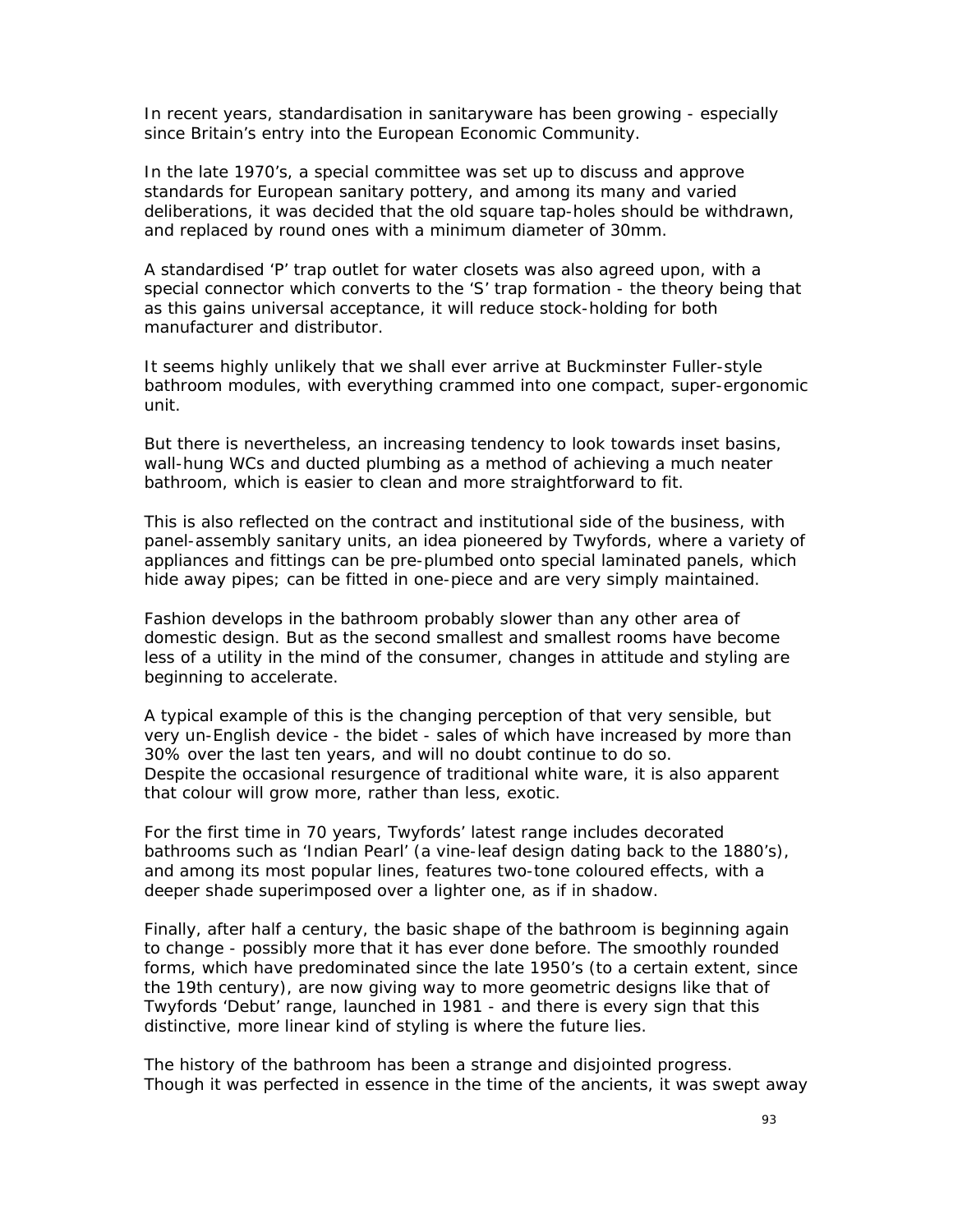In recent years, standardisation in sanitaryware has been growing - especially since Britain's entry into the European Economic Community.

In the late 1970's, a special committee was set up to discuss and approve standards for European sanitary pottery, and among its many and varied deliberations, it was decided that the old square tap-holes should be withdrawn, and replaced by round ones with a minimum diameter of 30mm.

A standardised 'P' trap outlet for water closets was also agreed upon, with a special connector which converts to the 'S' trap formation - the theory being that as this gains universal acceptance, it will reduce stock-holding for both manufacturer and distributor.

It seems highly unlikely that we shall ever arrive at Buckminster Fuller-style bathroom modules, with everything crammed into one compact, super-ergonomic unit.

But there is nevertheless, an increasing tendency to look towards inset basins, wall-hung WCs and ducted plumbing as a method of achieving a much neater bathroom, which is easier to clean and more straightforward to fit.

This is also reflected on the contract and institutional side of the business, with panel-assembly sanitary units, an idea pioneered by Twyfords, where a variety of appliances and fittings can be pre-plumbed onto special laminated panels, which hide away pipes; can be fitted in one-piece and are very simply maintained.

Fashion develops in the bathroom probably slower than any other area of domestic design. But as the second smallest and smallest rooms have become less of a utility in the mind of the consumer, changes in attitude and styling are beginning to accelerate.

A typical example of this is the changing perception of that very sensible, but very un-English device - the bidet - sales of which have increased by more than 30% over the last ten years, and will no doubt continue to do so.
Despite the occasional resurgence of traditional white ware, it is also apparent that colour will grow more, rather than less, exotic.

For the first time in 70 years, Twyfords' latest range includes decorated bathrooms such as 'Indian Pearl' (a vine-leaf design dating back to the 1880's), and among its most popular lines, features two-tone coloured effects, with a deeper shade superimposed over a lighter one, as if in shadow.

Finally, after half a century, the basic shape of the bathroom is beginning again to change - possibly more that it has ever done before. The smoothly rounded forms, which have predominated since the late 1950's (to a certain extent, since the 19th century), are now giving way to more geometric designs like that of Twyfords 'Debut' range, launched in 1981 - and there is every sign that this distinctive, more linear kind of styling is where the future lies.

The history of the bathroom has been a strange and disjointed progress. Though it was perfected in essence in the time of the ancients, it was swept away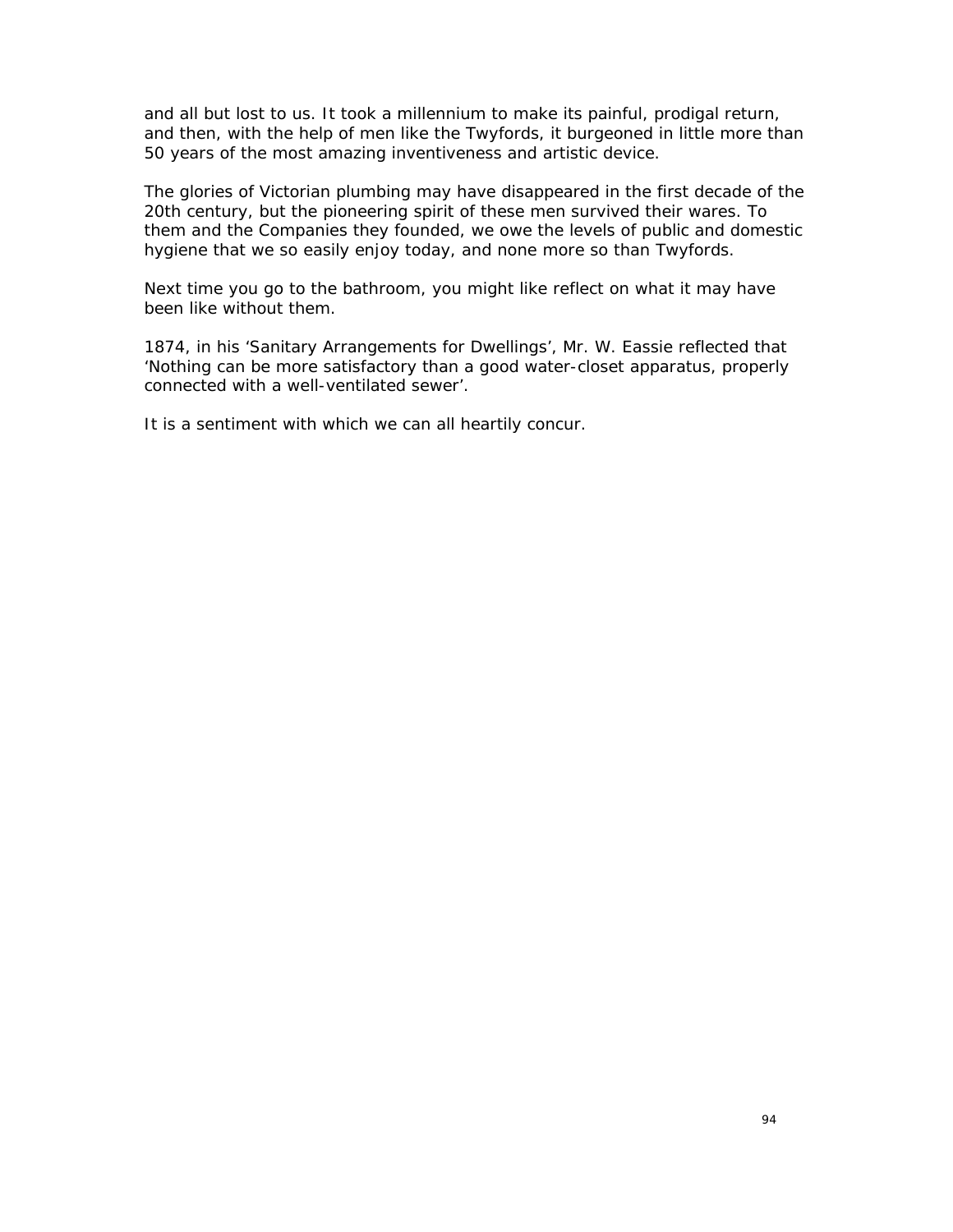and all but lost to us. It took a millennium to make its painful, prodigal return, and then, with the help of men like the Twyfords, it burgeoned in little more than 50 years of the most amazing inventiveness and artistic device.

The glories of Victorian plumbing may have disappeared in the first decade of the 20th century, but the pioneering spirit of these men survived their wares. To them and the Companies they founded, we owe the levels of public and domestic hygiene that we so easily enjoy today, and none more so than Twyfords.

Next time you go to the bathroom, you might like reflect on what it may have been like without them.

1874, in his 'Sanitary Arrangements for Dwellings', Mr. W. Eassie reflected that 'Nothing can be more satisfactory than a good water-closet apparatus, properly connected with a well-ventilated sewer'.

It is a sentiment with which we can all heartily concur.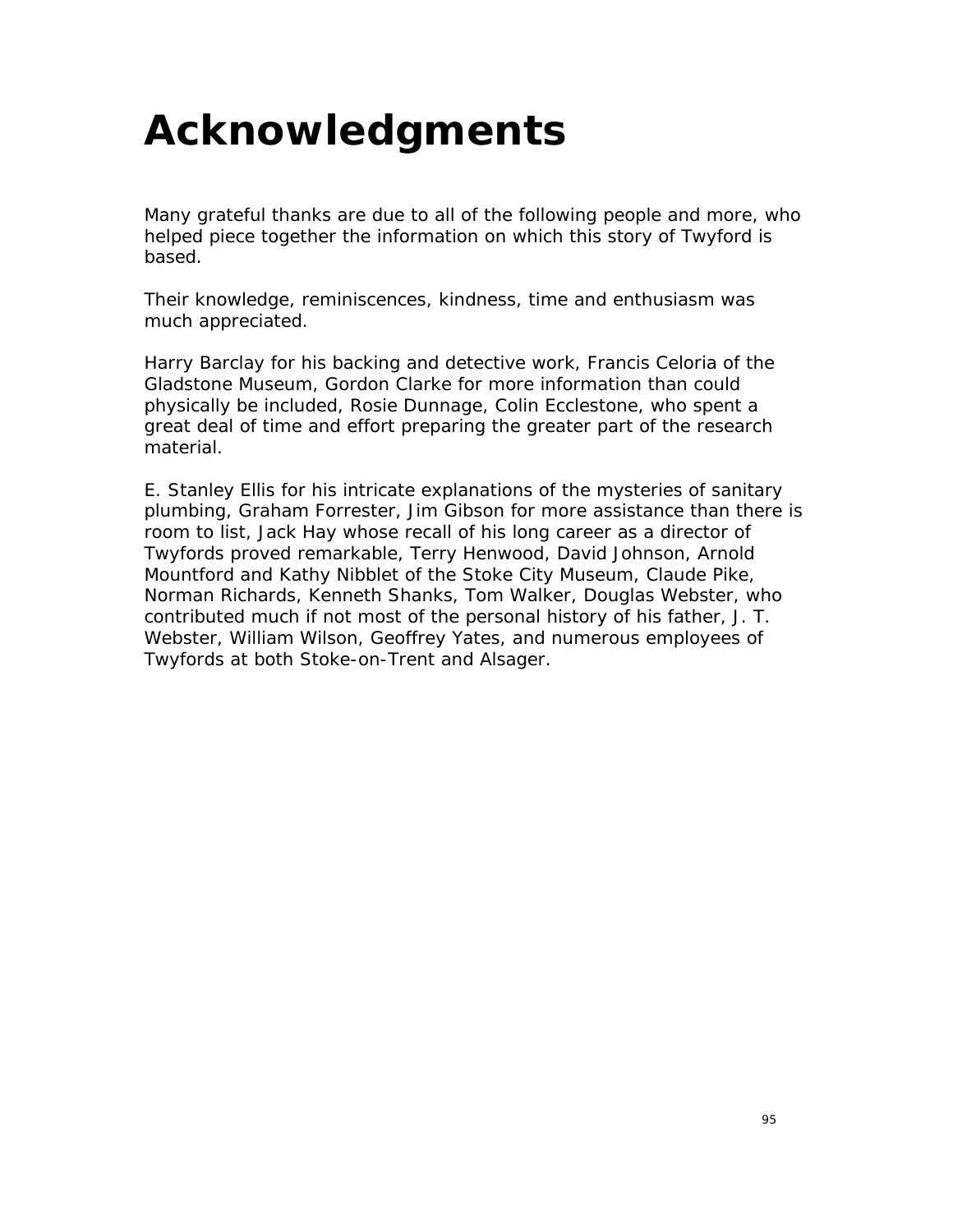# Acknowledgments

Many grateful thanks are due to all of the following people and more, who helped piece together the information on which this story of Twyford is based.

Their knowledge, reminiscences, kindness, time and enthusiasm was much appreciated.

Harry Barclay for his backing and detective work, Francis Celoria of the Gladstone Museum, Gordon Clarke for more information than could physically be included, Rosie Dunnage, Colin Ecclestone, who spent a great deal of time and effort preparing the greater part of the research material.

E. Stanley Ellis for his intricate explanations of the mysteries of sanitary plumbing, Graham Forrester, Jim Gibson for more assistance than there is room to list, Jack Hay whose recall of his long career as a director of Twyfords proved remarkable, Terry Henwood, David Johnson, Arnold Mountford and Kathy Nibblet of the Stoke City Museum, Claude Pike, Norman Richards, Kenneth Shanks, Tom Walker, Douglas Webster, who contributed much if not most of the personal history of his father, J. T. Webster, William Wilson, Geoffrey Yates, and numerous employees of Twyfords at both Stoke-on-Trent and Alsager.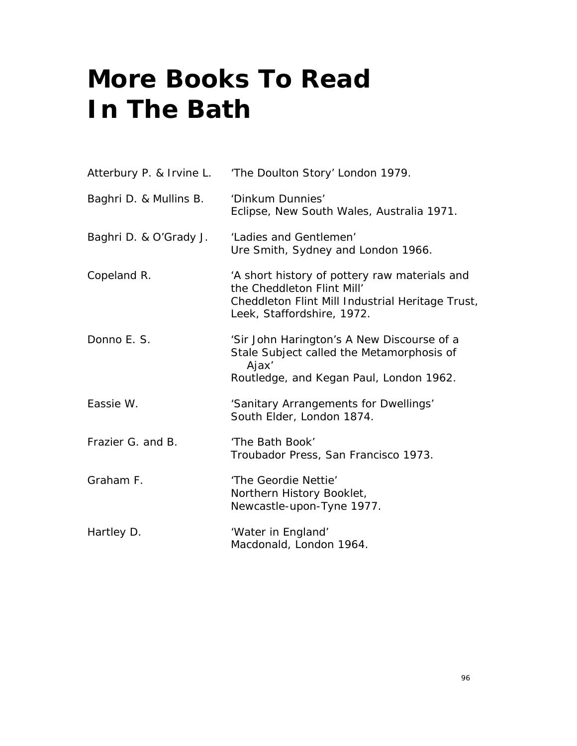# More Books To Read In The Bath

Atterbury P. & Irvine L. 'The Doulton Story' London 1979.

Baghri D. & Mullins B. 'Dinkum Dunnies'
Eclipse, New South Wales, Australia 1971.

Baghri D. & O'Grady J. 'Ladies and Gentlemen'
Ure Smith, Sydney and London 1966.

Copeland R. 'A short history of pottery raw materials and the Cheddleton Flint Mill'
Cheddleton Flint Mill Industrial Heritage Trust, Leek, Staffordshire, 1972.

Donno E. S. 'Sir John Harington's A New Discourse of a Stale Subject called the Metamorphosis of Ajax'
Routledge, and Kegan Paul, London 1962.

Eassie W. 'Sanitary Arrangements for Dwellings'
South Elder, London 1874.

Frazier G. and B. 'The Bath Book'
Troubador Press, San Francisco 1973.

Graham F. 'The Geordie Nettie'
Northern History Booklet,
Newcastle-upon-Tyne 1977.

Hartley D. 'Water in England'
Macdonald, London 1964.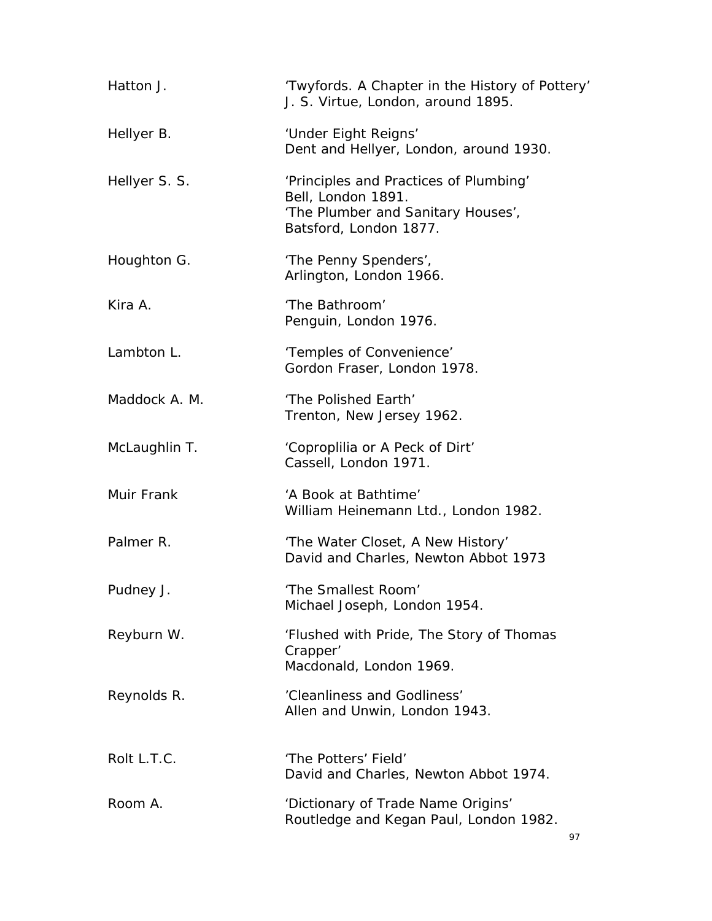Hatton J. — 'Twyfords. A Chapter in the History of Pottery' J. S. Virtue, London, around 1895.

Hellyer B. — 'Under Eight Reigns' Dent and Hellyer, London, around 1930.

Hellyer S. S. — 'Principles and Practices of Plumbing' Bell, London 1891.
'The Plumber and Sanitary Houses', Batsford, London 1877.

Houghton G. — 'The Penny Spenders', Arlington, London 1966.

Kira A. — 'The Bathroom' Penguin, London 1976.

Lambton L. — 'Temples of Convenience' Gordon Fraser, London 1978.

Maddock A. M. — 'The Polished Earth' Trenton, New Jersey 1962.

McLaughlin T. — 'Coproplilia or A Peck of Dirt' Cassell, London 1971.

Muir Frank — 'A Book at Bathtime' William Heinemann Ltd., London 1982.

Palmer R. — 'The Water Closet, A New History' David and Charles, Newton Abbot 1973

Pudney J. — 'The Smallest Room' Michael Joseph, London 1954.

Reyburn W. — 'Flushed with Pride, The Story of Thomas Crapper' Macdonald, London 1969.

Reynolds R. — 'Cleanliness and Godliness' Allen and Unwin, London 1943.

Rolt L.T.C. — 'The Potters' Field' David and Charles, Newton Abbot 1974.

Room A. — 'Dictionary of Trade Name Origins' Routledge and Kegan Paul, London 1982.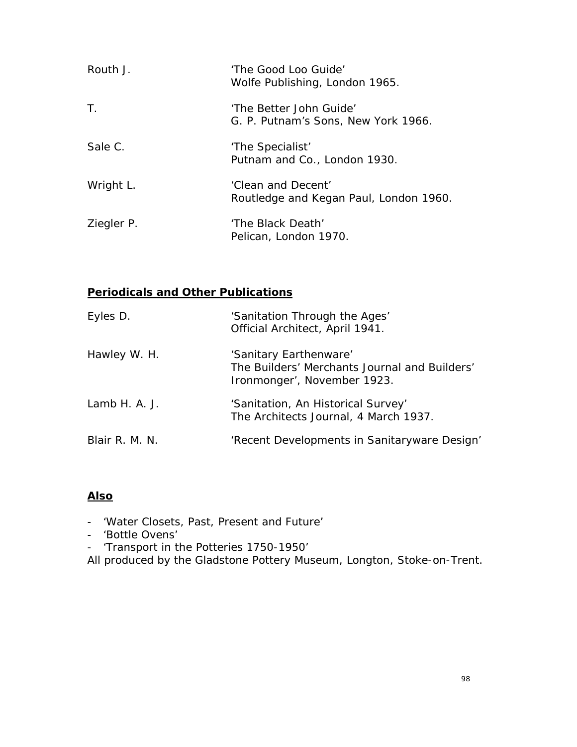Routh J. 'The Good Loo Guide'
Wolfe Publishing, London 1965.

T. 'The Better John Guide'
G. P. Putnam's Sons, New York 1966.

Sale C. 'The Specialist'
Putnam and Co., London 1930.

Wright L. 'Clean and Decent'
Routledge and Kegan Paul, London 1960.

Ziegler P. 'The Black Death'
Pelican, London 1970.

## **Periodicals and Other Publications**

Eyles D. 'Sanitation Through the Ages'
Official Architect, April 1941.

Hawley W. H. 'Sanitary Earthenware'
The Builders' Merchants Journal and Builders' Ironmonger', November 1923.

Lamb H. A. J. 'Sanitation, An Historical Survey'
The Architects Journal, 4 March 1937.

Blair R. M. N. 'Recent Developments in Sanitaryware Design'

## **Also**

- 'Water Closets, Past, Present and Future'
- 'Bottle Ovens'
- 'Transport in the Potteries 1750-1950'

All produced by the Gladstone Pottery Museum, Longton, Stoke-on-Trent.